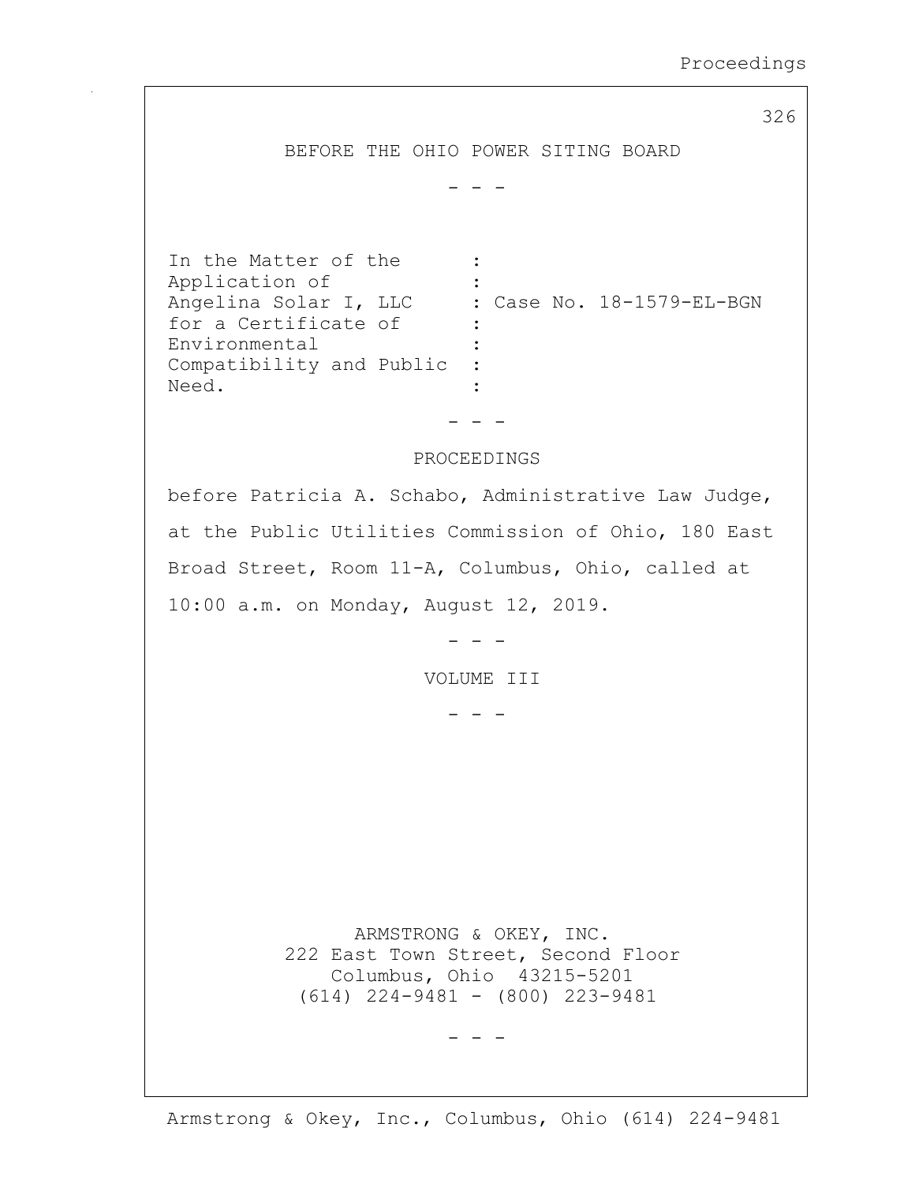BEFORE THE OHIO POWER SITING BOARD

\- - -

| | |
|---|---|
| In the Matter of the Application of Angelina Solar I, LLC for a Certificate of Environmental Compatibility and Public Need. | Case No. 18-1579-EL-BGN |

\- - -

PROCEEDINGS

before Patricia A. Schabo, Administrative Law Judge, at the Public Utilities Commission of Ohio, 180 East Broad Street, Room 11-A, Columbus, Ohio, called at 10:00 a.m. on Monday, August 12, 2019.

\- - -

VOLUME III

\- - -

ARMSTRONG & OKEY, INC.
222 East Town Street, Second Floor
Columbus, Ohio 43215-5201
(614) 224-9481 - (800) 223-9481

\- - -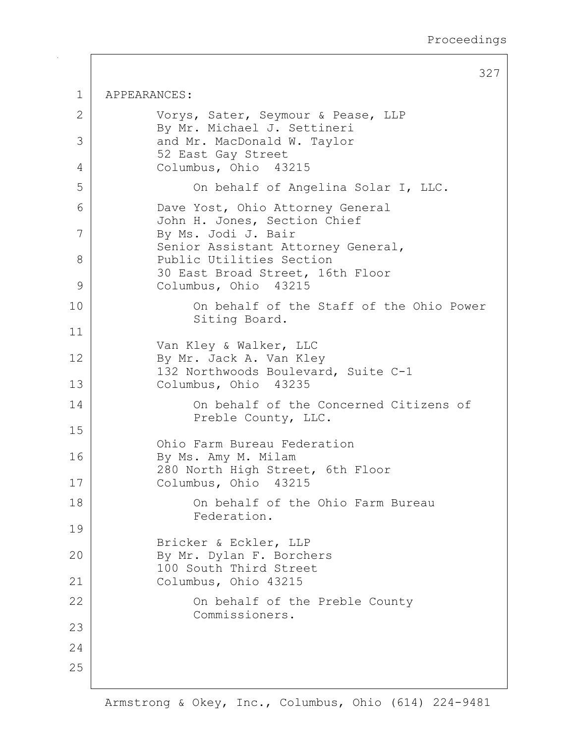APPEARANCES:

Vorys, Sater, Seymour & Pease, LLP
By Mr. Michael J. Settineri
and Mr. MacDonald W. Taylor
52 East Gay Street
Columbus, Ohio 43215

On behalf of Angelina Solar I, LLC.

Dave Yost, Ohio Attorney General
John H. Jones, Section Chief
By Ms. Jodi J. Bair
Senior Assistant Attorney General,
Public Utilities Section
30 East Broad Street, 16th Floor
Columbus, Ohio 43215

On behalf of the Staff of the Ohio Power Siting Board.

Van Kley & Walker, LLC
By Mr. Jack A. Van Kley
132 Northwoods Boulevard, Suite C-1
Columbus, Ohio 43235

On behalf of the Concerned Citizens of Preble County, LLC.

Ohio Farm Bureau Federation
By Ms. Amy M. Milam
280 North High Street, 6th Floor
Columbus, Ohio 43215

On behalf of the Ohio Farm Bureau Federation.

Bricker & Eckler, LLP
By Mr. Dylan F. Borchers
100 South Third Street
Columbus, Ohio 43215

On behalf of the Preble County Commissioners.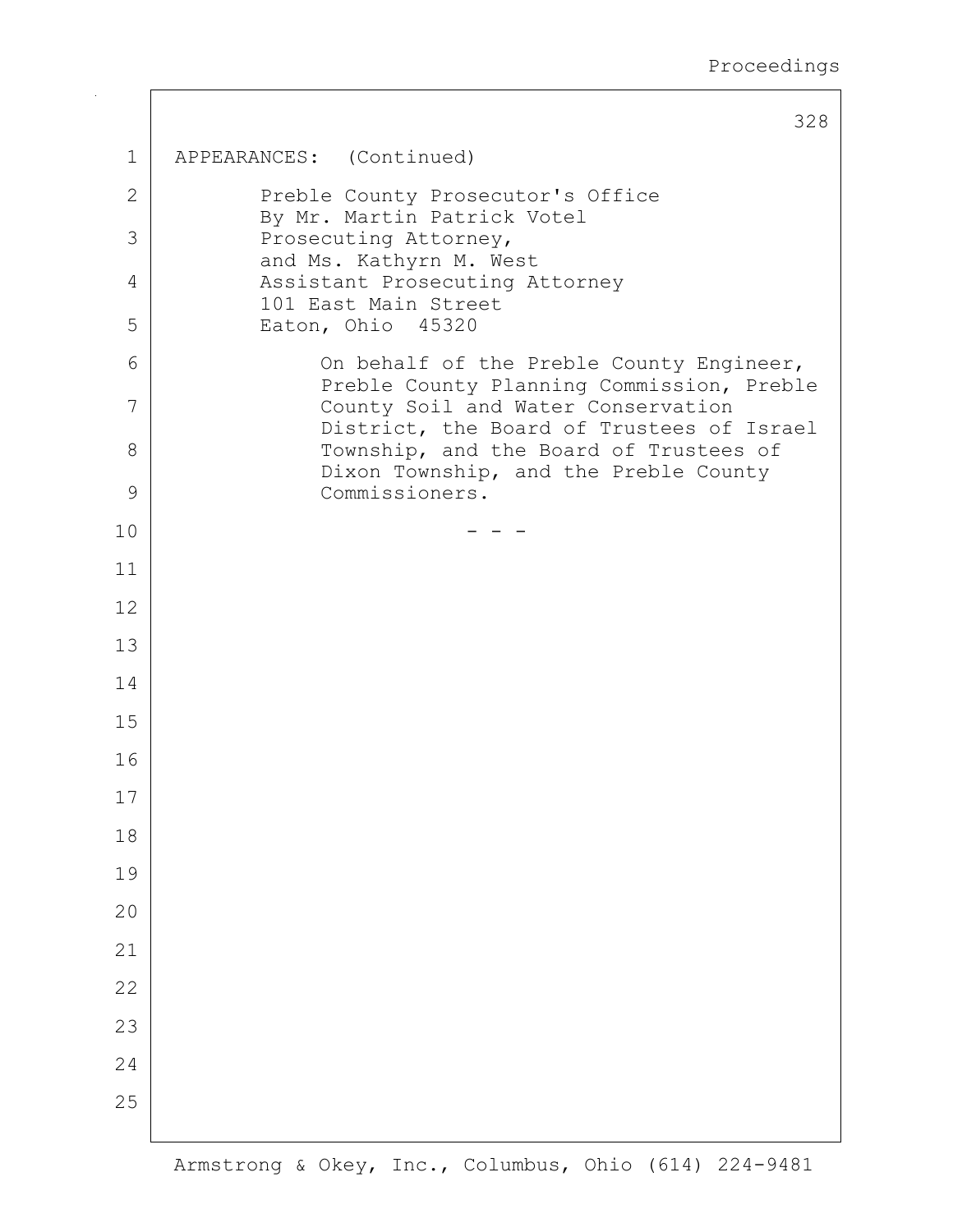APPEARANCES: (Continued)

Preble County Prosecutor's Office
By Mr. Martin Patrick Votel
Prosecuting Attorney,
and Ms. Kathyrn M. West
Assistant Prosecuting Attorney
101 East Main Street
Eaton, Ohio 45320

On behalf of the Preble County Engineer, Preble County Planning Commission, Preble County Soil and Water Conservation District, the Board of Trustees of Israel Township, and the Board of Trustees of Dixon Township, and the Preble County Commissioners.

\- - -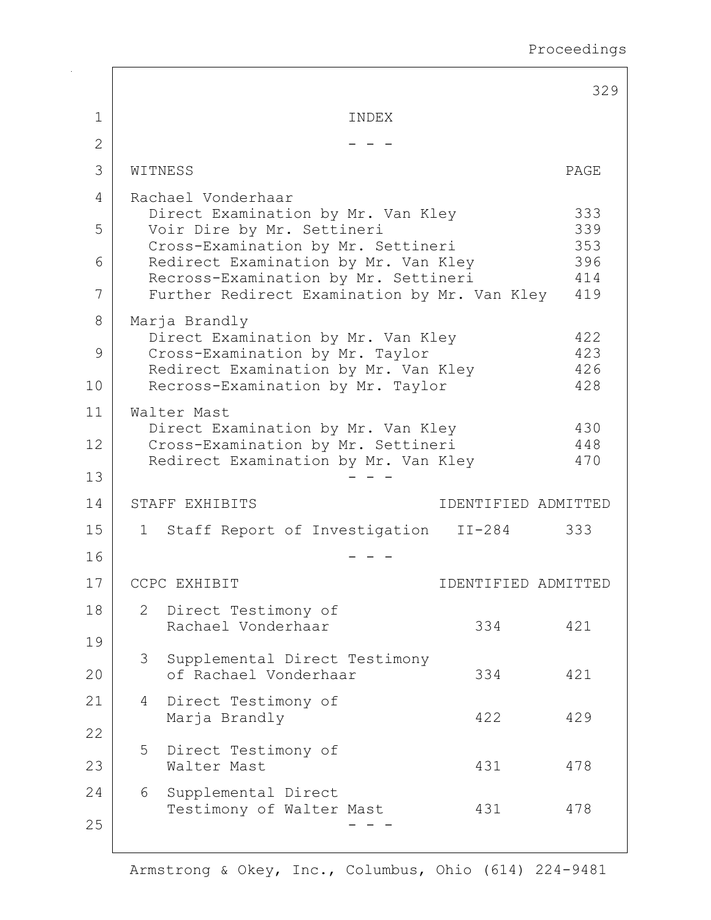# INDEX

\- - -

| WITNESS | PAGE |
|---|---|
| **Rachael Vonderhaar** | |
| Direct Examination by Mr. Van Kley | 333 |
| Voir Dire by Mr. Settineri | 339 |
| Cross-Examination by Mr. Settineri | 353 |
| Redirect Examination by Mr. Van Kley | 396 |
| Recross-Examination by Mr. Settineri | 414 |
| Further Redirect Examination by Mr. Van Kley | 419 |
| **Marja Brandly** | |
| Direct Examination by Mr. Van Kley | 422 |
| Cross-Examination by Mr. Taylor | 423 |
| Redirect Examination by Mr. Van Kley | 426 |
| Recross-Examination by Mr. Taylor | 428 |
| **Walter Mast** | |
| Direct Examination by Mr. Van Kley | 430 |
| Cross-Examination by Mr. Settineri | 448 |
| Redirect Examination by Mr. Van Kley | 470 |

\- - -

| STAFF EXHIBITS | IDENTIFIED | ADMITTED |
|---|---|---|
| 1 Staff Report of Investigation | II-284 | 333 |

\- - -

| CCPC EXHIBIT | IDENTIFIED | ADMITTED |
|---|---|---|
| 2 Direct Testimony of Rachael Vonderhaar | 334 | 421 |
| 3 Supplemental Direct Testimony of Rachael Vonderhaar | 334 | 421 |
| 4 Direct Testimony of Marja Brandly | 422 | 429 |
| 5 Direct Testimony of Walter Mast | 431 | 478 |
| 6 Supplemental Direct Testimony of Walter Mast | 431 | 478 |

\- - -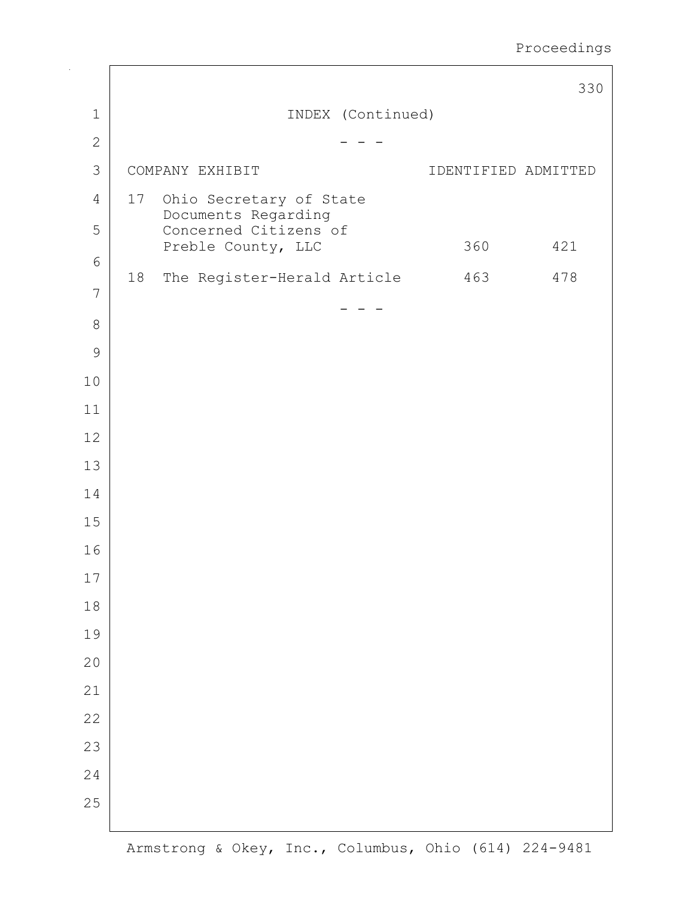INDEX (Continued)

- - -

| COMPANY EXHIBIT | IDENTIFIED | ADMITTED |
| --- | --- | --- |
| 17 Ohio Secretary of State Documents Regarding Concerned Citizens of Preble County, LLC | 360 | 421 |
| 18 The Register-Herald Article | 463 | 478 |

- - -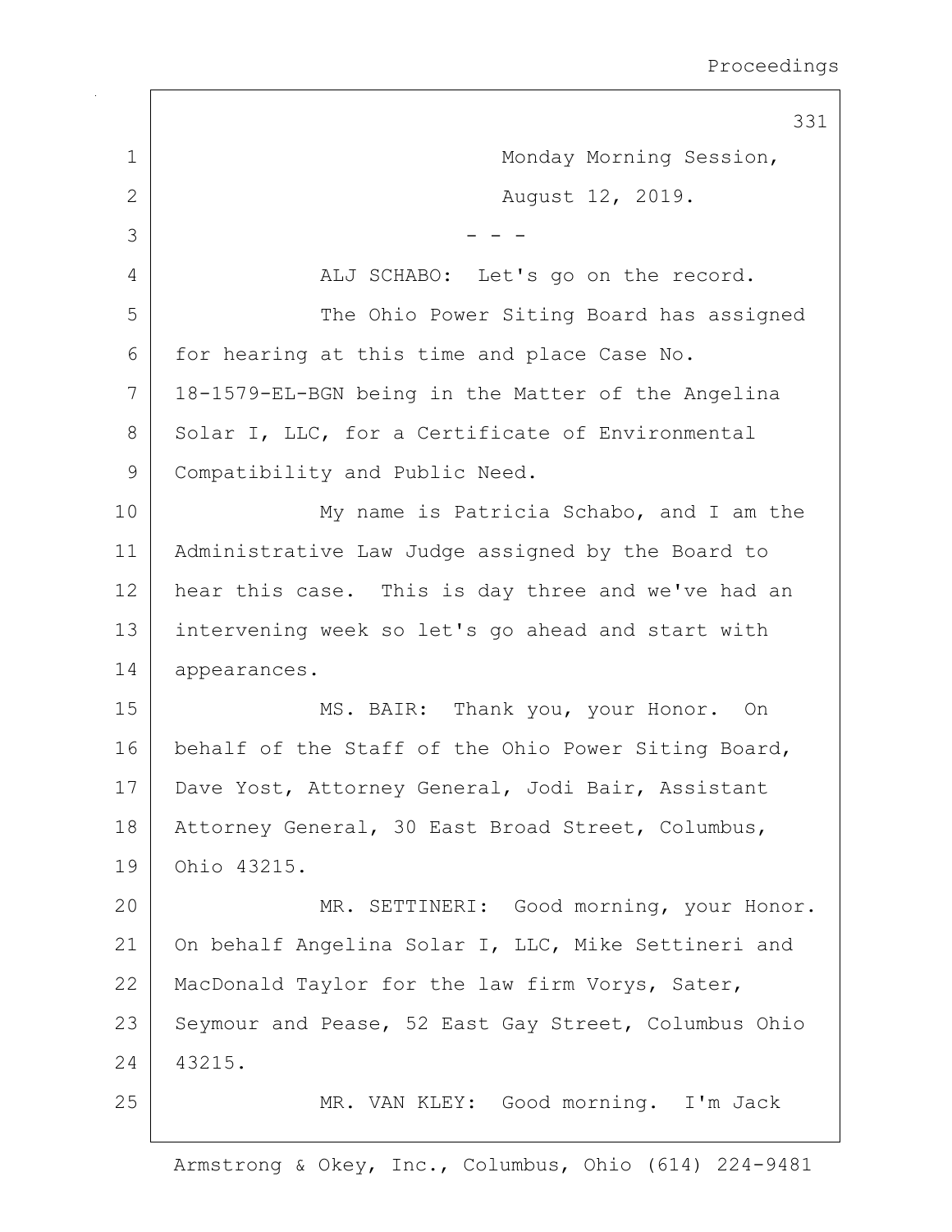Monday Morning Session,

August 12, 2019.

- - -

ALJ SCHABO: Let's go on the record.

The Ohio Power Siting Board has assigned for hearing at this time and place Case No. 18-1579-EL-BGN being in the Matter of the Angelina Solar I, LLC, for a Certificate of Environmental Compatibility and Public Need.

My name is Patricia Schabo, and I am the Administrative Law Judge assigned by the Board to hear this case. This is day three and we've had an intervening week so let's go ahead and start with appearances.

MS. BAIR: Thank you, your Honor. On behalf of the Staff of the Ohio Power Siting Board, Dave Yost, Attorney General, Jodi Bair, Assistant Attorney General, 30 East Broad Street, Columbus, Ohio 43215.

MR. SETTINERI: Good morning, your Honor. On behalf Angelina Solar I, LLC, Mike Settineri and MacDonald Taylor for the law firm Vorys, Sater, Seymour and Pease, 52 East Gay Street, Columbus Ohio 43215.

MR. VAN KLEY: Good morning. I'm Jack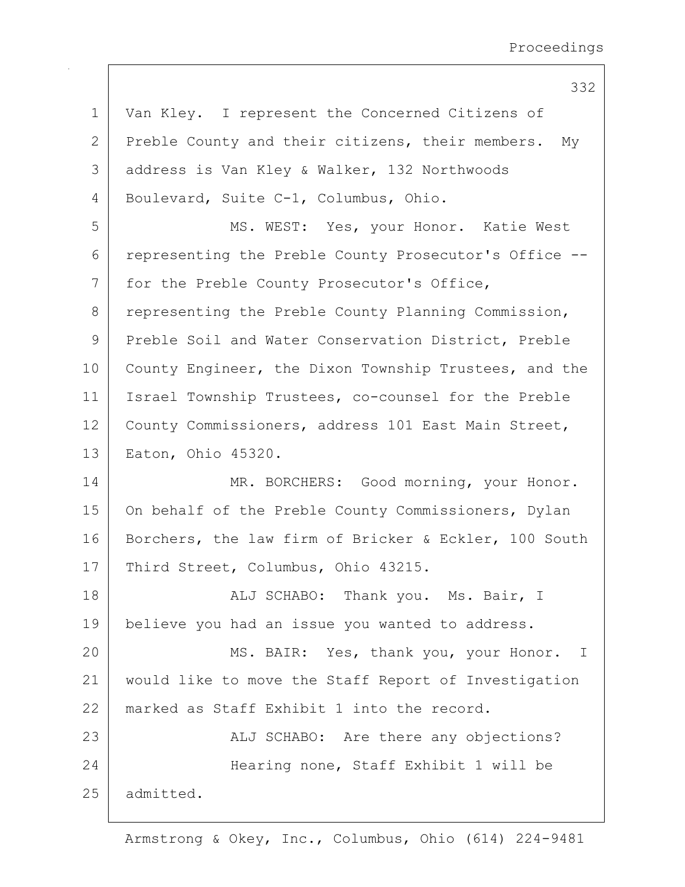Van Kley. I represent the Concerned Citizens of Preble County and their citizens, their members. My address is Van Kley & Walker, 132 Northwoods Boulevard, Suite C-1, Columbus, Ohio.

MS. WEST: Yes, your Honor. Katie West representing the Preble County Prosecutor's Office -- for the Preble County Prosecutor's Office, representing the Preble County Planning Commission, Preble Soil and Water Conservation District, Preble County Engineer, the Dixon Township Trustees, and the Israel Township Trustees, co-counsel for the Preble County Commissioners, address 101 East Main Street, Eaton, Ohio 45320.

MR. BORCHERS: Good morning, your Honor. On behalf of the Preble County Commissioners, Dylan Borchers, the law firm of Bricker & Eckler, 100 South Third Street, Columbus, Ohio 43215.

ALJ SCHABO: Thank you. Ms. Bair, I believe you had an issue you wanted to address.

MS. BAIR: Yes, thank you, your Honor. I would like to move the Staff Report of Investigation marked as Staff Exhibit 1 into the record.

ALJ SCHABO: Are there any objections?

Hearing none, Staff Exhibit 1 will be admitted.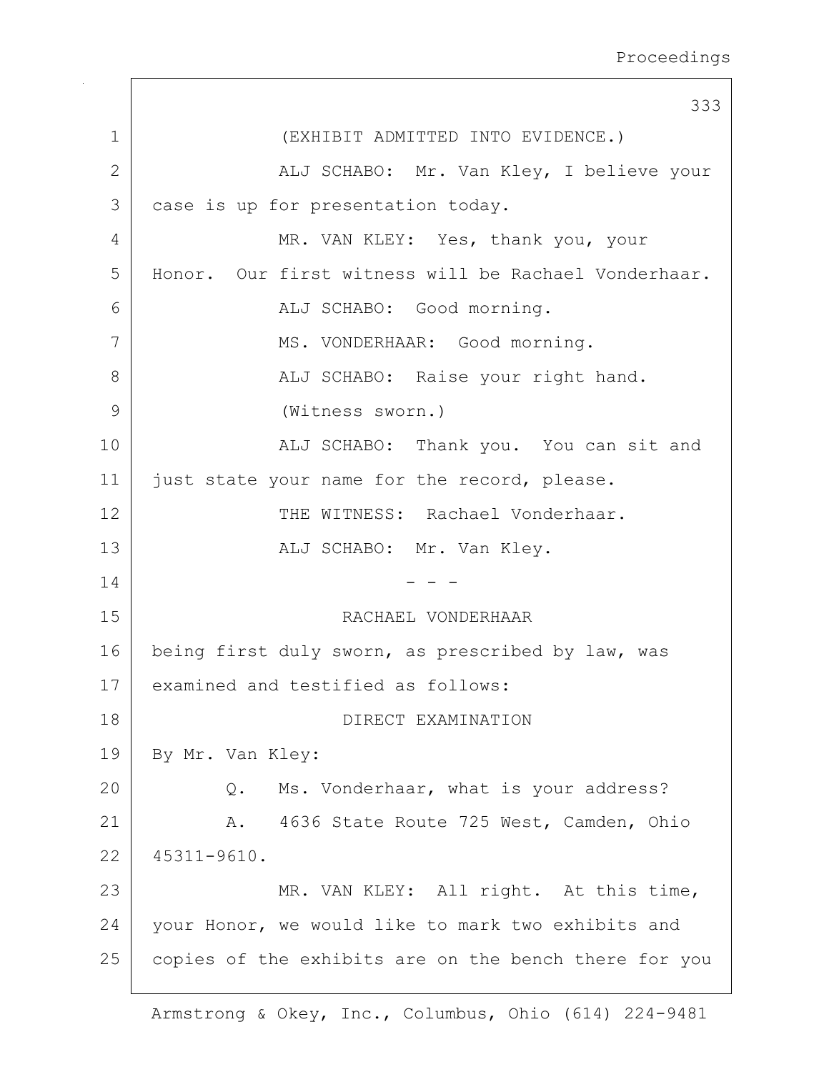(EXHIBIT ADMITTED INTO EVIDENCE.)

ALJ SCHABO: Mr. Van Kley, I believe your case is up for presentation today.

MR. VAN KLEY: Yes, thank you, your Honor. Our first witness will be Rachael Vonderhaar.

ALJ SCHABO: Good morning.

MS. VONDERHAAR: Good morning.

ALJ SCHABO: Raise your right hand.

(Witness sworn.)

ALJ SCHABO: Thank you. You can sit and just state your name for the record, please.

THE WITNESS: Rachael Vonderhaar.

ALJ SCHABO: Mr. Van Kley.

- - -

RACHAEL VONDERHAAR

being first duly sworn, as prescribed by law, was examined and testified as follows:

DIRECT EXAMINATION

By Mr. Van Kley:

Q. Ms. Vonderhaar, what is your address?

A. 4636 State Route 725 West, Camden, Ohio 45311-9610.

MR. VAN KLEY: All right. At this time, your Honor, we would like to mark two exhibits and copies of the exhibits are on the bench there for you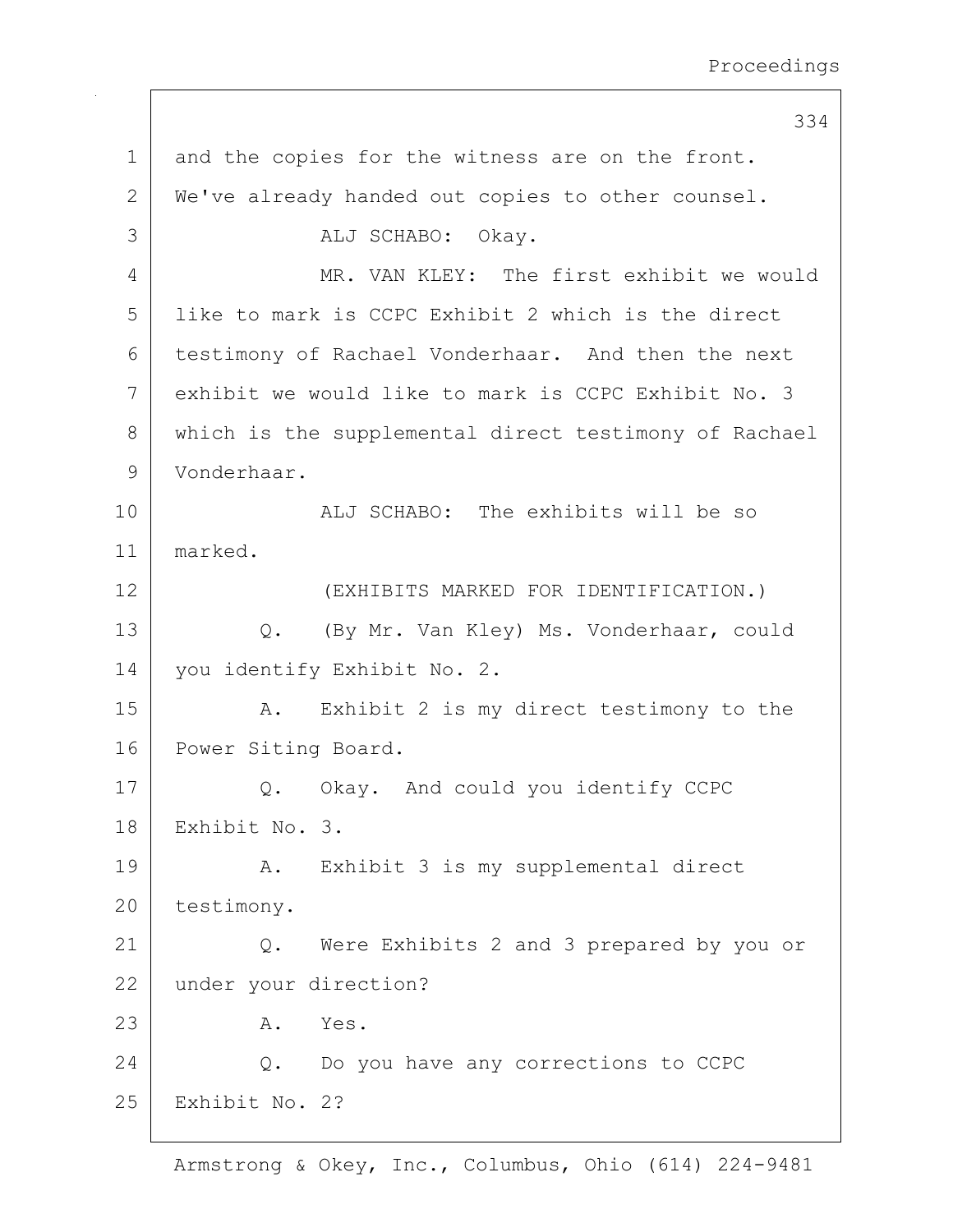and the copies for the witness are on the front. We've already handed out copies to other counsel.

ALJ SCHABO: Okay.

MR. VAN KLEY: The first exhibit we would like to mark is CCPC Exhibit 2 which is the direct testimony of Rachael Vonderhaar. And then the next exhibit we would like to mark is CCPC Exhibit No. 3 which is the supplemental direct testimony of Rachael Vonderhaar.

ALJ SCHABO: The exhibits will be so marked.

(EXHIBITS MARKED FOR IDENTIFICATION.)

Q. (By Mr. Van Kley) Ms. Vonderhaar, could you identify Exhibit No. 2.

A. Exhibit 2 is my direct testimony to the Power Siting Board.

Q. Okay. And could you identify CCPC Exhibit No. 3.

A. Exhibit 3 is my supplemental direct testimony.

Q. Were Exhibits 2 and 3 prepared by you or under your direction?

A. Yes.

Q. Do you have any corrections to CCPC Exhibit No. 2?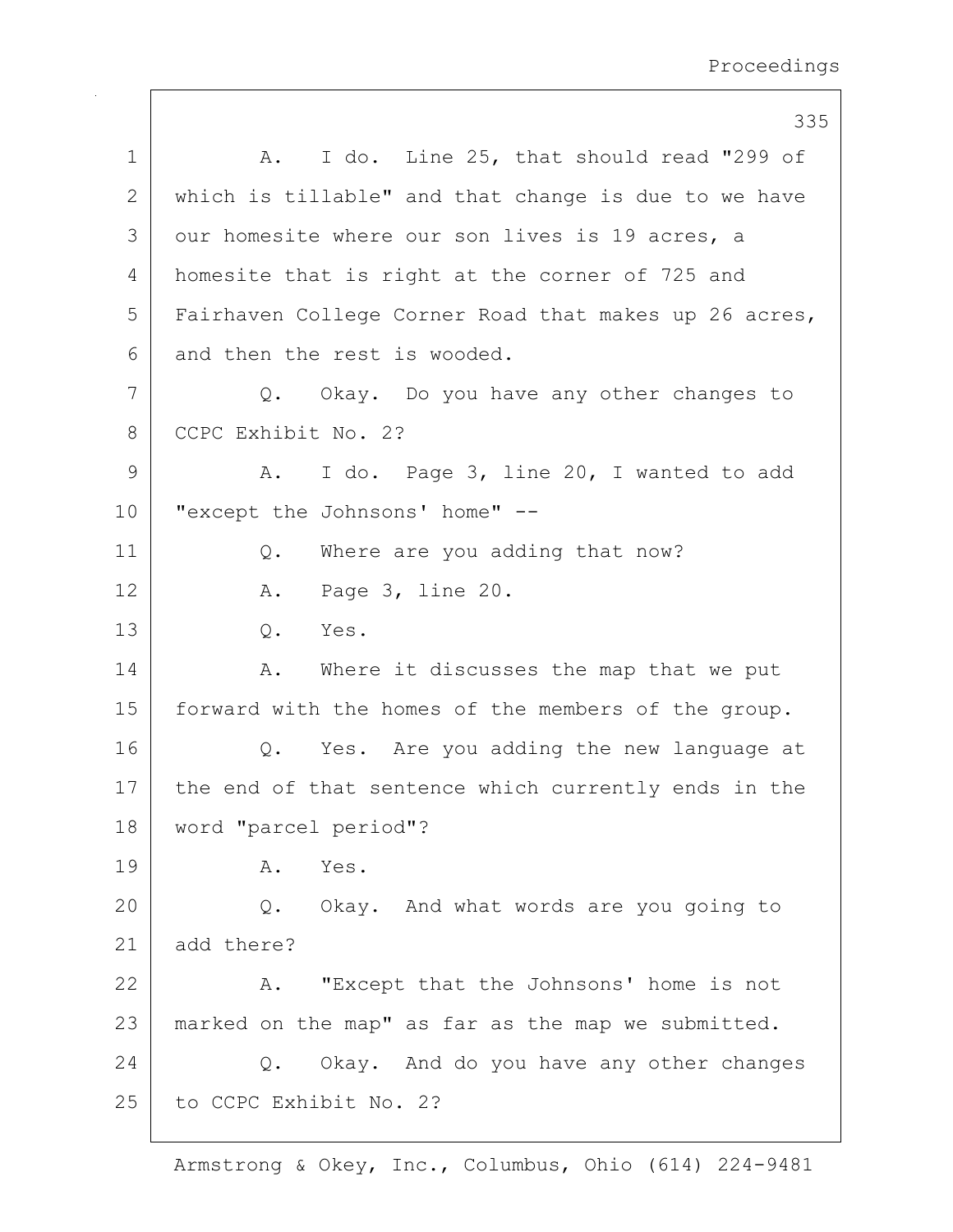1 A. I do. Line 25, that should read "299 of
2 which is tillable" and that change is due to we have
3 our homesite where our son lives is 19 acres, a
4 homesite that is right at the corner of 725 and
5 Fairhaven College Corner Road that makes up 26 acres,
6 and then the rest is wooded.
7 Q. Okay. Do you have any other changes to
8 CCPC Exhibit No. 2?
9 A. I do. Page 3, line 20, I wanted to add
10 "except the Johnsons' home" --
11 Q. Where are you adding that now?
12 A. Page 3, line 20.
13 Q. Yes.
14 A. Where it discusses the map that we put
15 forward with the homes of the members of the group.
16 Q. Yes. Are you adding the new language at
17 the end of that sentence which currently ends in the
18 word "parcel period"?
19 A. Yes.
20 Q. Okay. And what words are you going to
21 add there?
22 A. "Except that the Johnsons' home is not
23 marked on the map" as far as the map we submitted.
24 Q. Okay. And do you have any other changes
25 to CCPC Exhibit No. 2?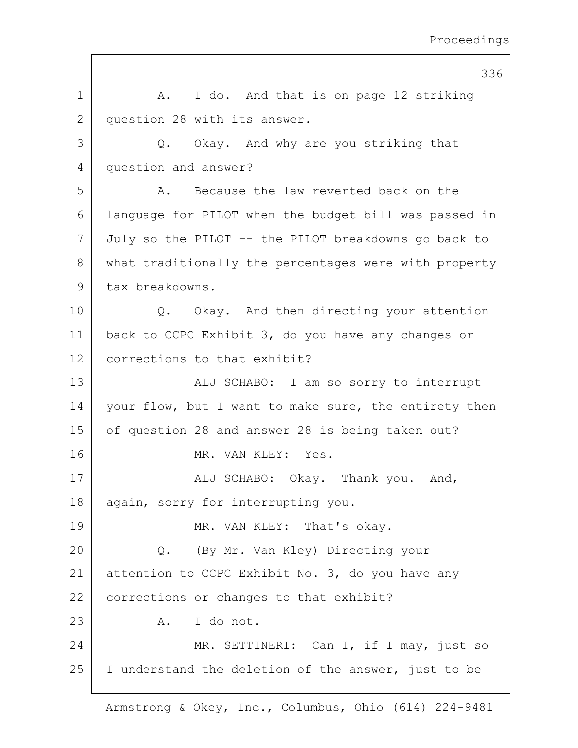A. I do. And that is on page 12 striking question 28 with its answer.

Q. Okay. And why are you striking that question and answer?

A. Because the law reverted back on the language for PILOT when the budget bill was passed in July so the PILOT -- the PILOT breakdowns go back to what traditionally the percentages were with property tax breakdowns.

Q. Okay. And then directing your attention back to CCPC Exhibit 3, do you have any changes or corrections to that exhibit?

ALJ SCHABO: I am so sorry to interrupt your flow, but I want to make sure, the entirety then of question 28 and answer 28 is being taken out?

MR. VAN KLEY: Yes.

ALJ SCHABO: Okay. Thank you. And, again, sorry for interrupting you.

MR. VAN KLEY: That's okay.

Q. (By Mr. Van Kley) Directing your attention to CCPC Exhibit No. 3, do you have any corrections or changes to that exhibit?

A. I do not.

MR. SETTINERI: Can I, if I may, just so I understand the deletion of the answer, just to be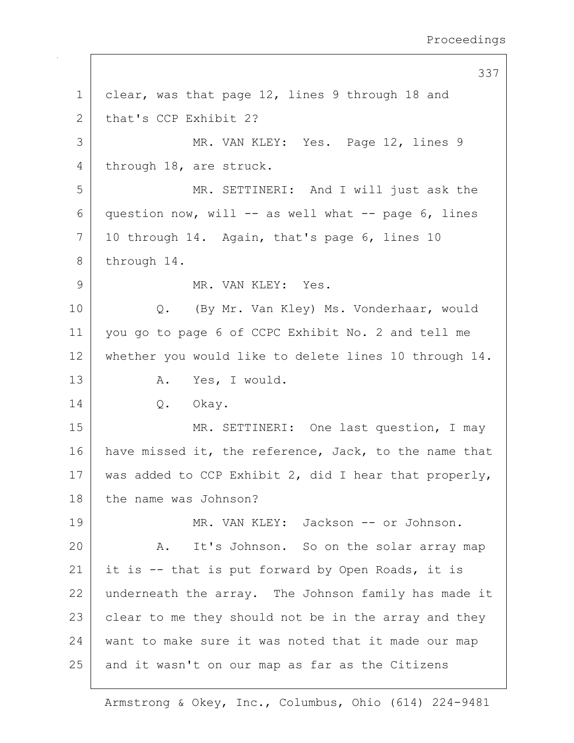clear, was that page 12, lines 9 through 18 and that's CCP Exhibit 2?

MR. VAN KLEY: Yes. Page 12, lines 9 through 18, are struck.

MR. SETTINERI: And I will just ask the question now, will -- as well what -- page 6, lines 10 through 14. Again, that's page 6, lines 10 through 14.

MR. VAN KLEY: Yes.

Q. (By Mr. Van Kley) Ms. Vonderhaar, would you go to page 6 of CCPC Exhibit No. 2 and tell me whether you would like to delete lines 10 through 14.

A. Yes, I would.

Q. Okay.

MR. SETTINERI: One last question, I may have missed it, the reference, Jack, to the name that was added to CCP Exhibit 2, did I hear that properly, the name was Johnson?

MR. VAN KLEY: Jackson -- or Johnson.

A. It's Johnson. So on the solar array map it is -- that is put forward by Open Roads, it is underneath the array. The Johnson family has made it clear to me they should not be in the array and they want to make sure it was noted that it made our map and it wasn't on our map as far as the Citizens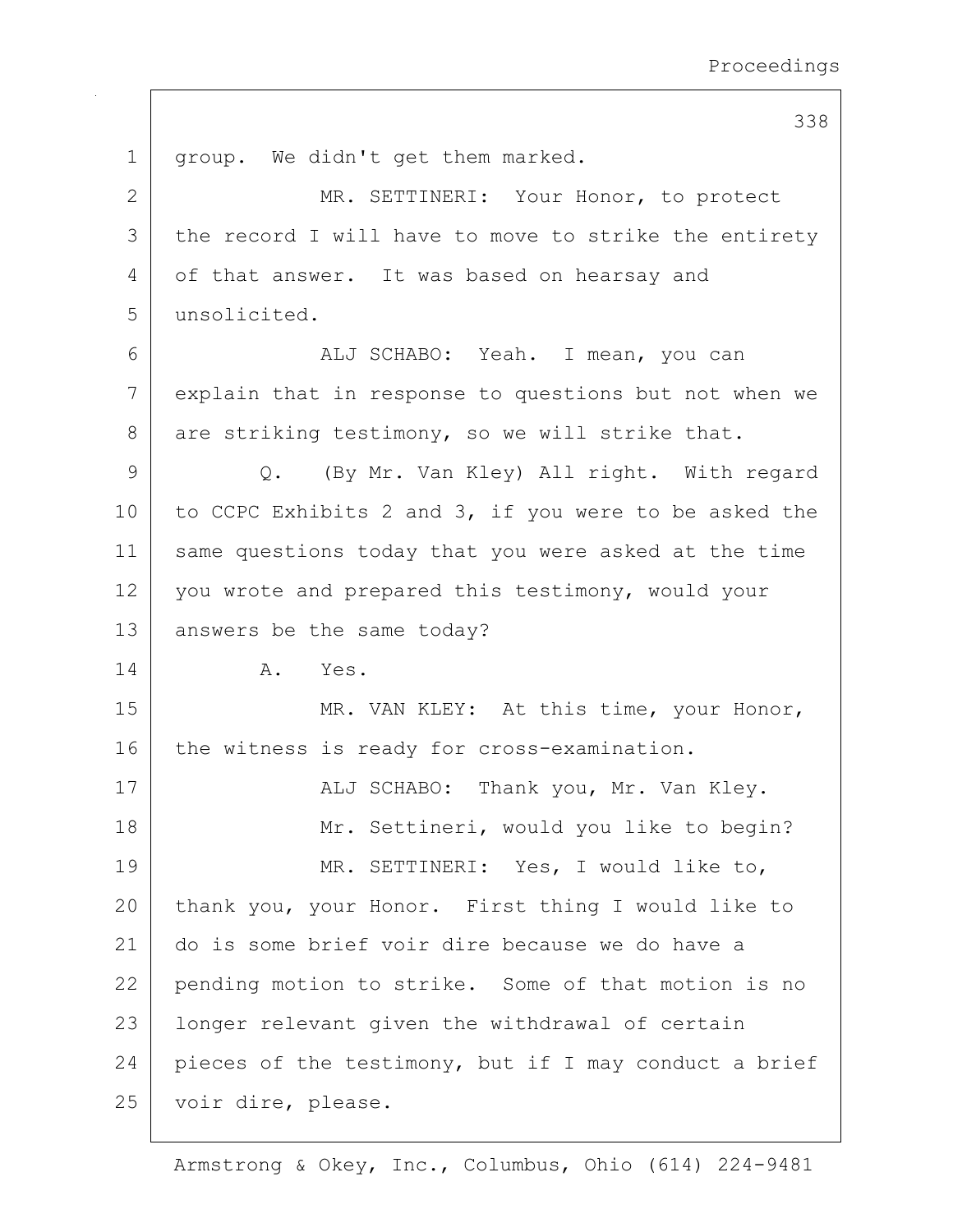group. We didn't get them marked.

MR. SETTINERI: Your Honor, to protect the record I will have to move to strike the entirety of that answer. It was based on hearsay and unsolicited.

ALJ SCHABO: Yeah. I mean, you can explain that in response to questions but not when we are striking testimony, so we will strike that.

Q. (By Mr. Van Kley) All right. With regard to CCPC Exhibits 2 and 3, if you were to be asked the same questions today that you were asked at the time you wrote and prepared this testimony, would your answers be the same today?

A. Yes.

MR. VAN KLEY: At this time, your Honor, the witness is ready for cross-examination.

ALJ SCHABO: Thank you, Mr. Van Kley.

Mr. Settineri, would you like to begin?

MR. SETTINERI: Yes, I would like to, thank you, your Honor. First thing I would like to do is some brief voir dire because we do have a pending motion to strike. Some of that motion is no longer relevant given the withdrawal of certain pieces of the testimony, but if I may conduct a brief voir dire, please.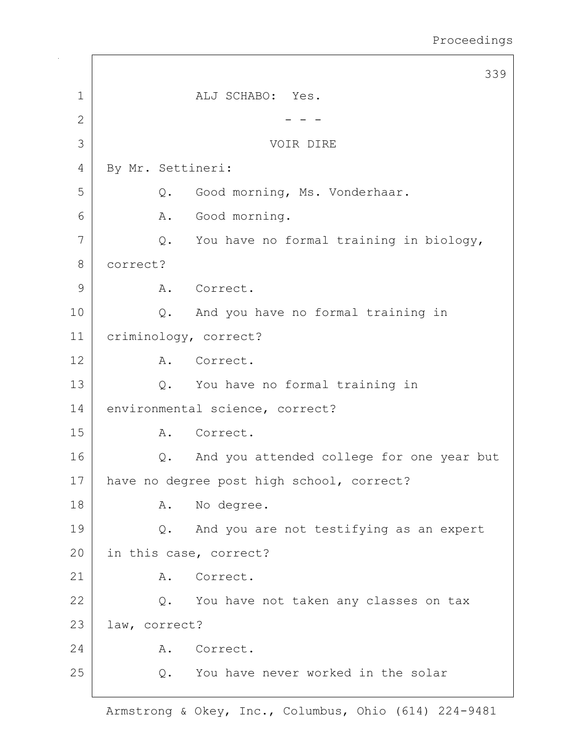ALJ SCHABO: Yes.

- - -

VOIR DIRE

By Mr. Settineri:

Q. Good morning, Ms. Vonderhaar.

A. Good morning.

Q. You have no formal training in biology, correct?

A. Correct.

Q. And you have no formal training in criminology, correct?

A. Correct.

Q. You have no formal training in environmental science, correct?

A. Correct.

Q. And you attended college for one year but have no degree post high school, correct?

A. No degree.

Q. And you are not testifying as an expert in this case, correct?

A. Correct.

Q. You have not taken any classes on tax law, correct?

A. Correct.

Q. You have never worked in the solar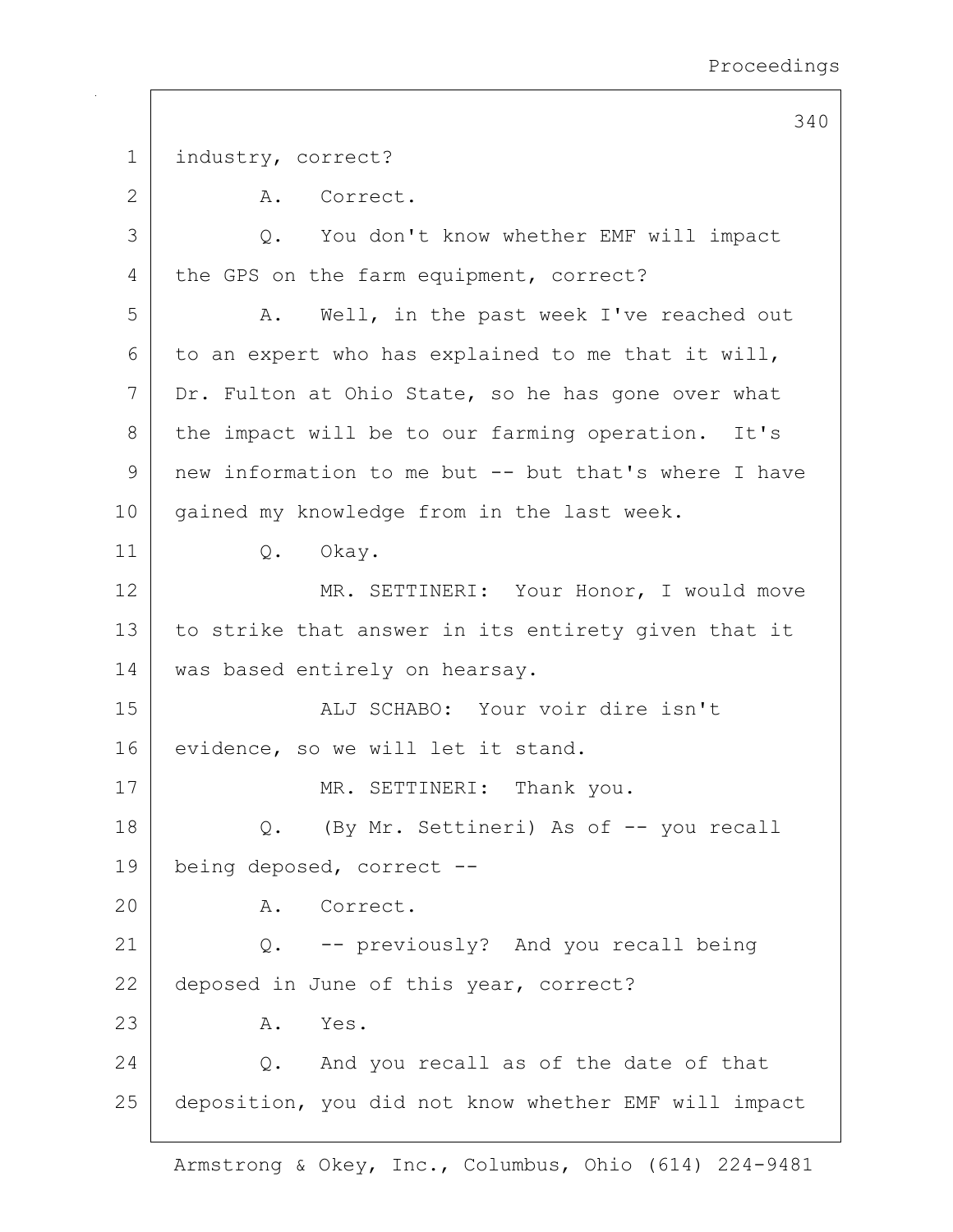1 industry, correct?

2 A. Correct.

3 Q. You don't know whether EMF will impact

4 the GPS on the farm equipment, correct?

5 A. Well, in the past week I've reached out

6 to an expert who has explained to me that it will,

7 Dr. Fulton at Ohio State, so he has gone over what

8 the impact will be to our farming operation. It's

9 new information to me but -- but that's where I have

10 gained my knowledge from in the last week.

11 Q. Okay.

12 MR. SETTINERI: Your Honor, I would move

13 to strike that answer in its entirety given that it

14 was based entirely on hearsay.

15 ALJ SCHABO: Your voir dire isn't

16 evidence, so we will let it stand.

17 MR. SETTINERI: Thank you.

18 Q. (By Mr. Settineri) As of -- you recall

19 being deposed, correct --

20 A. Correct.

21 Q. -- previously? And you recall being

22 deposed in June of this year, correct?

23 A. Yes.

24 Q. And you recall as of the date of that

25 deposition, you did not know whether EMF will impact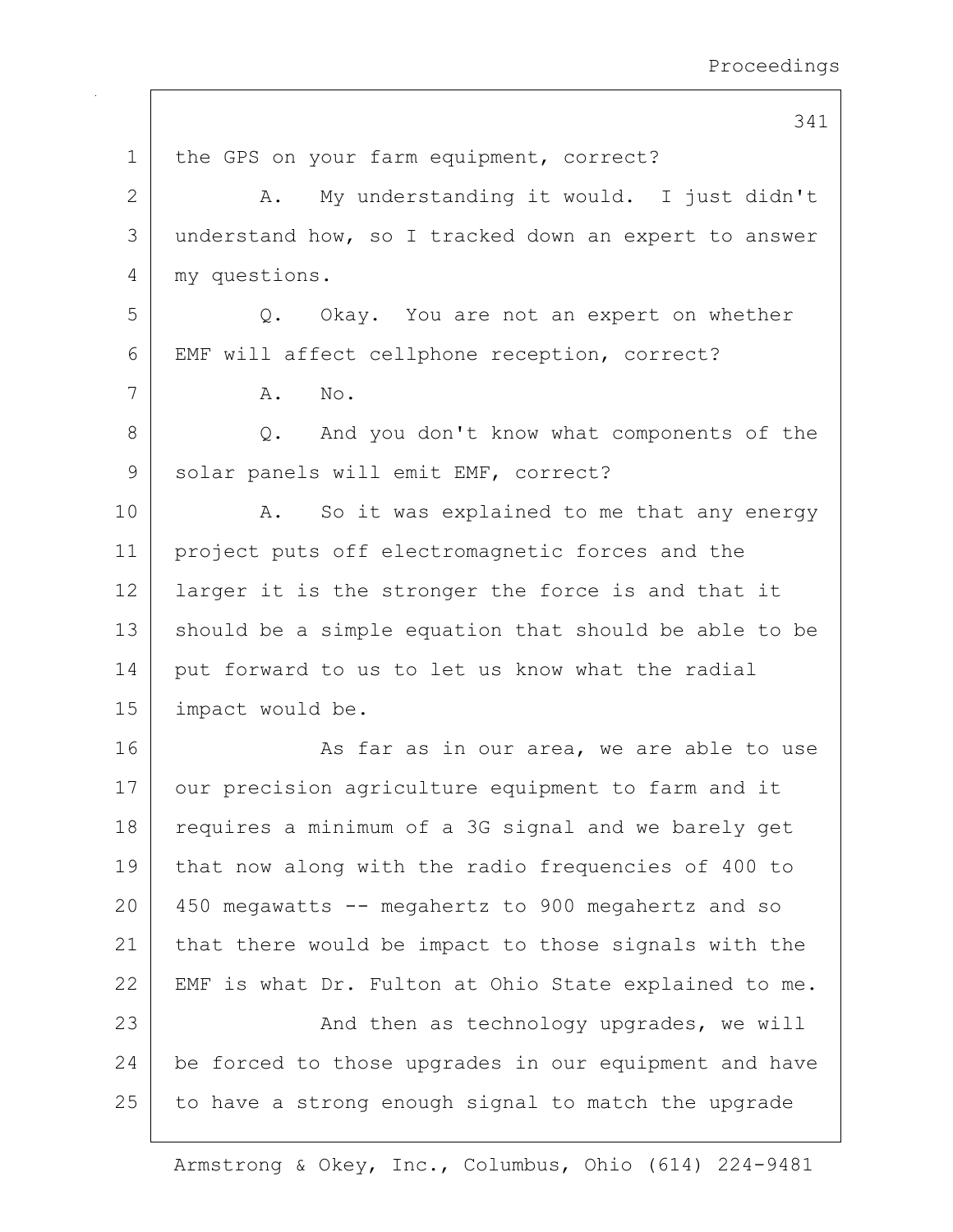the GPS on your farm equipment, correct?

A. My understanding it would. I just didn't understand how, so I tracked down an expert to answer my questions.

Q. Okay. You are not an expert on whether EMF will affect cellphone reception, correct?

A. No.

Q. And you don't know what components of the solar panels will emit EMF, correct?

A. So it was explained to me that any energy project puts off electromagnetic forces and the larger it is the stronger the force is and that it should be a simple equation that should be able to be put forward to us to let us know what the radial impact would be.

As far as in our area, we are able to use our precision agriculture equipment to farm and it requires a minimum of a 3G signal and we barely get that now along with the radio frequencies of 400 to 450 megawatts -- megahertz to 900 megahertz and so that there would be impact to those signals with the EMF is what Dr. Fulton at Ohio State explained to me.

And then as technology upgrades, we will be forced to those upgrades in our equipment and have to have a strong enough signal to match the upgrade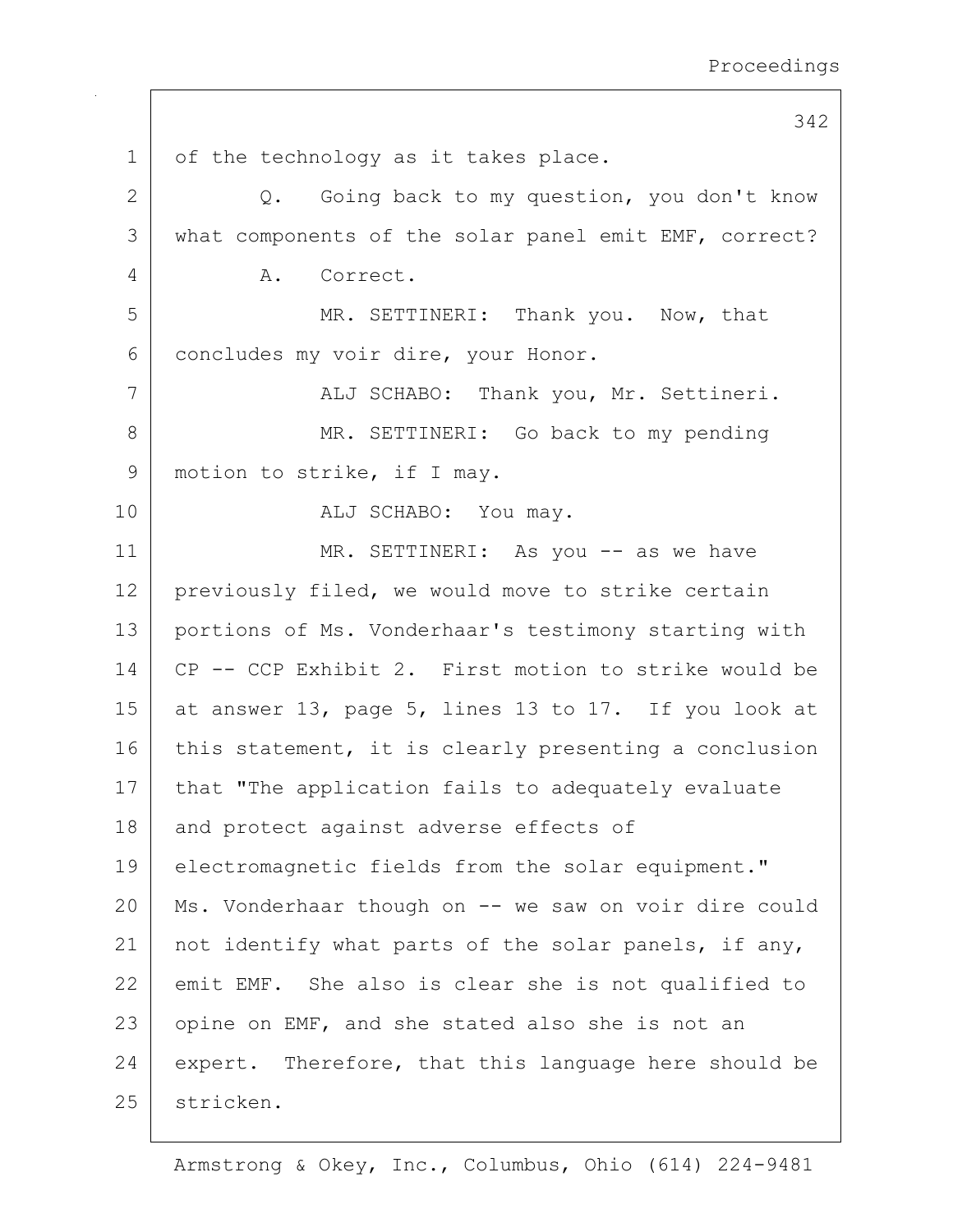of the technology as it takes place.

Q. Going back to my question, you don't know what components of the solar panel emit EMF, correct?

A. Correct.

MR. SETTINERI: Thank you. Now, that concludes my voir dire, your Honor.

ALJ SCHABO: Thank you, Mr. Settineri.

MR. SETTINERI: Go back to my pending motion to strike, if I may.

ALJ SCHABO: You may.

MR. SETTINERI: As you -- as we have previously filed, we would move to strike certain portions of Ms. Vonderhaar's testimony starting with CP -- CCP Exhibit 2. First motion to strike would be at answer 13, page 5, lines 13 to 17. If you look at this statement, it is clearly presenting a conclusion that "The application fails to adequately evaluate and protect against adverse effects of electromagnetic fields from the solar equipment." Ms. Vonderhaar though on -- we saw on voir dire could not identify what parts of the solar panels, if any, emit EMF. She also is clear she is not qualified to opine on EMF, and she stated also she is not an expert. Therefore, that this language here should be stricken.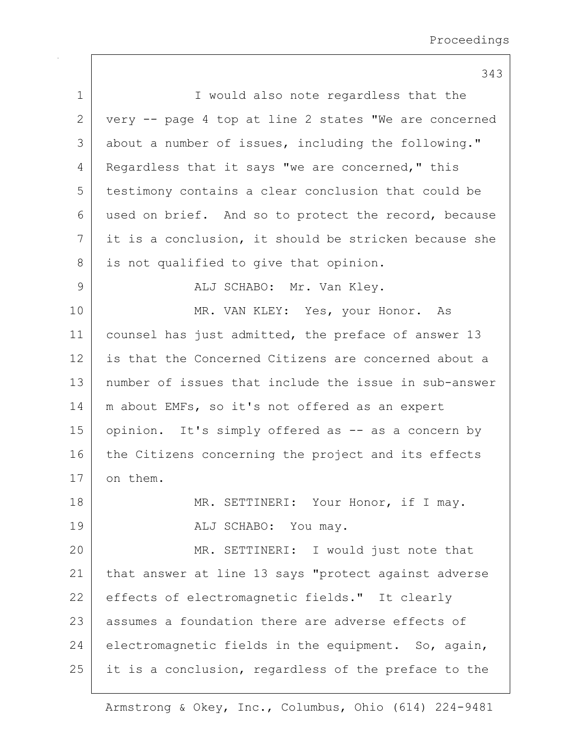I would also note regardless that the very -- page 4 top at line 2 states "We are concerned about a number of issues, including the following." Regardless that it says "we are concerned," this testimony contains a clear conclusion that could be used on brief. And so to protect the record, because it is a conclusion, it should be stricken because she is not qualified to give that opinion.

ALJ SCHABO: Mr. Van Kley.

MR. VAN KLEY: Yes, your Honor. As counsel has just admitted, the preface of answer 13 is that the Concerned Citizens are concerned about a number of issues that include the issue in sub-answer m about EMFs, so it's not offered as an expert opinion. It's simply offered as -- as a concern by the Citizens concerning the project and its effects on them.

MR. SETTINERI: Your Honor, if I may.

ALJ SCHABO: You may.

MR. SETTINERI: I would just note that that answer at line 13 says "protect against adverse effects of electromagnetic fields." It clearly assumes a foundation there are adverse effects of electromagnetic fields in the equipment. So, again, it is a conclusion, regardless of the preface to the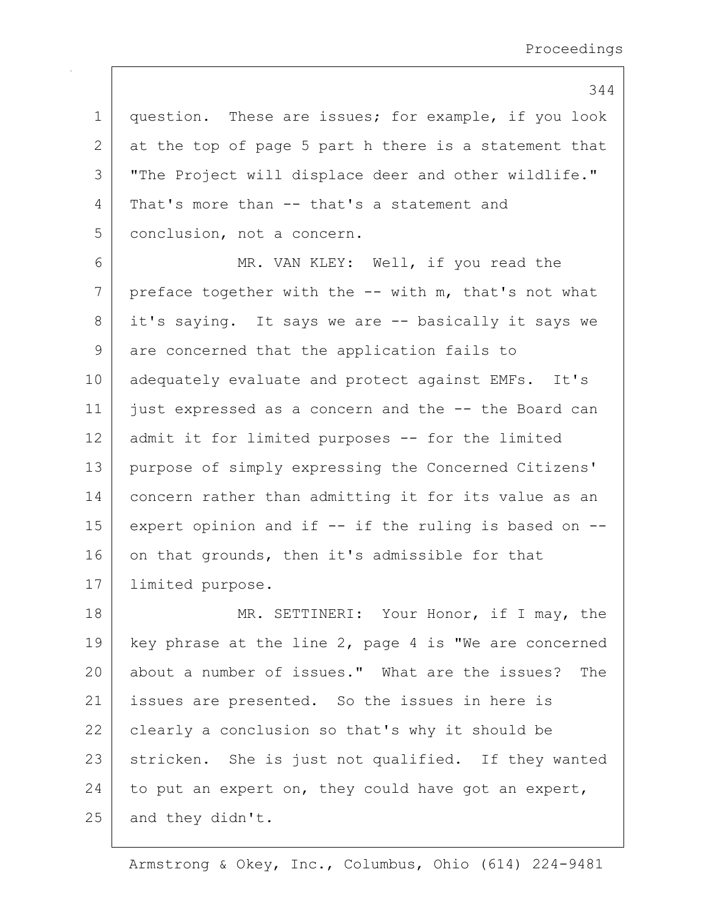question. These are issues; for example, if you look at the top of page 5 part h there is a statement that "The Project will displace deer and other wildlife." That's more than -- that's a statement and conclusion, not a concern.

MR. VAN KLEY: Well, if you read the preface together with the -- with m, that's not what it's saying. It says we are -- basically it says we are concerned that the application fails to adequately evaluate and protect against EMFs. It's just expressed as a concern and the -- the Board can admit it for limited purposes -- for the limited purpose of simply expressing the Concerned Citizens' concern rather than admitting it for its value as an expert opinion and if -- if the ruling is based on -- on that grounds, then it's admissible for that limited purpose.

MR. SETTINERI: Your Honor, if I may, the key phrase at the line 2, page 4 is "We are concerned about a number of issues." What are the issues? The issues are presented. So the issues in here is clearly a conclusion so that's why it should be stricken. She is just not qualified. If they wanted to put an expert on, they could have got an expert, and they didn't.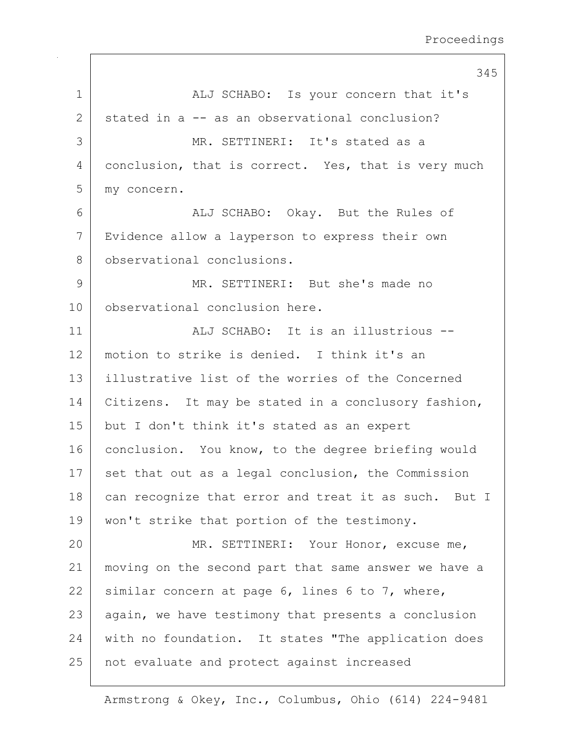ALJ SCHABO: Is your concern that it's stated in a -- as an observational conclusion?

MR. SETTINERI: It's stated as a conclusion, that is correct. Yes, that is very much my concern.

ALJ SCHABO: Okay. But the Rules of Evidence allow a layperson to express their own observational conclusions.

MR. SETTINERI: But she's made no observational conclusion here.

ALJ SCHABO: It is an illustrious -- motion to strike is denied. I think it's an illustrative list of the worries of the Concerned Citizens. It may be stated in a conclusory fashion, but I don't think it's stated as an expert conclusion. You know, to the degree briefing would set that out as a legal conclusion, the Commission can recognize that error and treat it as such. But I won't strike that portion of the testimony.

MR. SETTINERI: Your Honor, excuse me, moving on the second part that same answer we have a similar concern at page 6, lines 6 to 7, where, again, we have testimony that presents a conclusion with no foundation. It states "The application does not evaluate and protect against increased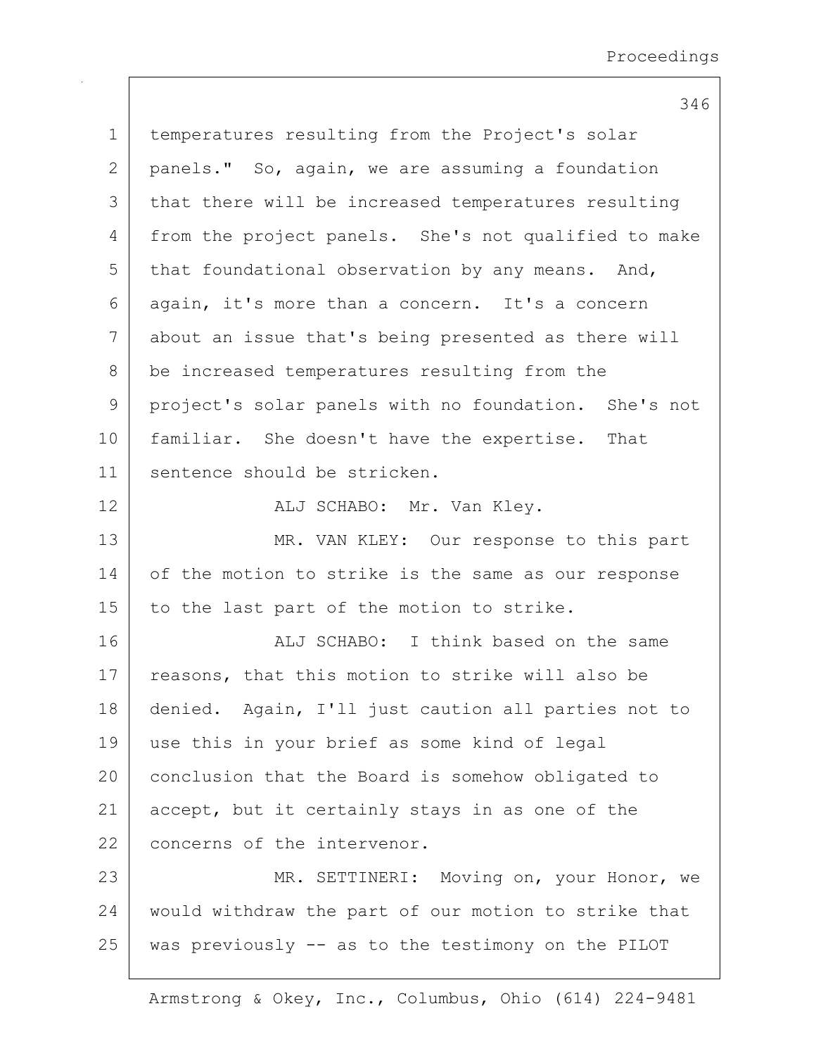temperatures resulting from the Project's solar panels." So, again, we are assuming a foundation that there will be increased temperatures resulting from the project panels. She's not qualified to make that foundational observation by any means. And, again, it's more than a concern. It's a concern about an issue that's being presented as there will be increased temperatures resulting from the project's solar panels with no foundation. She's not familiar. She doesn't have the expertise. That sentence should be stricken.

ALJ SCHABO: Mr. Van Kley.

MR. VAN KLEY: Our response to this part of the motion to strike is the same as our response to the last part of the motion to strike.

ALJ SCHABO: I think based on the same reasons, that this motion to strike will also be denied. Again, I'll just caution all parties not to use this in your brief as some kind of legal conclusion that the Board is somehow obligated to accept, but it certainly stays in as one of the concerns of the intervenor.

MR. SETTINERI: Moving on, your Honor, we would withdraw the part of our motion to strike that was previously -- as to the testimony on the PILOT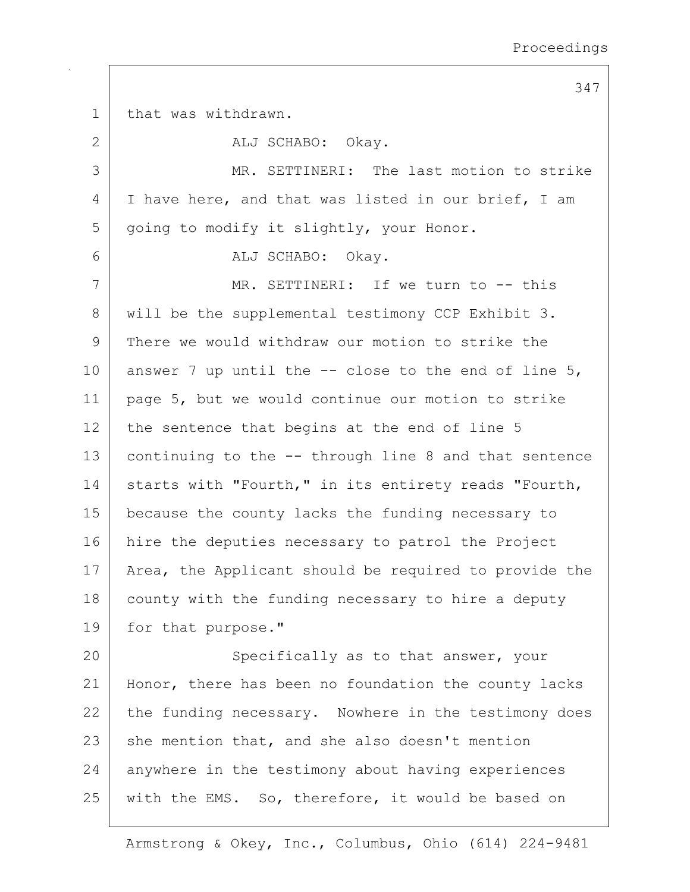that was withdrawn.

ALJ SCHABO: Okay.

MR. SETTINERI: The last motion to strike I have here, and that was listed in our brief, I am going to modify it slightly, your Honor.

ALJ SCHABO: Okay.

MR. SETTINERI: If we turn to -- this will be the supplemental testimony CCP Exhibit 3. There we would withdraw our motion to strike the answer 7 up until the -- close to the end of line 5, page 5, but we would continue our motion to strike the sentence that begins at the end of line 5 continuing to the -- through line 8 and that sentence starts with "Fourth," in its entirety reads "Fourth, because the county lacks the funding necessary to hire the deputies necessary to patrol the Project Area, the Applicant should be required to provide the county with the funding necessary to hire a deputy for that purpose."

Specifically as to that answer, your Honor, there has been no foundation the county lacks the funding necessary. Nowhere in the testimony does she mention that, and she also doesn't mention anywhere in the testimony about having experiences with the EMS. So, therefore, it would be based on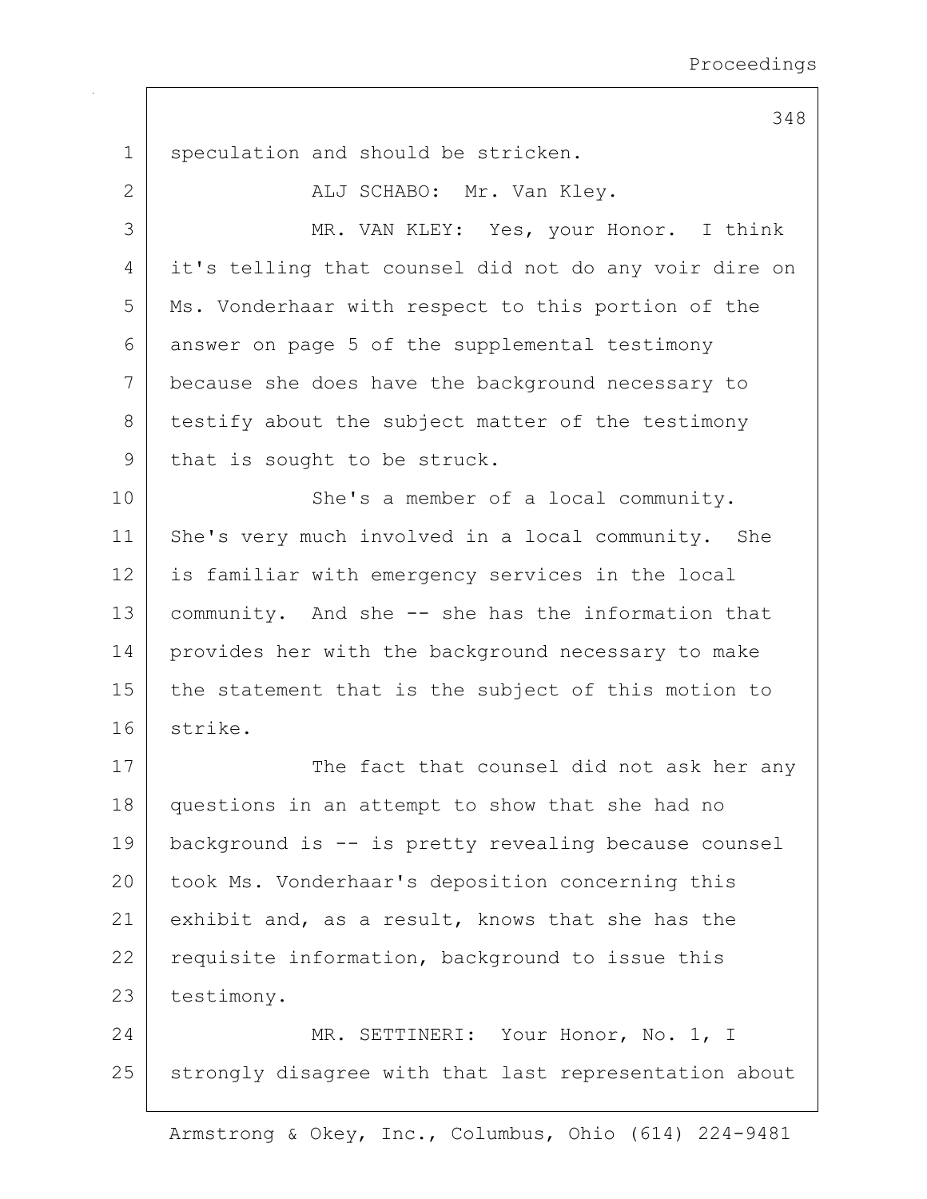speculation and should be stricken.

ALJ SCHABO: Mr. Van Kley.

MR. VAN KLEY: Yes, your Honor. I think it's telling that counsel did not do any voir dire on Ms. Vonderhaar with respect to this portion of the answer on page 5 of the supplemental testimony because she does have the background necessary to testify about the subject matter of the testimony that is sought to be struck.

She's a member of a local community. She's very much involved in a local community. She is familiar with emergency services in the local community. And she -- she has the information that provides her with the background necessary to make the statement that is the subject of this motion to strike.

The fact that counsel did not ask her any questions in an attempt to show that she had no background is -- is pretty revealing because counsel took Ms. Vonderhaar's deposition concerning this exhibit and, as a result, knows that she has the requisite information, background to issue this testimony.

MR. SETTINERI: Your Honor, No. 1, I strongly disagree with that last representation about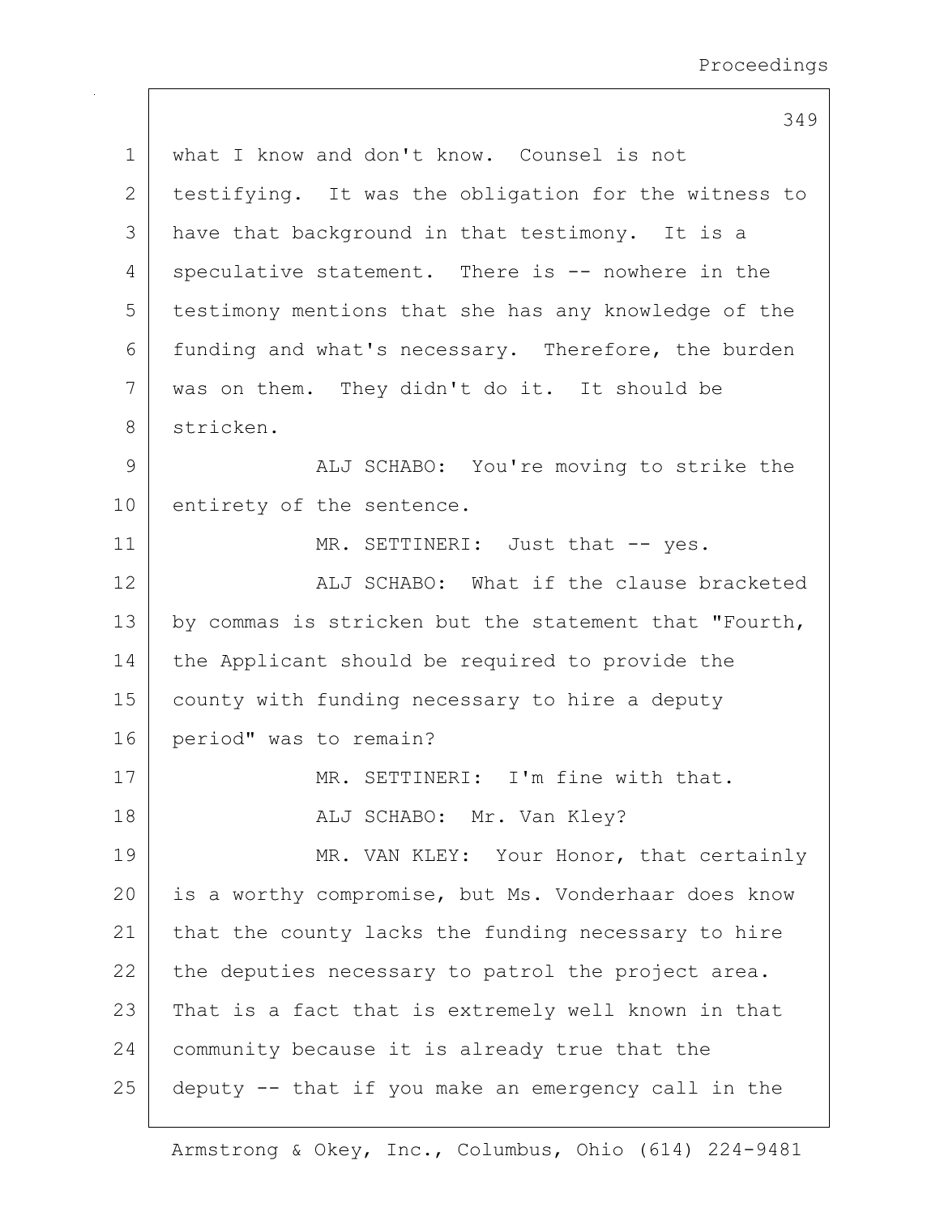what I know and don't know. Counsel is not testifying. It was the obligation for the witness to have that background in that testimony. It is a speculative statement. There is -- nowhere in the testimony mentions that she has any knowledge of the funding and what's necessary. Therefore, the burden was on them. They didn't do it. It should be stricken.

ALJ SCHABO: You're moving to strike the entirety of the sentence.

MR. SETTINERI: Just that -- yes.

ALJ SCHABO: What if the clause bracketed by commas is stricken but the statement that "Fourth, the Applicant should be required to provide the county with funding necessary to hire a deputy period" was to remain?

MR. SETTINERI: I'm fine with that.

ALJ SCHABO: Mr. Van Kley?

MR. VAN KLEY: Your Honor, that certainly is a worthy compromise, but Ms. Vonderhaar does know that the county lacks the funding necessary to hire the deputies necessary to patrol the project area. That is a fact that is extremely well known in that community because it is already true that the deputy -- that if you make an emergency call in the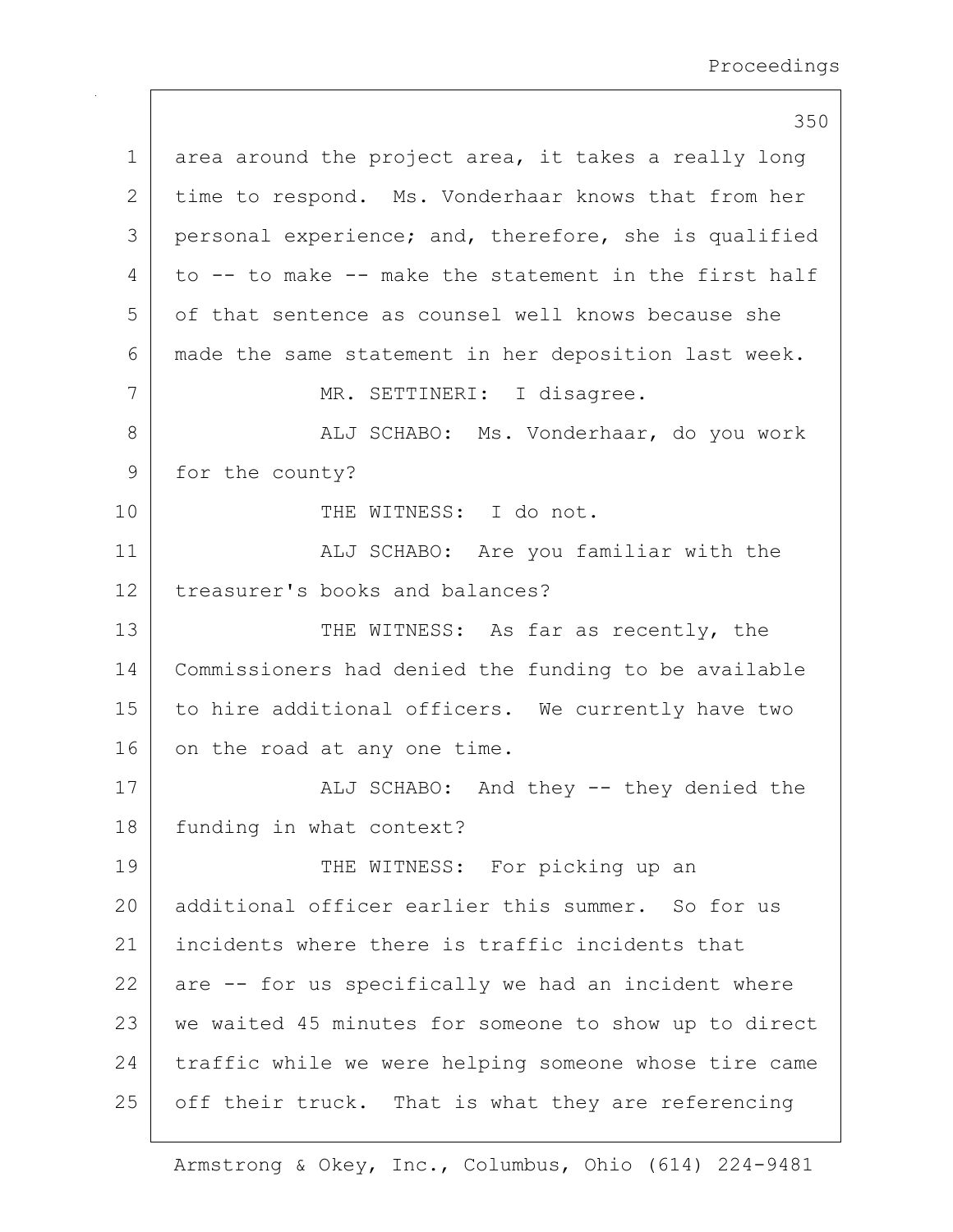area around the project area, it takes a really long time to respond. Ms. Vonderhaar knows that from her personal experience; and, therefore, she is qualified to -- to make -- make the statement in the first half of that sentence as counsel well knows because she made the same statement in her deposition last week.

MR. SETTINERI: I disagree.

ALJ SCHABO: Ms. Vonderhaar, do you work for the county?

THE WITNESS: I do not.

ALJ SCHABO: Are you familiar with the treasurer's books and balances?

THE WITNESS: As far as recently, the Commissioners had denied the funding to be available to hire additional officers. We currently have two on the road at any one time.

ALJ SCHABO: And they -- they denied the funding in what context?

THE WITNESS: For picking up an additional officer earlier this summer. So for us incidents where there is traffic incidents that are -- for us specifically we had an incident where we waited 45 minutes for someone to show up to direct traffic while we were helping someone whose tire came off their truck. That is what they are referencing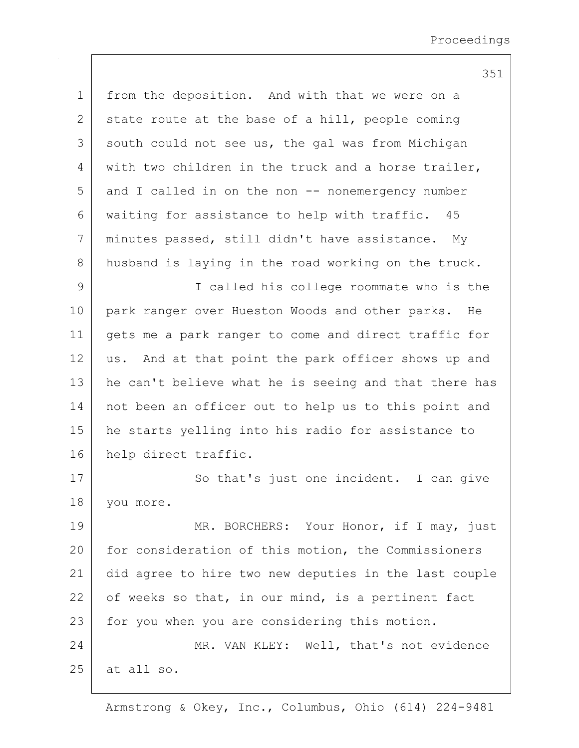from the deposition. And with that we were on a state route at the base of a hill, people coming south could not see us, the gal was from Michigan with two children in the truck and a horse trailer, and I called in on the non -- nonemergency number waiting for assistance to help with traffic. 45 minutes passed, still didn't have assistance. My husband is laying in the road working on the truck.

I called his college roommate who is the park ranger over Hueston Woods and other parks. He gets me a park ranger to come and direct traffic for us. And at that point the park officer shows up and he can't believe what he is seeing and that there has not been an officer out to help us to this point and he starts yelling into his radio for assistance to help direct traffic.

So that's just one incident. I can give you more.

MR. BORCHERS: Your Honor, if I may, just for consideration of this motion, the Commissioners did agree to hire two new deputies in the last couple of weeks so that, in our mind, is a pertinent fact for you when you are considering this motion.

MR. VAN KLEY: Well, that's not evidence at all so.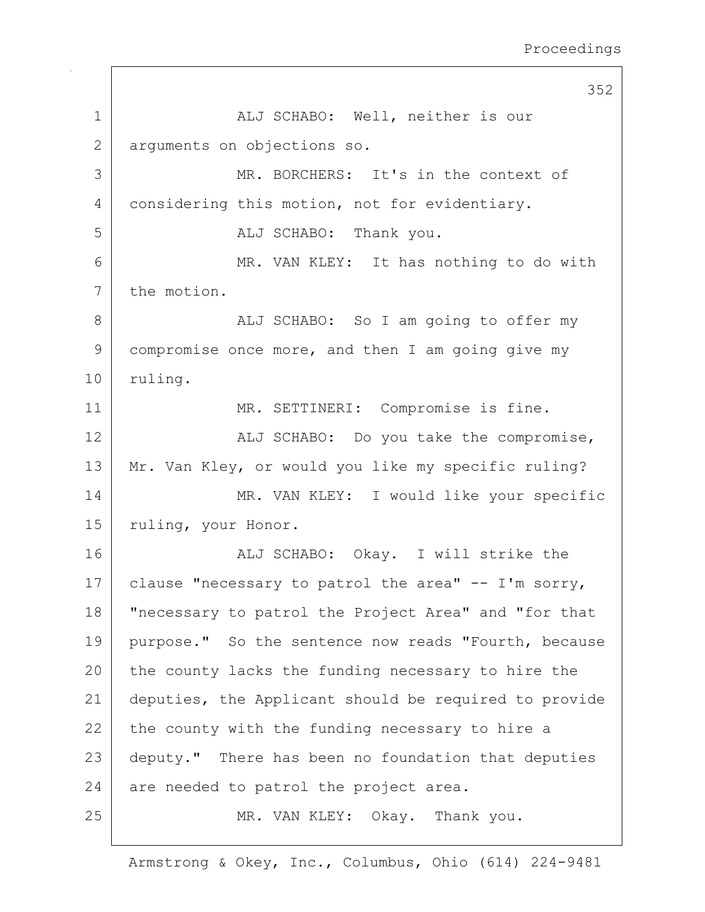ALJ SCHABO: Well, neither is our arguments on objections so.

MR. BORCHERS: It's in the context of considering this motion, not for evidentiary.

ALJ SCHABO: Thank you.

MR. VAN KLEY: It has nothing to do with the motion.

ALJ SCHABO: So I am going to offer my compromise once more, and then I am going give my ruling.

MR. SETTINERI: Compromise is fine.

ALJ SCHABO: Do you take the compromise, Mr. Van Kley, or would you like my specific ruling?

MR. VAN KLEY: I would like your specific ruling, your Honor.

ALJ SCHABO: Okay. I will strike the clause "necessary to patrol the area" -- I'm sorry, "necessary to patrol the Project Area" and "for that purpose." So the sentence now reads "Fourth, because the county lacks the funding necessary to hire the deputies, the Applicant should be required to provide the county with the funding necessary to hire a deputy." There has been no foundation that deputies are needed to patrol the project area.

MR. VAN KLEY: Okay. Thank you.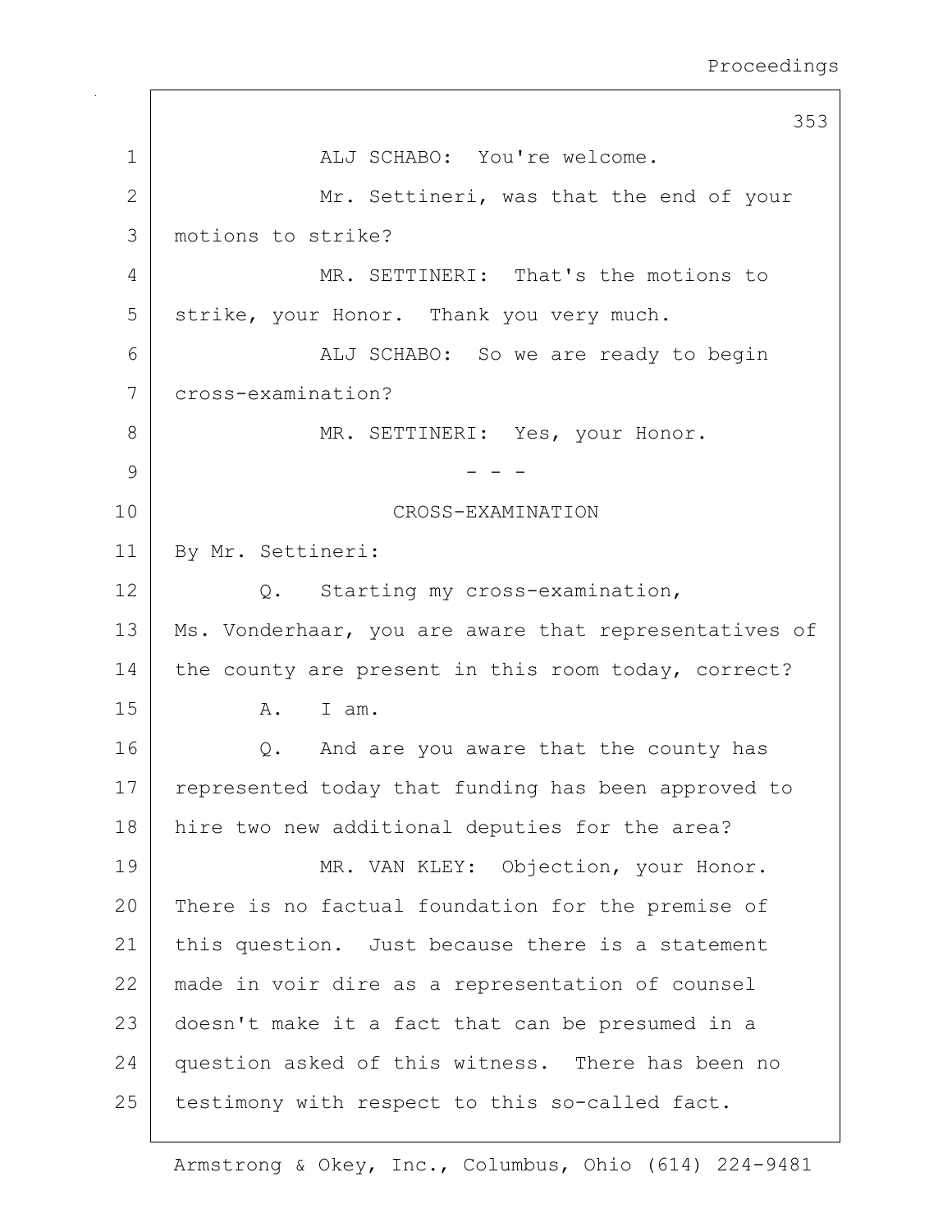ALJ SCHABO: You're welcome.

Mr. Settineri, was that the end of your motions to strike?

MR. SETTINERI: That's the motions to strike, your Honor. Thank you very much.

ALJ SCHABO: So we are ready to begin cross-examination?

MR. SETTINERI: Yes, your Honor.

- - -

CROSS-EXAMINATION

By Mr. Settineri:

Q. Starting my cross-examination, Ms. Vonderhaar, you are aware that representatives of the county are present in this room today, correct?

A. I am.

Q. And are you aware that the county has represented today that funding has been approved to hire two new additional deputies for the area?

MR. VAN KLEY: Objection, your Honor. There is no factual foundation for the premise of this question. Just because there is a statement made in voir dire as a representation of counsel doesn't make it a fact that can be presumed in a question asked of this witness. There has been no testimony with respect to this so-called fact.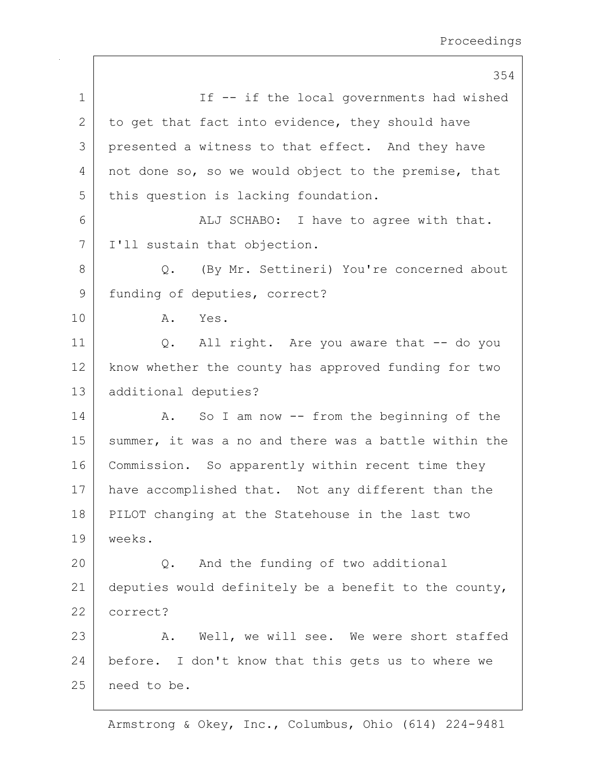If -- if the local governments had wished to get that fact into evidence, they should have presented a witness to that effect. And they have not done so, so we would object to the premise, that this question is lacking foundation.

ALJ SCHABO: I have to agree with that. I'll sustain that objection.

Q. (By Mr. Settineri) You're concerned about funding of deputies, correct?

A. Yes.

Q. All right. Are you aware that -- do you know whether the county has approved funding for two additional deputies?

A. So I am now -- from the beginning of the summer, it was a no and there was a battle within the Commission. So apparently within recent time they have accomplished that. Not any different than the PILOT changing at the Statehouse in the last two weeks.

Q. And the funding of two additional deputies would definitely be a benefit to the county, correct?

A. Well, we will see. We were short staffed before. I don't know that this gets us to where we need to be.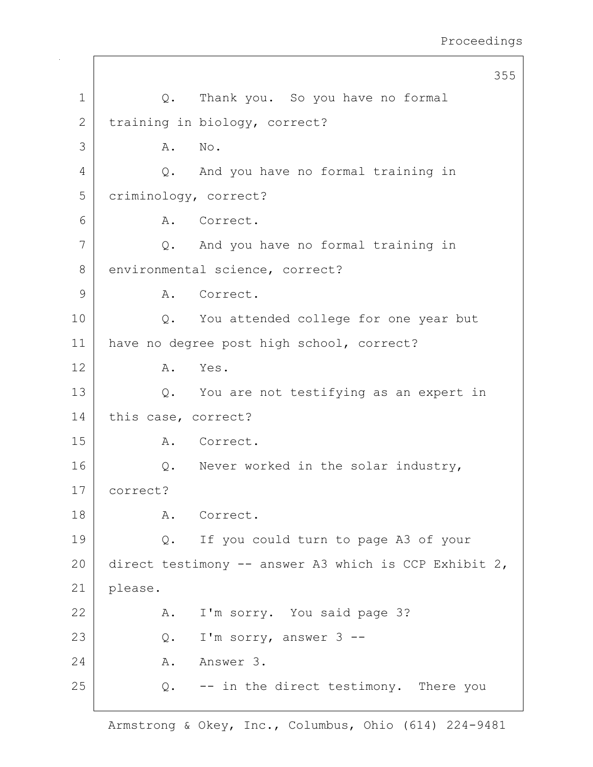1 Q. Thank you. So you have no formal
2 training in biology, correct?
3 A. No.
4 Q. And you have no formal training in
5 criminology, correct?
6 A. Correct.
7 Q. And you have no formal training in
8 environmental science, correct?
9 A. Correct.
10 Q. You attended college for one year but
11 have no degree post high school, correct?
12 A. Yes.
13 Q. You are not testifying as an expert in
14 this case, correct?
15 A. Correct.
16 Q. Never worked in the solar industry,
17 correct?
18 A. Correct.
19 Q. If you could turn to page A3 of your
20 direct testimony -- answer A3 which is CCP Exhibit 2,
21 please.
22 A. I'm sorry. You said page 3?
23 Q. I'm sorry, answer 3 --
24 A. Answer 3.
25 Q. -- in the direct testimony. There you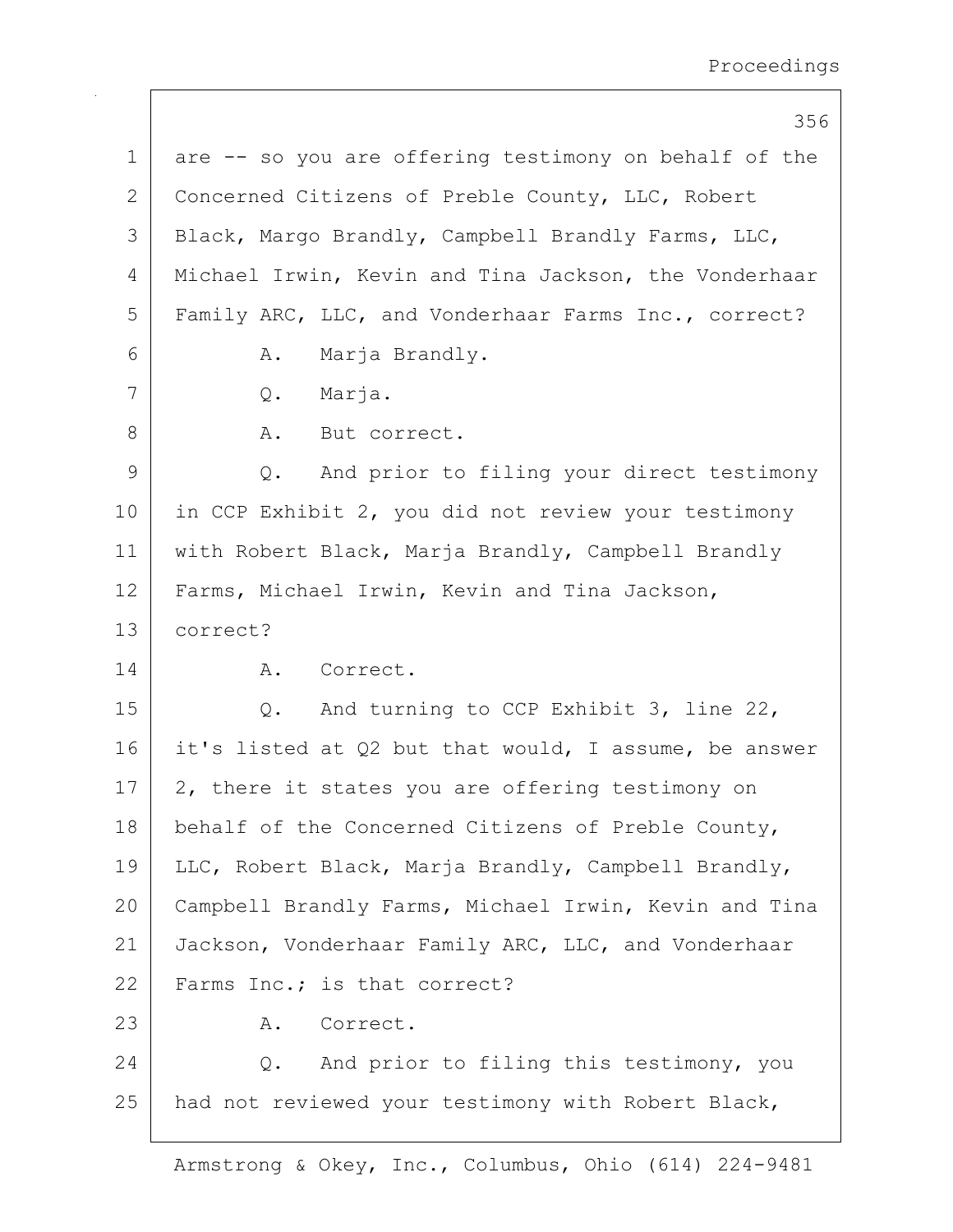1 are -- so you are offering testimony on behalf of the
2 Concerned Citizens of Preble County, LLC, Robert
3 Black, Margo Brandly, Campbell Brandly Farms, LLC,
4 Michael Irwin, Kevin and Tina Jackson, the Vonderhaar
5 Family ARC, LLC, and Vonderhaar Farms Inc., correct?
6 A. Marja Brandly.
7 Q. Marja.
8 A. But correct.
9 Q. And prior to filing your direct testimony
10 in CCP Exhibit 2, you did not review your testimony
11 with Robert Black, Marja Brandly, Campbell Brandly
12 Farms, Michael Irwin, Kevin and Tina Jackson,
13 correct?
14 A. Correct.
15 Q. And turning to CCP Exhibit 3, line 22,
16 it's listed at Q2 but that would, I assume, be answer
17 2, there it states you are offering testimony on
18 behalf of the Concerned Citizens of Preble County,
19 LLC, Robert Black, Marja Brandly, Campbell Brandly,
20 Campbell Brandly Farms, Michael Irwin, Kevin and Tina
21 Jackson, Vonderhaar Family ARC, LLC, and Vonderhaar
22 Farms Inc.; is that correct?
23 A. Correct.
24 Q. And prior to filing this testimony, you
25 had not reviewed your testimony with Robert Black,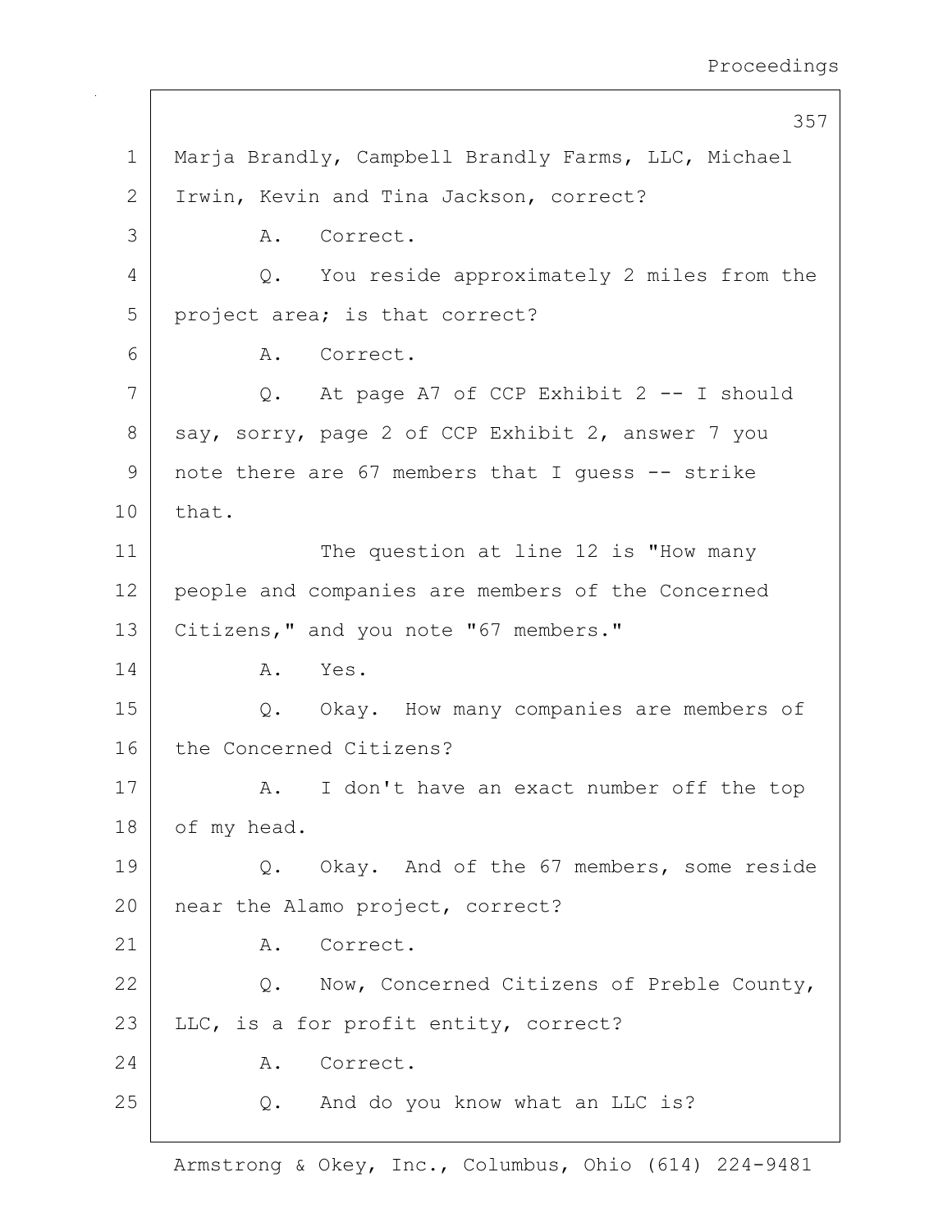Marja Brandly, Campbell Brandly Farms, LLC, Michael Irwin, Kevin and Tina Jackson, correct?

A. Correct.

Q. You reside approximately 2 miles from the project area; is that correct?

A. Correct.

Q. At page A7 of CCP Exhibit 2 -- I should say, sorry, page 2 of CCP Exhibit 2, answer 7 you note there are 67 members that I guess -- strike that.

The question at line 12 is "How many people and companies are members of the Concerned Citizens," and you note "67 members."

A. Yes.

Q. Okay. How many companies are members of the Concerned Citizens?

A. I don't have an exact number off the top of my head.

Q. Okay. And of the 67 members, some reside near the Alamo project, correct?

A. Correct.

Q. Now, Concerned Citizens of Preble County, LLC, is a for profit entity, correct?

A. Correct.

Q. And do you know what an LLC is?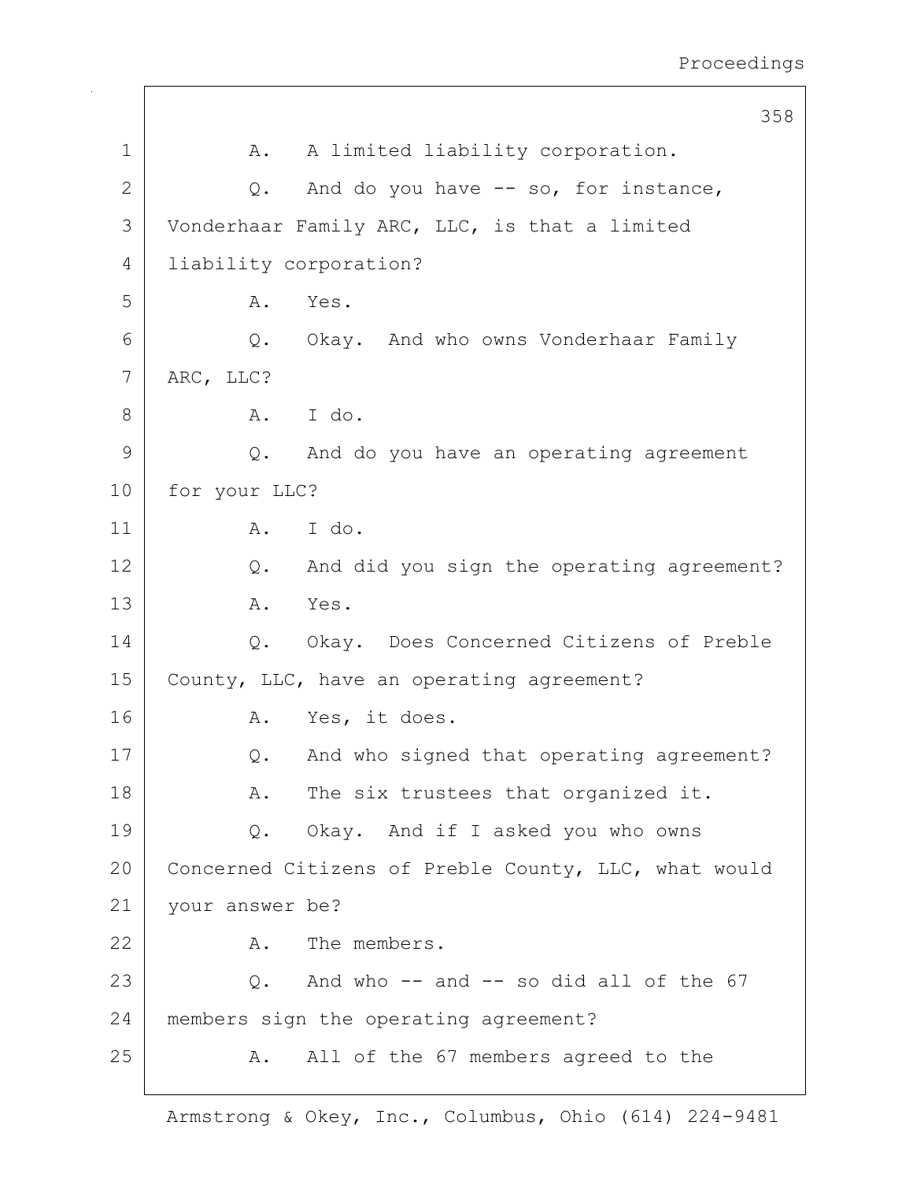1 A. A limited liability corporation.

2 Q. And do you have -- so, for instance,

3 Vonderhaar Family ARC, LLC, is that a limited

4 liability corporation?

5 A. Yes.

6 Q. Okay. And who owns Vonderhaar Family

7 ARC, LLC?

8 A. I do.

9 Q. And do you have an operating agreement

10 for your LLC?

11 A. I do.

12 Q. And did you sign the operating agreement?

13 A. Yes.

14 Q. Okay. Does Concerned Citizens of Preble

15 County, LLC, have an operating agreement?

16 A. Yes, it does.

17 Q. And who signed that operating agreement?

18 A. The six trustees that organized it.

19 Q. Okay. And if I asked you who owns

20 Concerned Citizens of Preble County, LLC, what would

21 your answer be?

22 A. The members.

23 Q. And who -- and -- so did all of the 67

24 members sign the operating agreement?

25 A. All of the 67 members agreed to the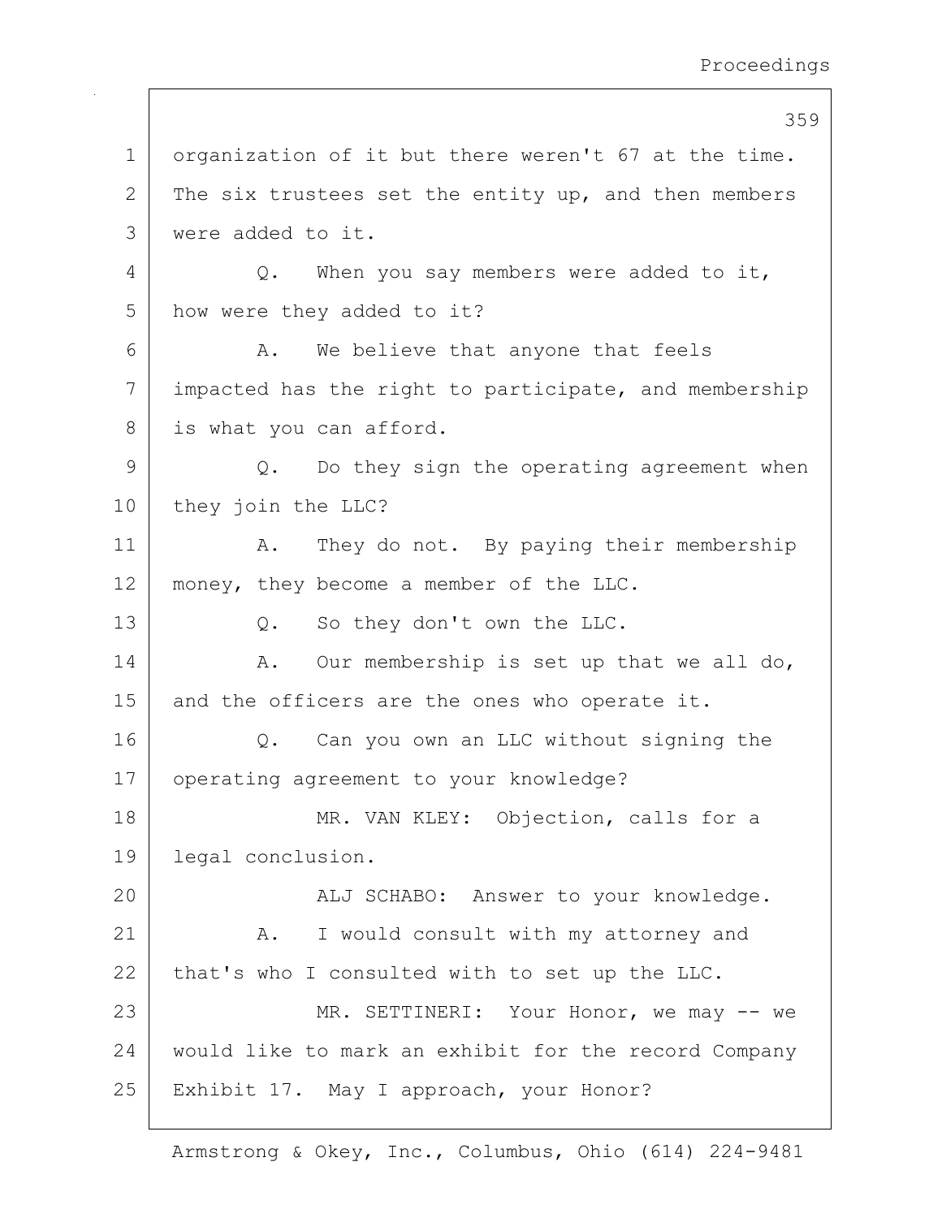1 organization of it but there weren't 67 at the time.
2 The six trustees set the entity up, and then members
3 were added to it.
4 Q. When you say members were added to it,
5 how were they added to it?
6 A. We believe that anyone that feels
7 impacted has the right to participate, and membership
8 is what you can afford.
9 Q. Do they sign the operating agreement when
10 they join the LLC?
11 A. They do not. By paying their membership
12 money, they become a member of the LLC.
13 Q. So they don't own the LLC.
14 A. Our membership is set up that we all do,
15 and the officers are the ones who operate it.
16 Q. Can you own an LLC without signing the
17 operating agreement to your knowledge?
18 MR. VAN KLEY: Objection, calls for a
19 legal conclusion.
20 ALJ SCHABO: Answer to your knowledge.
21 A. I would consult with my attorney and
22 that's who I consulted with to set up the LLC.
23 MR. SETTINERI: Your Honor, we may -- we
24 would like to mark an exhibit for the record Company
25 Exhibit 17. May I approach, your Honor?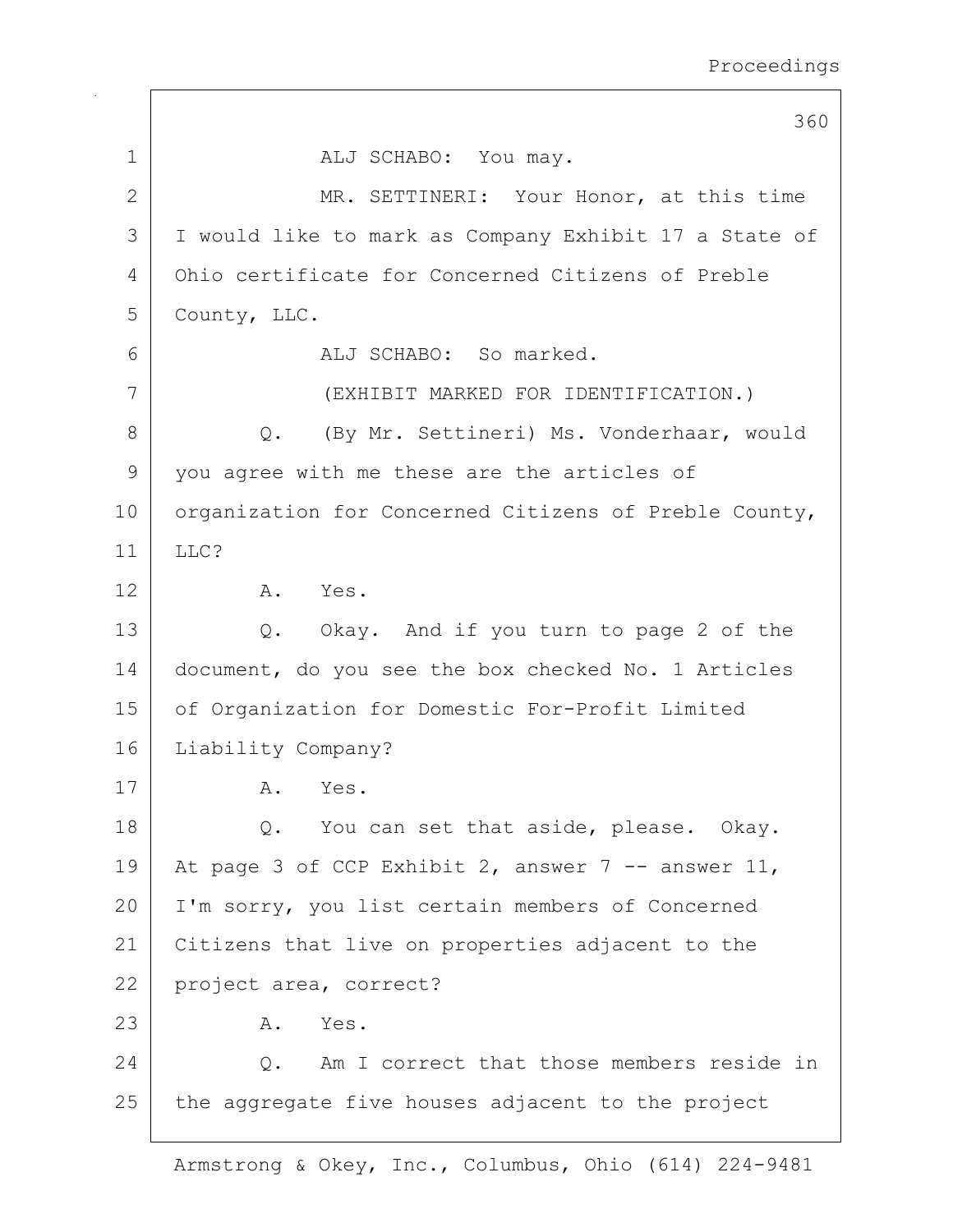ALJ SCHABO: You may.

MR. SETTINERI: Your Honor, at this time I would like to mark as Company Exhibit 17 a State of Ohio certificate for Concerned Citizens of Preble County, LLC.

ALJ SCHABO: So marked.

(EXHIBIT MARKED FOR IDENTIFICATION.)

Q. (By Mr. Settineri) Ms. Vonderhaar, would you agree with me these are the articles of organization for Concerned Citizens of Preble County, LLC?

A. Yes.

Q. Okay. And if you turn to page 2 of the document, do you see the box checked No. 1 Articles of Organization for Domestic For-Profit Limited Liability Company?

A. Yes.

Q. You can set that aside, please. Okay. At page 3 of CCP Exhibit 2, answer 7 -- answer 11, I'm sorry, you list certain members of Concerned Citizens that live on properties adjacent to the project area, correct?

A. Yes.

Q. Am I correct that those members reside in the aggregate five houses adjacent to the project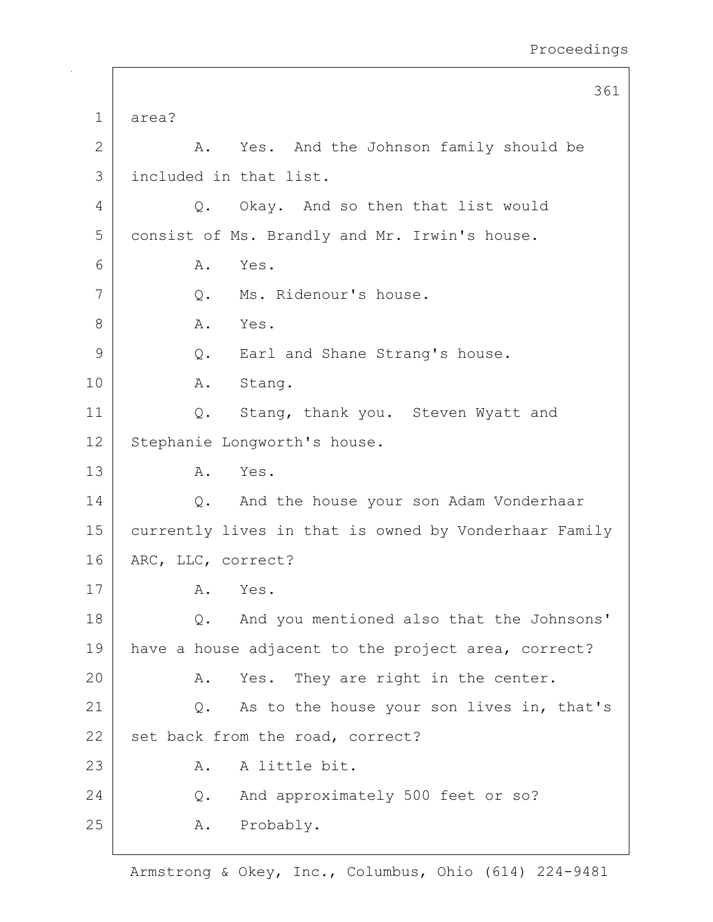area?

A. Yes. And the Johnson family should be included in that list.

Q. Okay. And so then that list would consist of Ms. Brandly and Mr. Irwin's house.

A. Yes.

Q. Ms. Ridenour's house.

A. Yes.

Q. Earl and Shane Strang's house.

A. Stang.

Q. Stang, thank you. Steven Wyatt and Stephanie Longworth's house.

A. Yes.

Q. And the house your son Adam Vonderhaar currently lives in that is owned by Vonderhaar Family ARC, LLC, correct?

A. Yes.

Q. And you mentioned also that the Johnsons' have a house adjacent to the project area, correct?

A. Yes. They are right in the center.

Q. As to the house your son lives in, that's set back from the road, correct?

A. A little bit.

Q. And approximately 500 feet or so?

A. Probably.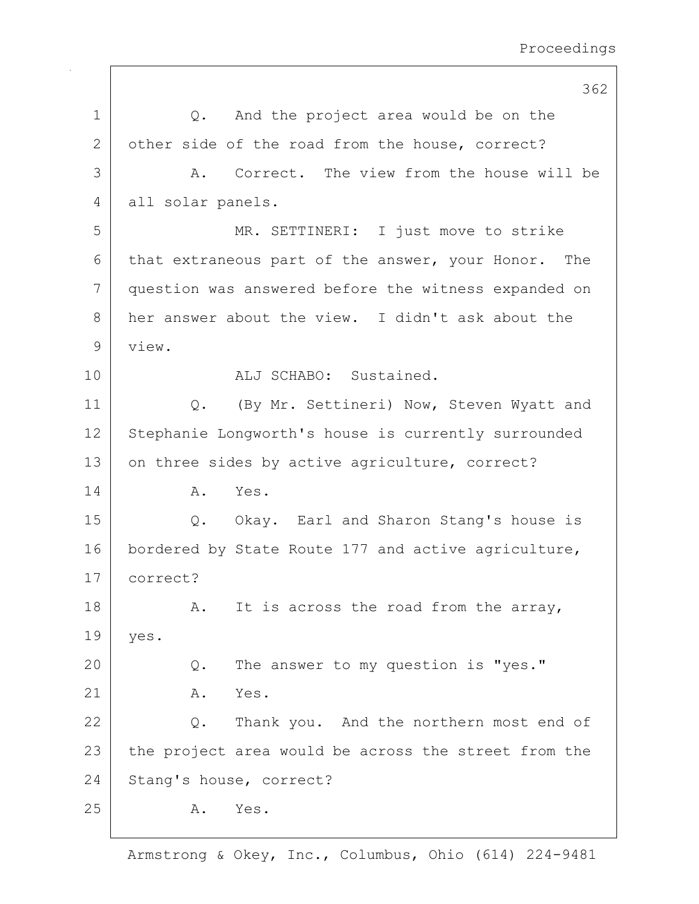Q. And the project area would be on the other side of the road from the house, correct?

A. Correct. The view from the house will be all solar panels.

MR. SETTINERI: I just move to strike that extraneous part of the answer, your Honor. The question was answered before the witness expanded on her answer about the view. I didn't ask about the view.

ALJ SCHABO: Sustained.

Q. (By Mr. Settineri) Now, Steven Wyatt and Stephanie Longworth's house is currently surrounded on three sides by active agriculture, correct?

A. Yes.

Q. Okay. Earl and Sharon Stang's house is bordered by State Route 177 and active agriculture, correct?

A. It is across the road from the array, yes.

Q. The answer to my question is "yes."

A. Yes.

Q. Thank you. And the northern most end of the project area would be across the street from the Stang's house, correct?

A. Yes.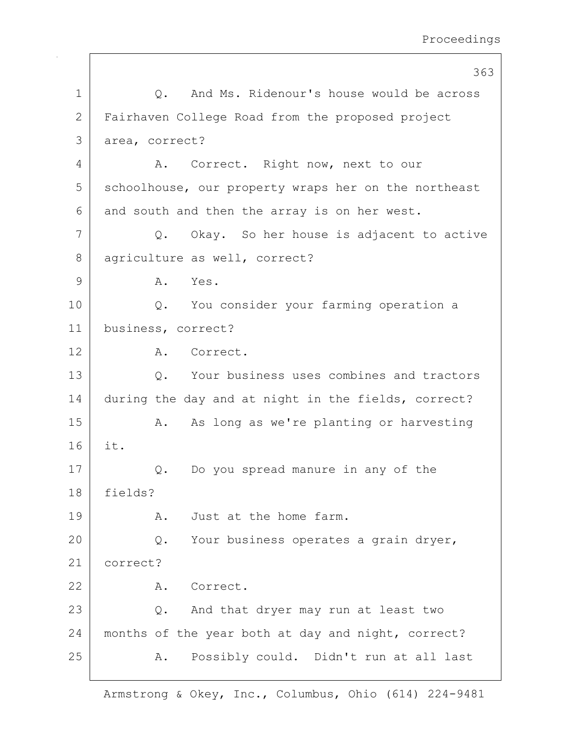Q. And Ms. Ridenour's house would be across Fairhaven College Road from the proposed project area, correct?

A. Correct. Right now, next to our schoolhouse, our property wraps her on the northeast and south and then the array is on her west.

Q. Okay. So her house is adjacent to active agriculture as well, correct?

A. Yes.

Q. You consider your farming operation a business, correct?

A. Correct.

Q. Your business uses combines and tractors during the day and at night in the fields, correct?

A. As long as we're planting or harvesting it.

Q. Do you spread manure in any of the fields?

A. Just at the home farm.

Q. Your business operates a grain dryer, correct?

A. Correct.

Q. And that dryer may run at least two months of the year both at day and night, correct?

A. Possibly could. Didn't run at all last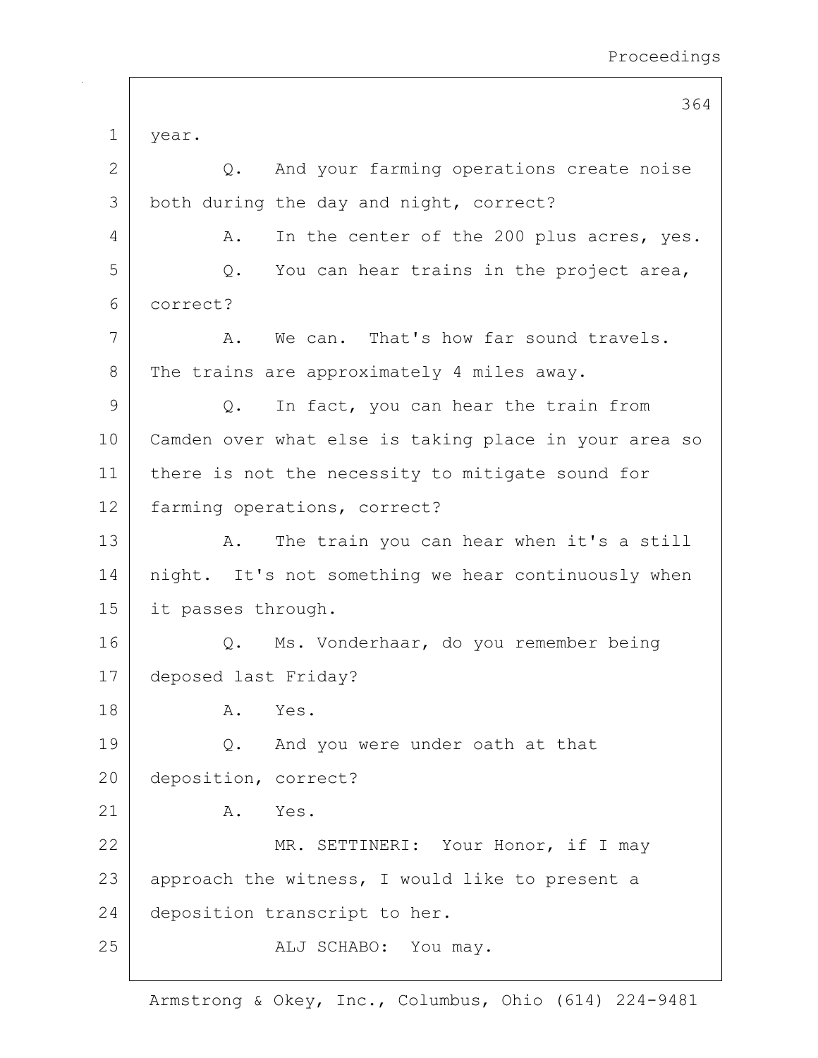year.

Q. And your farming operations create noise both during the day and night, correct?

A. In the center of the 200 plus acres, yes.

Q. You can hear trains in the project area, correct?

A. We can. That's how far sound travels. The trains are approximately 4 miles away.

Q. In fact, you can hear the train from Camden over what else is taking place in your area so there is not the necessity to mitigate sound for farming operations, correct?

A. The train you can hear when it's a still night. It's not something we hear continuously when it passes through.

Q. Ms. Vonderhaar, do you remember being deposed last Friday?

A. Yes.

Q. And you were under oath at that deposition, correct?

A. Yes.

MR. SETTINERI: Your Honor, if I may approach the witness, I would like to present a deposition transcript to her.

ALJ SCHABO: You may.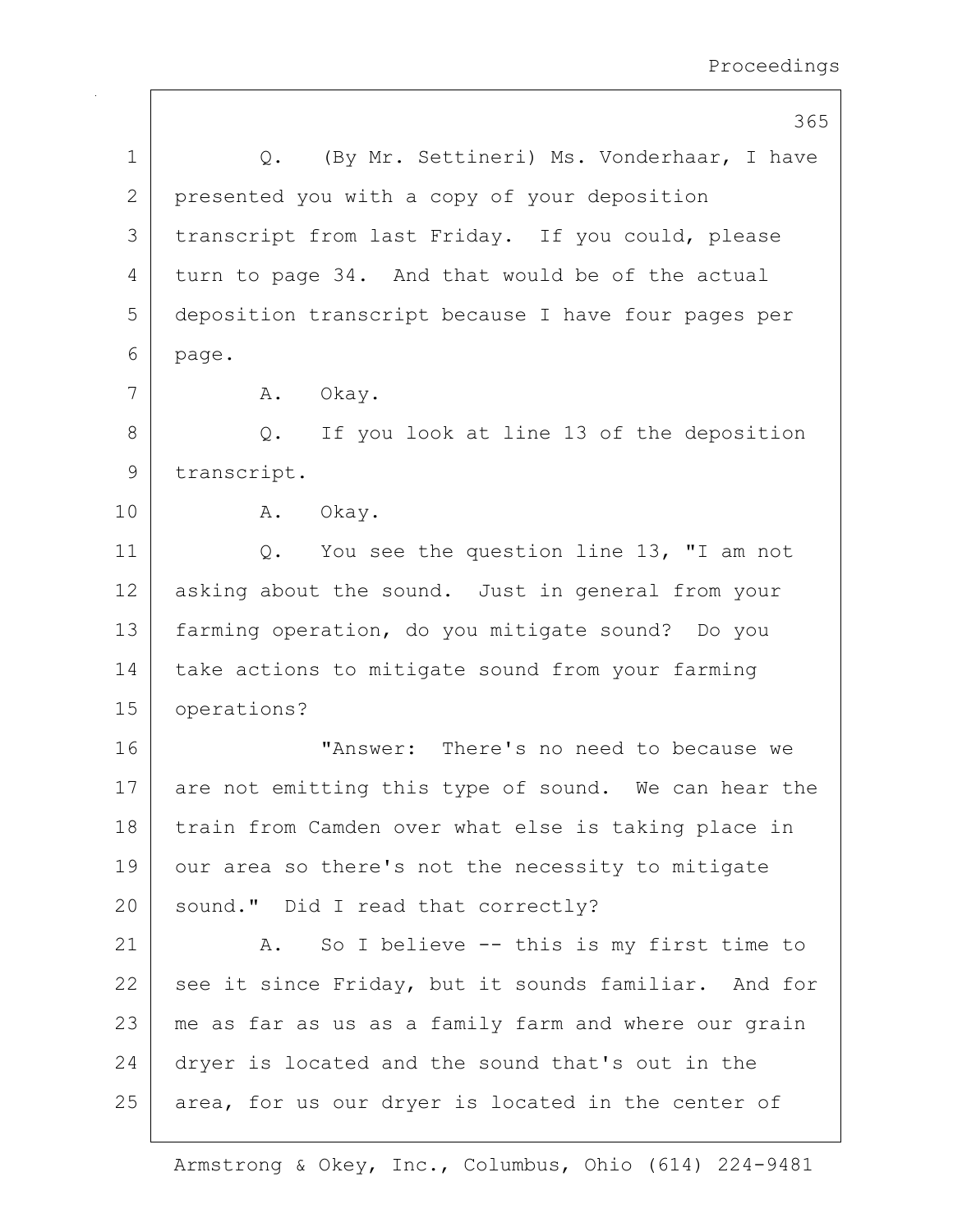Q. (By Mr. Settineri) Ms. Vonderhaar, I have presented you with a copy of your deposition transcript from last Friday. If you could, please turn to page 34. And that would be of the actual deposition transcript because I have four pages per page.

A. Okay.

Q. If you look at line 13 of the deposition transcript.

A. Okay.

Q. You see the question line 13, "I am not asking about the sound. Just in general from your farming operation, do you mitigate sound? Do you take actions to mitigate sound from your farming operations?

"Answer: There's no need to because we are not emitting this type of sound. We can hear the train from Camden over what else is taking place in our area so there's not the necessity to mitigate sound." Did I read that correctly?

A. So I believe -- this is my first time to see it since Friday, but it sounds familiar. And for me as far as us as a family farm and where our grain dryer is located and the sound that's out in the area, for us our dryer is located in the center of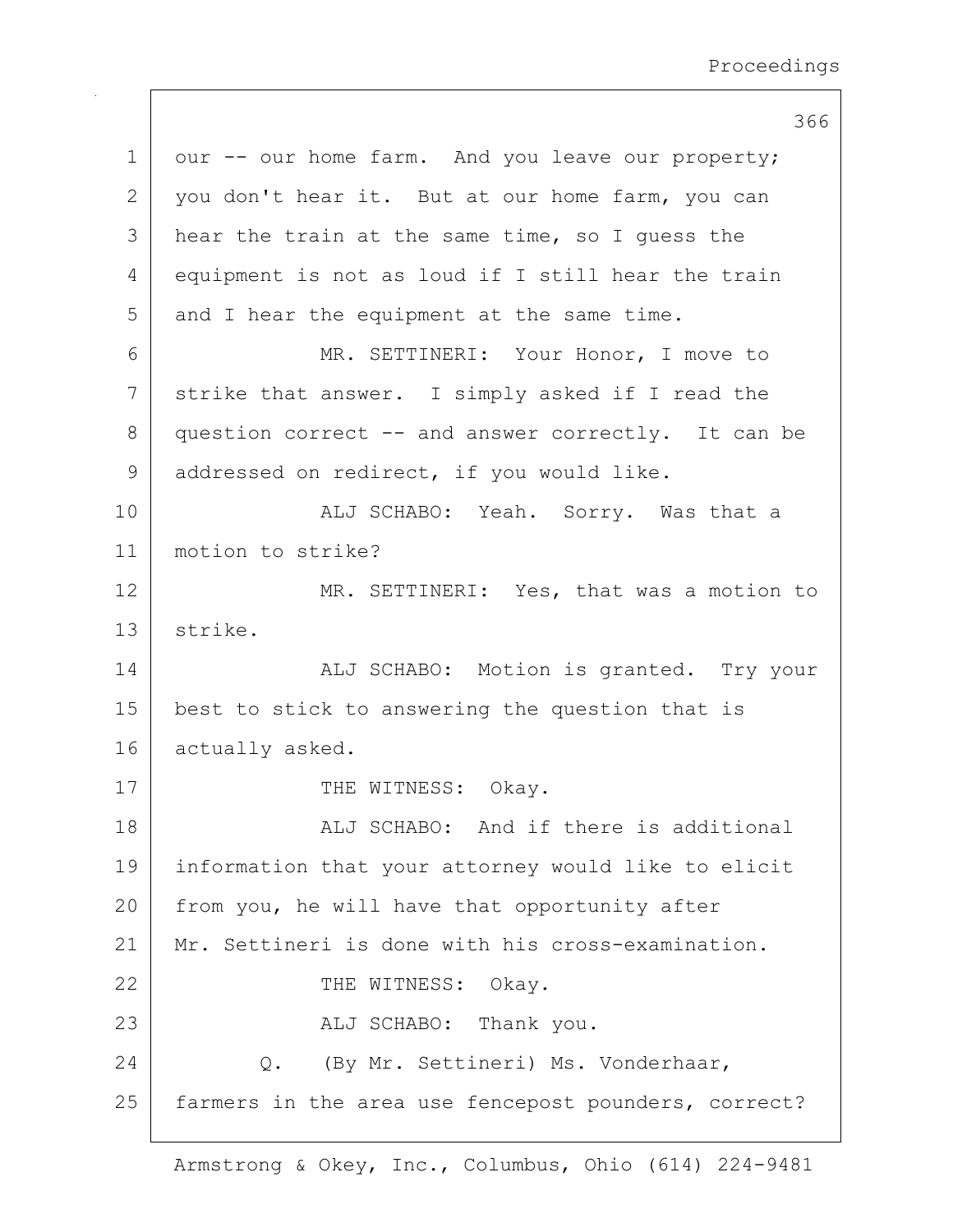our -- our home farm. And you leave our property; you don't hear it. But at our home farm, you can hear the train at the same time, so I guess the equipment is not as loud if I still hear the train and I hear the equipment at the same time.

MR. SETTINERI: Your Honor, I move to strike that answer. I simply asked if I read the question correct -- and answer correctly. It can be addressed on redirect, if you would like.

ALJ SCHABO: Yeah. Sorry. Was that a motion to strike?

MR. SETTINERI: Yes, that was a motion to strike.

ALJ SCHABO: Motion is granted. Try your best to stick to answering the question that is actually asked.

THE WITNESS: Okay.

ALJ SCHABO: And if there is additional information that your attorney would like to elicit from you, he will have that opportunity after Mr. Settineri is done with his cross-examination.

THE WITNESS: Okay.

ALJ SCHABO: Thank you.

Q. (By Mr. Settineri) Ms. Vonderhaar, farmers in the area use fencepost pounders, correct?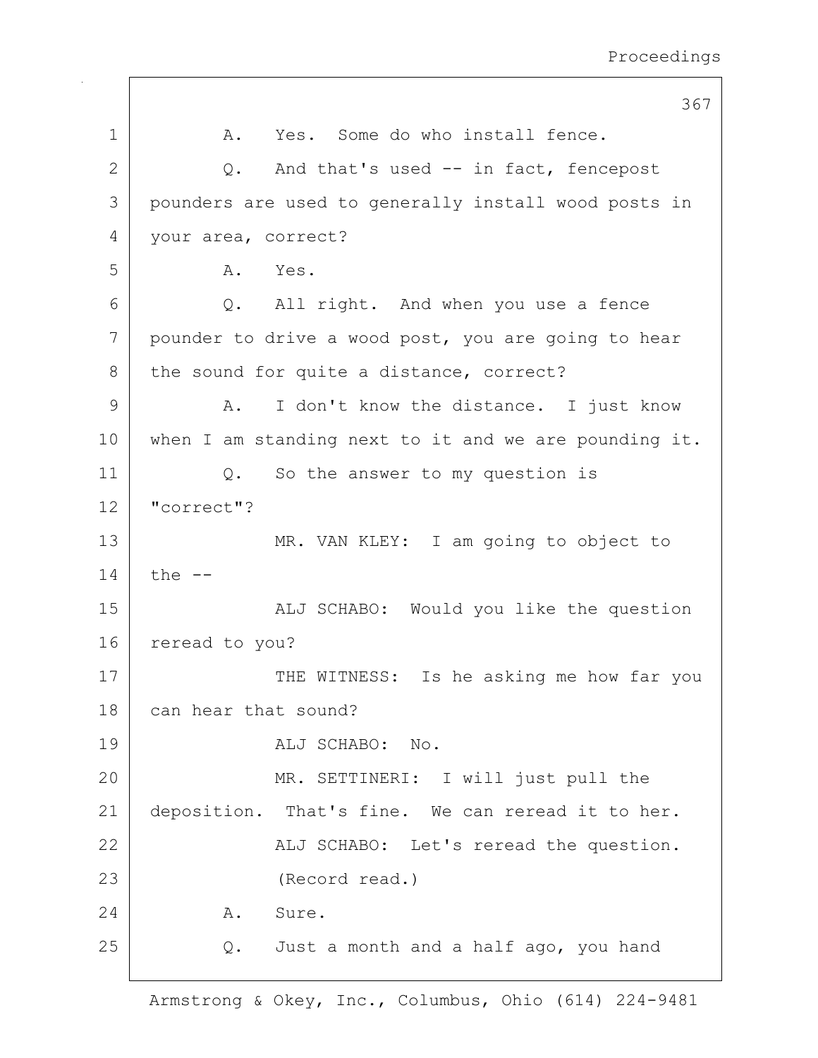A. Yes. Some do who install fence.

Q. And that's used -- in fact, fencepost pounders are used to generally install wood posts in your area, correct?

A. Yes.

Q. All right. And when you use a fence pounder to drive a wood post, you are going to hear the sound for quite a distance, correct?

A. I don't know the distance. I just know when I am standing next to it and we are pounding it.

Q. So the answer to my question is "correct"?

MR. VAN KLEY: I am going to object to the --

ALJ SCHABO: Would you like the question reread to you?

THE WITNESS: Is he asking me how far you can hear that sound?

ALJ SCHABO: No.

MR. SETTINERI: I will just pull the deposition. That's fine. We can reread it to her.

ALJ SCHABO: Let's reread the question.

(Record read.)

A. Sure.

Q. Just a month and a half ago, you hand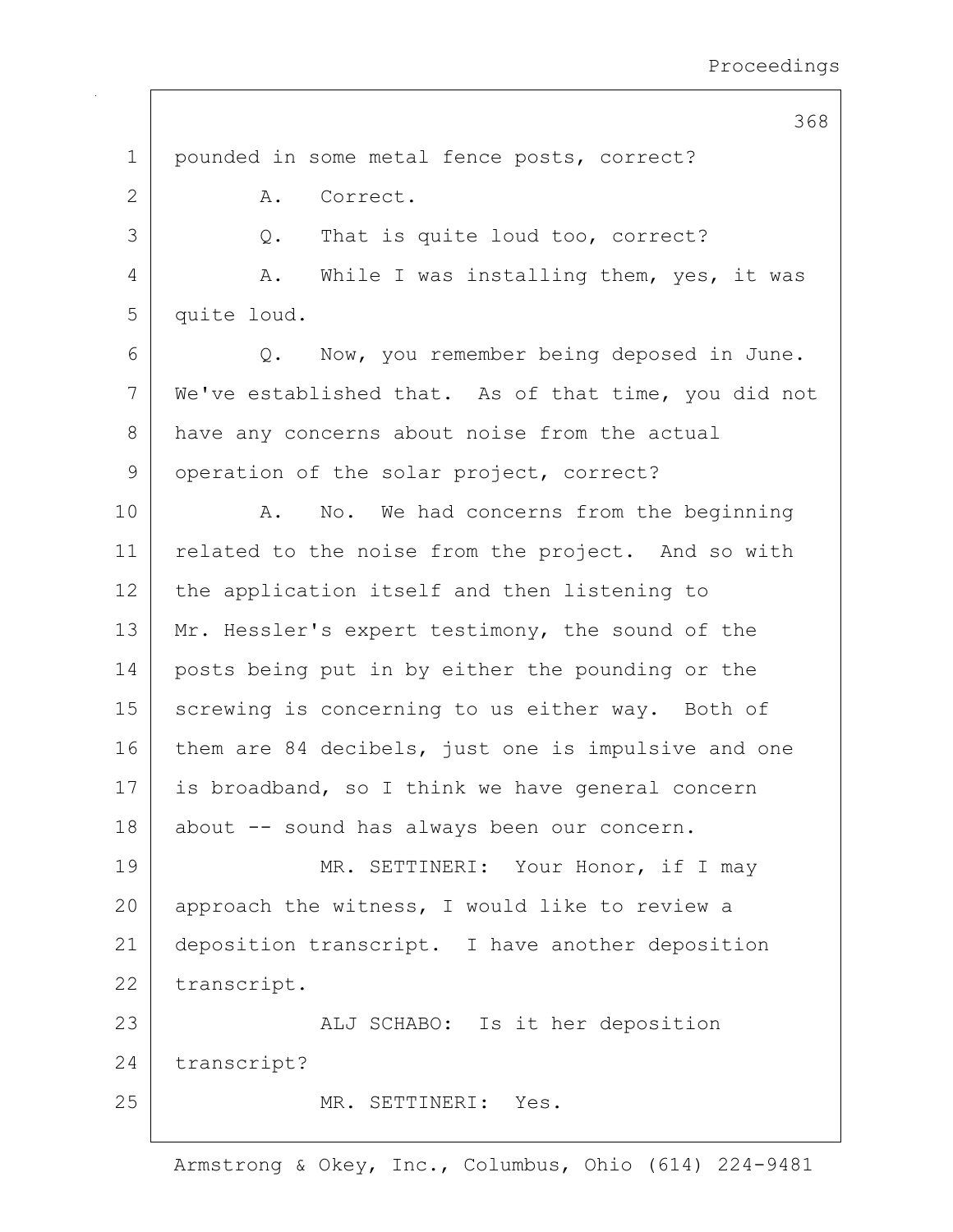pounded in some metal fence posts, correct?

A. Correct.

Q. That is quite loud too, correct?

A. While I was installing them, yes, it was quite loud.

Q. Now, you remember being deposed in June. We've established that. As of that time, you did not have any concerns about noise from the actual operation of the solar project, correct?

A. No. We had concerns from the beginning related to the noise from the project. And so with the application itself and then listening to Mr. Hessler's expert testimony, the sound of the posts being put in by either the pounding or the screwing is concerning to us either way. Both of them are 84 decibels, just one is impulsive and one is broadband, so I think we have general concern about -- sound has always been our concern.

MR. SETTINERI: Your Honor, if I may approach the witness, I would like to review a deposition transcript. I have another deposition transcript.

ALJ SCHABO: Is it her deposition transcript?

MR. SETTINERI: Yes.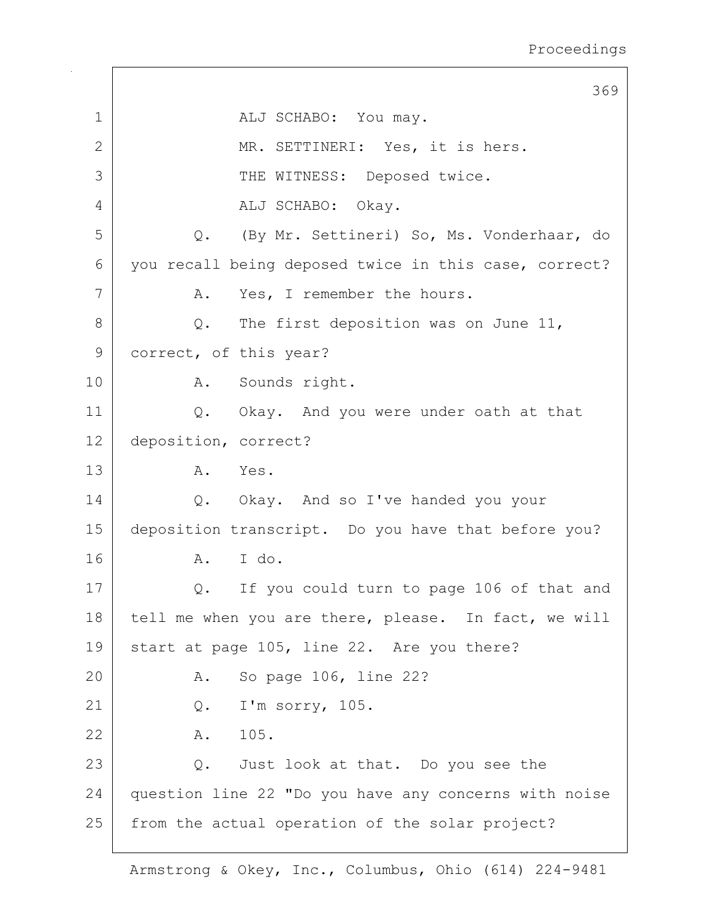1 ALJ SCHABO: You may.
2 MR. SETTINERI: Yes, it is hers.
3 THE WITNESS: Deposed twice.
4 ALJ SCHABO: Okay.
5 Q. (By Mr. Settineri) So, Ms. Vonderhaar, do
6 you recall being deposed twice in this case, correct?
7 A. Yes, I remember the hours.
8 Q. The first deposition was on June 11,
9 correct, of this year?
10 A. Sounds right.
11 Q. Okay. And you were under oath at that
12 deposition, correct?
13 A. Yes.
14 Q. Okay. And so I've handed you your
15 deposition transcript. Do you have that before you?
16 A. I do.
17 Q. If you could turn to page 106 of that and
18 tell me when you are there, please. In fact, we will
19 start at page 105, line 22. Are you there?
20 A. So page 106, line 22?
21 Q. I'm sorry, 105.
22 A. 105.
23 Q. Just look at that. Do you see the
24 question line 22 "Do you have any concerns with noise
25 from the actual operation of the solar project?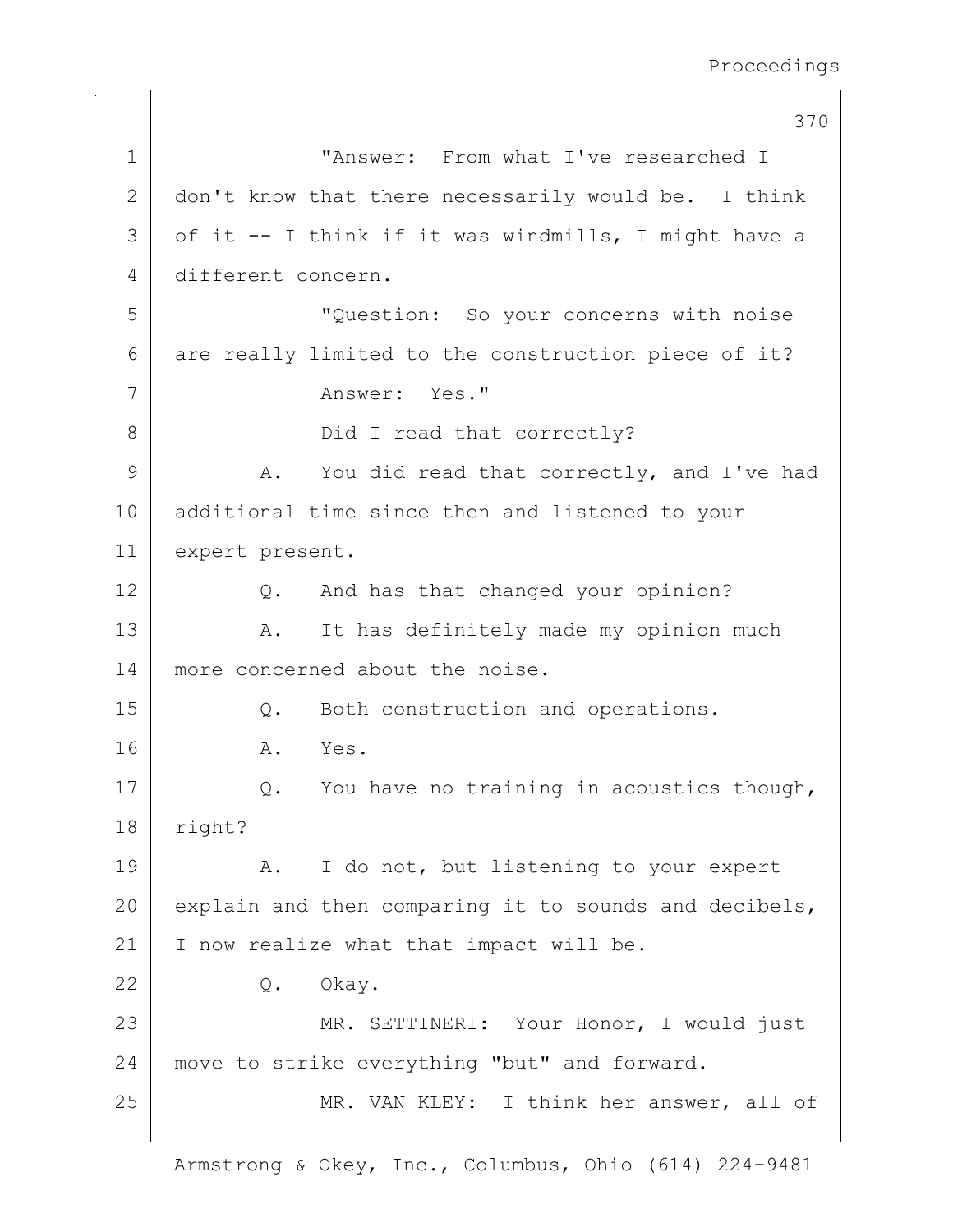"Answer: From what I've researched I don't know that there necessarily would be. I think of it -- I think if it was windmills, I might have a different concern.

"Question: So your concerns with noise are really limited to the construction piece of it?

Answer: Yes."

Did I read that correctly?

A. You did read that correctly, and I've had additional time since then and listened to your expert present.

Q. And has that changed your opinion?

A. It has definitely made my opinion much more concerned about the noise.

Q. Both construction and operations.

A. Yes.

Q. You have no training in acoustics though, right?

A. I do not, but listening to your expert explain and then comparing it to sounds and decibels, I now realize what that impact will be.

Q. Okay.

MR. SETTINERI: Your Honor, I would just move to strike everything "but" and forward.

MR. VAN KLEY: I think her answer, all of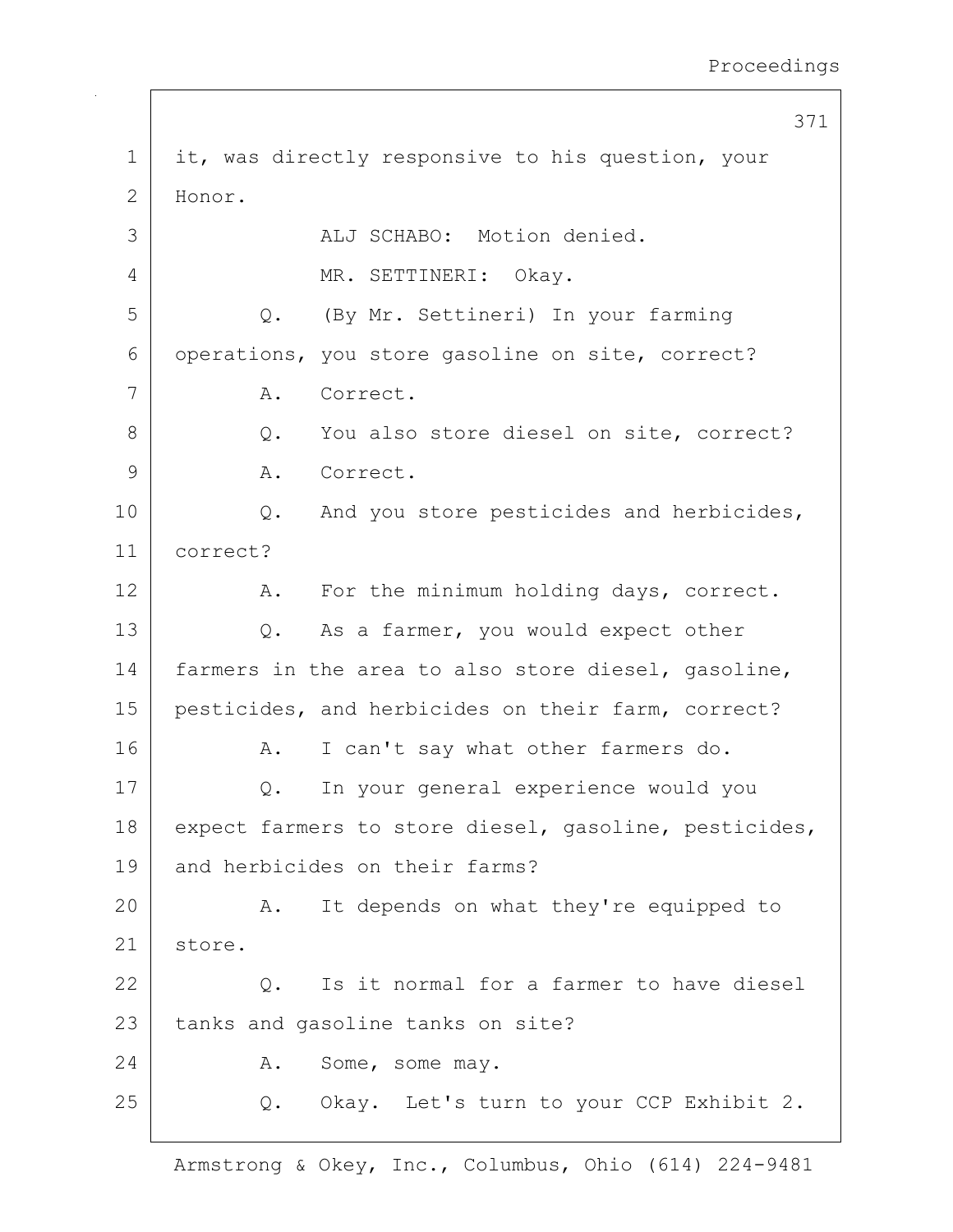it, was directly responsive to his question, your Honor.

ALJ SCHABO: Motion denied.

MR. SETTINERI: Okay.

Q. (By Mr. Settineri) In your farming operations, you store gasoline on site, correct?

A. Correct.

Q. You also store diesel on site, correct?

A. Correct.

Q. And you store pesticides and herbicides, correct?

A. For the minimum holding days, correct.

Q. As a farmer, you would expect other farmers in the area to also store diesel, gasoline, pesticides, and herbicides on their farm, correct?

A. I can't say what other farmers do.

Q. In your general experience would you expect farmers to store diesel, gasoline, pesticides, and herbicides on their farms?

A. It depends on what they're equipped to store.

Q. Is it normal for a farmer to have diesel tanks and gasoline tanks on site?

A. Some, some may.

Q. Okay. Let's turn to your CCP Exhibit 2.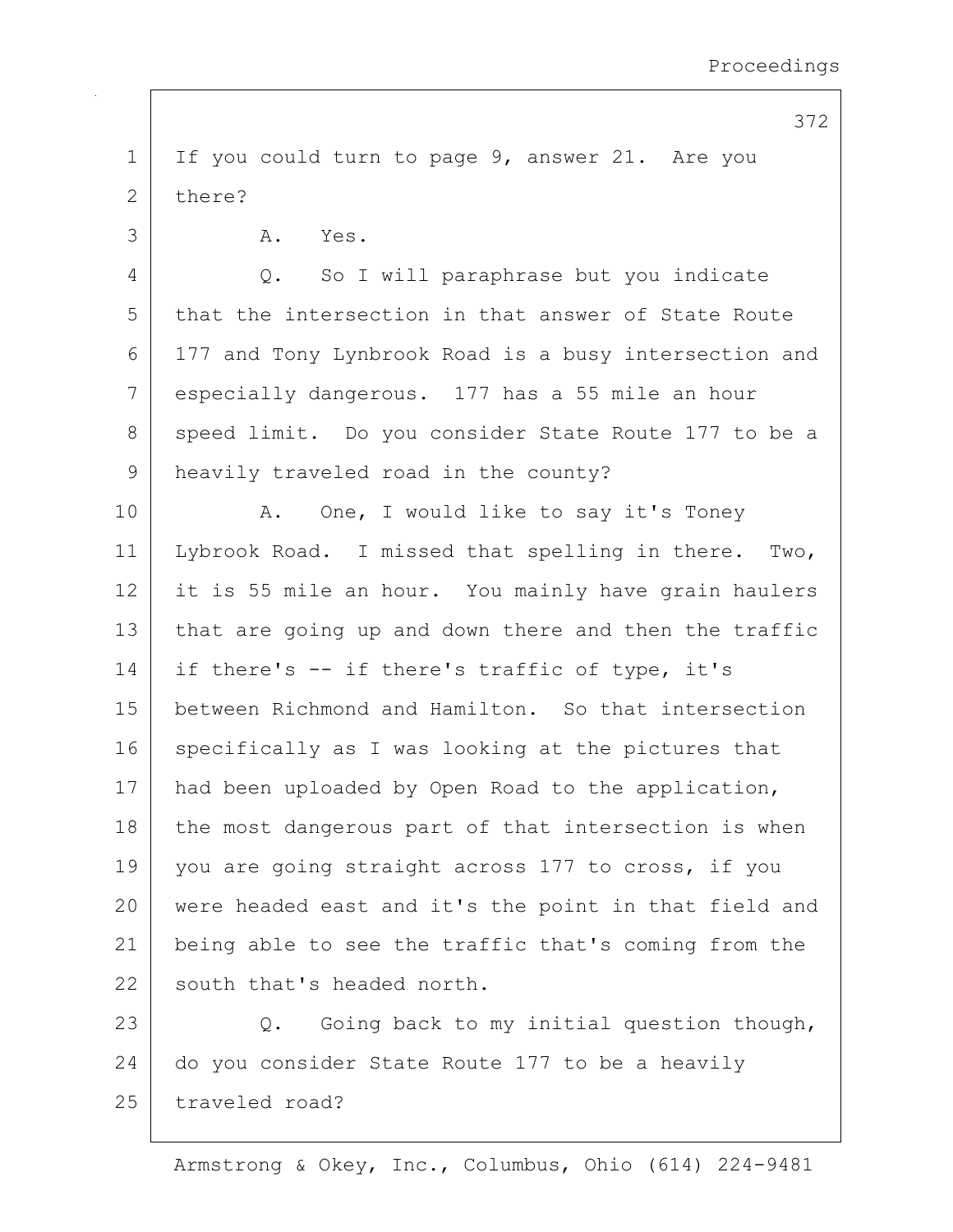If you could turn to page 9, answer 21. Are you there?

A. Yes.

Q. So I will paraphrase but you indicate that the intersection in that answer of State Route 177 and Tony Lynbrook Road is a busy intersection and especially dangerous. 177 has a 55 mile an hour speed limit. Do you consider State Route 177 to be a heavily traveled road in the county?

A. One, I would like to say it's Toney Lybrook Road. I missed that spelling in there. Two, it is 55 mile an hour. You mainly have grain haulers that are going up and down there and then the traffic if there's -- if there's traffic of type, it's between Richmond and Hamilton. So that intersection specifically as I was looking at the pictures that had been uploaded by Open Road to the application, the most dangerous part of that intersection is when you are going straight across 177 to cross, if you were headed east and it's the point in that field and being able to see the traffic that's coming from the south that's headed north.

Q. Going back to my initial question though, do you consider State Route 177 to be a heavily traveled road?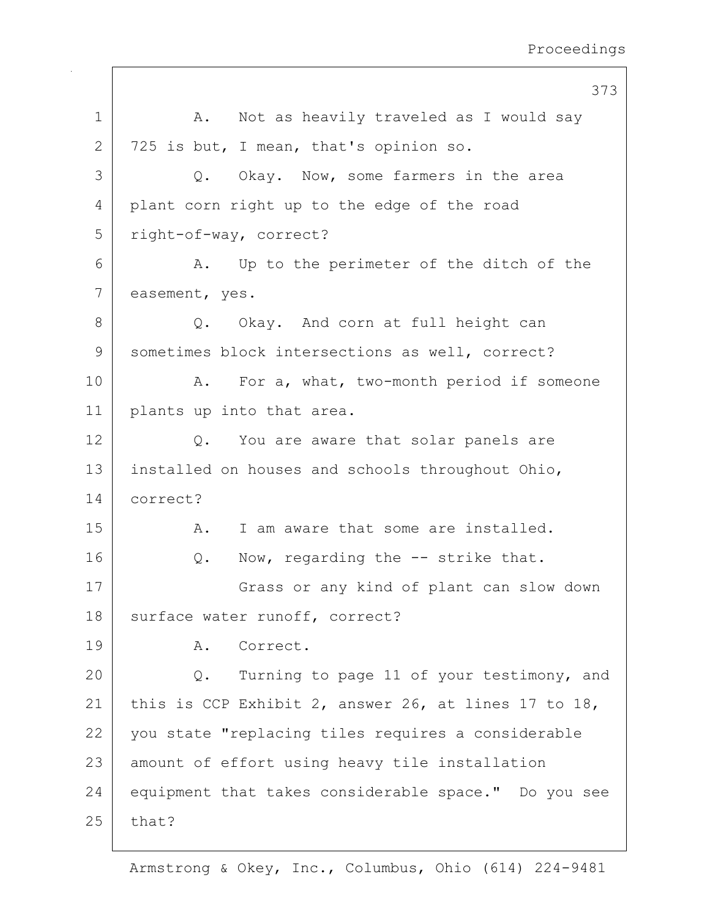A. Not as heavily traveled as I would say 725 is but, I mean, that's opinion so.

Q. Okay. Now, some farmers in the area plant corn right up to the edge of the road right-of-way, correct?

A. Up to the perimeter of the ditch of the easement, yes.

Q. Okay. And corn at full height can sometimes block intersections as well, correct?

A. For a, what, two-month period if someone plants up into that area.

Q. You are aware that solar panels are installed on houses and schools throughout Ohio, correct?

A. I am aware that some are installed.

Q. Now, regarding the -- strike that.

Grass or any kind of plant can slow down surface water runoff, correct?

A. Correct.

Q. Turning to page 11 of your testimony, and this is CCP Exhibit 2, answer 26, at lines 17 to 18, you state "replacing tiles requires a considerable amount of effort using heavy tile installation equipment that takes considerable space." Do you see that?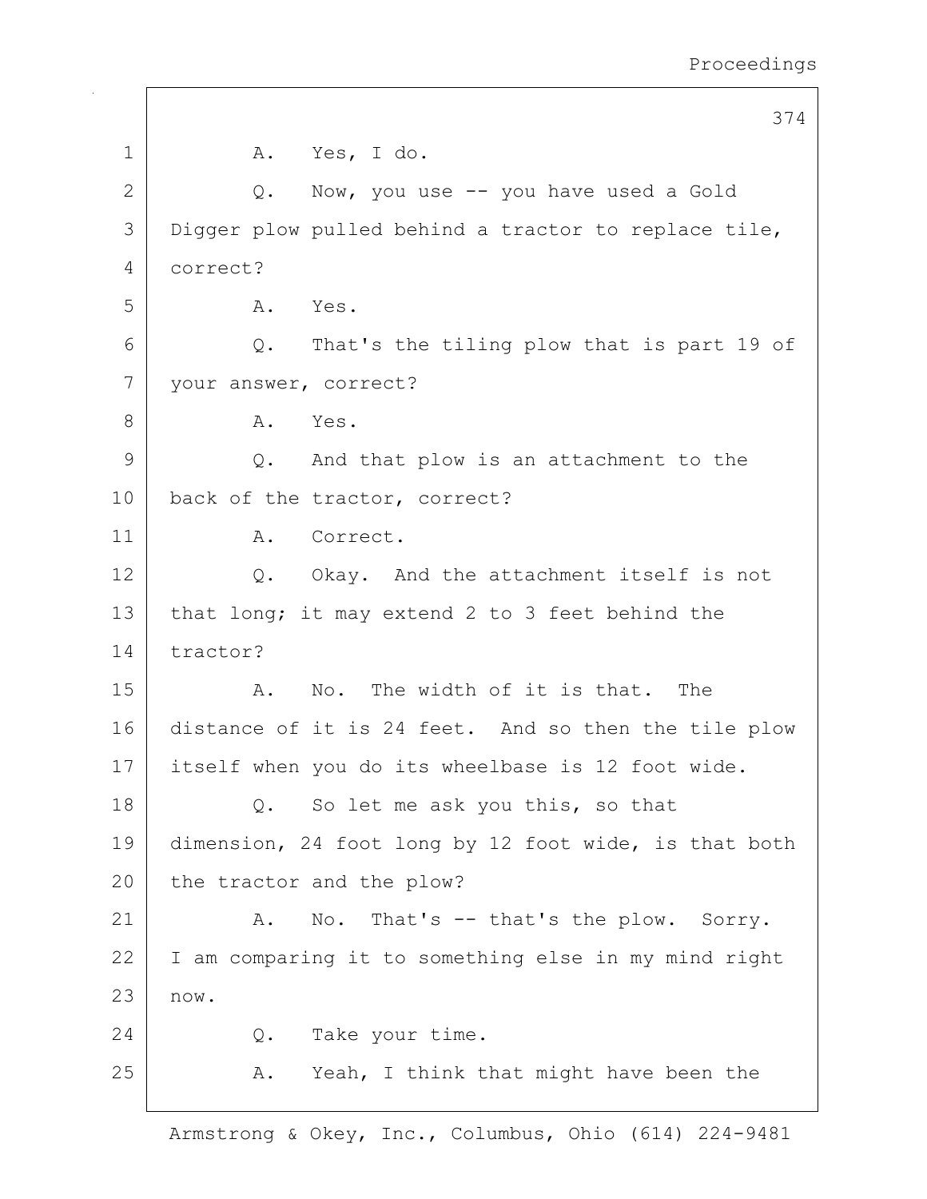1 A. Yes, I do.

2 Q. Now, you use -- you have used a Gold

3 Digger plow pulled behind a tractor to replace tile,

4 correct?

5 A. Yes.

6 Q. That's the tiling plow that is part 19 of

7 your answer, correct?

8 A. Yes.

9 Q. And that plow is an attachment to the

10 back of the tractor, correct?

11 A. Correct.

12 Q. Okay. And the attachment itself is not

13 that long; it may extend 2 to 3 feet behind the

14 tractor?

15 A. No. The width of it is that. The

16 distance of it is 24 feet. And so then the tile plow

17 itself when you do its wheelbase is 12 foot wide.

18 Q. So let me ask you this, so that

19 dimension, 24 foot long by 12 foot wide, is that both

20 the tractor and the plow?

21 A. No. That's -- that's the plow. Sorry.

22 I am comparing it to something else in my mind right

23 now.

24 Q. Take your time.

25 A. Yeah, I think that might have been the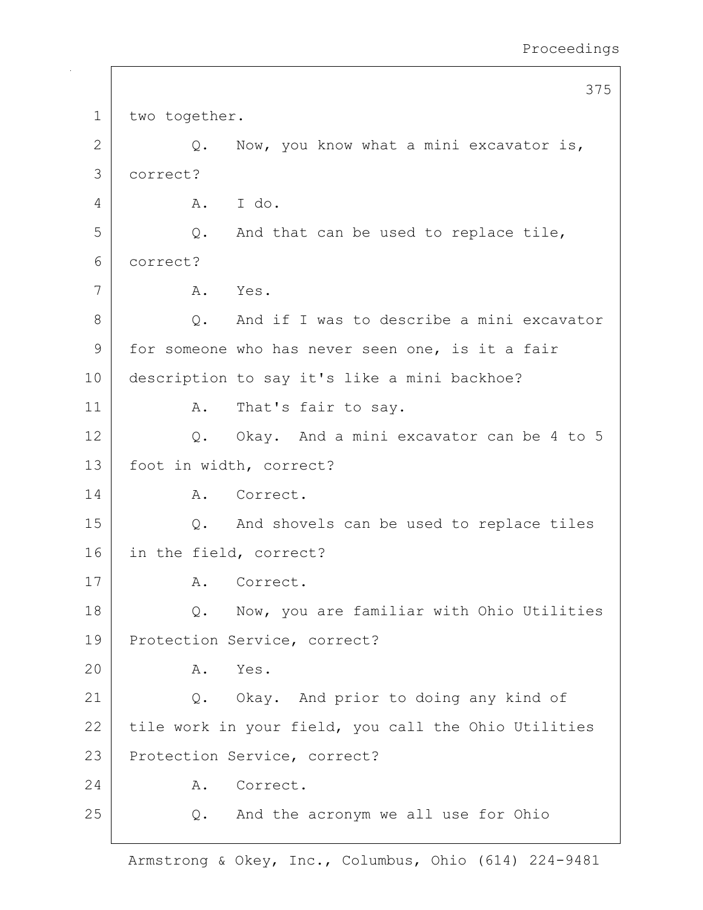1 two together.

2 Q. Now, you know what a mini excavator is,

3 correct?

4 A. I do.

5 Q. And that can be used to replace tile,

6 correct?

7 A. Yes.

8 Q. And if I was to describe a mini excavator

9 for someone who has never seen one, is it a fair

10 description to say it's like a mini backhoe?

11 A. That's fair to say.

12 Q. Okay. And a mini excavator can be 4 to 5

13 foot in width, correct?

14 A. Correct.

15 Q. And shovels can be used to replace tiles

16 in the field, correct?

17 A. Correct.

18 Q. Now, you are familiar with Ohio Utilities

19 Protection Service, correct?

20 A. Yes.

21 Q. Okay. And prior to doing any kind of

22 tile work in your field, you call the Ohio Utilities

23 Protection Service, correct?

24 A. Correct.

25 Q. And the acronym we all use for Ohio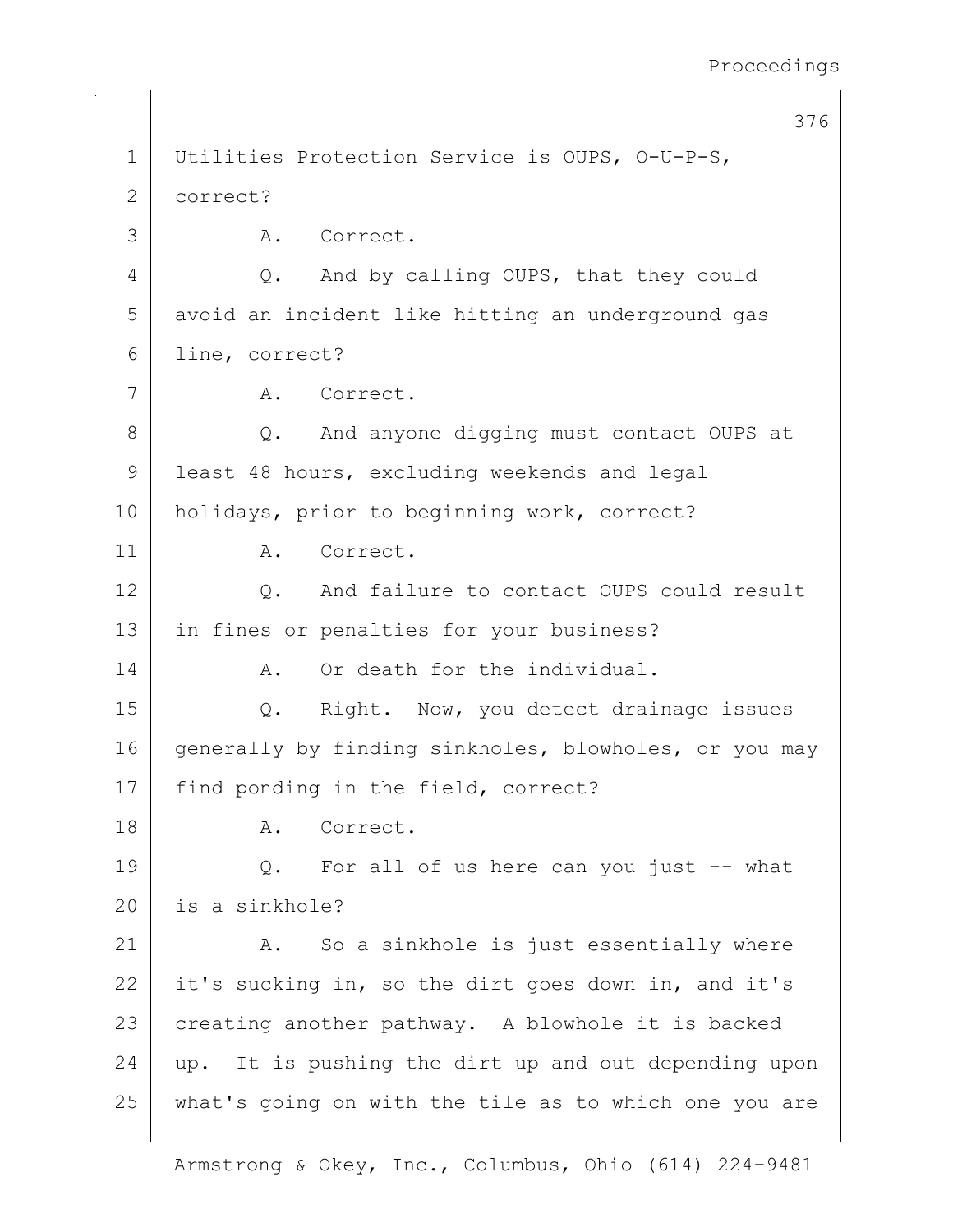1 Utilities Protection Service is OUPS, O-U-P-S,
2 correct?
3 A. Correct.
4 Q. And by calling OUPS, that they could
5 avoid an incident like hitting an underground gas
6 line, correct?
7 A. Correct.
8 Q. And anyone digging must contact OUPS at
9 least 48 hours, excluding weekends and legal
10 holidays, prior to beginning work, correct?
11 A. Correct.
12 Q. And failure to contact OUPS could result
13 in fines or penalties for your business?
14 A. Or death for the individual.
15 Q. Right. Now, you detect drainage issues
16 generally by finding sinkholes, blowholes, or you may
17 find ponding in the field, correct?
18 A. Correct.
19 Q. For all of us here can you just -- what
20 is a sinkhole?
21 A. So a sinkhole is just essentially where
22 it's sucking in, so the dirt goes down in, and it's
23 creating another pathway. A blowhole it is backed
24 up. It is pushing the dirt up and out depending upon
25 what's going on with the tile as to which one you are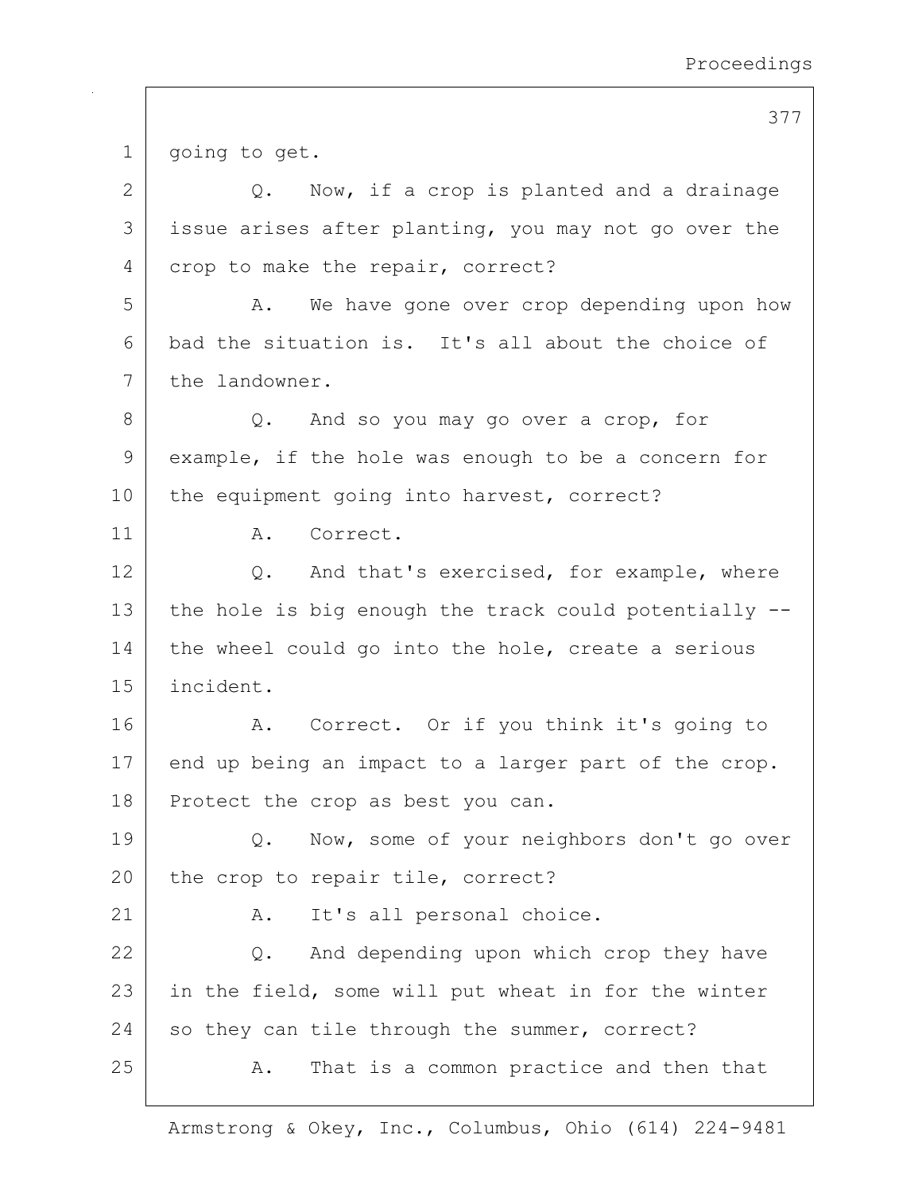going to get.

Q. Now, if a crop is planted and a drainage issue arises after planting, you may not go over the crop to make the repair, correct?

A. We have gone over crop depending upon how bad the situation is. It's all about the choice of the landowner.

Q. And so you may go over a crop, for example, if the hole was enough to be a concern for the equipment going into harvest, correct?

A. Correct.

Q. And that's exercised, for example, where the hole is big enough the track could potentially -- the wheel could go into the hole, create a serious incident.

A. Correct. Or if you think it's going to end up being an impact to a larger part of the crop. Protect the crop as best you can.

Q. Now, some of your neighbors don't go over the crop to repair tile, correct?

A. It's all personal choice.

Q. And depending upon which crop they have in the field, some will put wheat in for the winter so they can tile through the summer, correct?

A. That is a common practice and then that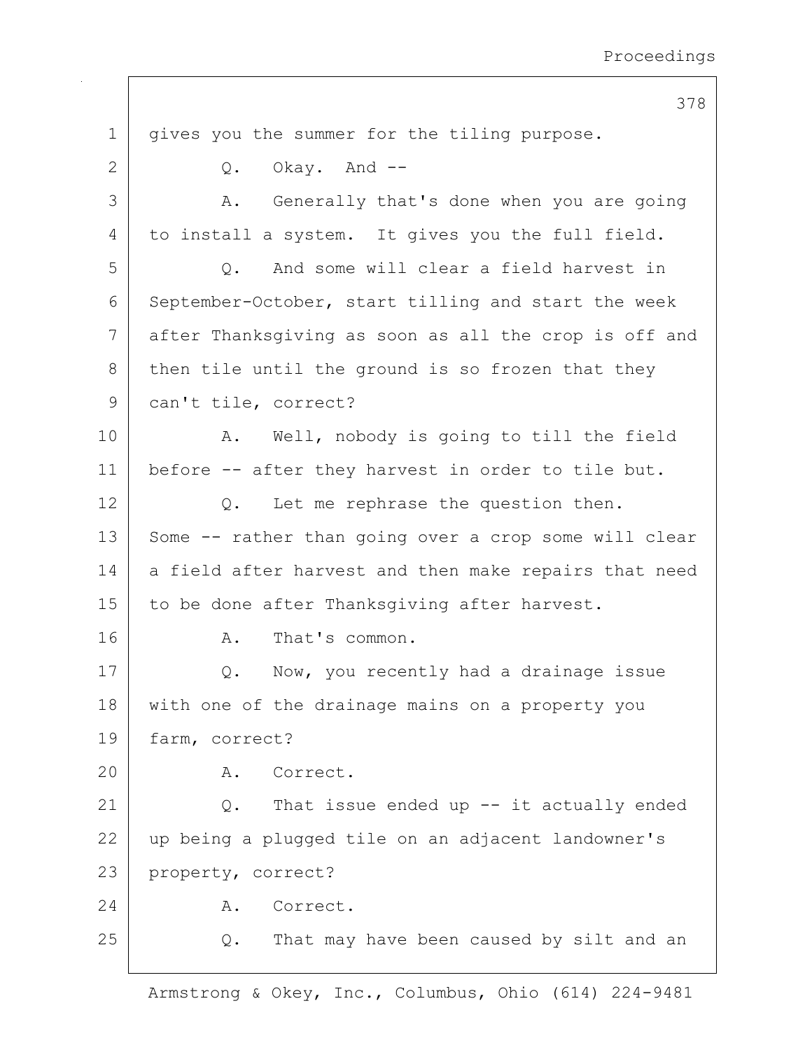gives you the summer for the tiling purpose.

Q. Okay. And --

A. Generally that's done when you are going to install a system. It gives you the full field.

Q. And some will clear a field harvest in September-October, start tilling and start the week after Thanksgiving as soon as all the crop is off and then tile until the ground is so frozen that they can't tile, correct?

A. Well, nobody is going to till the field before -- after they harvest in order to tile but.

Q. Let me rephrase the question then. Some -- rather than going over a crop some will clear a field after harvest and then make repairs that need to be done after Thanksgiving after harvest.

A. That's common.

Q. Now, you recently had a drainage issue with one of the drainage mains on a property you farm, correct?

A. Correct.

Q. That issue ended up -- it actually ended up being a plugged tile on an adjacent landowner's property, correct?

A. Correct.

Q. That may have been caused by silt and an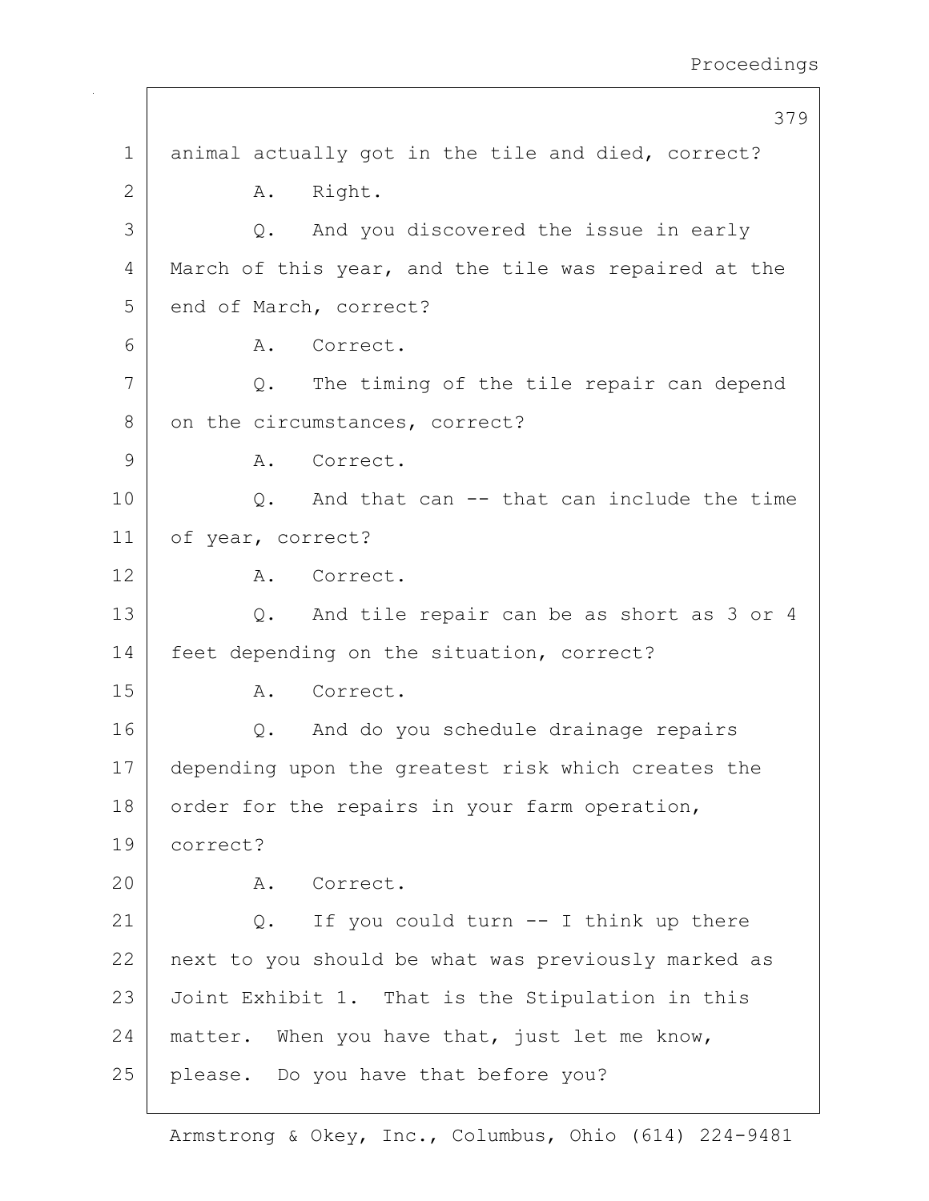1 animal actually got in the tile and died, correct?

2 A. Right.

3 Q. And you discovered the issue in early

4 March of this year, and the tile was repaired at the

5 end of March, correct?

6 A. Correct.

7 Q. The timing of the tile repair can depend

8 on the circumstances, correct?

9 A. Correct.

10 Q. And that can -- that can include the time

11 of year, correct?

12 A. Correct.

13 Q. And tile repair can be as short as 3 or 4

14 feet depending on the situation, correct?

15 A. Correct.

16 Q. And do you schedule drainage repairs

17 depending upon the greatest risk which creates the

18 order for the repairs in your farm operation,

19 correct?

20 A. Correct.

21 Q. If you could turn -- I think up there

22 next to you should be what was previously marked as

23 Joint Exhibit 1. That is the Stipulation in this

24 matter. When you have that, just let me know,

25 please. Do you have that before you?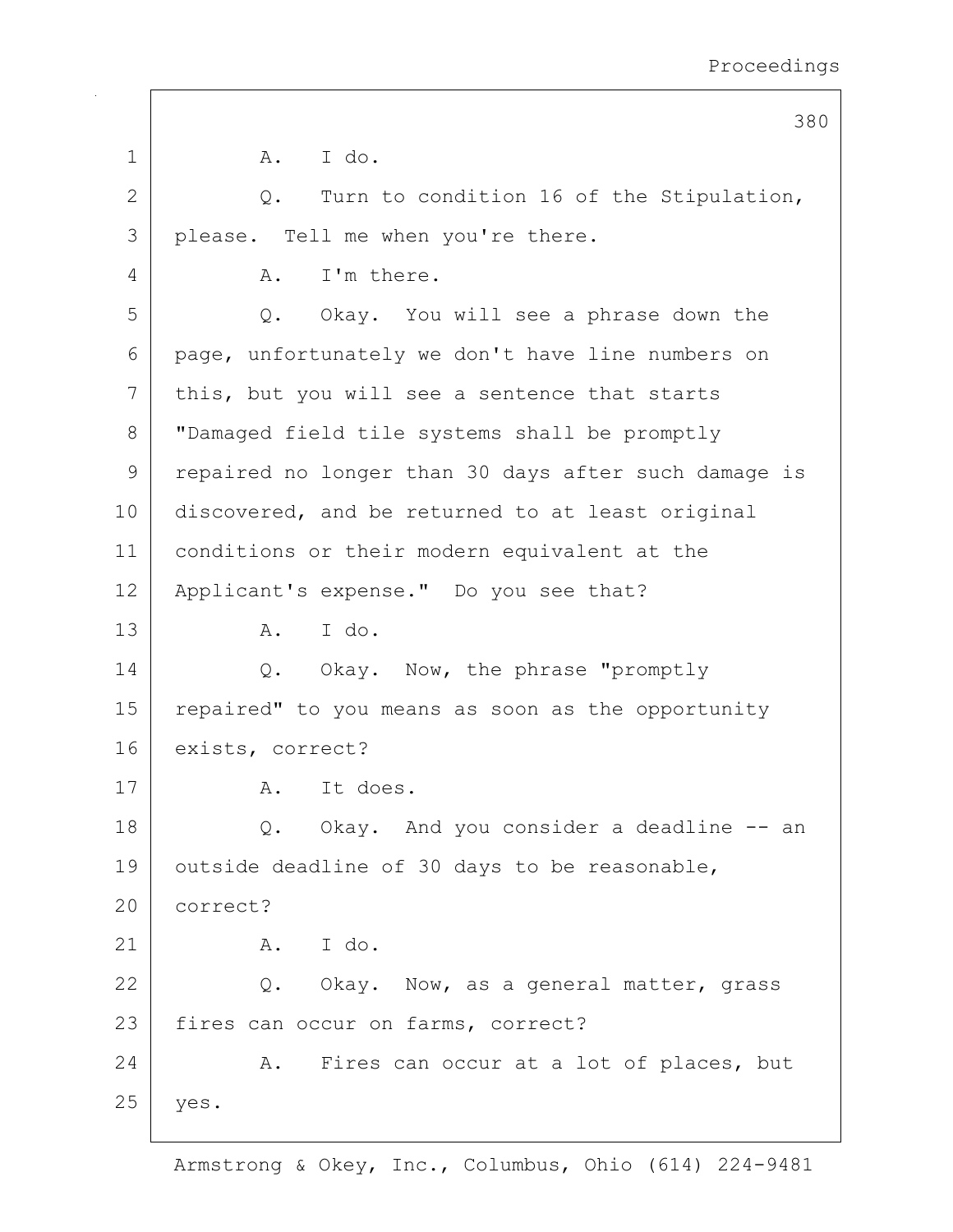1 A. I do.

2 Q. Turn to condition 16 of the Stipulation,
3 please. Tell me when you're there.

4 A. I'm there.

5 Q. Okay. You will see a phrase down the
6 page, unfortunately we don't have line numbers on
7 this, but you will see a sentence that starts
8 "Damaged field tile systems shall be promptly
9 repaired no longer than 30 days after such damage is
10 discovered, and be returned to at least original
11 conditions or their modern equivalent at the
12 Applicant's expense." Do you see that?

13 A. I do.

14 Q. Okay. Now, the phrase "promptly
15 repaired" to you means as soon as the opportunity
16 exists, correct?

17 A. It does.

18 Q. Okay. And you consider a deadline -- an
19 outside deadline of 30 days to be reasonable,
20 correct?

21 A. I do.

22 Q. Okay. Now, as a general matter, grass
23 fires can occur on farms, correct?

24 A. Fires can occur at a lot of places, but
25 yes.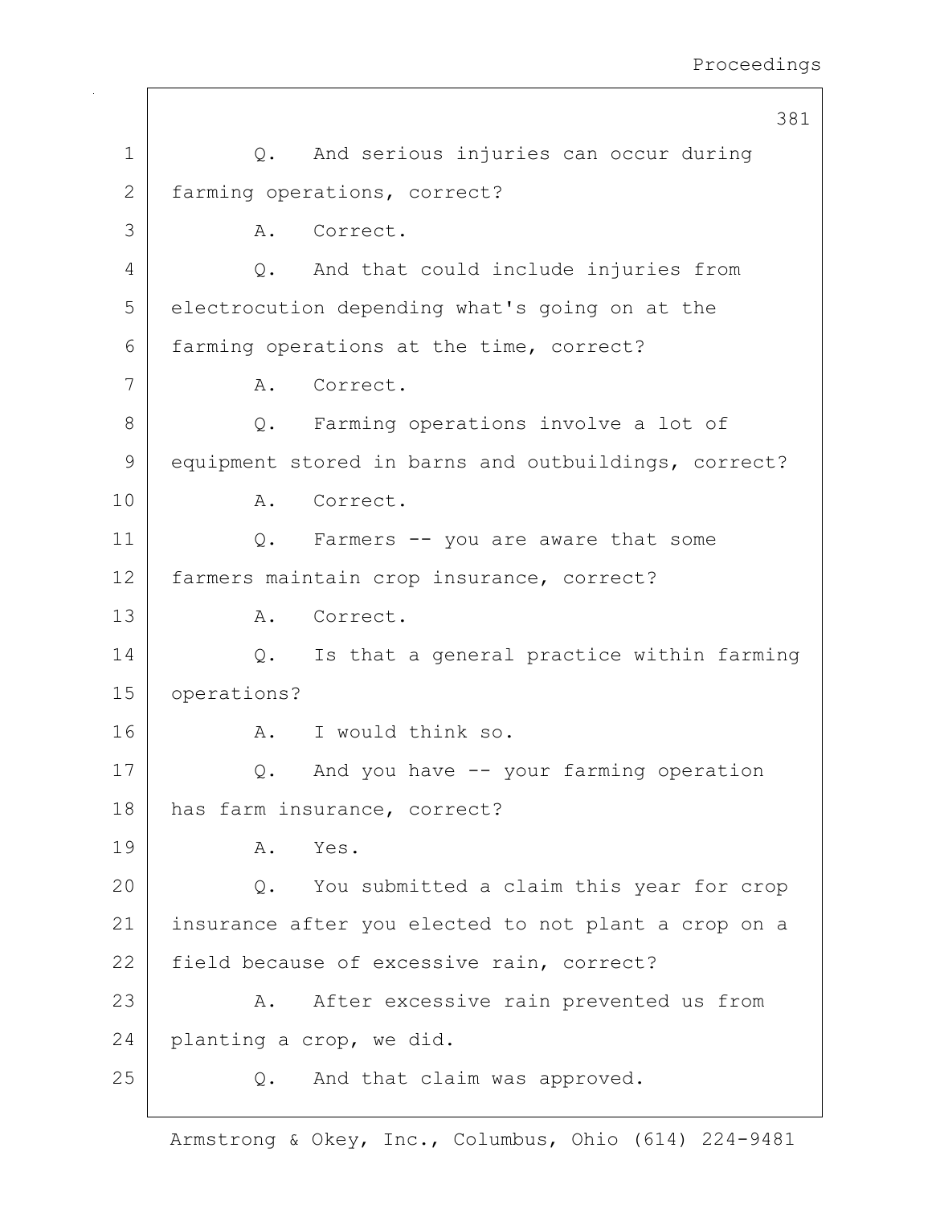Q. And serious injuries can occur during farming operations, correct?

A. Correct.

Q. And that could include injuries from electrocution depending what's going on at the farming operations at the time, correct?

A. Correct.

Q. Farming operations involve a lot of equipment stored in barns and outbuildings, correct?

A. Correct.

Q. Farmers -- you are aware that some farmers maintain crop insurance, correct?

A. Correct.

Q. Is that a general practice within farming operations?

A. I would think so.

Q. And you have -- your farming operation has farm insurance, correct?

A. Yes.

Q. You submitted a claim this year for crop insurance after you elected to not plant a crop on a field because of excessive rain, correct?

A. After excessive rain prevented us from planting a crop, we did.

Q. And that claim was approved.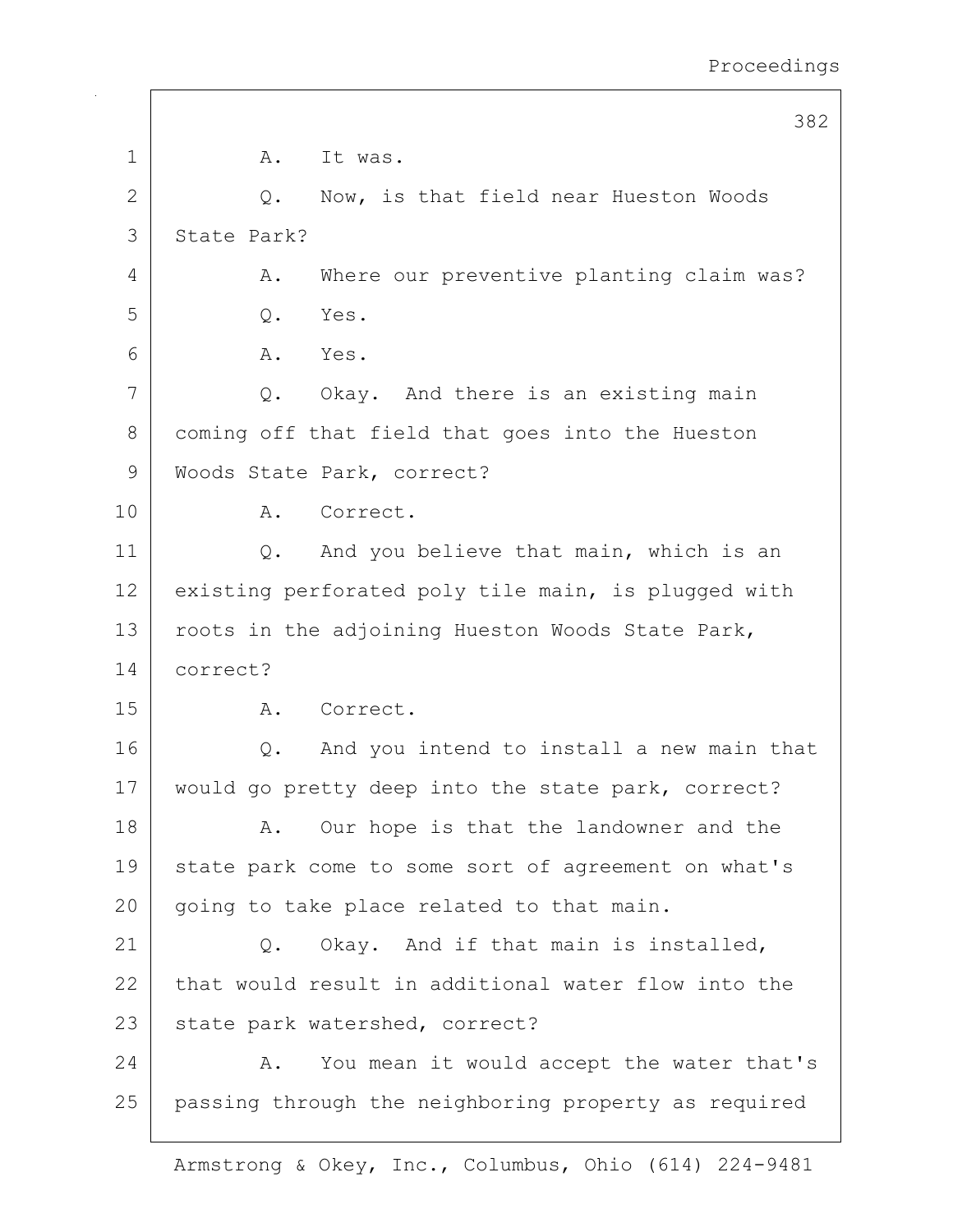A. It was.

Q. Now, is that field near Hueston Woods State Park?

A. Where our preventive planting claim was?

Q. Yes.

A. Yes.

Q. Okay. And there is an existing main coming off that field that goes into the Hueston Woods State Park, correct?

A. Correct.

Q. And you believe that main, which is an existing perforated poly tile main, is plugged with roots in the adjoining Hueston Woods State Park, correct?

A. Correct.

Q. And you intend to install a new main that would go pretty deep into the state park, correct?

A. Our hope is that the landowner and the state park come to some sort of agreement on what's going to take place related to that main.

Q. Okay. And if that main is installed, that would result in additional water flow into the state park watershed, correct?

A. You mean it would accept the water that's passing through the neighboring property as required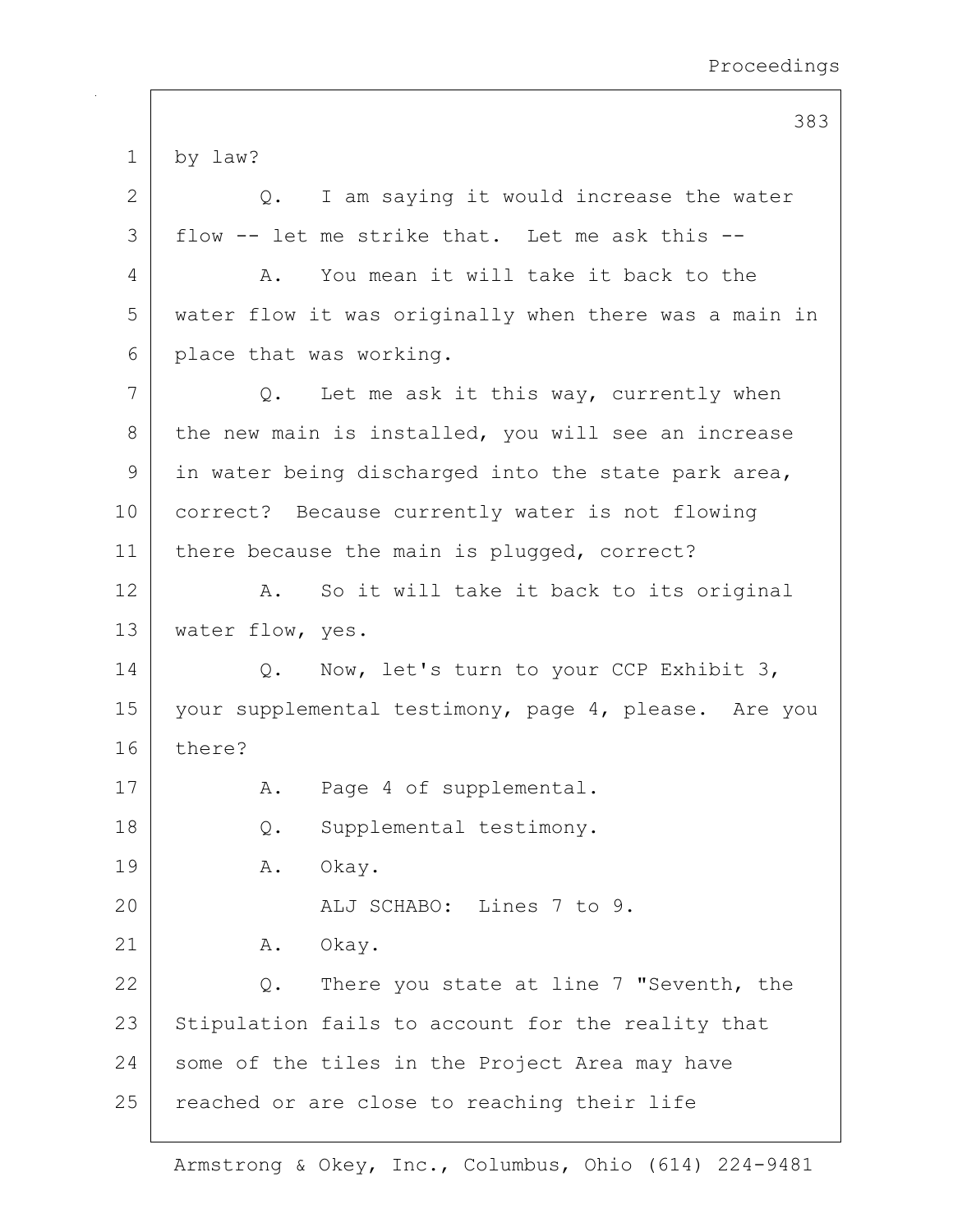by law?

Q. I am saying it would increase the water flow -- let me strike that. Let me ask this --

A. You mean it will take it back to the water flow it was originally when there was a main in place that was working.

Q. Let me ask it this way, currently when the new main is installed, you will see an increase in water being discharged into the state park area, correct? Because currently water is not flowing there because the main is plugged, correct?

A. So it will take it back to its original water flow, yes.

Q. Now, let's turn to your CCP Exhibit 3, your supplemental testimony, page 4, please. Are you there?

A. Page 4 of supplemental.

Q. Supplemental testimony.

A. Okay.

ALJ SCHABO: Lines 7 to 9.

A. Okay.

Q. There you state at line 7 "Seventh, the Stipulation fails to account for the reality that some of the tiles in the Project Area may have reached or are close to reaching their life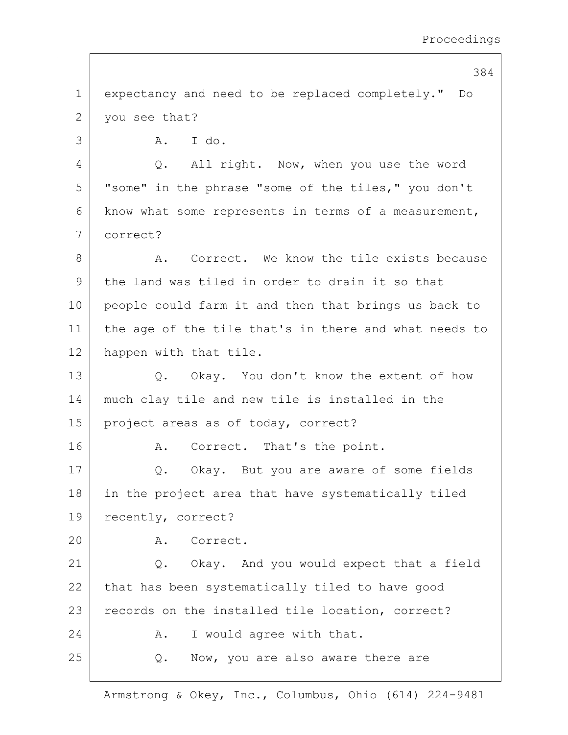expectancy and need to be replaced completely." Do you see that?

A. I do.

Q. All right. Now, when you use the word "some" in the phrase "some of the tiles," you don't know what some represents in terms of a measurement, correct?

A. Correct. We know the tile exists because the land was tiled in order to drain it so that people could farm it and then that brings us back to the age of the tile that's in there and what needs to happen with that tile.

Q. Okay. You don't know the extent of how much clay tile and new tile is installed in the project areas as of today, correct?

A. Correct. That's the point.

Q. Okay. But you are aware of some fields in the project area that have systematically tiled recently, correct?

A. Correct.

Q. Okay. And you would expect that a field that has been systematically tiled to have good records on the installed tile location, correct?

A. I would agree with that.

Q. Now, you are also aware there are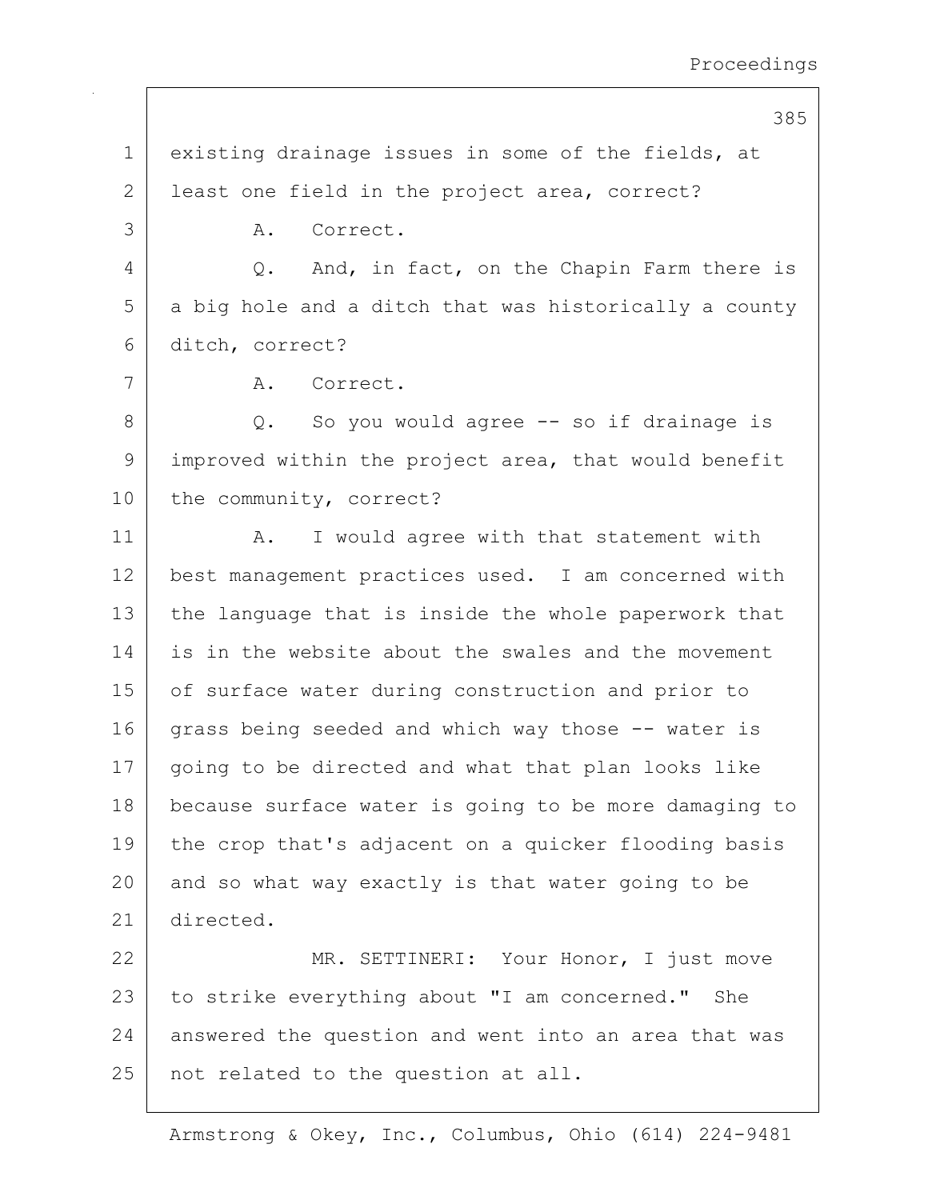existing drainage issues in some of the fields, at least one field in the project area, correct?

A. Correct.

Q. And, in fact, on the Chapin Farm there is a big hole and a ditch that was historically a county ditch, correct?

A. Correct.

Q. So you would agree -- so if drainage is improved within the project area, that would benefit the community, correct?

A. I would agree with that statement with best management practices used. I am concerned with the language that is inside the whole paperwork that is in the website about the swales and the movement of surface water during construction and prior to grass being seeded and which way those -- water is going to be directed and what that plan looks like because surface water is going to be more damaging to the crop that's adjacent on a quicker flooding basis and so what way exactly is that water going to be directed.

MR. SETTINERI: Your Honor, I just move to strike everything about "I am concerned." She answered the question and went into an area that was not related to the question at all.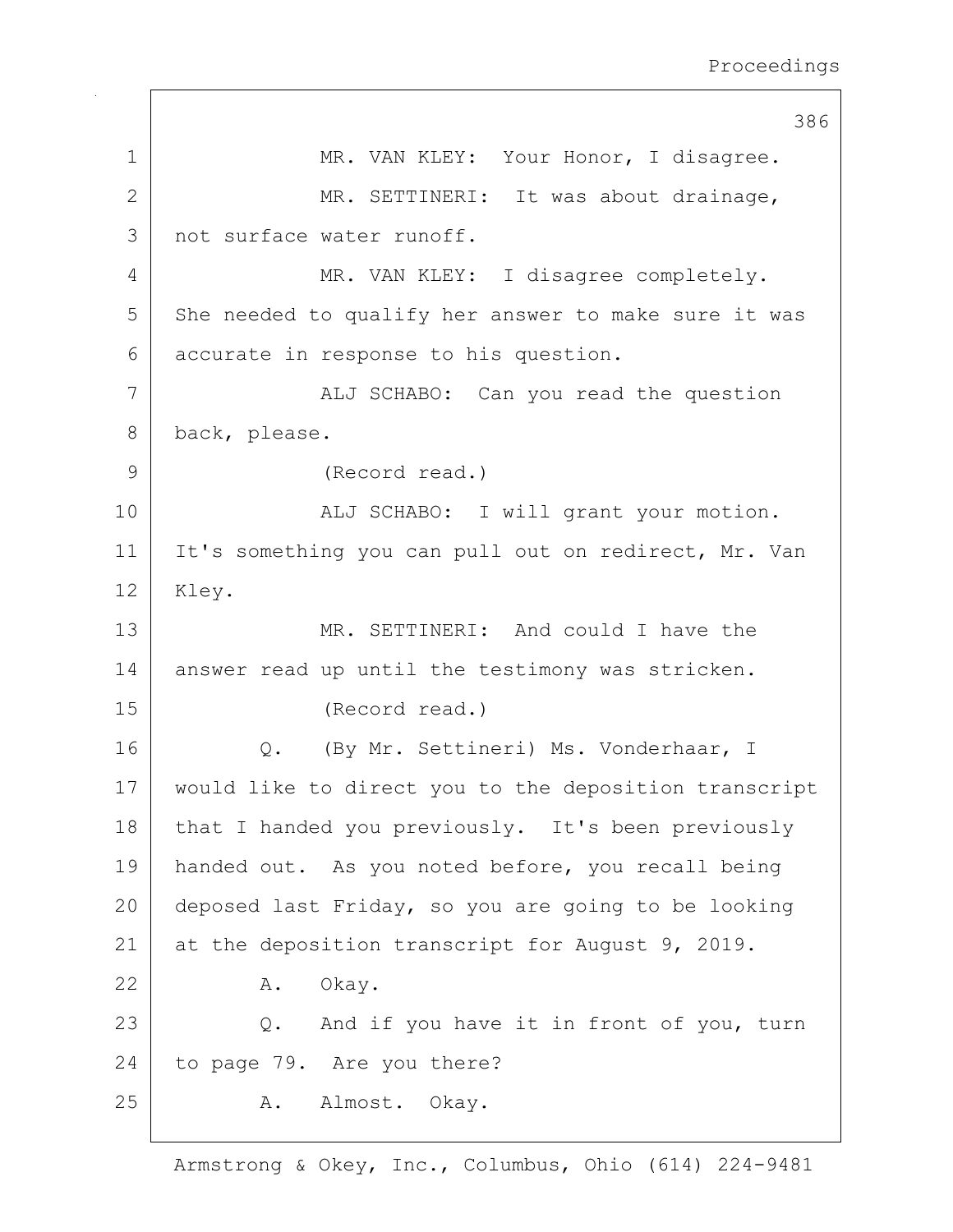MR. VAN KLEY: Your Honor, I disagree.

MR. SETTINERI: It was about drainage, not surface water runoff.

MR. VAN KLEY: I disagree completely. She needed to qualify her answer to make sure it was accurate in response to his question.

ALJ SCHABO: Can you read the question back, please.

(Record read.)

ALJ SCHABO: I will grant your motion. It's something you can pull out on redirect, Mr. Van Kley.

MR. SETTINERI: And could I have the answer read up until the testimony was stricken.

(Record read.)

Q. (By Mr. Settineri) Ms. Vonderhaar, I would like to direct you to the deposition transcript that I handed you previously. It's been previously handed out. As you noted before, you recall being deposed last Friday, so you are going to be looking at the deposition transcript for August 9, 2019.

A. Okay.

Q. And if you have it in front of you, turn to page 79. Are you there?

A. Almost. Okay.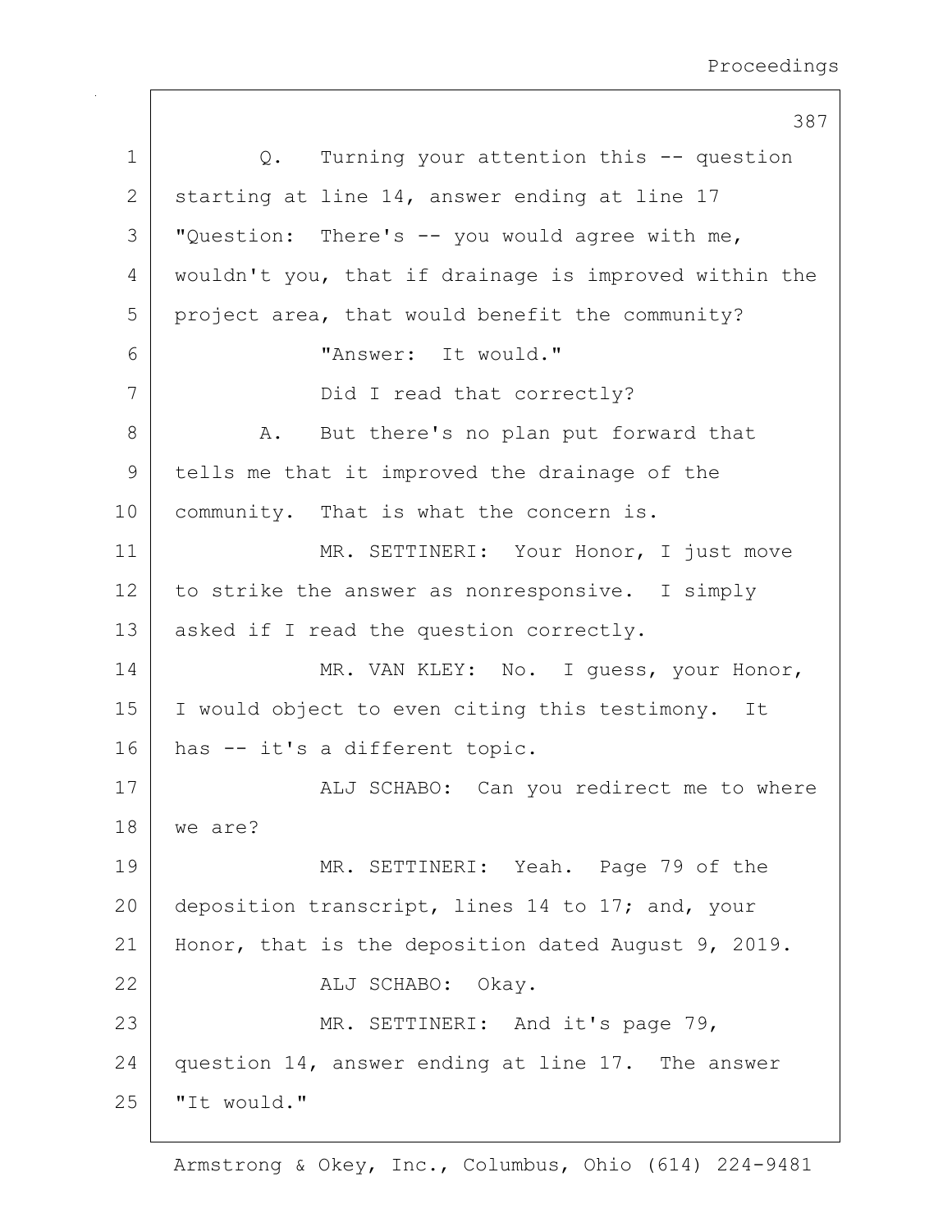Q. Turning your attention this -- question starting at line 14, answer ending at line 17 "Question: There's -- you would agree with me, wouldn't you, that if drainage is improved within the project area, that would benefit the community?

"Answer: It would."

Did I read that correctly?

A. But there's no plan put forward that tells me that it improved the drainage of the community. That is what the concern is.

MR. SETTINERI: Your Honor, I just move to strike the answer as nonresponsive. I simply asked if I read the question correctly.

MR. VAN KLEY: No. I guess, your Honor, I would object to even citing this testimony. It has -- it's a different topic.

ALJ SCHABO: Can you redirect me to where we are?

MR. SETTINERI: Yeah. Page 79 of the deposition transcript, lines 14 to 17; and, your Honor, that is the deposition dated August 9, 2019.

ALJ SCHABO: Okay.

MR. SETTINERI: And it's page 79, question 14, answer ending at line 17. The answer "It would."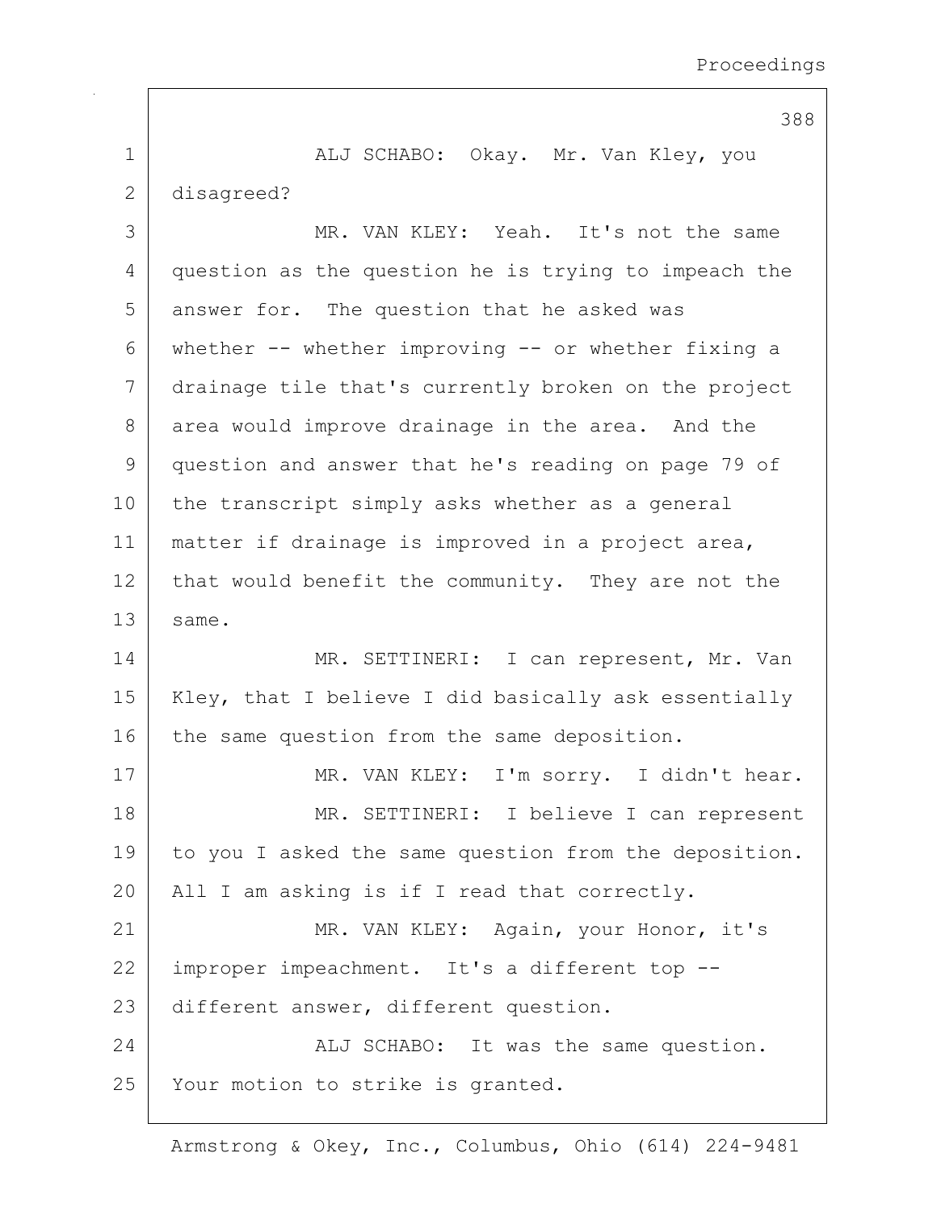ALJ SCHABO: Okay. Mr. Van Kley, you disagreed?

MR. VAN KLEY: Yeah. It's not the same question as the question he is trying to impeach the answer for. The question that he asked was whether -- whether improving -- or whether fixing a drainage tile that's currently broken on the project area would improve drainage in the area. And the question and answer that he's reading on page 79 of the transcript simply asks whether as a general matter if drainage is improved in a project area, that would benefit the community. They are not the same.

MR. SETTINERI: I can represent, Mr. Van Kley, that I believe I did basically ask essentially the same question from the same deposition.

MR. VAN KLEY: I'm sorry. I didn't hear.

MR. SETTINERI: I believe I can represent to you I asked the same question from the deposition. All I am asking is if I read that correctly.

MR. VAN KLEY: Again, your Honor, it's improper impeachment. It's a different top -- different answer, different question.

ALJ SCHABO: It was the same question. Your motion to strike is granted.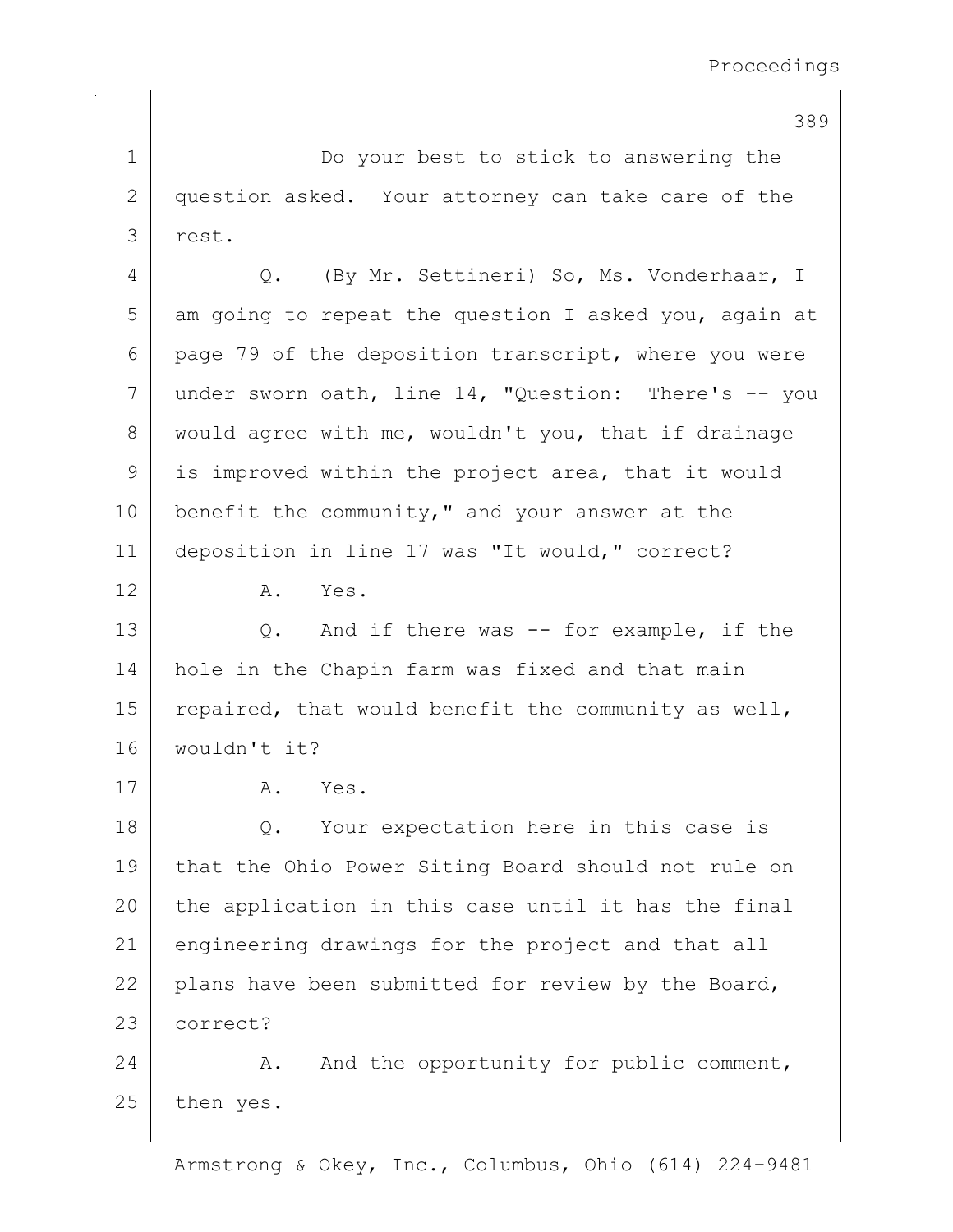Do your best to stick to answering the question asked. Your attorney can take care of the rest.

Q. (By Mr. Settineri) So, Ms. Vonderhaar, I am going to repeat the question I asked you, again at page 79 of the deposition transcript, where you were under sworn oath, line 14, "Question: There's -- you would agree with me, wouldn't you, that if drainage is improved within the project area, that it would benefit the community," and your answer at the deposition in line 17 was "It would," correct?

A. Yes.

Q. And if there was -- for example, if the hole in the Chapin farm was fixed and that main repaired, that would benefit the community as well, wouldn't it?

A. Yes.

Q. Your expectation here in this case is that the Ohio Power Siting Board should not rule on the application in this case until it has the final engineering drawings for the project and that all plans have been submitted for review by the Board, correct?

A. And the opportunity for public comment, then yes.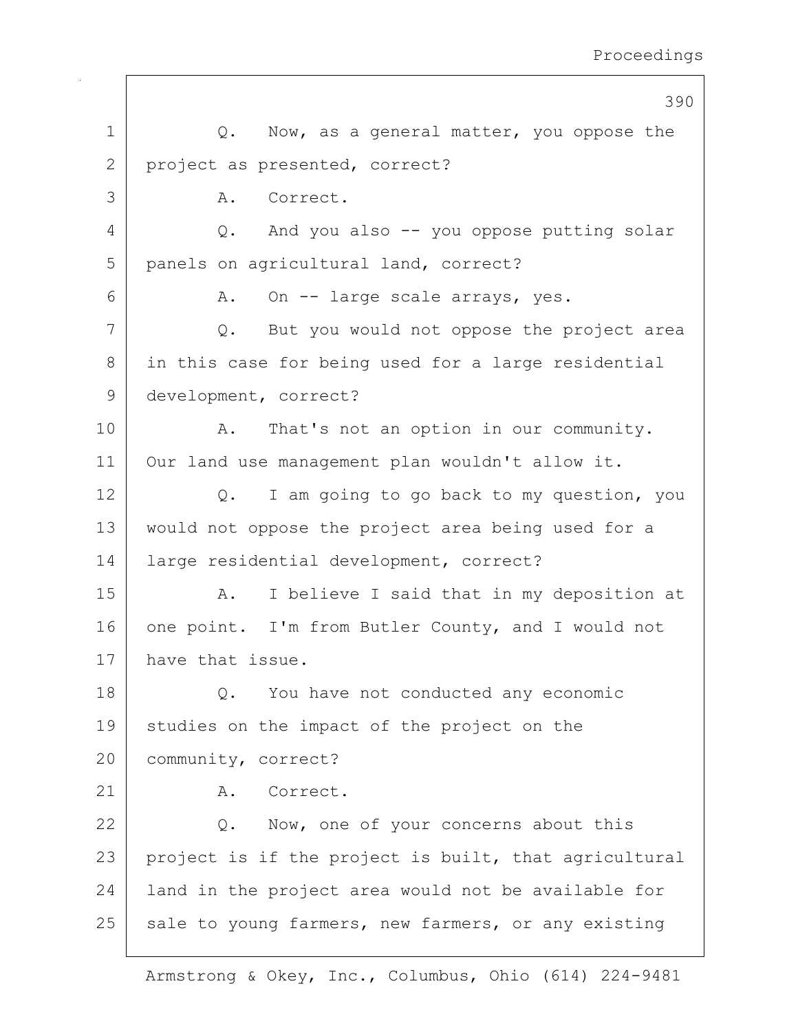Q. Now, as a general matter, you oppose the project as presented, correct?

A. Correct.

Q. And you also -- you oppose putting solar panels on agricultural land, correct?

A. On -- large scale arrays, yes.

Q. But you would not oppose the project area in this case for being used for a large residential development, correct?

A. That's not an option in our community. Our land use management plan wouldn't allow it.

Q. I am going to go back to my question, you would not oppose the project area being used for a large residential development, correct?

A. I believe I said that in my deposition at one point. I'm from Butler County, and I would not have that issue.

Q. You have not conducted any economic studies on the impact of the project on the community, correct?

A. Correct.

Q. Now, one of your concerns about this project is if the project is built, that agricultural land in the project area would not be available for sale to young farmers, new farmers, or any existing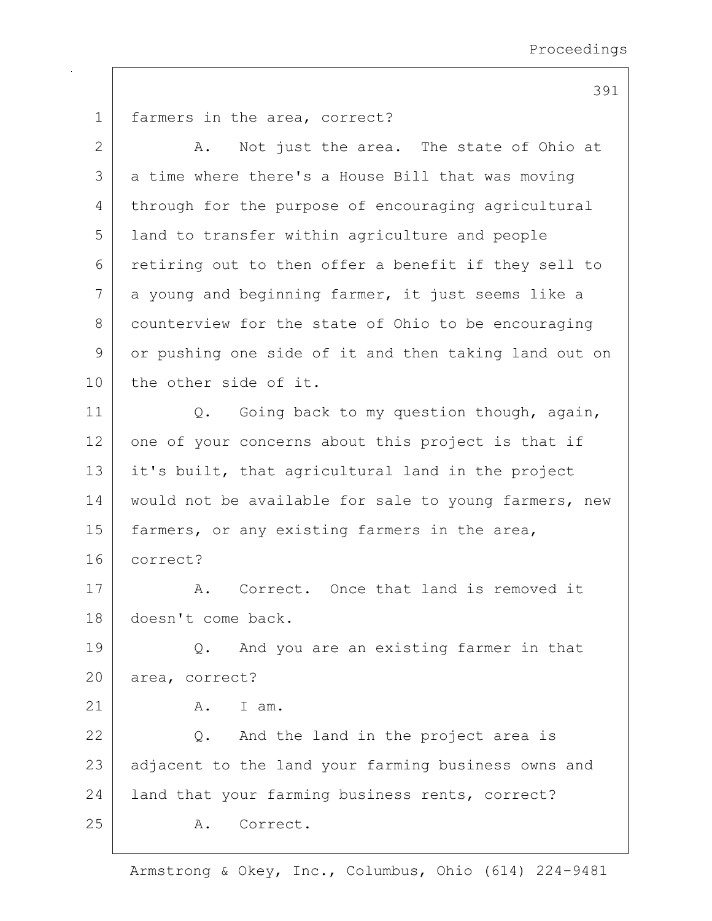farmers in the area, correct?

A. Not just the area. The state of Ohio at a time where there's a House Bill that was moving through for the purpose of encouraging agricultural land to transfer within agriculture and people retiring out to then offer a benefit if they sell to a young and beginning farmer, it just seems like a counterview for the state of Ohio to be encouraging or pushing one side of it and then taking land out on the other side of it.

Q. Going back to my question though, again, one of your concerns about this project is that if it's built, that agricultural land in the project would not be available for sale to young farmers, new farmers, or any existing farmers in the area, correct?

A. Correct. Once that land is removed it doesn't come back.

Q. And you are an existing farmer in that area, correct?

A. I am.

Q. And the land in the project area is adjacent to the land your farming business owns and land that your farming business rents, correct?

A. Correct.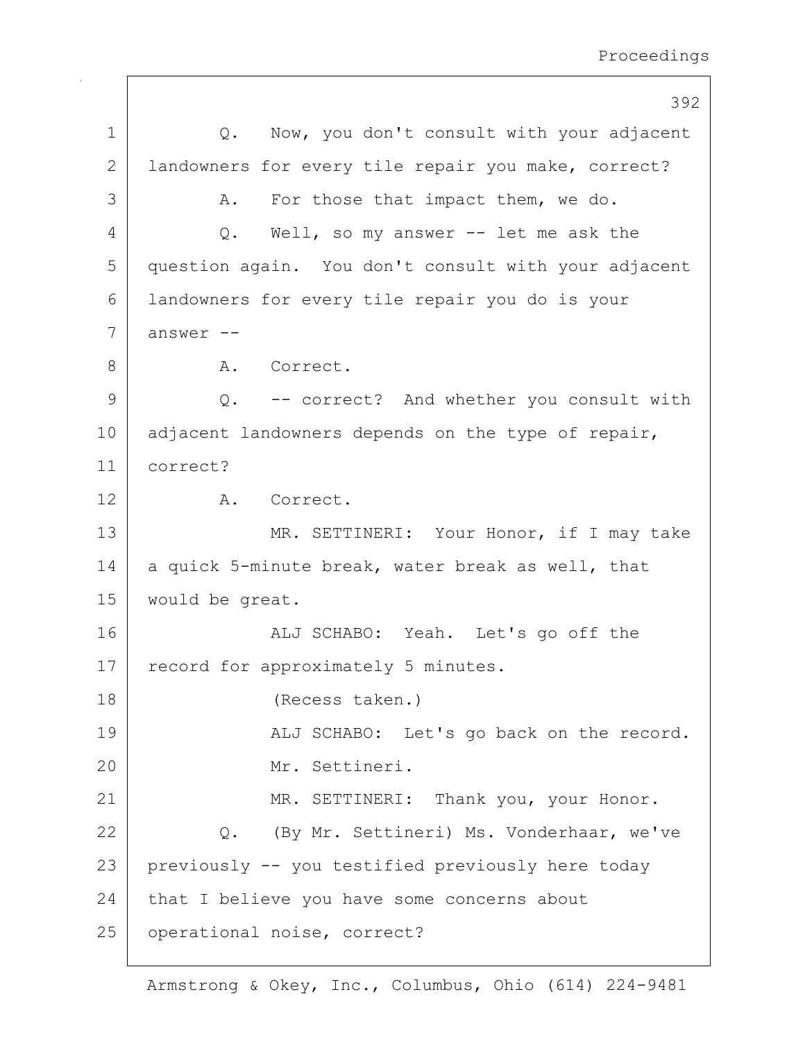Q. Now, you don't consult with your adjacent landowners for every tile repair you make, correct?

A. For those that impact them, we do.

Q. Well, so my answer -- let me ask the question again. You don't consult with your adjacent landowners for every tile repair you do is your answer --

A. Correct.

Q. -- correct? And whether you consult with adjacent landowners depends on the type of repair, correct?

A. Correct.

MR. SETTINERI: Your Honor, if I may take a quick 5-minute break, water break as well, that would be great.

ALJ SCHABO: Yeah. Let's go off the record for approximately 5 minutes.

(Recess taken.)

ALJ SCHABO: Let's go back on the record.

Mr. Settineri.

MR. SETTINERI: Thank you, your Honor.

Q. (By Mr. Settineri) Ms. Vonderhaar, we've previously -- you testified previously here today that I believe you have some concerns about operational noise, correct?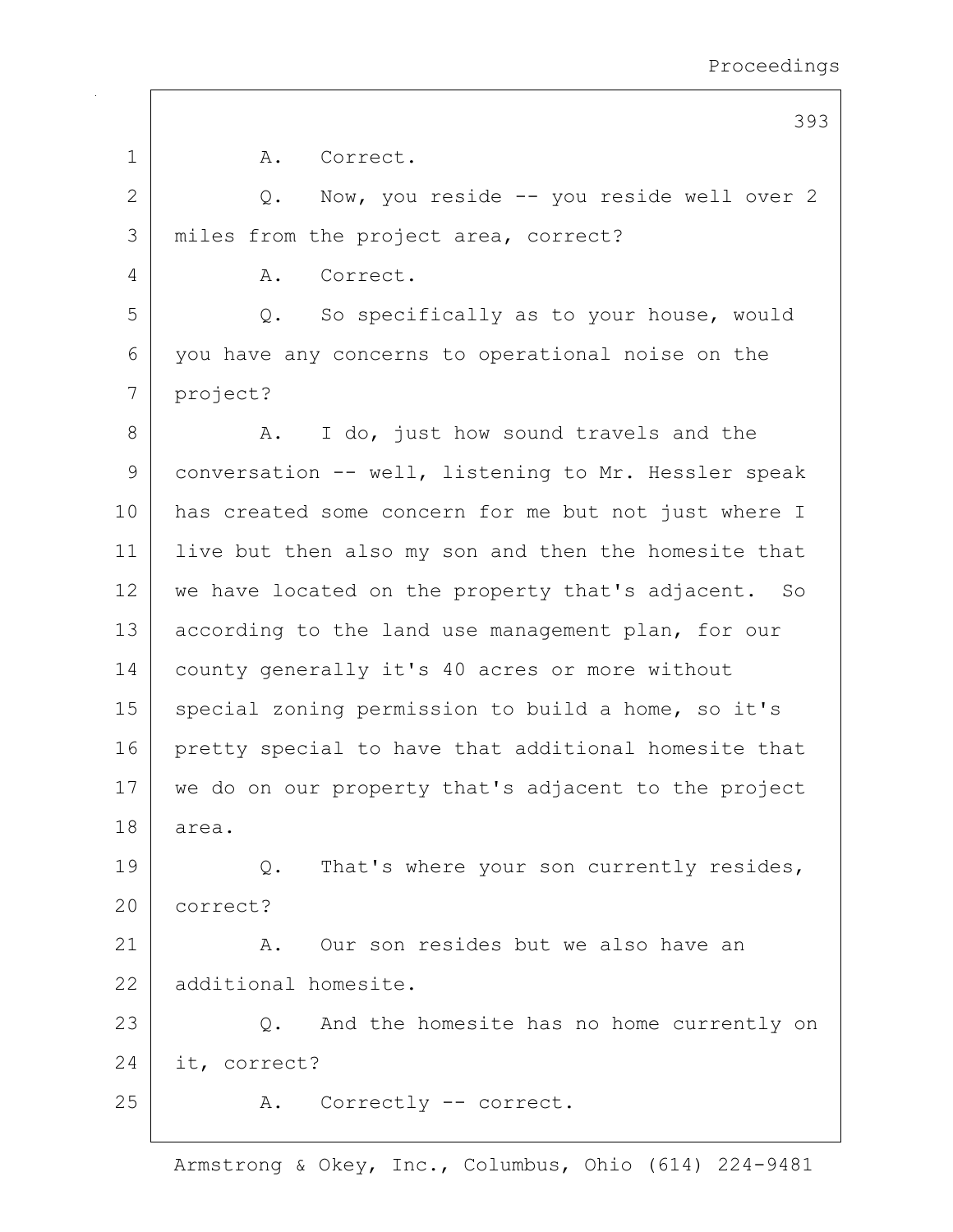1 A. Correct.

2 Q. Now, you reside -- you reside well over 2
3 miles from the project area, correct?

4 A. Correct.

5 Q. So specifically as to your house, would
6 you have any concerns to operational noise on the
7 project?

8 A. I do, just how sound travels and the
9 conversation -- well, listening to Mr. Hessler speak
10 has created some concern for me but not just where I
11 live but then also my son and then the homesite that
12 we have located on the property that's adjacent. So
13 according to the land use management plan, for our
14 county generally it's 40 acres or more without
15 special zoning permission to build a home, so it's
16 pretty special to have that additional homesite that
17 we do on our property that's adjacent to the project
18 area.

19 Q. That's where your son currently resides,
20 correct?

21 A. Our son resides but we also have an
22 additional homesite.

23 Q. And the homesite has no home currently on
24 it, correct?

25 A. Correctly -- correct.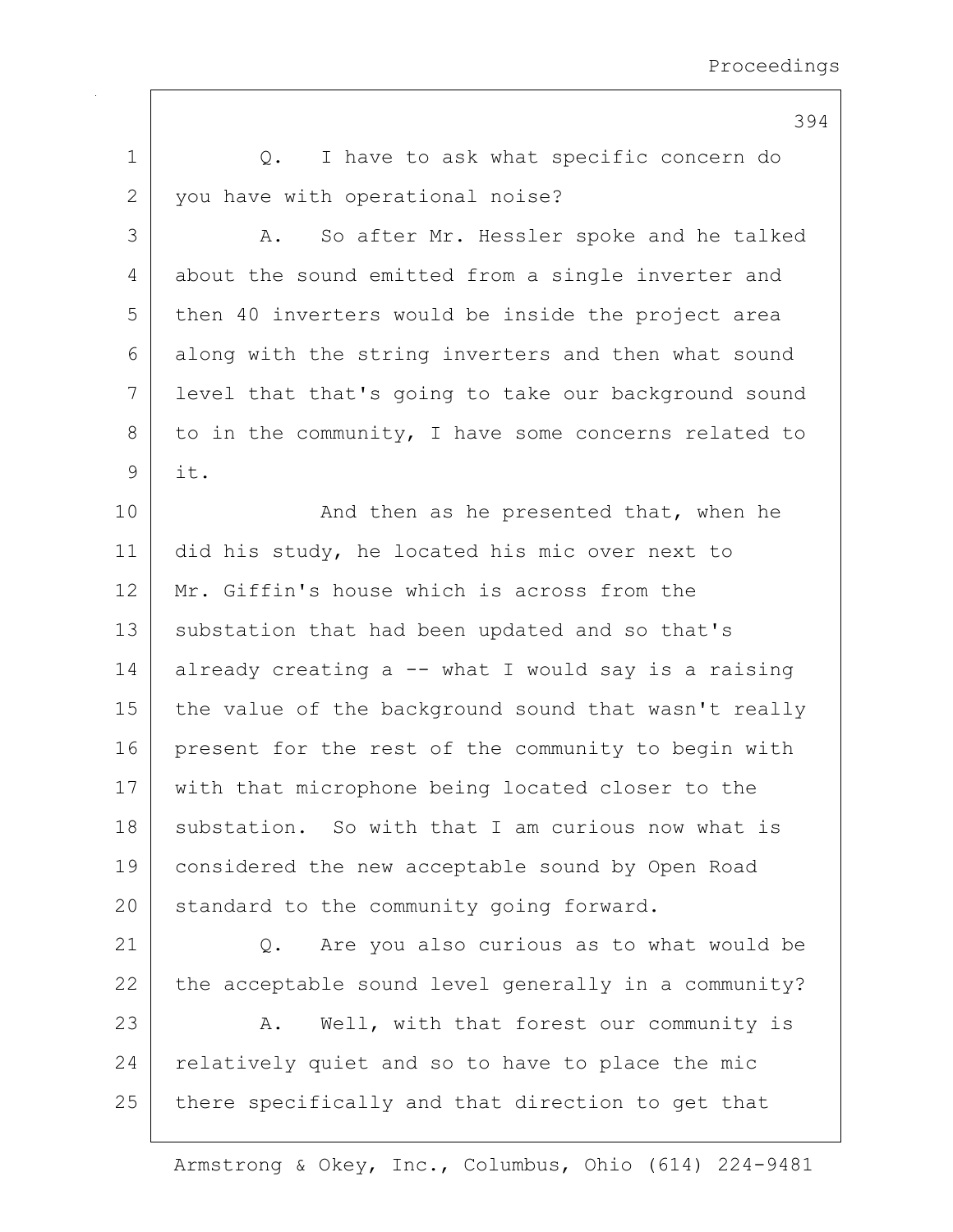Q. I have to ask what specific concern do you have with operational noise?

A. So after Mr. Hessler spoke and he talked about the sound emitted from a single inverter and then 40 inverters would be inside the project area along with the string inverters and then what sound level that that's going to take our background sound to in the community, I have some concerns related to it.

And then as he presented that, when he did his study, he located his mic over next to Mr. Giffin's house which is across from the substation that had been updated and so that's already creating a -- what I would say is a raising the value of the background sound that wasn't really present for the rest of the community to begin with with that microphone being located closer to the substation. So with that I am curious now what is considered the new acceptable sound by Open Road standard to the community going forward.

Q. Are you also curious as to what would be the acceptable sound level generally in a community?

A. Well, with that forest our community is relatively quiet and so to have to place the mic there specifically and that direction to get that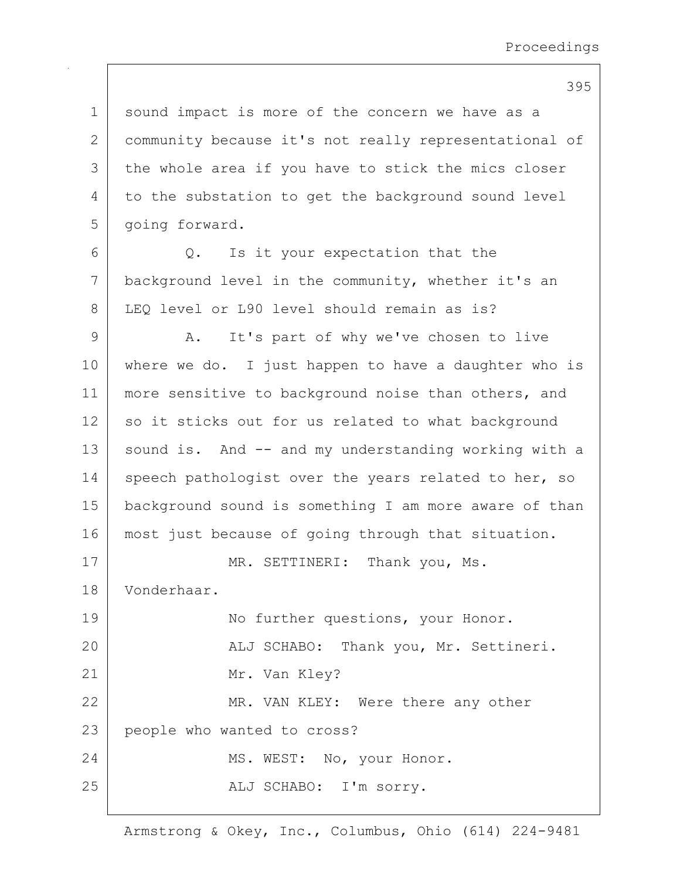sound impact is more of the concern we have as a community because it's not really representational of the whole area if you have to stick the mics closer to the substation to get the background sound level going forward.

Q. Is it your expectation that the background level in the community, whether it's an LEQ level or L90 level should remain as is?

A. It's part of why we've chosen to live where we do. I just happen to have a daughter who is more sensitive to background noise than others, and so it sticks out for us related to what background sound is. And -- and my understanding working with a speech pathologist over the years related to her, so background sound is something I am more aware of than most just because of going through that situation.

MR. SETTINERI: Thank you, Ms. Vonderhaar.

No further questions, your Honor.

ALJ SCHABO: Thank you, Mr. Settineri.

Mr. Van Kley?

MR. VAN KLEY: Were there any other people who wanted to cross?

MS. WEST: No, your Honor.

ALJ SCHABO: I'm sorry.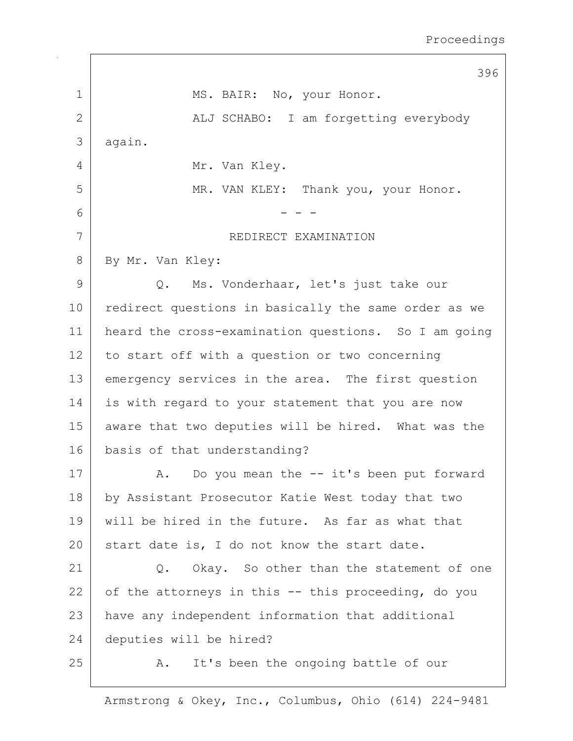MS. BAIR: No, your Honor.

ALJ SCHABO: I am forgetting everybody again.

Mr. Van Kley.

MR. VAN KLEY: Thank you, your Honor.

- - -

REDIRECT EXAMINATION

By Mr. Van Kley:

Q. Ms. Vonderhaar, let's just take our redirect questions in basically the same order as we heard the cross-examination questions. So I am going to start off with a question or two concerning emergency services in the area. The first question is with regard to your statement that you are now aware that two deputies will be hired. What was the basis of that understanding?

A. Do you mean the -- it's been put forward by Assistant Prosecutor Katie West today that two will be hired in the future. As far as what that start date is, I do not know the start date.

Q. Okay. So other than the statement of one of the attorneys in this -- this proceeding, do you have any independent information that additional deputies will be hired?

A. It's been the ongoing battle of our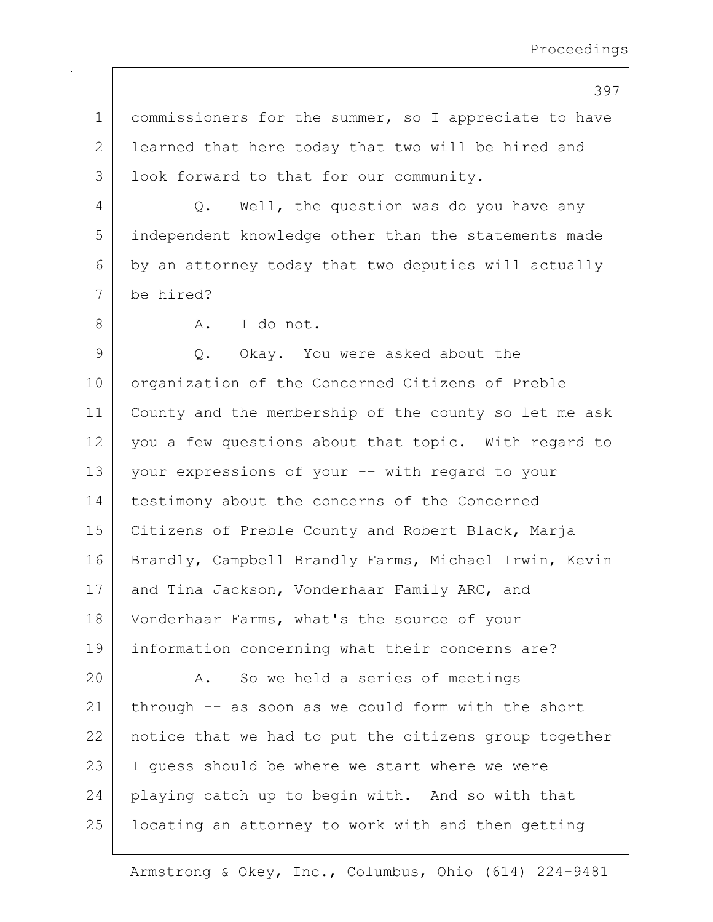commissioners for the summer, so I appreciate to have learned that here today that two will be hired and look forward to that for our community.

Q. Well, the question was do you have any independent knowledge other than the statements made by an attorney today that two deputies will actually be hired?

A. I do not.

Q. Okay. You were asked about the organization of the Concerned Citizens of Preble County and the membership of the county so let me ask you a few questions about that topic. With regard to your expressions of your -- with regard to your testimony about the concerns of the Concerned Citizens of Preble County and Robert Black, Marja Brandly, Campbell Brandly Farms, Michael Irwin, Kevin and Tina Jackson, Vonderhaar Family ARC, and Vonderhaar Farms, what's the source of your information concerning what their concerns are?

A. So we held a series of meetings through -- as soon as we could form with the short notice that we had to put the citizens group together I guess should be where we start where we were playing catch up to begin with. And so with that locating an attorney to work with and then getting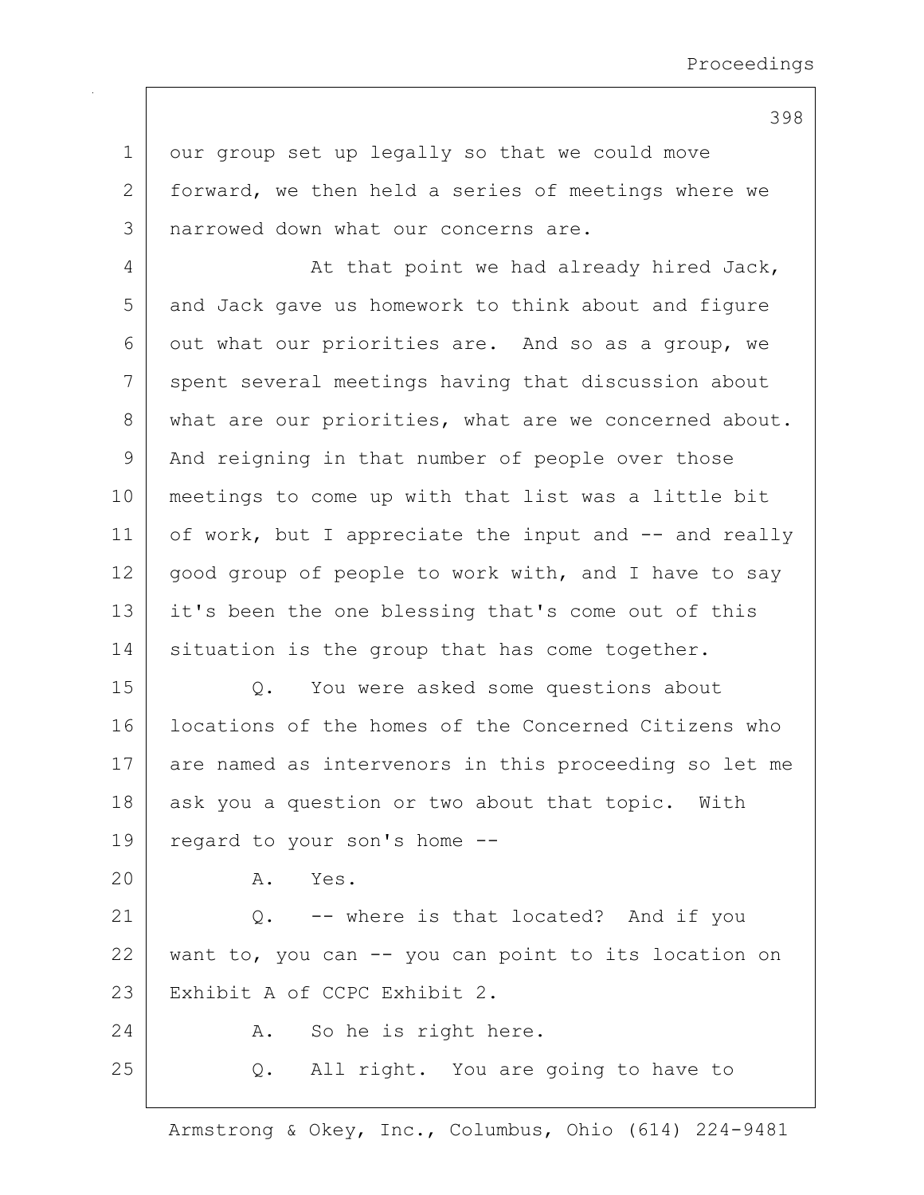our group set up legally so that we could move forward, we then held a series of meetings where we narrowed down what our concerns are.

At that point we had already hired Jack, and Jack gave us homework to think about and figure out what our priorities are. And so as a group, we spent several meetings having that discussion about what are our priorities, what are we concerned about. And reigning in that number of people over those meetings to come up with that list was a little bit of work, but I appreciate the input and -- and really good group of people to work with, and I have to say it's been the one blessing that's come out of this situation is the group that has come together.

Q. You were asked some questions about locations of the homes of the Concerned Citizens who are named as intervenors in this proceeding so let me ask you a question or two about that topic. With regard to your son's home --

A. Yes.

Q. -- where is that located? And if you want to, you can -- you can point to its location on Exhibit A of CCPC Exhibit 2.

A. So he is right here.

Q. All right. You are going to have to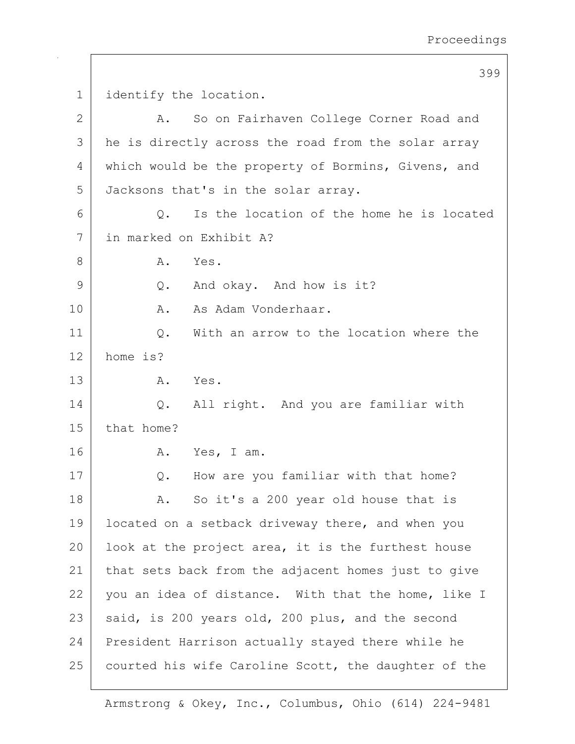identify the location.

A. So on Fairhaven College Corner Road and he is directly across the road from the solar array which would be the property of Bormins, Givens, and Jacksons that's in the solar array.

Q. Is the location of the home he is located in marked on Exhibit A?

A. Yes.

Q. And okay. And how is it?

A. As Adam Vonderhaar.

Q. With an arrow to the location where the home is?

A. Yes.

Q. All right. And you are familiar with that home?

A. Yes, I am.

Q. How are you familiar with that home?

A. So it's a 200 year old house that is located on a setback driveway there, and when you look at the project area, it is the furthest house that sets back from the adjacent homes just to give you an idea of distance. With that the home, like I said, is 200 years old, 200 plus, and the second President Harrison actually stayed there while he courted his wife Caroline Scott, the daughter of the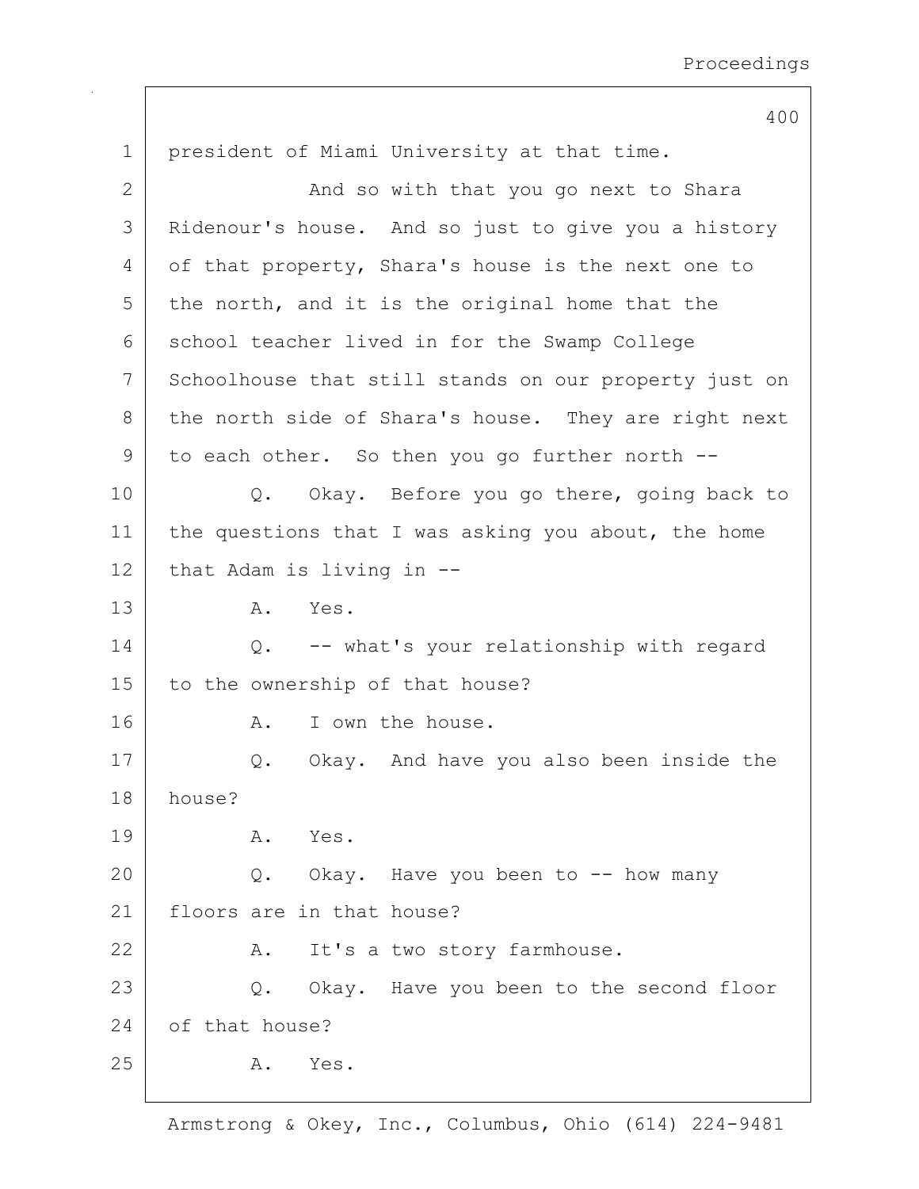president of Miami University at that time.

And so with that you go next to Shara Ridenour's house. And so just to give you a history of that property, Shara's house is the next one to the north, and it is the original home that the school teacher lived in for the Swamp College Schoolhouse that still stands on our property just on the north side of Shara's house. They are right next to each other. So then you go further north --

Q. Okay. Before you go there, going back to the questions that I was asking you about, the home that Adam is living in --

A. Yes.

Q. -- what's your relationship with regard to the ownership of that house?

A. I own the house.

Q. Okay. And have you also been inside the house?

A. Yes.

Q. Okay. Have you been to -- how many floors are in that house?

A. It's a two story farmhouse.

Q. Okay. Have you been to the second floor of that house?

A. Yes.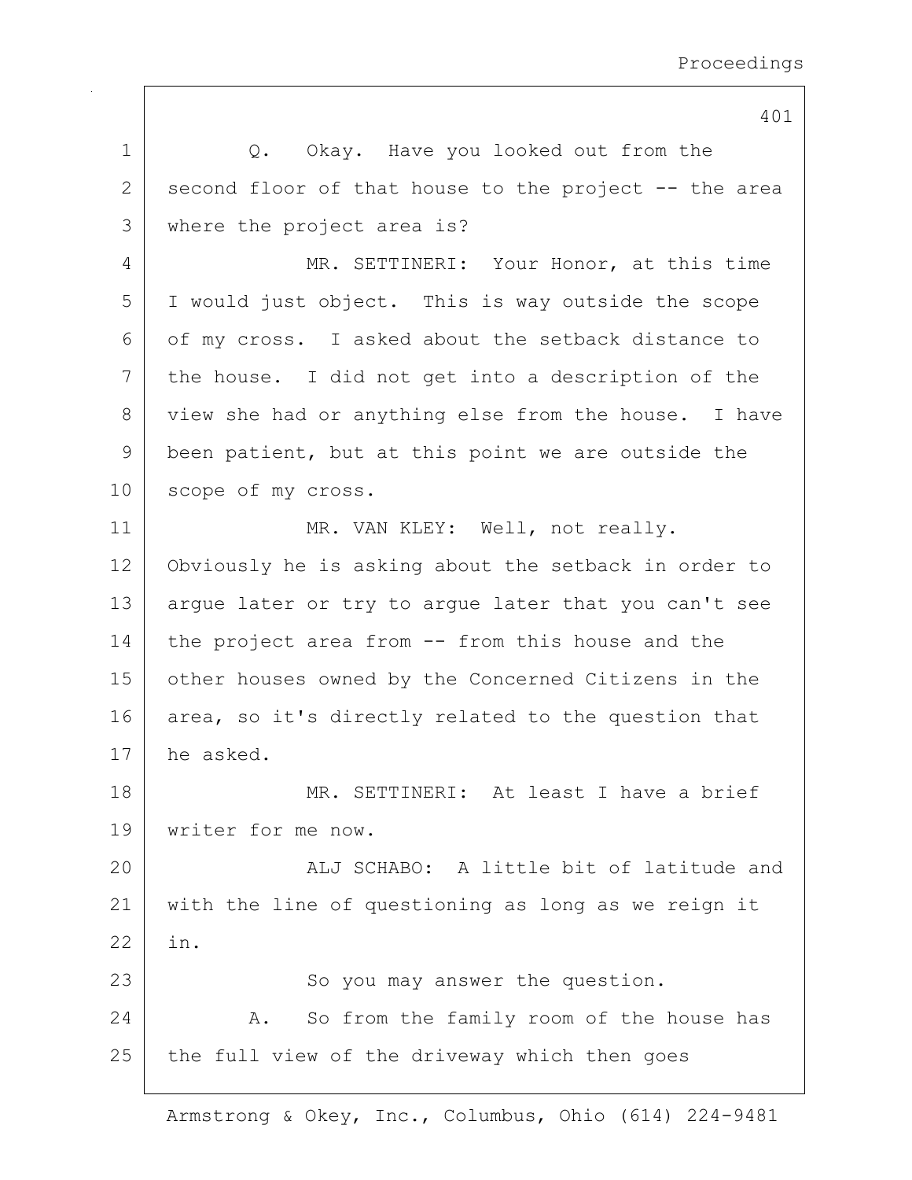Q. Okay. Have you looked out from the second floor of that house to the project -- the area where the project area is?

MR. SETTINERI: Your Honor, at this time I would just object. This is way outside the scope of my cross. I asked about the setback distance to the house. I did not get into a description of the view she had or anything else from the house. I have been patient, but at this point we are outside the scope of my cross.

MR. VAN KLEY: Well, not really. Obviously he is asking about the setback in order to argue later or try to argue later that you can't see the project area from -- from this house and the other houses owned by the Concerned Citizens in the area, so it's directly related to the question that he asked.

MR. SETTINERI: At least I have a brief writer for me now.

ALJ SCHABO: A little bit of latitude and with the line of questioning as long as we reign it in.

So you may answer the question.

A. So from the family room of the house has the full view of the driveway which then goes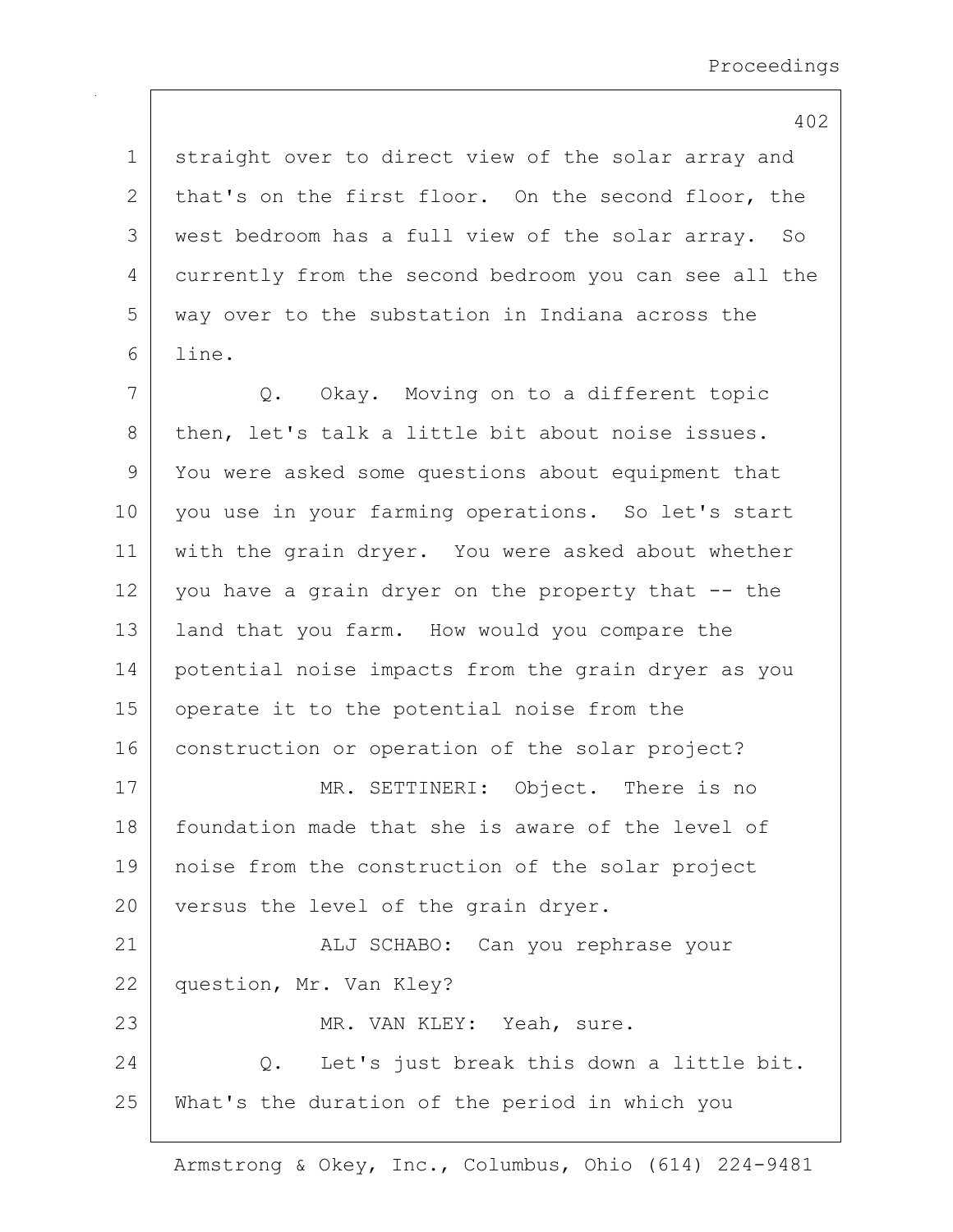straight over to direct view of the solar array and that's on the first floor. On the second floor, the west bedroom has a full view of the solar array. So currently from the second bedroom you can see all the way over to the substation in Indiana across the line.

Q. Okay. Moving on to a different topic then, let's talk a little bit about noise issues. You were asked some questions about equipment that you use in your farming operations. So let's start with the grain dryer. You were asked about whether you have a grain dryer on the property that -- the land that you farm. How would you compare the potential noise impacts from the grain dryer as you operate it to the potential noise from the construction or operation of the solar project?

MR. SETTINERI: Object. There is no foundation made that she is aware of the level of noise from the construction of the solar project versus the level of the grain dryer.

ALJ SCHABO: Can you rephrase your question, Mr. Van Kley?

MR. VAN KLEY: Yeah, sure.

Q. Let's just break this down a little bit. What's the duration of the period in which you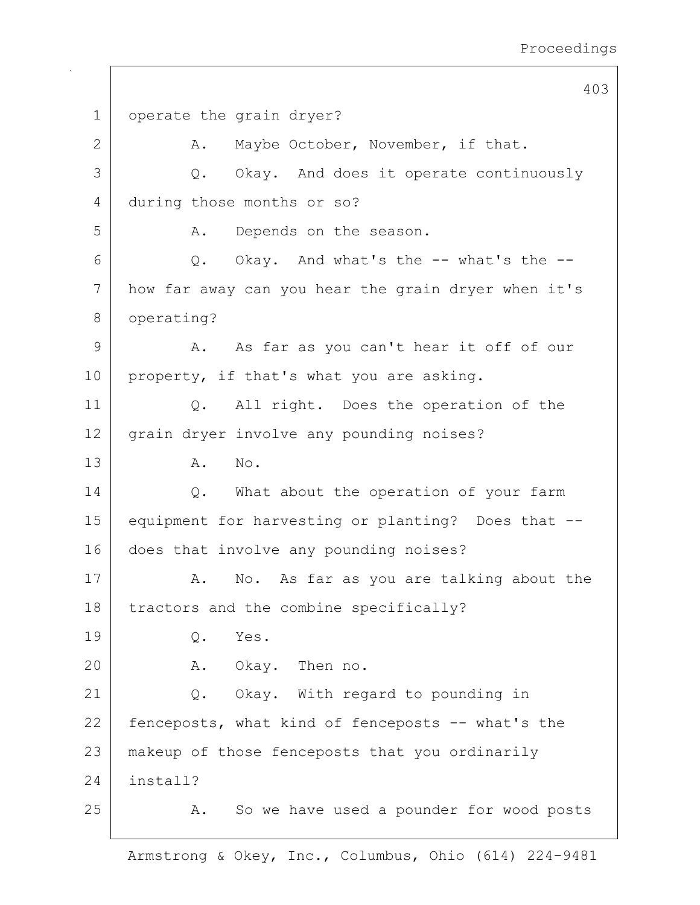1 operate the grain dryer?

2 A. Maybe October, November, if that.

3 Q. Okay. And does it operate continuously

4 during those months or so?

5 A. Depends on the season.

6 Q. Okay. And what's the -- what's the --

7 how far away can you hear the grain dryer when it's

8 operating?

9 A. As far as you can't hear it off of our

10 property, if that's what you are asking.

11 Q. All right. Does the operation of the

12 grain dryer involve any pounding noises?

13 A. No.

14 Q. What about the operation of your farm

15 equipment for harvesting or planting? Does that --

16 does that involve any pounding noises?

17 A. No. As far as you are talking about the

18 tractors and the combine specifically?

19 Q. Yes.

20 A. Okay. Then no.

21 Q. Okay. With regard to pounding in

22 fenceposts, what kind of fenceposts -- what's the

23 makeup of those fenceposts that you ordinarily

24 install?

25 A. So we have used a pounder for wood posts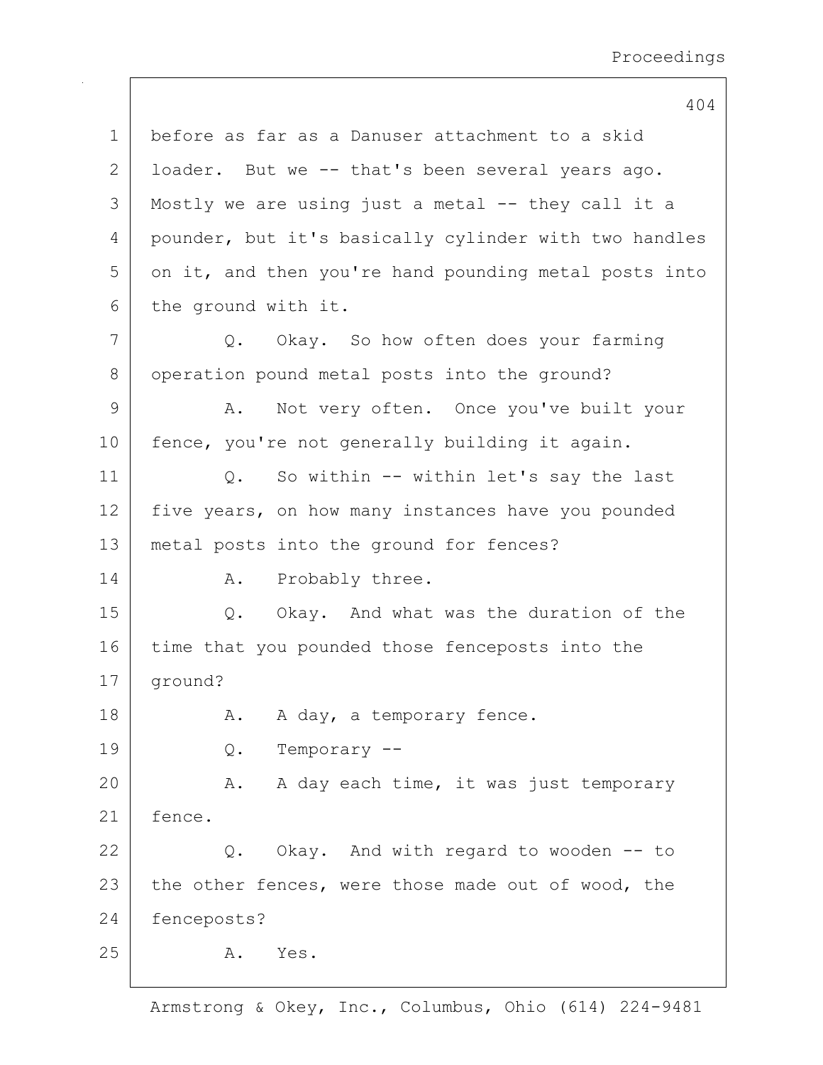1 before as far as a Danuser attachment to a skid
2 loader. But we -- that's been several years ago.
3 Mostly we are using just a metal -- they call it a
4 pounder, but it's basically cylinder with two handles
5 on it, and then you're hand pounding metal posts into
6 the ground with it.

7 Q. Okay. So how often does your farming
8 operation pound metal posts into the ground?

9 A. Not very often. Once you've built your
10 fence, you're not generally building it again.

11 Q. So within -- within let's say the last
12 five years, on how many instances have you pounded
13 metal posts into the ground for fences?

14 A. Probably three.

15 Q. Okay. And what was the duration of the
16 time that you pounded those fenceposts into the
17 ground?

18 A. A day, a temporary fence.

19 Q. Temporary --

20 A. A day each time, it was just temporary
21 fence.

22 Q. Okay. And with regard to wooden -- to
23 the other fences, were those made out of wood, the
24 fenceposts?

25 A. Yes.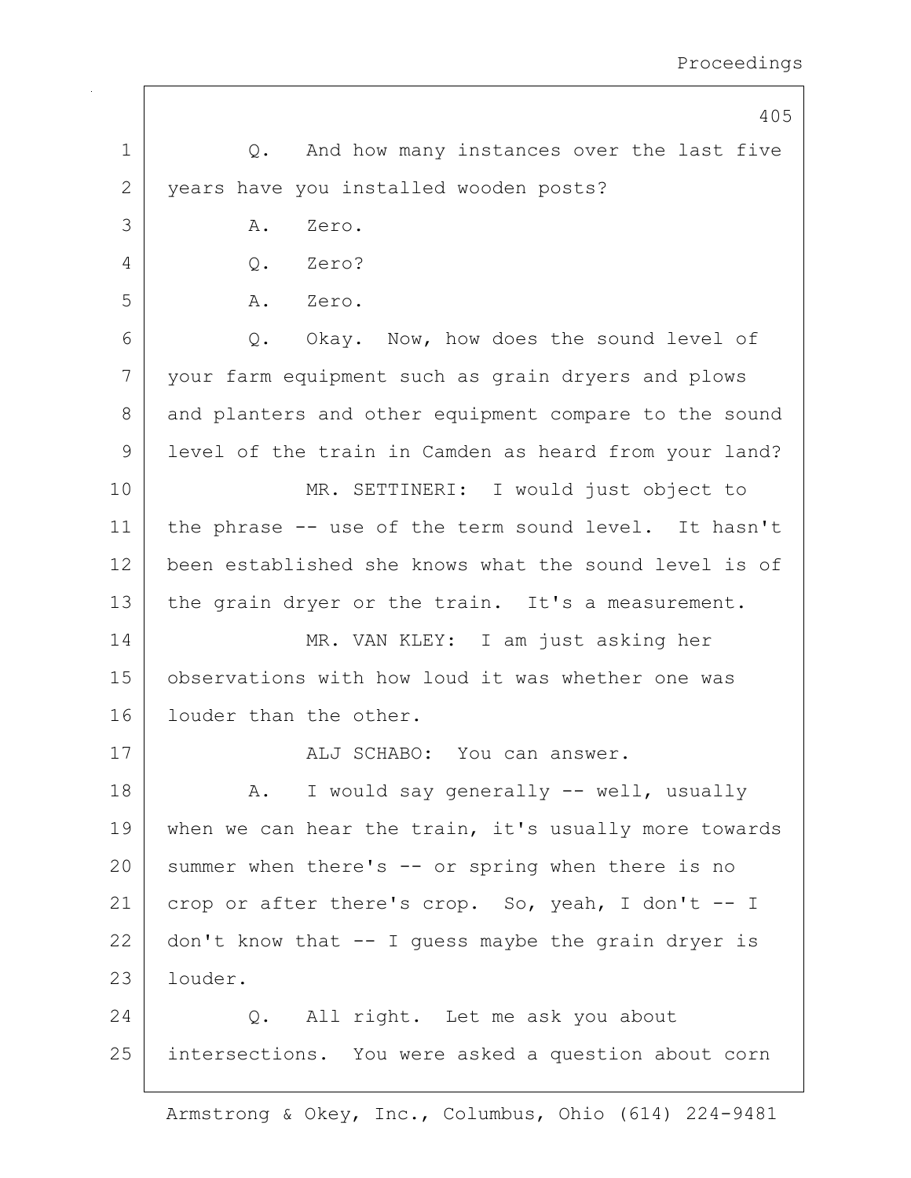Q. And how many instances over the last five years have you installed wooden posts?

A. Zero.

Q. Zero?

A. Zero.

Q. Okay. Now, how does the sound level of your farm equipment such as grain dryers and plows and planters and other equipment compare to the sound level of the train in Camden as heard from your land?

MR. SETTINERI: I would just object to the phrase -- use of the term sound level. It hasn't been established she knows what the sound level is of the grain dryer or the train. It's a measurement.

MR. VAN KLEY: I am just asking her observations with how loud it was whether one was louder than the other.

ALJ SCHABO: You can answer.

A. I would say generally -- well, usually when we can hear the train, it's usually more towards summer when there's -- or spring when there is no crop or after there's crop. So, yeah, I don't -- I don't know that -- I guess maybe the grain dryer is louder.

Q. All right. Let me ask you about intersections. You were asked a question about corn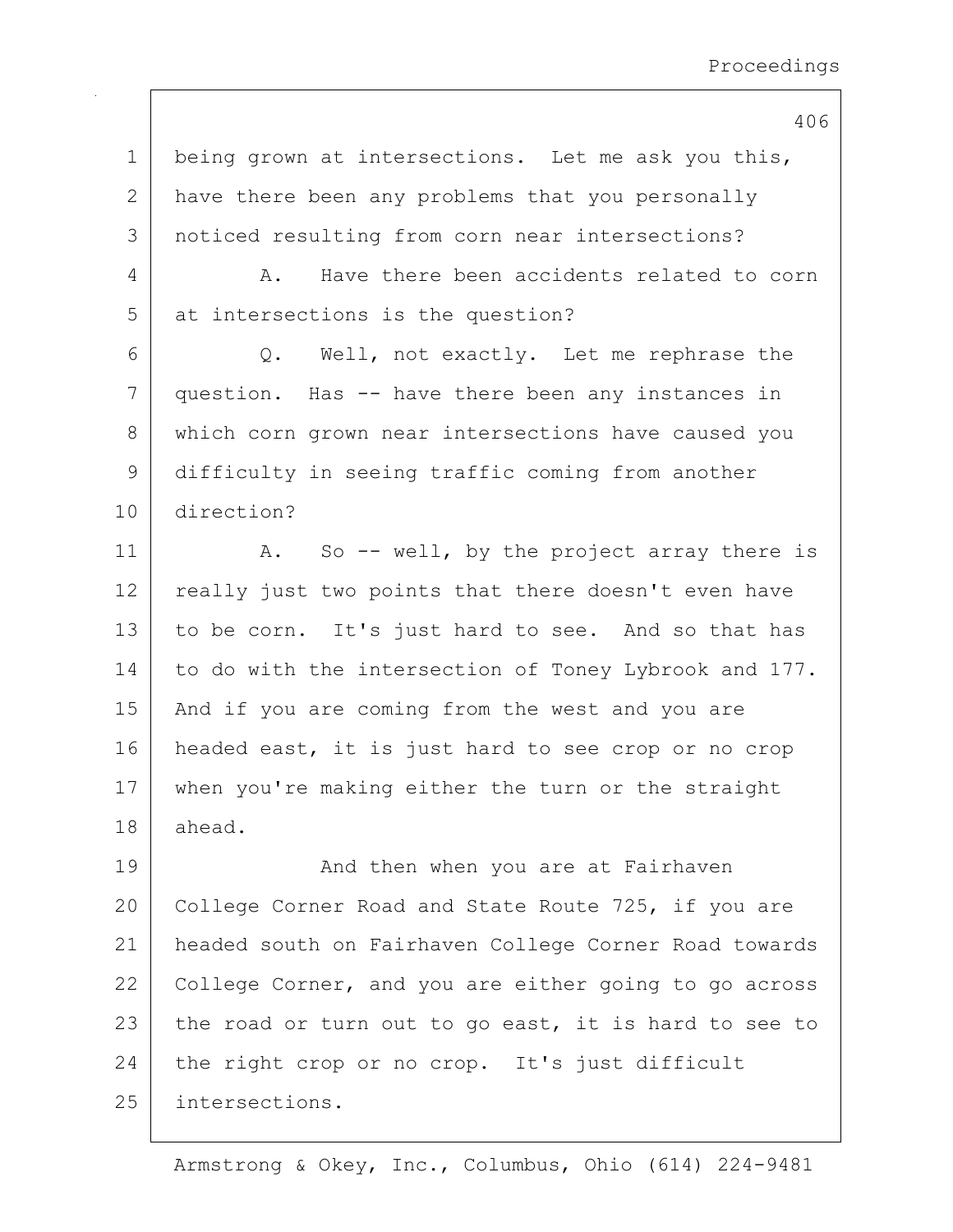being grown at intersections. Let me ask you this, have there been any problems that you personally noticed resulting from corn near intersections?

A. Have there been accidents related to corn at intersections is the question?

Q. Well, not exactly. Let me rephrase the question. Has -- have there been any instances in which corn grown near intersections have caused you difficulty in seeing traffic coming from another direction?

A. So -- well, by the project array there is really just two points that there doesn't even have to be corn. It's just hard to see. And so that has to do with the intersection of Toney Lybrook and 177. And if you are coming from the west and you are headed east, it is just hard to see crop or no crop when you're making either the turn or the straight ahead.

And then when you are at Fairhaven College Corner Road and State Route 725, if you are headed south on Fairhaven College Corner Road towards College Corner, and you are either going to go across the road or turn out to go east, it is hard to see to the right crop or no crop. It's just difficult intersections.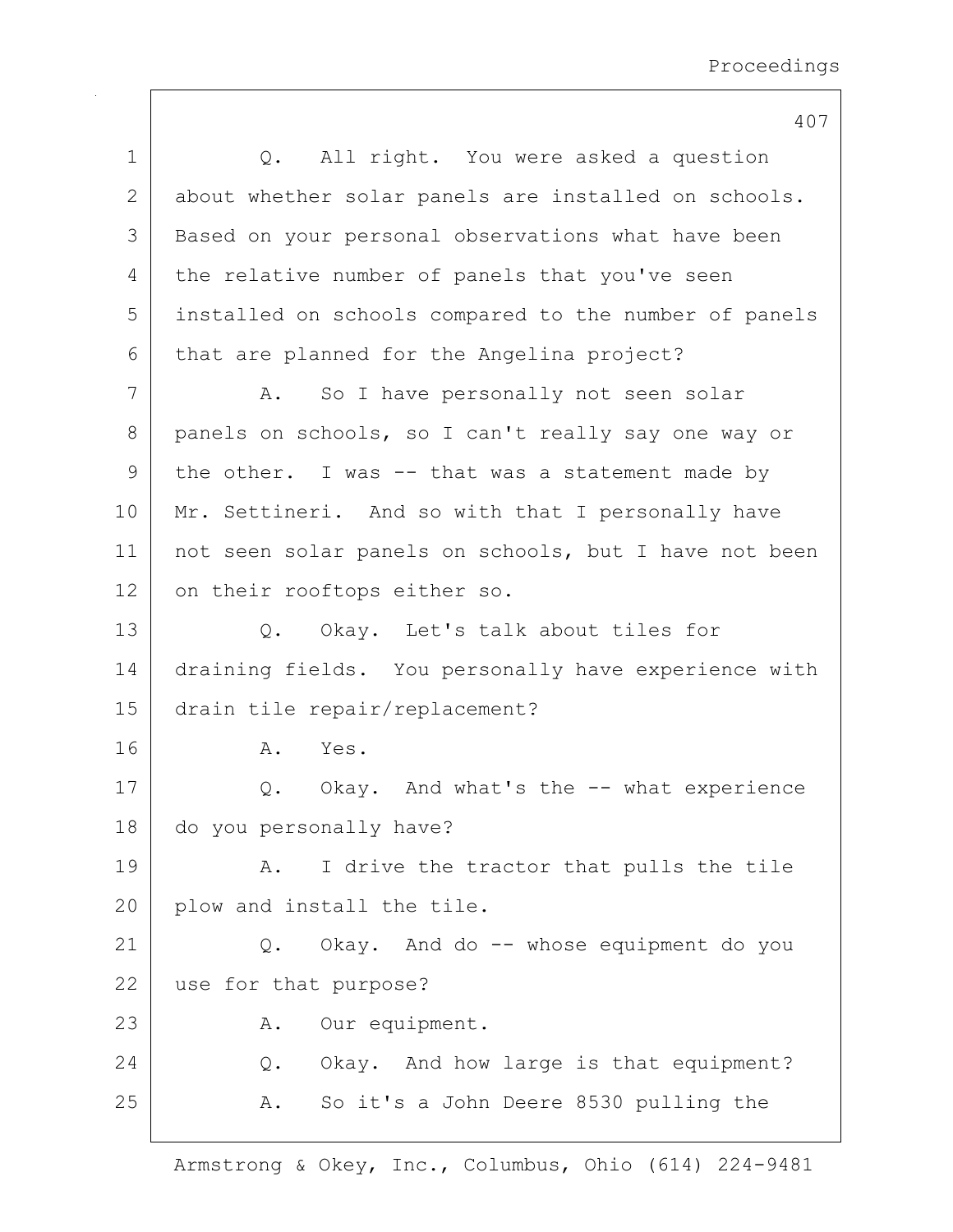Q. All right. You were asked a question about whether solar panels are installed on schools. Based on your personal observations what have been the relative number of panels that you've seen installed on schools compared to the number of panels that are planned for the Angelina project?

A. So I have personally not seen solar panels on schools, so I can't really say one way or the other. I was -- that was a statement made by Mr. Settineri. And so with that I personally have not seen solar panels on schools, but I have not been on their rooftops either so.

Q. Okay. Let's talk about tiles for draining fields. You personally have experience with drain tile repair/replacement?

A. Yes.

Q. Okay. And what's the -- what experience do you personally have?

A. I drive the tractor that pulls the tile plow and install the tile.

Q. Okay. And do -- whose equipment do you use for that purpose?

A. Our equipment.

Q. Okay. And how large is that equipment?

A. So it's a John Deere 8530 pulling the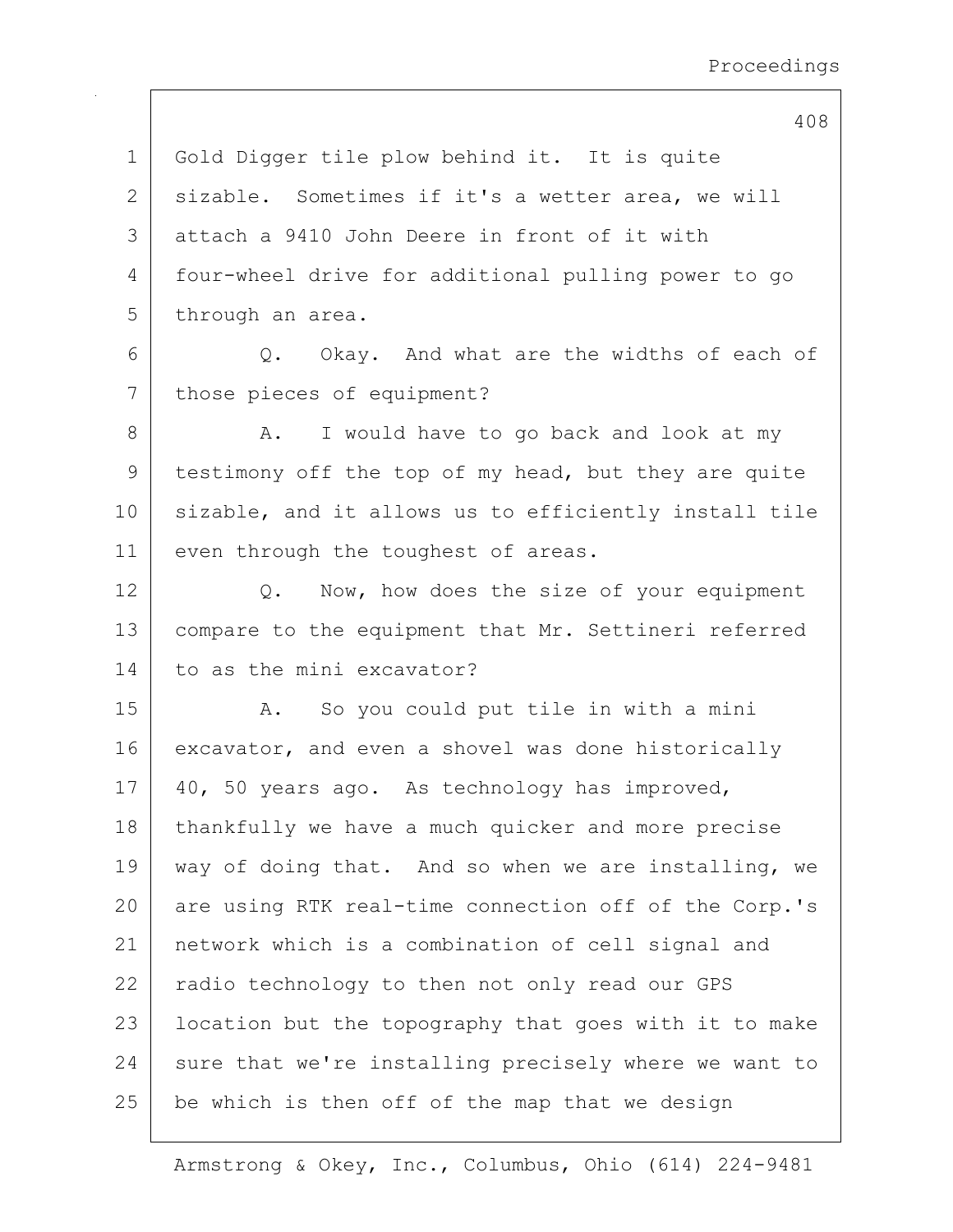1 Gold Digger tile plow behind it. It is quite
2 sizable. Sometimes if it's a wetter area, we will
3 attach a 9410 John Deere in front of it with
4 four-wheel drive for additional pulling power to go
5 through an area.

6 Q. Okay. And what are the widths of each of
7 those pieces of equipment?

8 A. I would have to go back and look at my
9 testimony off the top of my head, but they are quite
10 sizable, and it allows us to efficiently install tile
11 even through the toughest of areas.

12 Q. Now, how does the size of your equipment
13 compare to the equipment that Mr. Settineri referred
14 to as the mini excavator?

15 A. So you could put tile in with a mini
16 excavator, and even a shovel was done historically
17 40, 50 years ago. As technology has improved,
18 thankfully we have a much quicker and more precise
19 way of doing that. And so when we are installing, we
20 are using RTK real-time connection off of the Corp.'s
21 network which is a combination of cell signal and
22 radio technology to then not only read our GPS
23 location but the topography that goes with it to make
24 sure that we're installing precisely where we want to
25 be which is then off of the map that we design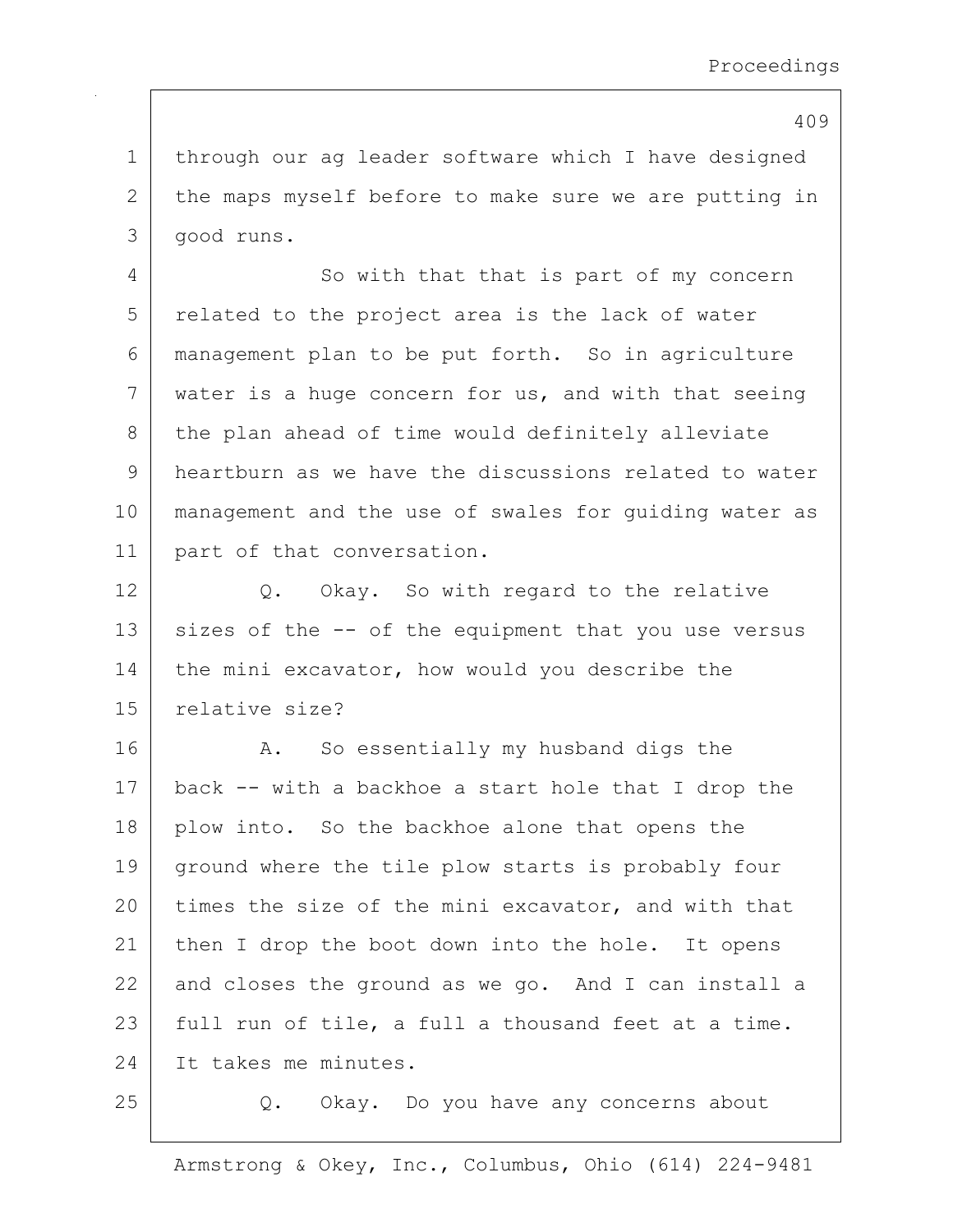through our ag leader software which I have designed the maps myself before to make sure we are putting in good runs.

So with that that is part of my concern related to the project area is the lack of water management plan to be put forth. So in agriculture water is a huge concern for us, and with that seeing the plan ahead of time would definitely alleviate heartburn as we have the discussions related to water management and the use of swales for guiding water as part of that conversation.

Q. Okay. So with regard to the relative sizes of the -- of the equipment that you use versus the mini excavator, how would you describe the relative size?

A. So essentially my husband digs the back -- with a backhoe a start hole that I drop the plow into. So the backhoe alone that opens the ground where the tile plow starts is probably four times the size of the mini excavator, and with that then I drop the boot down into the hole. It opens and closes the ground as we go. And I can install a full run of tile, a full a thousand feet at a time. It takes me minutes.

Q. Okay. Do you have any concerns about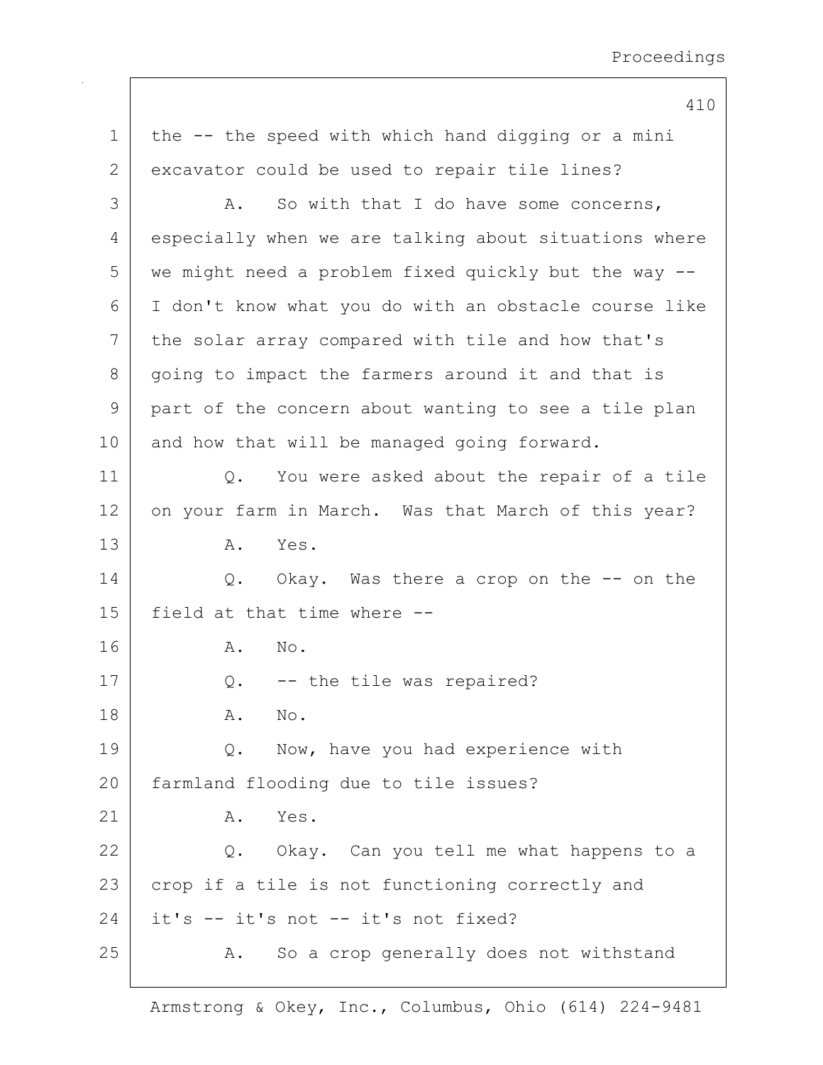the -- the speed with which hand digging or a mini excavator could be used to repair tile lines?

A. So with that I do have some concerns, especially when we are talking about situations where we might need a problem fixed quickly but the way -- I don't know what you do with an obstacle course like the solar array compared with tile and how that's going to impact the farmers around it and that is part of the concern about wanting to see a tile plan and how that will be managed going forward.

Q. You were asked about the repair of a tile on your farm in March. Was that March of this year?

A. Yes.

Q. Okay. Was there a crop on the -- on the field at that time where --

A. No.

Q. -- the tile was repaired?

A. No.

Q. Now, have you had experience with farmland flooding due to tile issues?

A. Yes.

Q. Okay. Can you tell me what happens to a crop if a tile is not functioning correctly and it's -- it's not -- it's not fixed?

A. So a crop generally does not withstand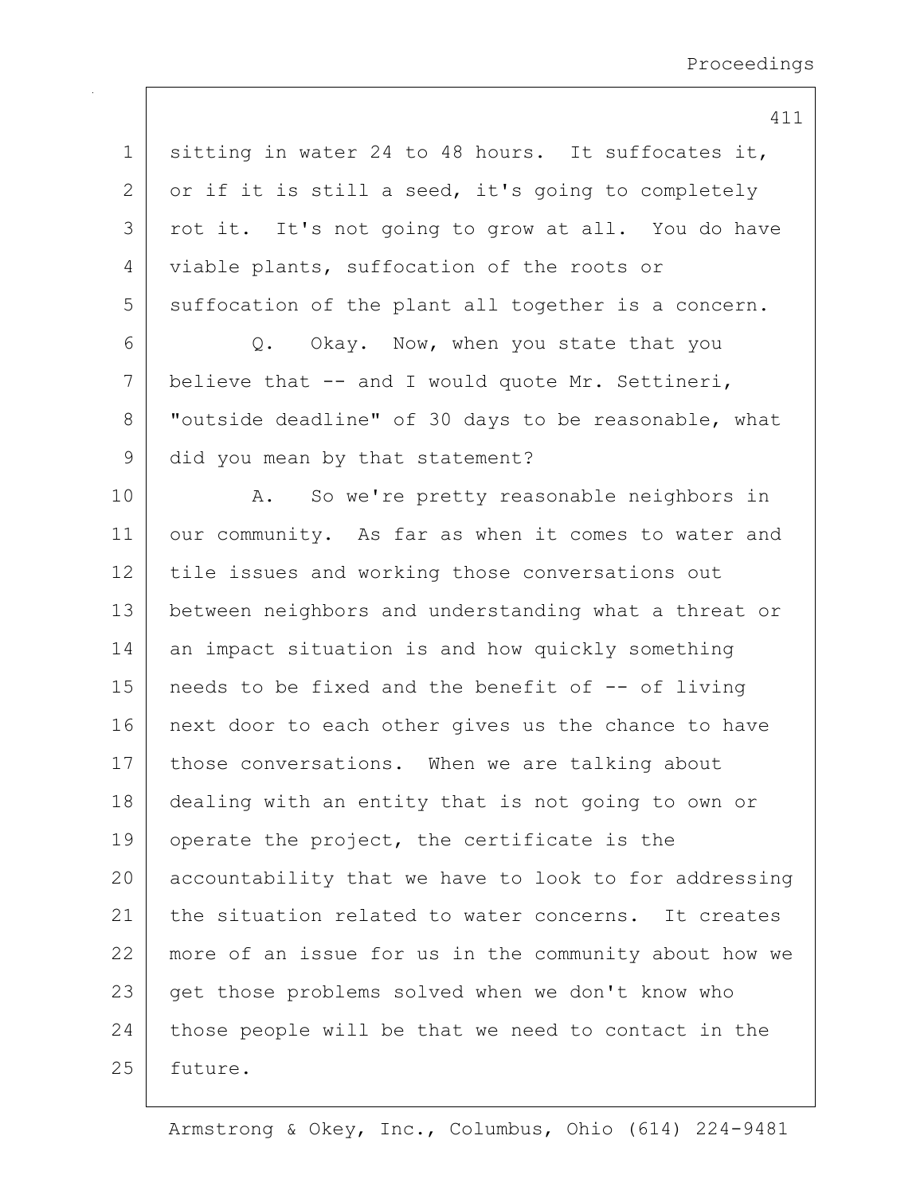sitting in water 24 to 48 hours. It suffocates it, or if it is still a seed, it's going to completely rot it. It's not going to grow at all. You do have viable plants, suffocation of the roots or suffocation of the plant all together is a concern.

Q. Okay. Now, when you state that you believe that -- and I would quote Mr. Settineri, "outside deadline" of 30 days to be reasonable, what did you mean by that statement?

A. So we're pretty reasonable neighbors in our community. As far as when it comes to water and tile issues and working those conversations out between neighbors and understanding what a threat or an impact situation is and how quickly something needs to be fixed and the benefit of -- of living next door to each other gives us the chance to have those conversations. When we are talking about dealing with an entity that is not going to own or operate the project, the certificate is the accountability that we have to look to for addressing the situation related to water concerns. It creates more of an issue for us in the community about how we get those problems solved when we don't know who those people will be that we need to contact in the future.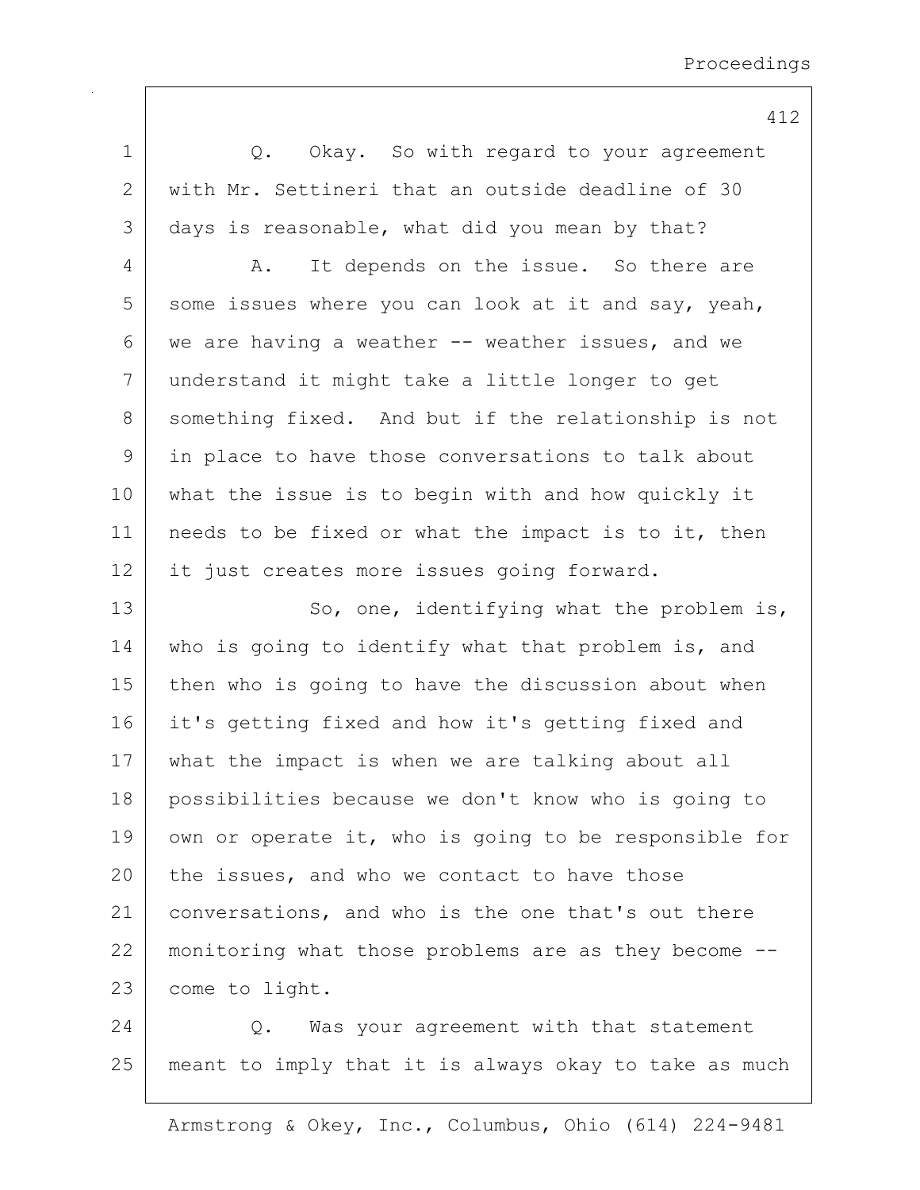Q. Okay. So with regard to your agreement with Mr. Settineri that an outside deadline of 30 days is reasonable, what did you mean by that?

A. It depends on the issue. So there are some issues where you can look at it and say, yeah, we are having a weather -- weather issues, and we understand it might take a little longer to get something fixed. And but if the relationship is not in place to have those conversations to talk about what the issue is to begin with and how quickly it needs to be fixed or what the impact is to it, then it just creates more issues going forward.

So, one, identifying what the problem is, who is going to identify what that problem is, and then who is going to have the discussion about when it's getting fixed and how it's getting fixed and what the impact is when we are talking about all possibilities because we don't know who is going to own or operate it, who is going to be responsible for the issues, and who we contact to have those conversations, and who is the one that's out there monitoring what those problems are as they become -- come to light.

Q. Was your agreement with that statement meant to imply that it is always okay to take as much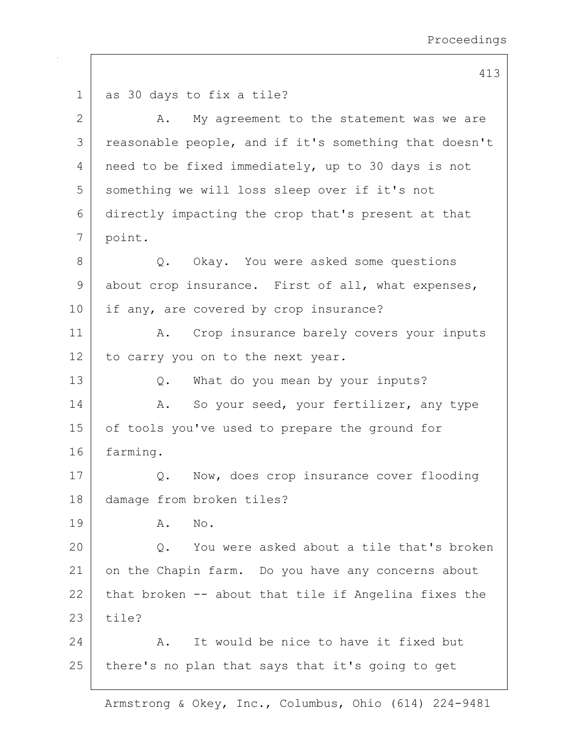as 30 days to fix a tile?

A. My agreement to the statement was we are reasonable people, and if it's something that doesn't need to be fixed immediately, up to 30 days is not something we will loss sleep over if it's not directly impacting the crop that's present at that point.

Q. Okay. You were asked some questions about crop insurance. First of all, what expenses, if any, are covered by crop insurance?

A. Crop insurance barely covers your inputs to carry you on to the next year.

Q. What do you mean by your inputs?

A. So your seed, your fertilizer, any type of tools you've used to prepare the ground for farming.

Q. Now, does crop insurance cover flooding damage from broken tiles?

A. No.

Q. You were asked about a tile that's broken on the Chapin farm. Do you have any concerns about that broken -- about that tile if Angelina fixes the tile?

A. It would be nice to have it fixed but there's no plan that says that it's going to get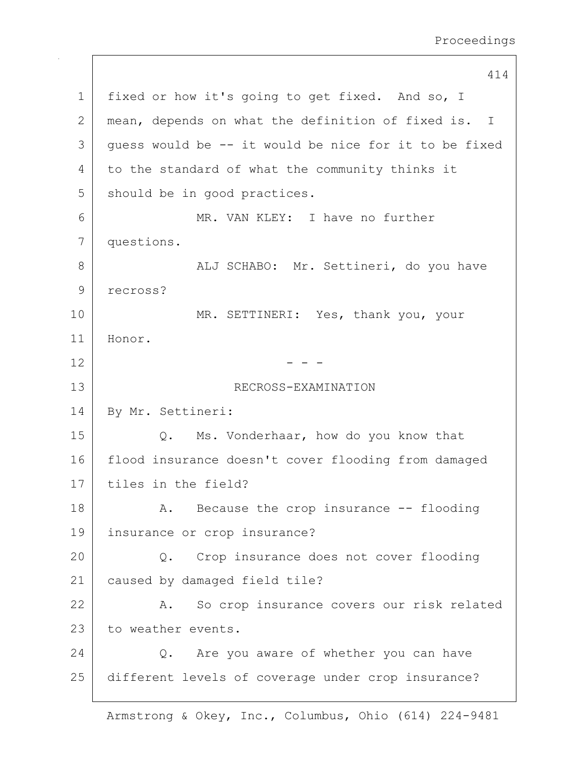fixed or how it's going to get fixed. And so, I mean, depends on what the definition of fixed is. I guess would be -- it would be nice for it to be fixed to the standard of what the community thinks it should be in good practices.

MR. VAN KLEY: I have no further questions.

ALJ SCHABO: Mr. Settineri, do you have recross?

MR. SETTINERI: Yes, thank you, your Honor.

- - -

RECROSS-EXAMINATION

By Mr. Settineri:

Q. Ms. Vonderhaar, how do you know that flood insurance doesn't cover flooding from damaged tiles in the field?

A. Because the crop insurance -- flooding insurance or crop insurance?

Q. Crop insurance does not cover flooding caused by damaged field tile?

A. So crop insurance covers our risk related to weather events.

Q. Are you aware of whether you can have different levels of coverage under crop insurance?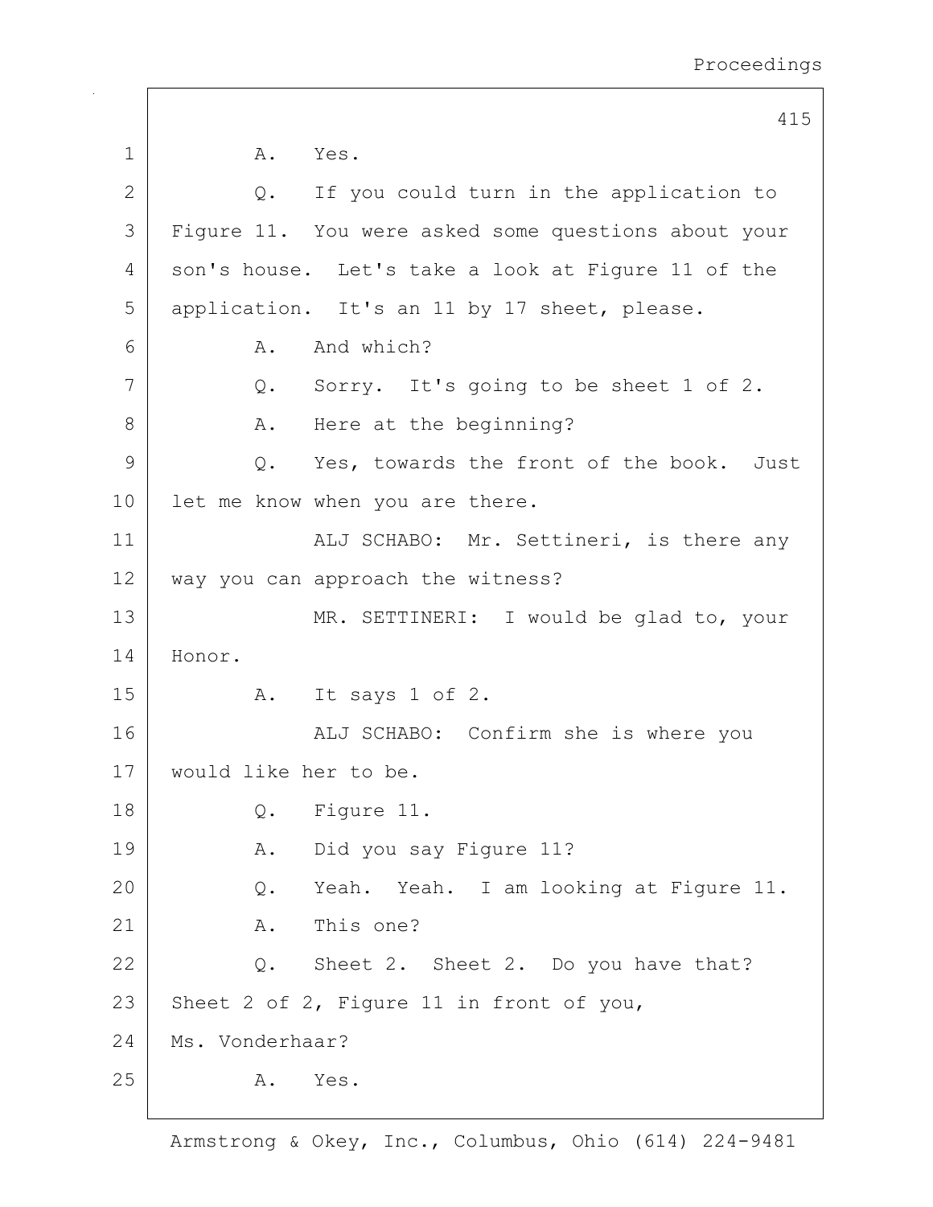1 A. Yes.

2 Q. If you could turn in the application to

3 Figure 11. You were asked some questions about your

4 son's house. Let's take a look at Figure 11 of the

5 application. It's an 11 by 17 sheet, please.

6 A. And which?

7 Q. Sorry. It's going to be sheet 1 of 2.

8 A. Here at the beginning?

9 Q. Yes, towards the front of the book. Just

10 let me know when you are there.

11 ALJ SCHABO: Mr. Settineri, is there any

12 way you can approach the witness?

13 MR. SETTINERI: I would be glad to, your

14 Honor.

15 A. It says 1 of 2.

16 ALJ SCHABO: Confirm she is where you

17 would like her to be.

18 Q. Figure 11.

19 A. Did you say Figure 11?

20 Q. Yeah. Yeah. I am looking at Figure 11.

21 A. This one?

22 Q. Sheet 2. Sheet 2. Do you have that?

23 Sheet 2 of 2, Figure 11 in front of you,

24 Ms. Vonderhaar?

25 A. Yes.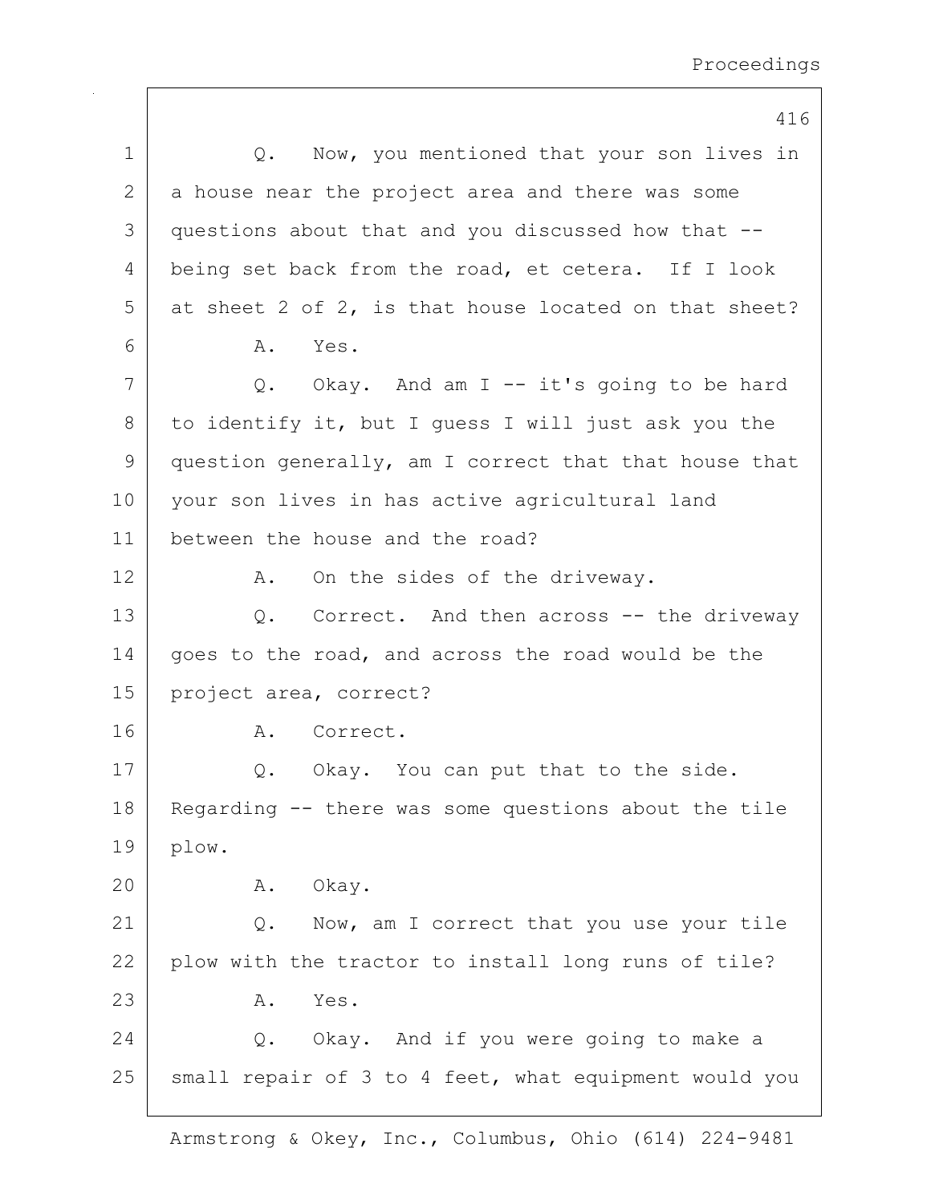Q. Now, you mentioned that your son lives in a house near the project area and there was some questions about that and you discussed how that -- being set back from the road, et cetera. If I look at sheet 2 of 2, is that house located on that sheet?

A. Yes.

Q. Okay. And am I -- it's going to be hard to identify it, but I guess I will just ask you the question generally, am I correct that that house that your son lives in has active agricultural land between the house and the road?

A. On the sides of the driveway.

Q. Correct. And then across -- the driveway goes to the road, and across the road would be the project area, correct?

A. Correct.

Q. Okay. You can put that to the side. Regarding -- there was some questions about the tile plow.

A. Okay.

Q. Now, am I correct that you use your tile plow with the tractor to install long runs of tile?

A. Yes.

Q. Okay. And if you were going to make a small repair of 3 to 4 feet, what equipment would you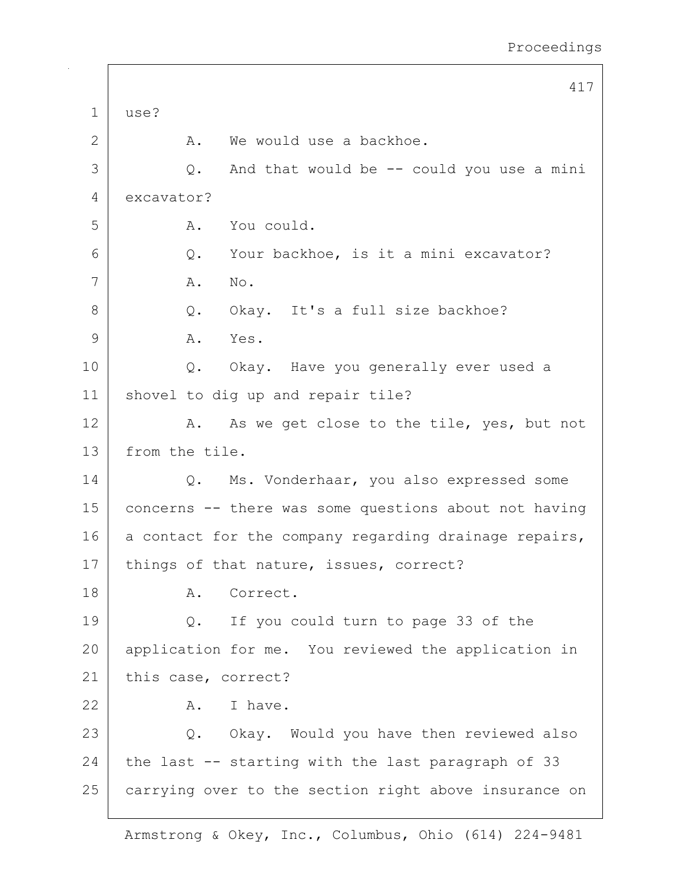1 use?

2 A. We would use a backhoe.

3 Q. And that would be -- could you use a mini

4 excavator?

5 A. You could.

6 Q. Your backhoe, is it a mini excavator?

7 A. No.

8 Q. Okay. It's a full size backhoe?

9 A. Yes.

10 Q. Okay. Have you generally ever used a

11 shovel to dig up and repair tile?

12 A. As we get close to the tile, yes, but not

13 from the tile.

14 Q. Ms. Vonderhaar, you also expressed some

15 concerns -- there was some questions about not having

16 a contact for the company regarding drainage repairs,

17 things of that nature, issues, correct?

18 A. Correct.

19 Q. If you could turn to page 33 of the

20 application for me. You reviewed the application in

21 this case, correct?

22 A. I have.

23 Q. Okay. Would you have then reviewed also

24 the last -- starting with the last paragraph of 33

25 carrying over to the section right above insurance on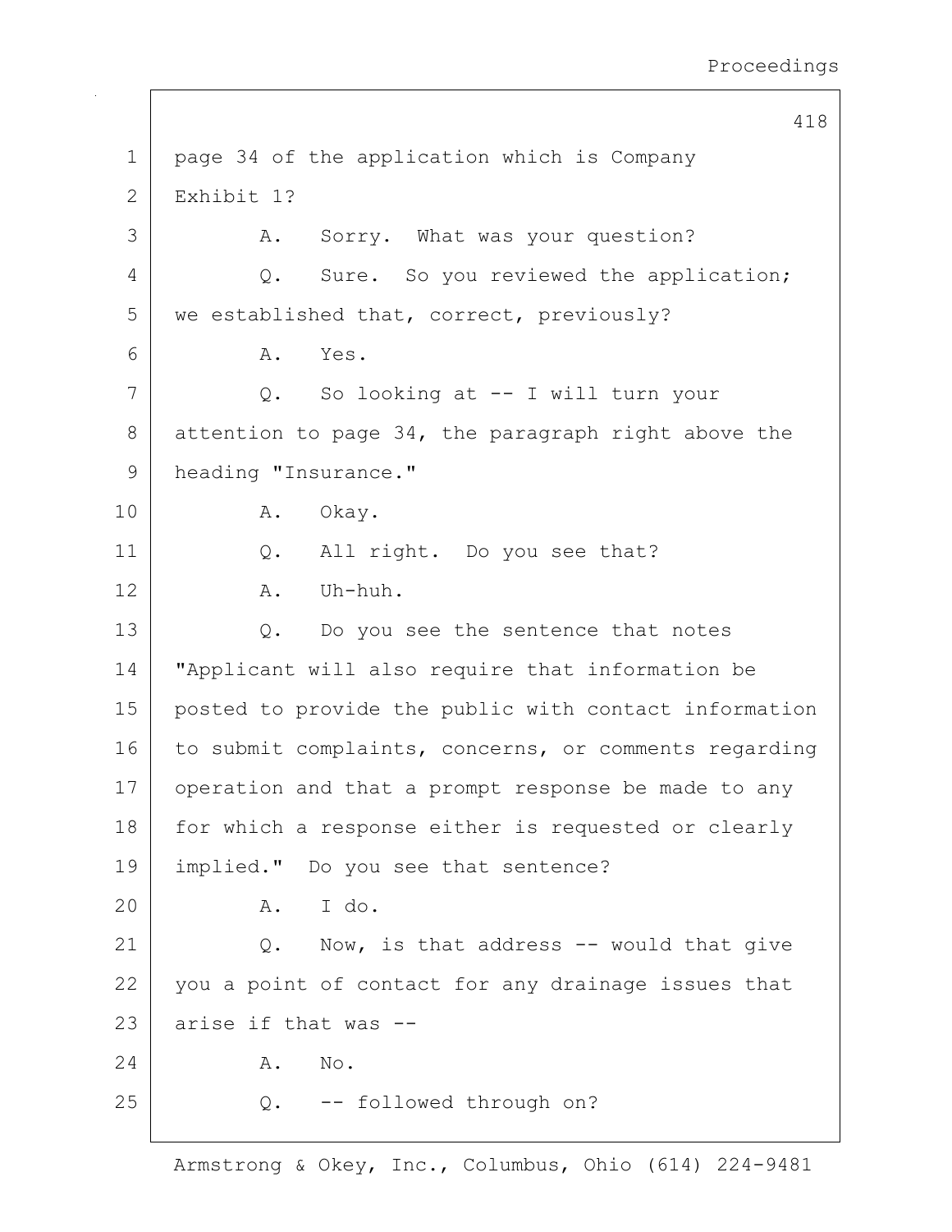page 34 of the application which is Company Exhibit 1?

A. Sorry. What was your question?

Q. Sure. So you reviewed the application; we established that, correct, previously?

A. Yes.

Q. So looking at -- I will turn your attention to page 34, the paragraph right above the heading "Insurance."

A. Okay.

Q. All right. Do you see that?

A. Uh-huh.

Q. Do you see the sentence that notes "Applicant will also require that information be posted to provide the public with contact information to submit complaints, concerns, or comments regarding operation and that a prompt response be made to any for which a response either is requested or clearly implied." Do you see that sentence?

A. I do.

Q. Now, is that address -- would that give you a point of contact for any drainage issues that arise if that was --

A. No.

Q. -- followed through on?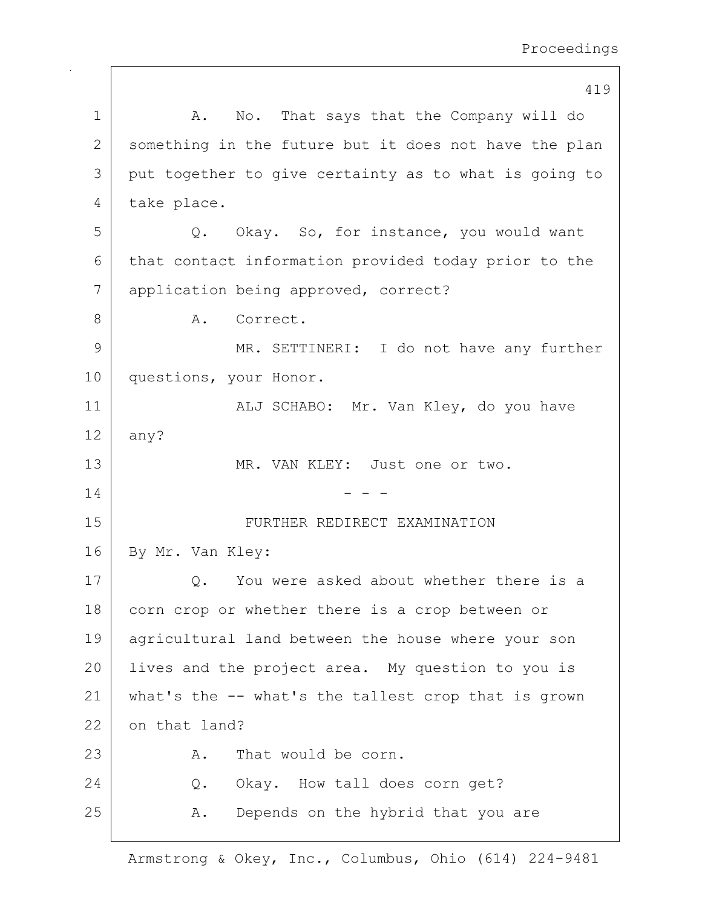A. No. That says that the Company will do something in the future but it does not have the plan put together to give certainty as to what is going to take place.

Q. Okay. So, for instance, you would want that contact information provided today prior to the application being approved, correct?

A. Correct.

MR. SETTINERI: I do not have any further questions, your Honor.

ALJ SCHABO: Mr. Van Kley, do you have any?

MR. VAN KLEY: Just one or two.

- - -

FURTHER REDIRECT EXAMINATION

By Mr. Van Kley:

Q. You were asked about whether there is a corn crop or whether there is a crop between or agricultural land between the house where your son lives and the project area. My question to you is what's the -- what's the tallest crop that is grown on that land?

A. That would be corn.

Q. Okay. How tall does corn get?

A. Depends on the hybrid that you are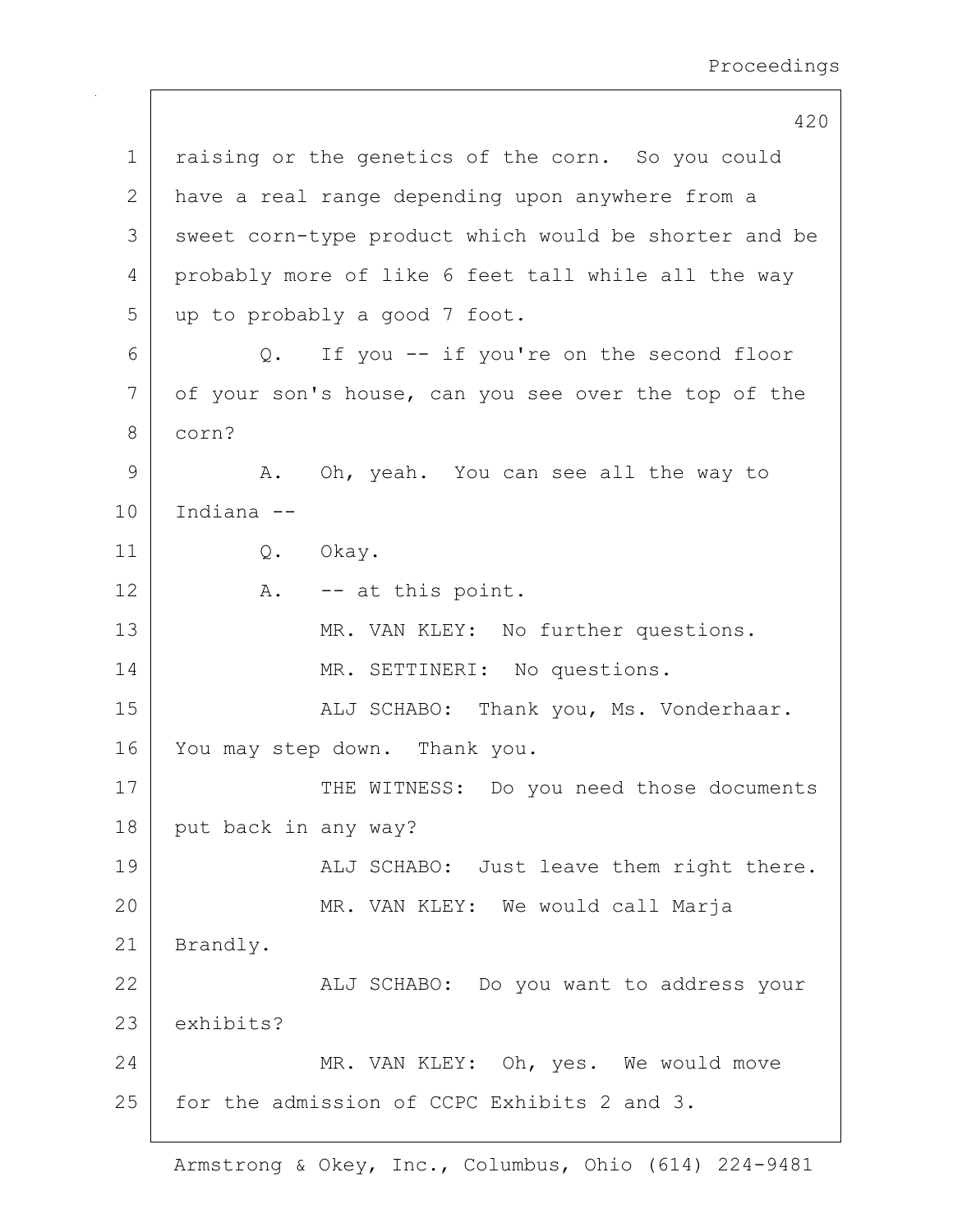raising or the genetics of the corn. So you could have a real range depending upon anywhere from a sweet corn-type product which would be shorter and be probably more of like 6 feet tall while all the way up to probably a good 7 foot.

Q. If you -- if you're on the second floor of your son's house, can you see over the top of the corn?

A. Oh, yeah. You can see all the way to Indiana --

Q. Okay.

A. -- at this point.

MR. VAN KLEY: No further questions.

MR. SETTINERI: No questions.

ALJ SCHABO: Thank you, Ms. Vonderhaar. You may step down. Thank you.

THE WITNESS: Do you need those documents put back in any way?

ALJ SCHABO: Just leave them right there.

MR. VAN KLEY: We would call Marja Brandly.

ALJ SCHABO: Do you want to address your exhibits?

MR. VAN KLEY: Oh, yes. We would move for the admission of CCPC Exhibits 2 and 3.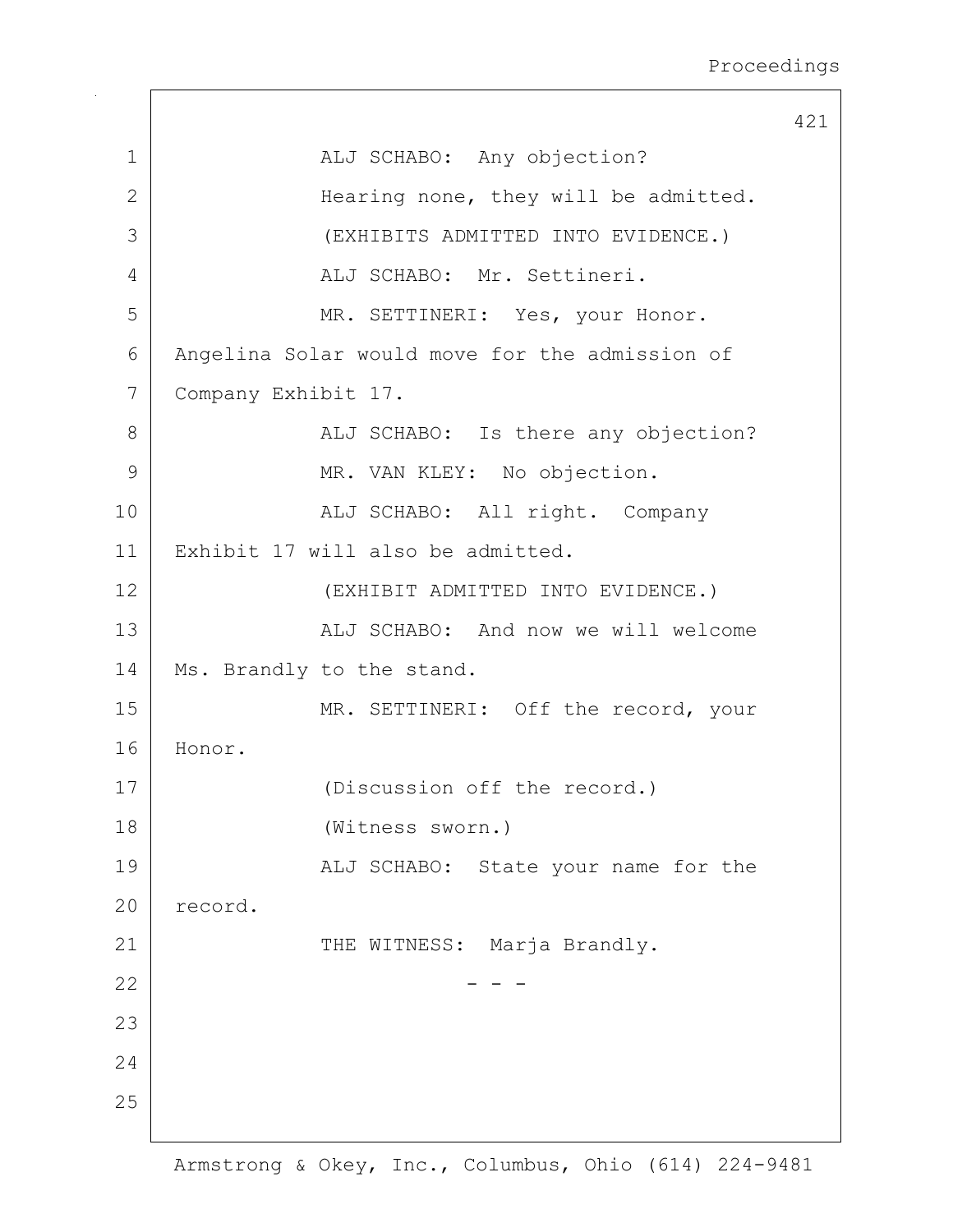ALJ SCHABO: Any objection?

Hearing none, they will be admitted.

(EXHIBITS ADMITTED INTO EVIDENCE.)

ALJ SCHABO: Mr. Settineri.

MR. SETTINERI: Yes, your Honor. Angelina Solar would move for the admission of Company Exhibit 17.

ALJ SCHABO: Is there any objection?

MR. VAN KLEY: No objection.

ALJ SCHABO: All right. Company Exhibit 17 will also be admitted.

(EXHIBIT ADMITTED INTO EVIDENCE.)

ALJ SCHABO: And now we will welcome Ms. Brandly to the stand.

MR. SETTINERI: Off the record, your Honor.

(Discussion off the record.)

(Witness sworn.)

ALJ SCHABO: State your name for the record.

THE WITNESS: Marja Brandly.

\- - -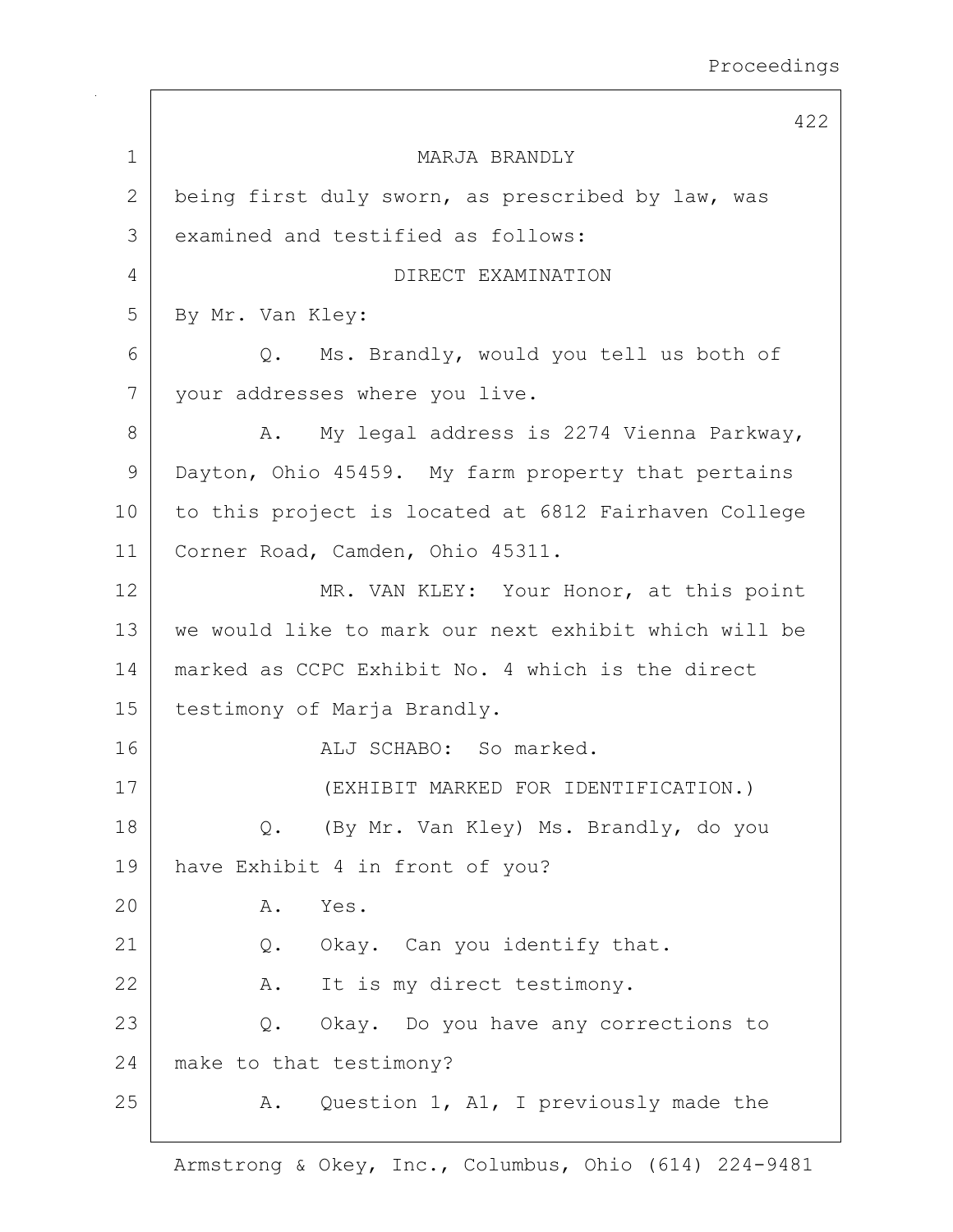MARJA BRANDLY

being first duly sworn, as prescribed by law, was examined and testified as follows:

DIRECT EXAMINATION

By Mr. Van Kley:

Q. Ms. Brandly, would you tell us both of your addresses where you live.

A. My legal address is 2274 Vienna Parkway, Dayton, Ohio 45459. My farm property that pertains to this project is located at 6812 Fairhaven College Corner Road, Camden, Ohio 45311.

MR. VAN KLEY: Your Honor, at this point we would like to mark our next exhibit which will be marked as CCPC Exhibit No. 4 which is the direct testimony of Marja Brandly.

ALJ SCHABO: So marked.

(EXHIBIT MARKED FOR IDENTIFICATION.)

Q. (By Mr. Van Kley) Ms. Brandly, do you have Exhibit 4 in front of you?

A. Yes.

Q. Okay. Can you identify that.

A. It is my direct testimony.

Q. Okay. Do you have any corrections to make to that testimony?

A. Question 1, A1, I previously made the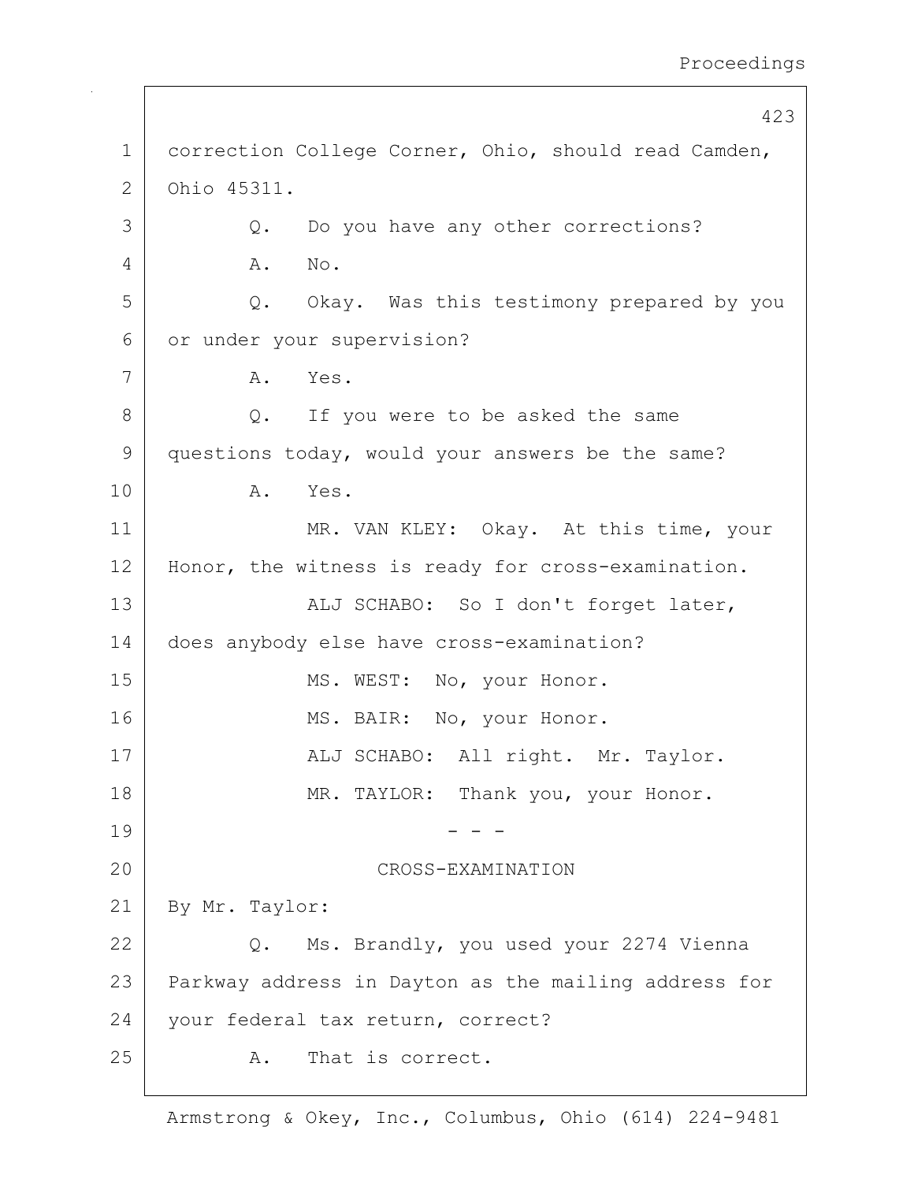correction College Corner, Ohio, should read Camden, Ohio 45311.

Q. Do you have any other corrections?

A. No.

Q. Okay. Was this testimony prepared by you or under your supervision?

A. Yes.

Q. If you were to be asked the same questions today, would your answers be the same?

A. Yes.

MR. VAN KLEY: Okay. At this time, your Honor, the witness is ready for cross-examination.

ALJ SCHABO: So I don't forget later, does anybody else have cross-examination?

MS. WEST: No, your Honor.

MS. BAIR: No, your Honor.

ALJ SCHABO: All right. Mr. Taylor.

MR. TAYLOR: Thank you, your Honor.

\- - -

CROSS-EXAMINATION

By Mr. Taylor:

Q. Ms. Brandly, you used your 2274 Vienna Parkway address in Dayton as the mailing address for your federal tax return, correct?

A. That is correct.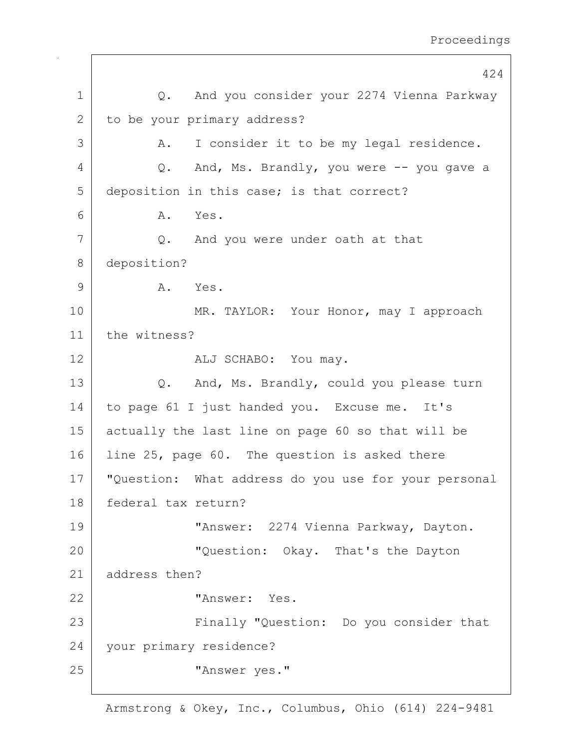1 Q. And you consider your 2274 Vienna Parkway
2 to be your primary address?
3 A. I consider it to be my legal residence.
4 Q. And, Ms. Brandly, you were -- you gave a
5 deposition in this case; is that correct?
6 A. Yes.
7 Q. And you were under oath at that
8 deposition?
9 A. Yes.
10 MR. TAYLOR: Your Honor, may I approach
11 the witness?
12 ALJ SCHABO: You may.
13 Q. And, Ms. Brandly, could you please turn
14 to page 61 I just handed you. Excuse me. It's
15 actually the last line on page 60 so that will be
16 line 25, page 60. The question is asked there
17 "Question: What address do you use for your personal
18 federal tax return?
19 "Answer: 2274 Vienna Parkway, Dayton.
20 "Question: Okay. That's the Dayton
21 address then?
22 "Answer: Yes.
23 Finally "Question: Do you consider that
24 your primary residence?
25 "Answer yes."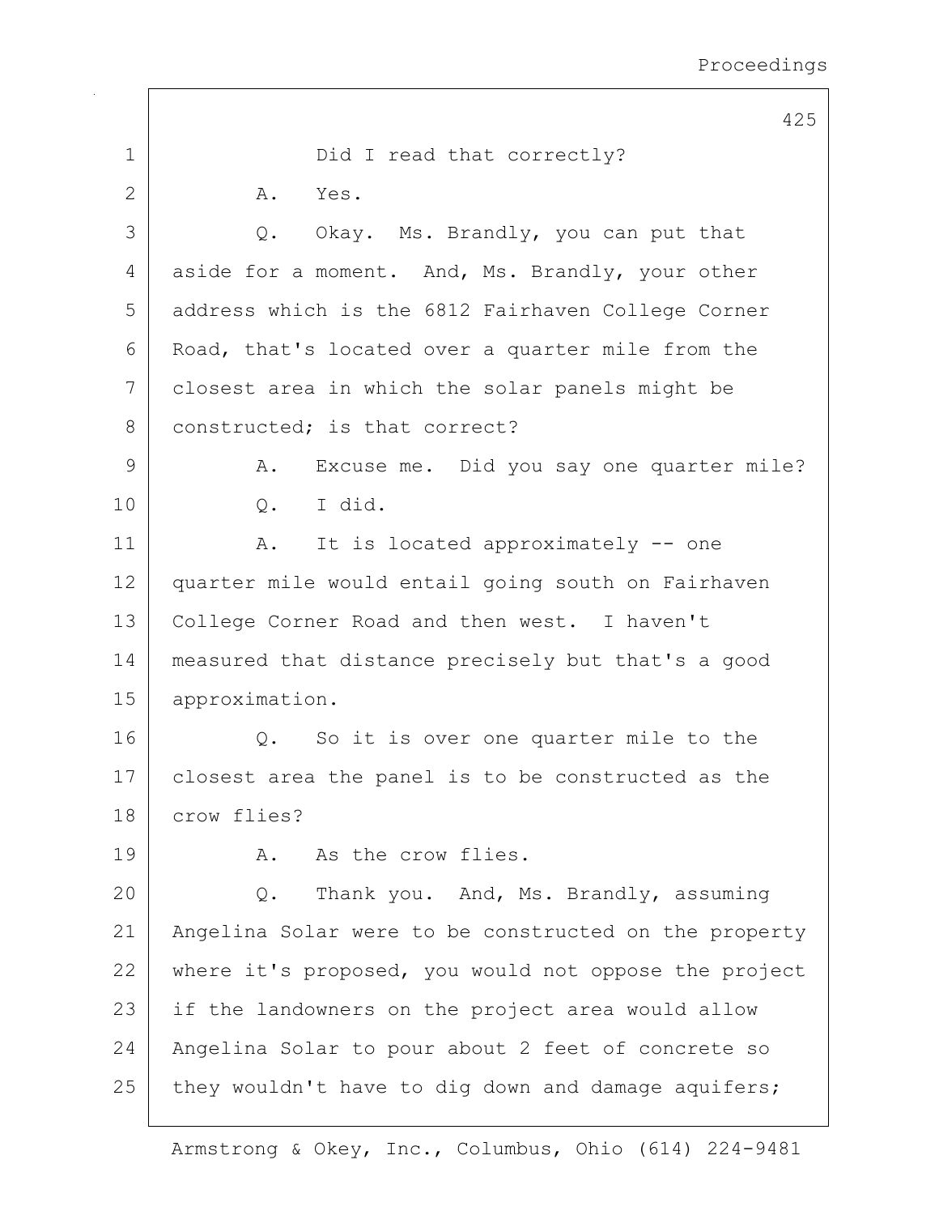Did I read that correctly?

A. Yes.

Q. Okay. Ms. Brandly, you can put that aside for a moment. And, Ms. Brandly, your other address which is the 6812 Fairhaven College Corner Road, that's located over a quarter mile from the closest area in which the solar panels might be constructed; is that correct?

A. Excuse me. Did you say one quarter mile?

Q. I did.

A. It is located approximately -- one quarter mile would entail going south on Fairhaven College Corner Road and then west. I haven't measured that distance precisely but that's a good approximation.

Q. So it is over one quarter mile to the closest area the panel is to be constructed as the crow flies?

A. As the crow flies.

Q. Thank you. And, Ms. Brandly, assuming Angelina Solar were to be constructed on the property where it's proposed, you would not oppose the project if the landowners on the project area would allow Angelina Solar to pour about 2 feet of concrete so they wouldn't have to dig down and damage aquifers;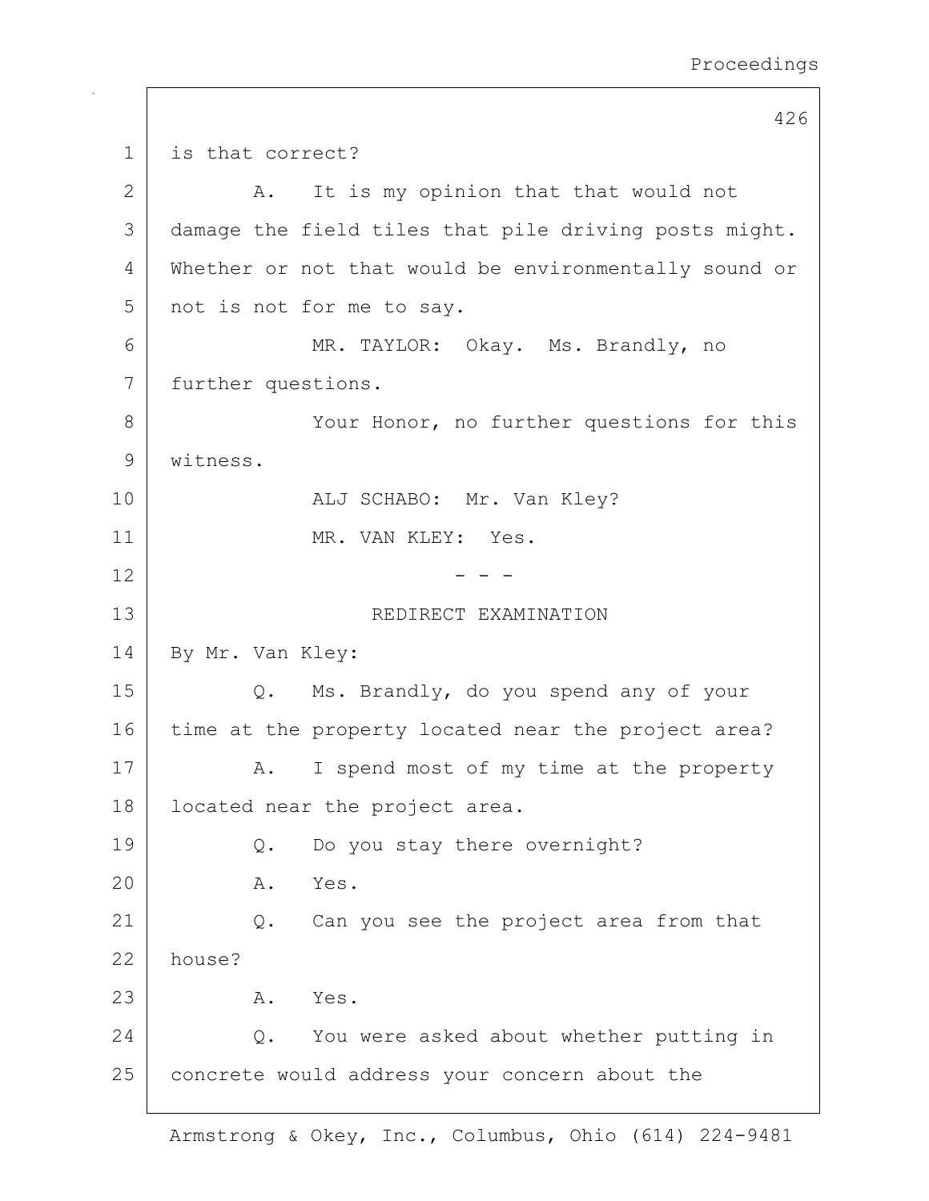1 is that correct?

2 A. It is my opinion that that would not

3 damage the field tiles that pile driving posts might.

4 Whether or not that would be environmentally sound or

5 not is not for me to say.

6 MR. TAYLOR: Okay. Ms. Brandly, no

7 further questions.

8 Your Honor, no further questions for this

9 witness.

10 ALJ SCHABO: Mr. Van Kley?

11 MR. VAN KLEY: Yes.

12 - - -

13 REDIRECT EXAMINATION

14 By Mr. Van Kley:

15 Q. Ms. Brandly, do you spend any of your

16 time at the property located near the project area?

17 A. I spend most of my time at the property

18 located near the project area.

19 Q. Do you stay there overnight?

20 A. Yes.

21 Q. Can you see the project area from that

22 house?

23 A. Yes.

24 Q. You were asked about whether putting in

25 concrete would address your concern about the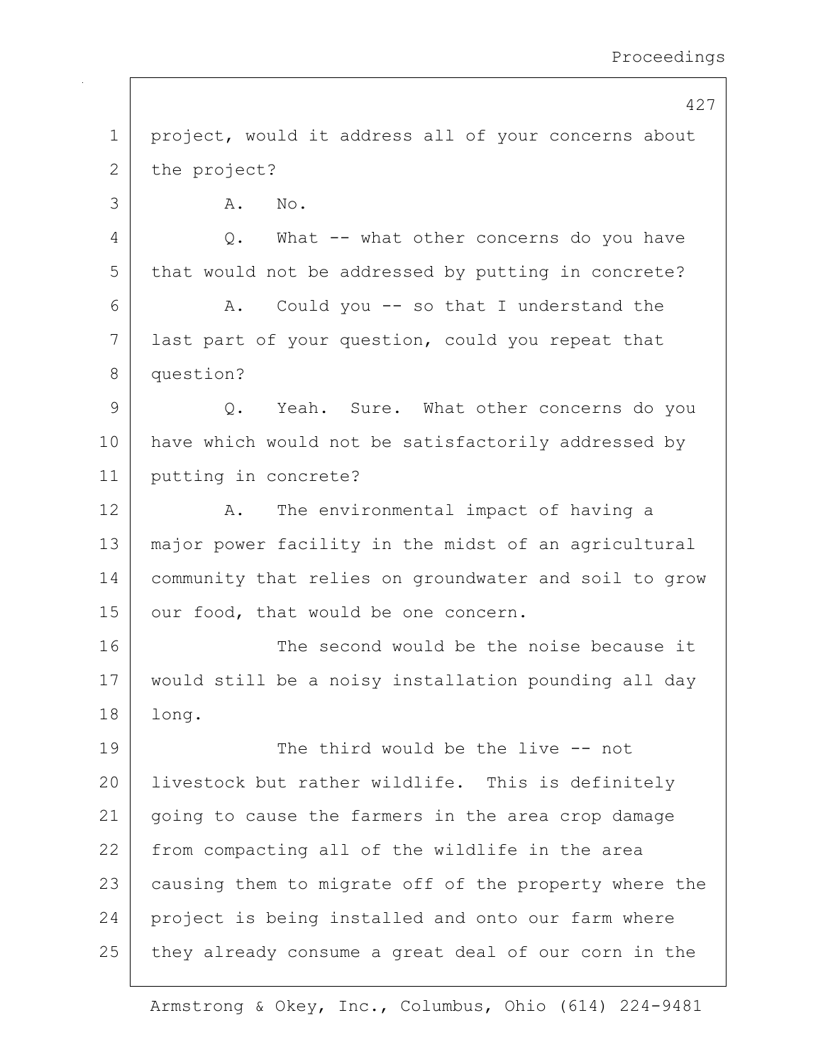project, would it address all of your concerns about the project?

A. No.

Q. What -- what other concerns do you have that would not be addressed by putting in concrete?

A. Could you -- so that I understand the last part of your question, could you repeat that question?

Q. Yeah. Sure. What other concerns do you have which would not be satisfactorily addressed by putting in concrete?

A. The environmental impact of having a major power facility in the midst of an agricultural community that relies on groundwater and soil to grow our food, that would be one concern.

The second would be the noise because it would still be a noisy installation pounding all day long.

The third would be the live -- not livestock but rather wildlife. This is definitely going to cause the farmers in the area crop damage from compacting all of the wildlife in the area causing them to migrate off of the property where the project is being installed and onto our farm where they already consume a great deal of our corn in the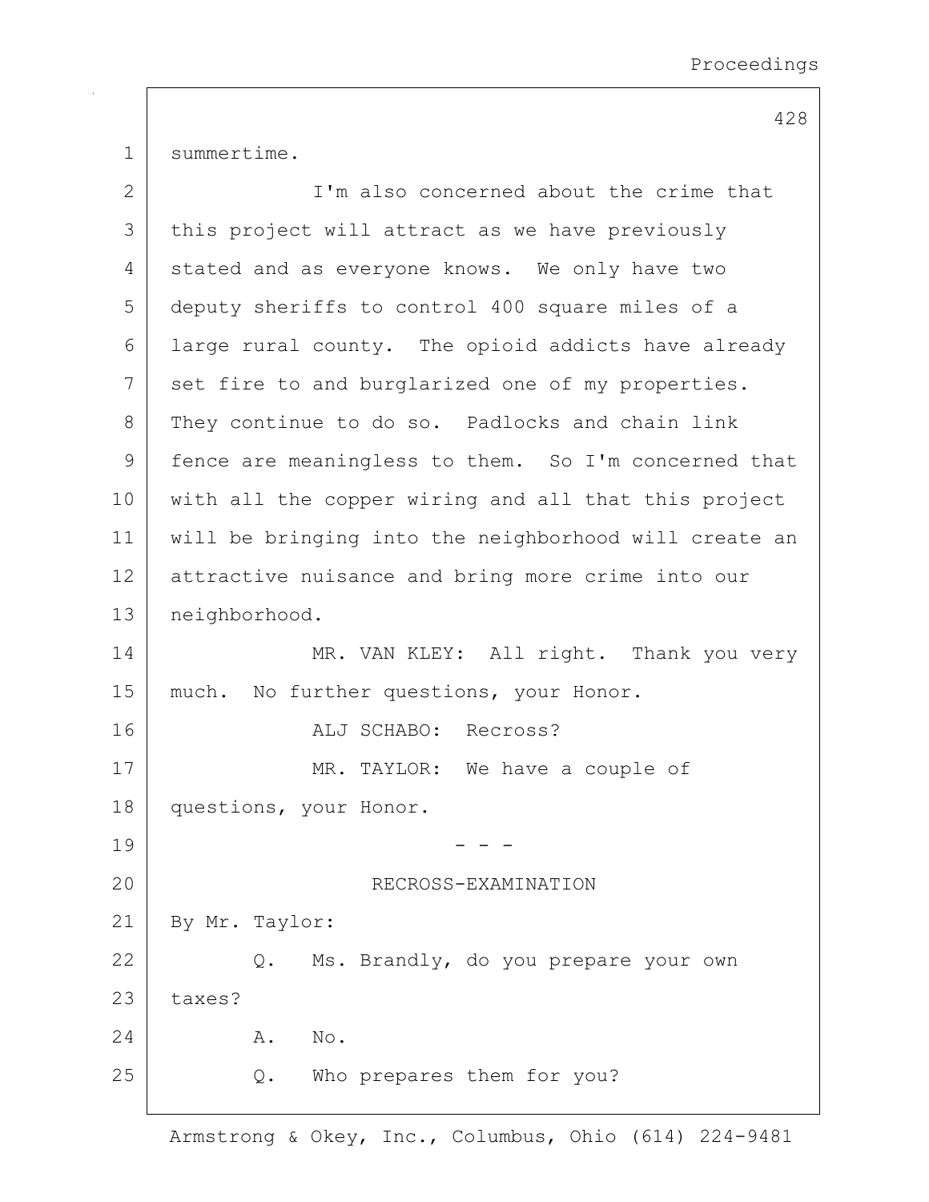summertime.

I'm also concerned about the crime that this project will attract as we have previously stated and as everyone knows. We only have two deputy sheriffs to control 400 square miles of a large rural county. The opioid addicts have already set fire to and burglarized one of my properties. They continue to do so. Padlocks and chain link fence are meaningless to them. So I'm concerned that with all the copper wiring and all that this project will be bringing into the neighborhood will create an attractive nuisance and bring more crime into our neighborhood.

MR. VAN KLEY: All right. Thank you very much. No further questions, your Honor.

ALJ SCHABO: Recross?

MR. TAYLOR: We have a couple of questions, your Honor.

- - -

RECROSS-EXAMINATION

By Mr. Taylor:

Q. Ms. Brandly, do you prepare your own taxes?

A. No.

Q. Who prepares them for you?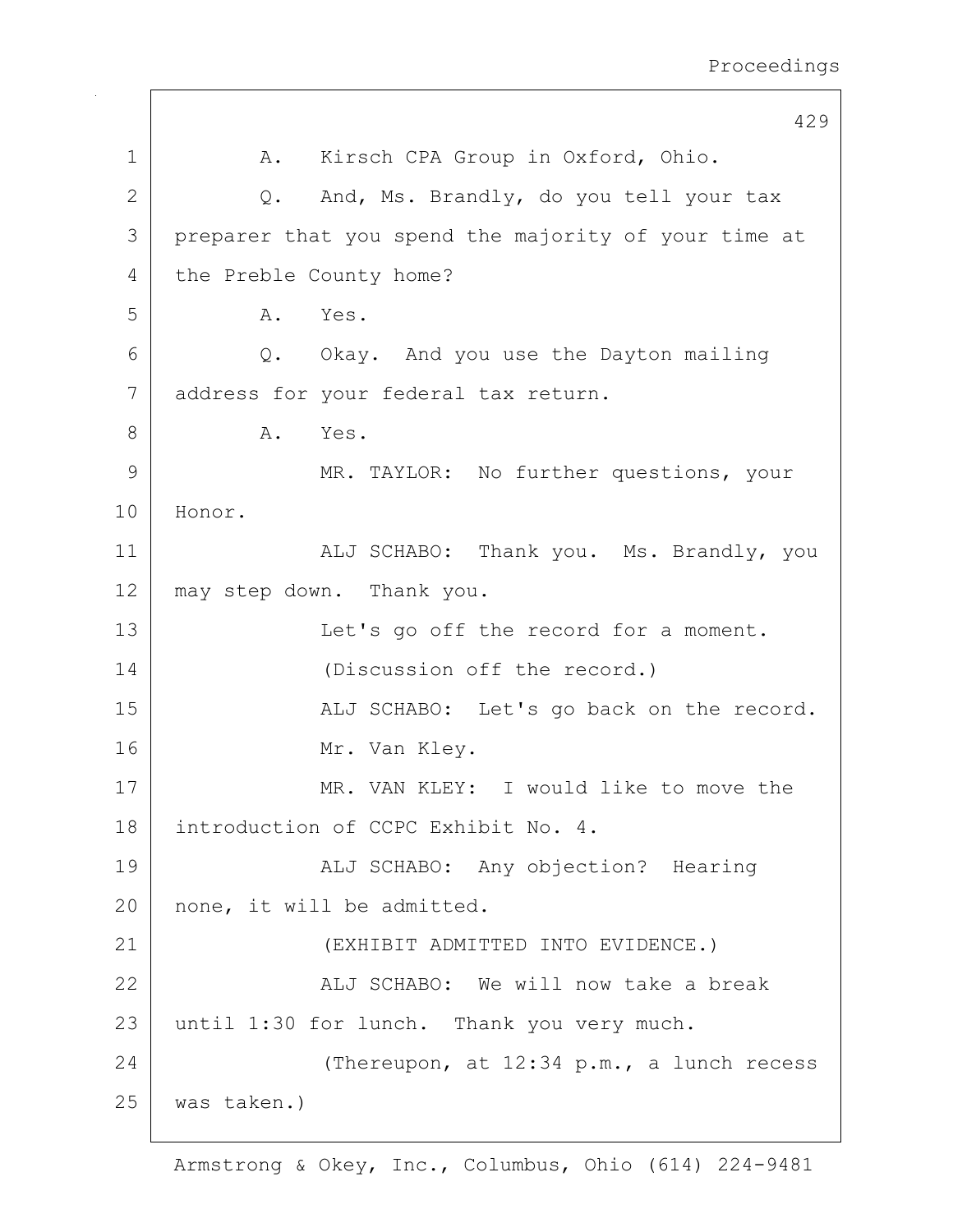1 A. Kirsch CPA Group in Oxford, Ohio.

2 Q. And, Ms. Brandly, do you tell your tax

3 preparer that you spend the majority of your time at

4 the Preble County home?

5 A. Yes.

6 Q. Okay. And you use the Dayton mailing

7 address for your federal tax return.

8 A. Yes.

9 MR. TAYLOR: No further questions, your

10 Honor.

11 ALJ SCHABO: Thank you. Ms. Brandly, you

12 may step down. Thank you.

13 Let's go off the record for a moment.

14 (Discussion off the record.)

15 ALJ SCHABO: Let's go back on the record.

16 Mr. Van Kley.

17 MR. VAN KLEY: I would like to move the

18 introduction of CCPC Exhibit No. 4.

19 ALJ SCHABO: Any objection? Hearing

20 none, it will be admitted.

21 (EXHIBIT ADMITTED INTO EVIDENCE.)

22 ALJ SCHABO: We will now take a break

23 until 1:30 for lunch. Thank you very much.

24 (Thereupon, at 12:34 p.m., a lunch recess

25 was taken.)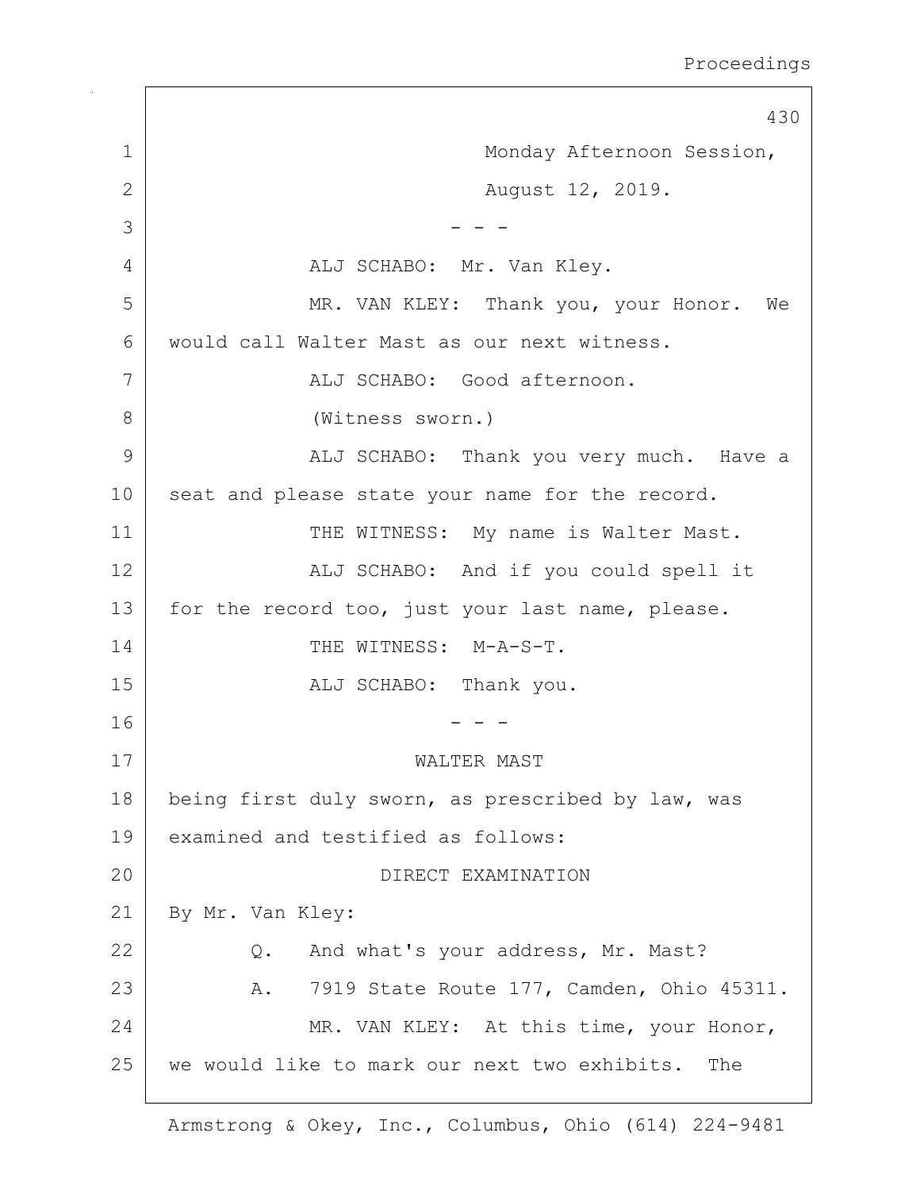Monday Afternoon Session,
August 12, 2019.

- - -

ALJ SCHABO: Mr. Van Kley.

MR. VAN KLEY: Thank you, your Honor. We would call Walter Mast as our next witness.

ALJ SCHABO: Good afternoon.

(Witness sworn.)

ALJ SCHABO: Thank you very much. Have a seat and please state your name for the record.

THE WITNESS: My name is Walter Mast.

ALJ SCHABO: And if you could spell it for the record too, just your last name, please.

THE WITNESS: M-A-S-T.

ALJ SCHABO: Thank you.

- - -

WALTER MAST

being first duly sworn, as prescribed by law, was examined and testified as follows:

DIRECT EXAMINATION

By Mr. Van Kley:

Q. And what's your address, Mr. Mast?

A. 7919 State Route 177, Camden, Ohio 45311.

MR. VAN KLEY: At this time, your Honor, we would like to mark our next two exhibits. The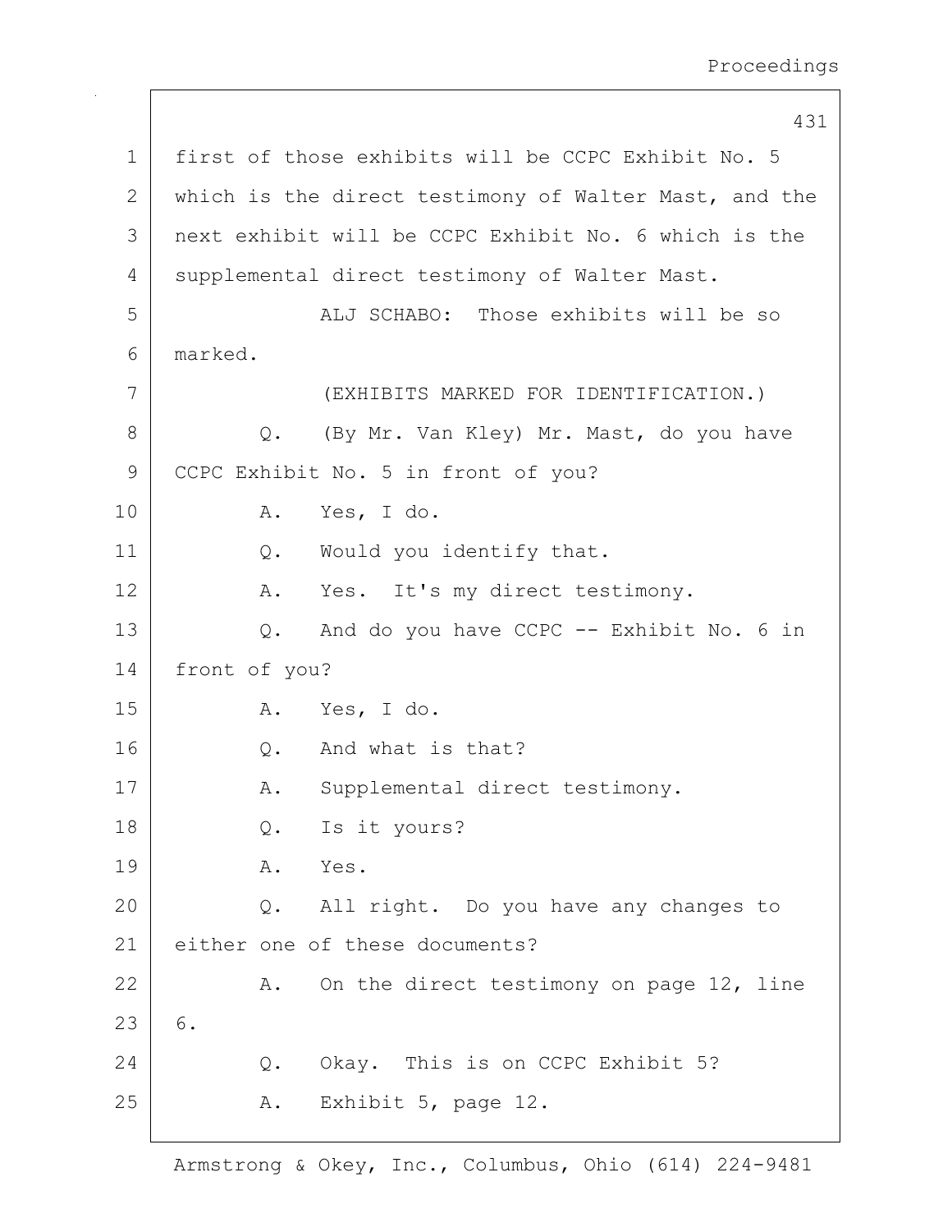first of those exhibits will be CCPC Exhibit No. 5 which is the direct testimony of Walter Mast, and the next exhibit will be CCPC Exhibit No. 6 which is the supplemental direct testimony of Walter Mast.

ALJ SCHABO: Those exhibits will be so marked.

(EXHIBITS MARKED FOR IDENTIFICATION.)

Q. (By Mr. Van Kley) Mr. Mast, do you have CCPC Exhibit No. 5 in front of you?

A. Yes, I do.

Q. Would you identify that.

A. Yes. It's my direct testimony.

Q. And do you have CCPC -- Exhibit No. 6 in front of you?

A. Yes, I do.

Q. And what is that?

A. Supplemental direct testimony.

Q. Is it yours?

A. Yes.

Q. All right. Do you have any changes to either one of these documents?

A. On the direct testimony on page 12, line 6.

Q. Okay. This is on CCPC Exhibit 5?

A. Exhibit 5, page 12.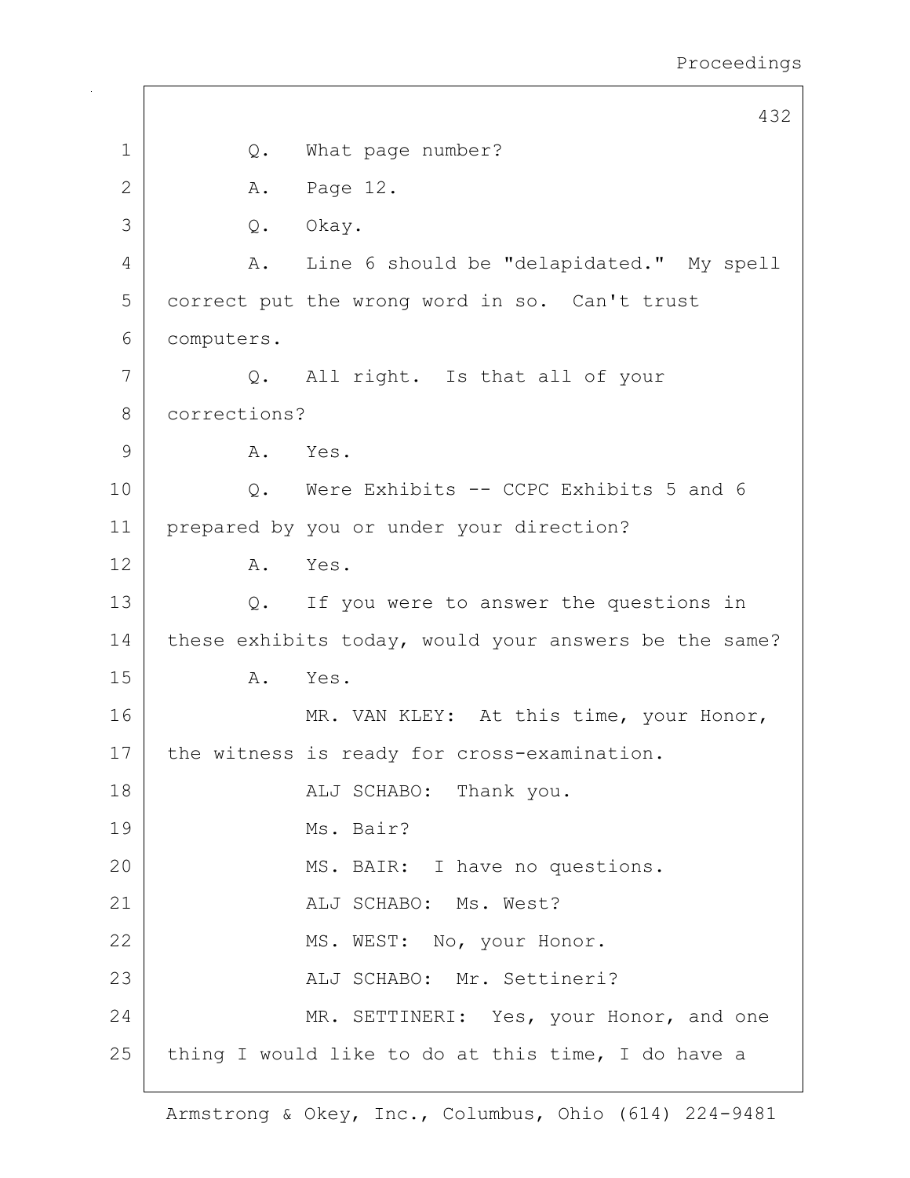Q. What page number?

A. Page 12.

Q. Okay.

A. Line 6 should be "delapidated." My spell correct put the wrong word in so. Can't trust computers.

Q. All right. Is that all of your corrections?

A. Yes.

Q. Were Exhibits -- CCPC Exhibits 5 and 6 prepared by you or under your direction?

A. Yes.

Q. If you were to answer the questions in these exhibits today, would your answers be the same?

A. Yes.

MR. VAN KLEY: At this time, your Honor, the witness is ready for cross-examination.

ALJ SCHABO: Thank you.

Ms. Bair?

MS. BAIR: I have no questions.

ALJ SCHABO: Ms. West?

MS. WEST: No, your Honor.

ALJ SCHABO: Mr. Settineri?

MR. SETTINERI: Yes, your Honor, and one thing I would like to do at this time, I do have a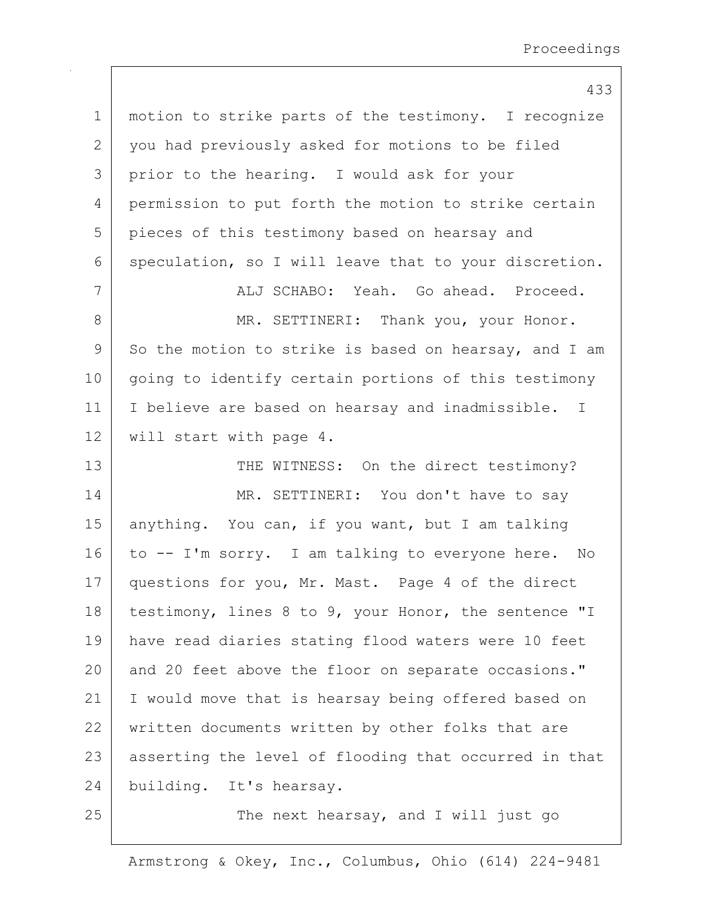motion to strike parts of the testimony. I recognize you had previously asked for motions to be filed prior to the hearing. I would ask for your permission to put forth the motion to strike certain pieces of this testimony based on hearsay and speculation, so I will leave that to your discretion.

ALJ SCHABO: Yeah. Go ahead. Proceed.

MR. SETTINERI: Thank you, your Honor. So the motion to strike is based on hearsay, and I am going to identify certain portions of this testimony I believe are based on hearsay and inadmissible. I will start with page 4.

THE WITNESS: On the direct testimony?

MR. SETTINERI: You don't have to say anything. You can, if you want, but I am talking to -- I'm sorry. I am talking to everyone here. No questions for you, Mr. Mast. Page 4 of the direct testimony, lines 8 to 9, your Honor, the sentence "I have read diaries stating flood waters were 10 feet and 20 feet above the floor on separate occasions." I would move that is hearsay being offered based on written documents written by other folks that are asserting the level of flooding that occurred in that building. It's hearsay.

The next hearsay, and I will just go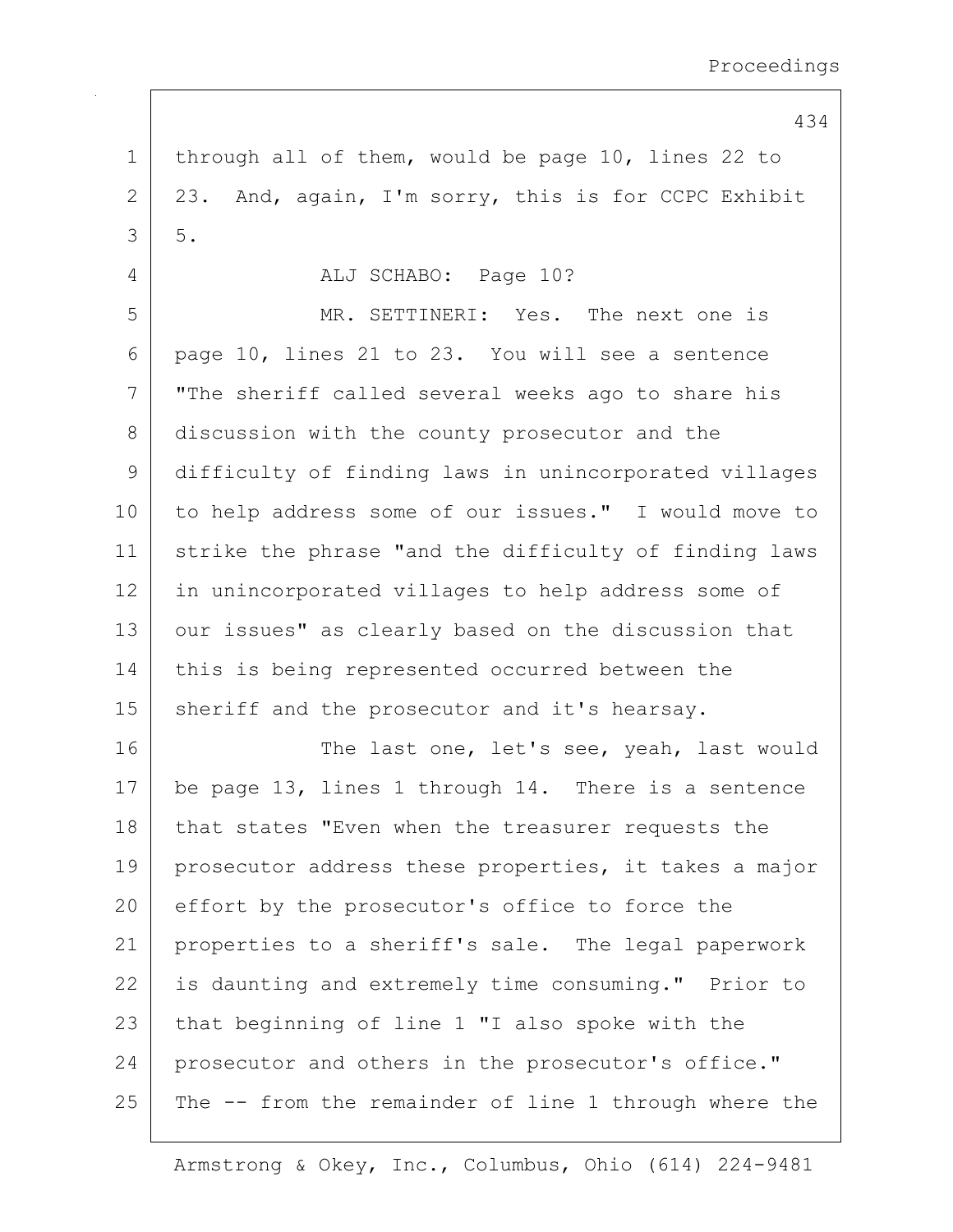through all of them, would be page 10, lines 22 to 23. And, again, I'm sorry, this is for CCPC Exhibit 5.

ALJ SCHABO: Page 10?

MR. SETTINERI: Yes. The next one is page 10, lines 21 to 23. You will see a sentence "The sheriff called several weeks ago to share his discussion with the county prosecutor and the difficulty of finding laws in unincorporated villages to help address some of our issues." I would move to strike the phrase "and the difficulty of finding laws in unincorporated villages to help address some of our issues" as clearly based on the discussion that this is being represented occurred between the sheriff and the prosecutor and it's hearsay.

The last one, let's see, yeah, last would be page 13, lines 1 through 14. There is a sentence that states "Even when the treasurer requests the prosecutor address these properties, it takes a major effort by the prosecutor's office to force the properties to a sheriff's sale. The legal paperwork is daunting and extremely time consuming." Prior to that beginning of line 1 "I also spoke with the prosecutor and others in the prosecutor's office." The -- from the remainder of line 1 through where the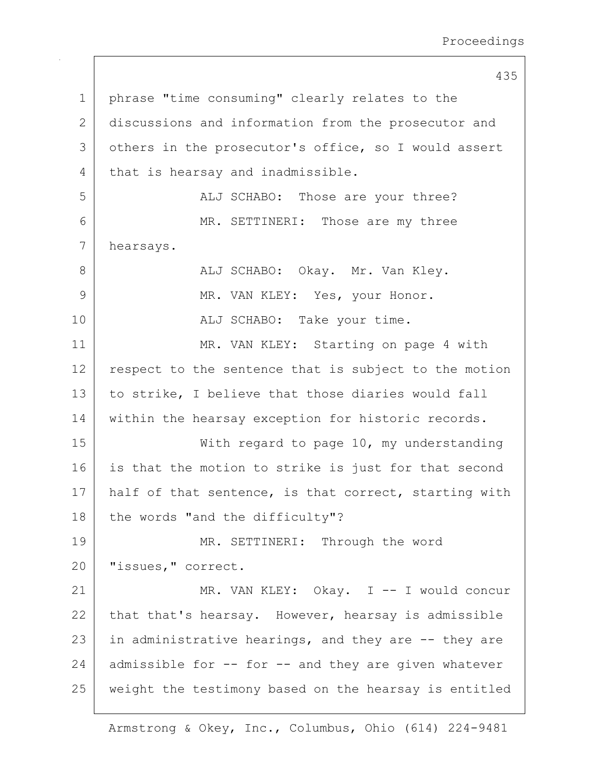phrase "time consuming" clearly relates to the discussions and information from the prosecutor and others in the prosecutor's office, so I would assert that is hearsay and inadmissible.

ALJ SCHABO: Those are your three?

MR. SETTINERI: Those are my three hearsays.

ALJ SCHABO: Okay. Mr. Van Kley.

MR. VAN KLEY: Yes, your Honor.

ALJ SCHABO: Take your time.

MR. VAN KLEY: Starting on page 4 with respect to the sentence that is subject to the motion to strike, I believe that those diaries would fall within the hearsay exception for historic records.

With regard to page 10, my understanding is that the motion to strike is just for that second half of that sentence, is that correct, starting with the words "and the difficulty"?

MR. SETTINERI: Through the word "issues," correct.

MR. VAN KLEY: Okay. I -- I would concur that that's hearsay. However, hearsay is admissible in administrative hearings, and they are -- they are admissible for -- for -- and they are given whatever weight the testimony based on the hearsay is entitled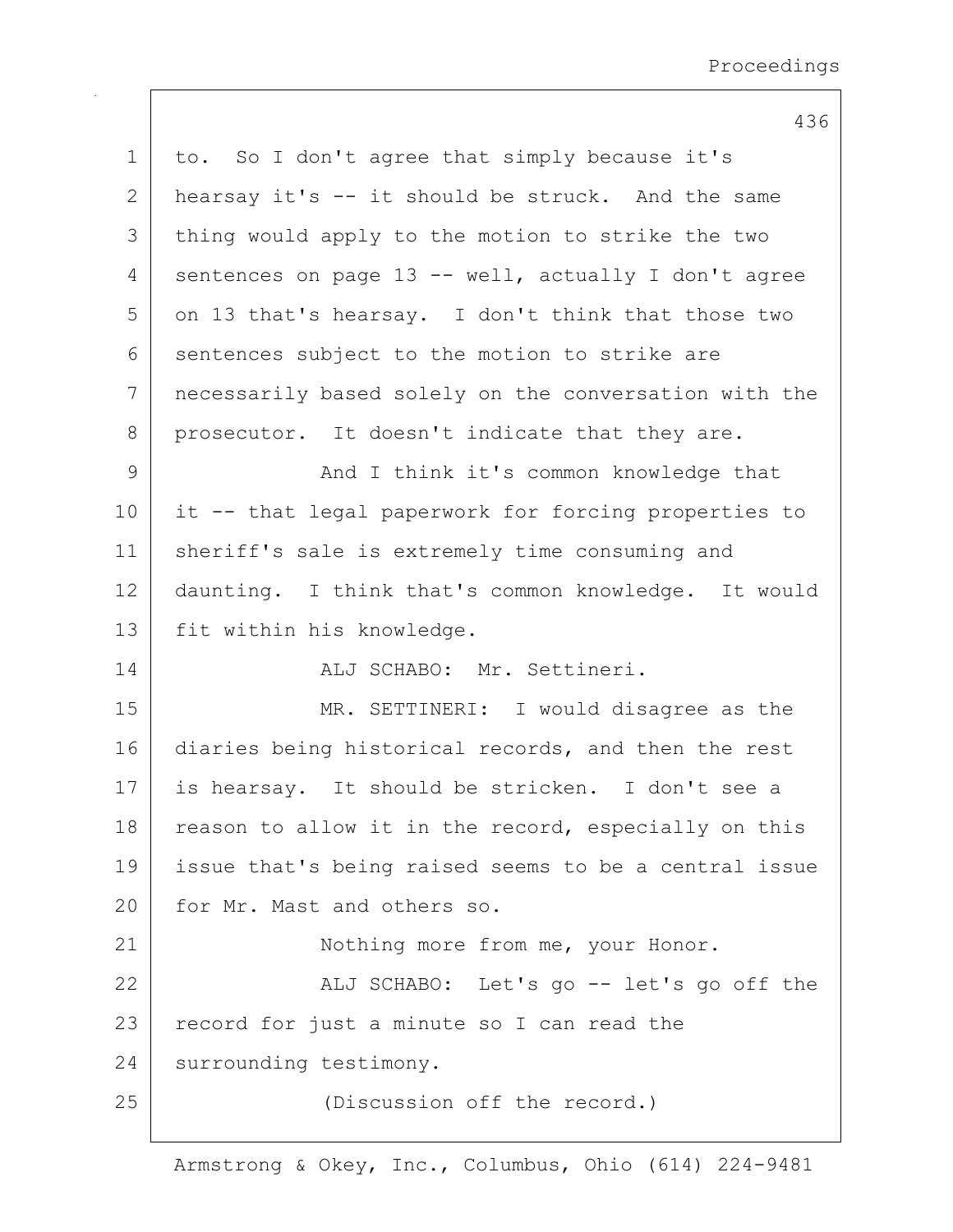to. So I don't agree that simply because it's hearsay it's -- it should be struck. And the same thing would apply to the motion to strike the two sentences on page 13 -- well, actually I don't agree on 13 that's hearsay. I don't think that those two sentences subject to the motion to strike are necessarily based solely on the conversation with the prosecutor. It doesn't indicate that they are.

And I think it's common knowledge that it -- that legal paperwork for forcing properties to sheriff's sale is extremely time consuming and daunting. I think that's common knowledge. It would fit within his knowledge.

ALJ SCHABO: Mr. Settineri.

MR. SETTINERI: I would disagree as the diaries being historical records, and then the rest is hearsay. It should be stricken. I don't see a reason to allow it in the record, especially on this issue that's being raised seems to be a central issue for Mr. Mast and others so.

Nothing more from me, your Honor.

ALJ SCHABO: Let's go -- let's go off the record for just a minute so I can read the surrounding testimony.

(Discussion off the record.)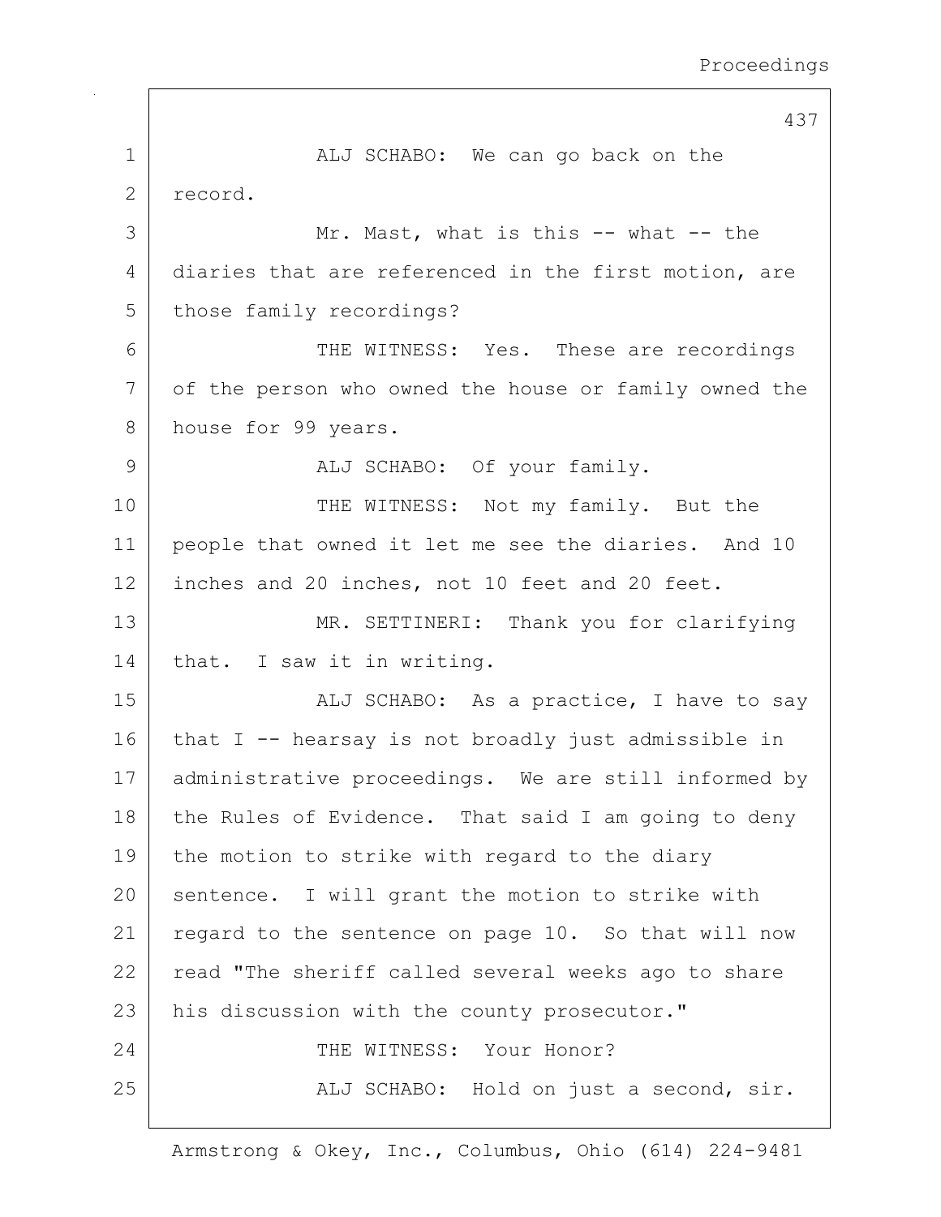ALJ SCHABO: We can go back on the record.

Mr. Mast, what is this -- what -- the diaries that are referenced in the first motion, are those family recordings?

THE WITNESS: Yes. These are recordings of the person who owned the house or family owned the house for 99 years.

ALJ SCHABO: Of your family.

THE WITNESS: Not my family. But the people that owned it let me see the diaries. And 10 inches and 20 inches, not 10 feet and 20 feet.

MR. SETTINERI: Thank you for clarifying that. I saw it in writing.

ALJ SCHABO: As a practice, I have to say that I -- hearsay is not broadly just admissible in administrative proceedings. We are still informed by the Rules of Evidence. That said I am going to deny the motion to strike with regard to the diary sentence. I will grant the motion to strike with regard to the sentence on page 10. So that will now read "The sheriff called several weeks ago to share his discussion with the county prosecutor."

THE WITNESS: Your Honor?

ALJ SCHABO: Hold on just a second, sir.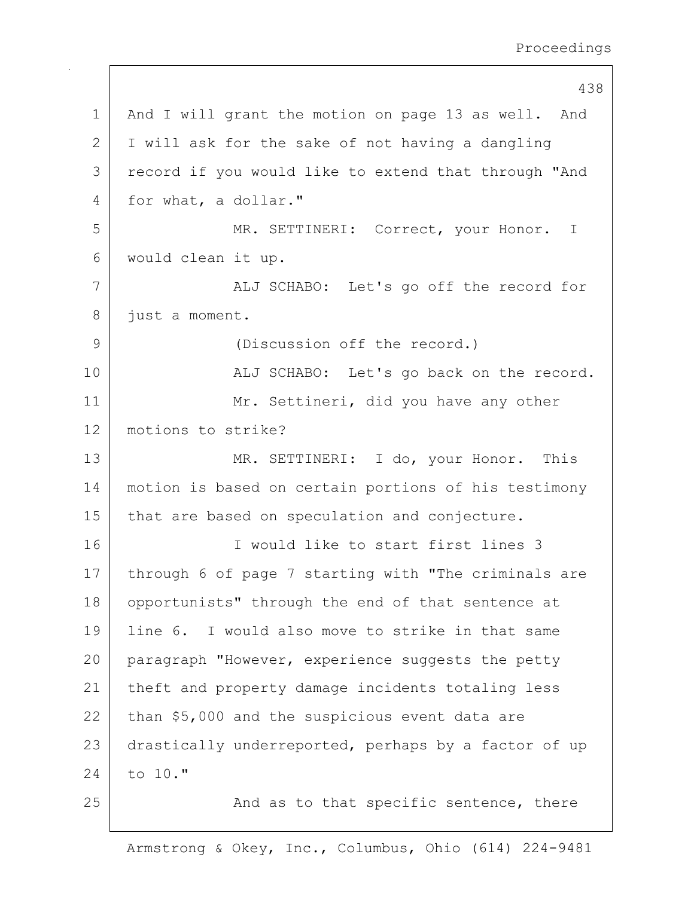And I will grant the motion on page 13 as well. And I will ask for the sake of not having a dangling record if you would like to extend that through "And for what, a dollar."

MR. SETTINERI: Correct, your Honor. I would clean it up.

ALJ SCHABO: Let's go off the record for just a moment.

(Discussion off the record.)

ALJ SCHABO: Let's go back on the record.

Mr. Settineri, did you have any other motions to strike?

MR. SETTINERI: I do, your Honor. This motion is based on certain portions of his testimony that are based on speculation and conjecture.

I would like to start first lines 3 through 6 of page 7 starting with "The criminals are opportunists" through the end of that sentence at line 6. I would also move to strike in that same paragraph "However, experience suggests the petty theft and property damage incidents totaling less than $5,000 and the suspicious event data are drastically underreported, perhaps by a factor of up to 10."

And as to that specific sentence, there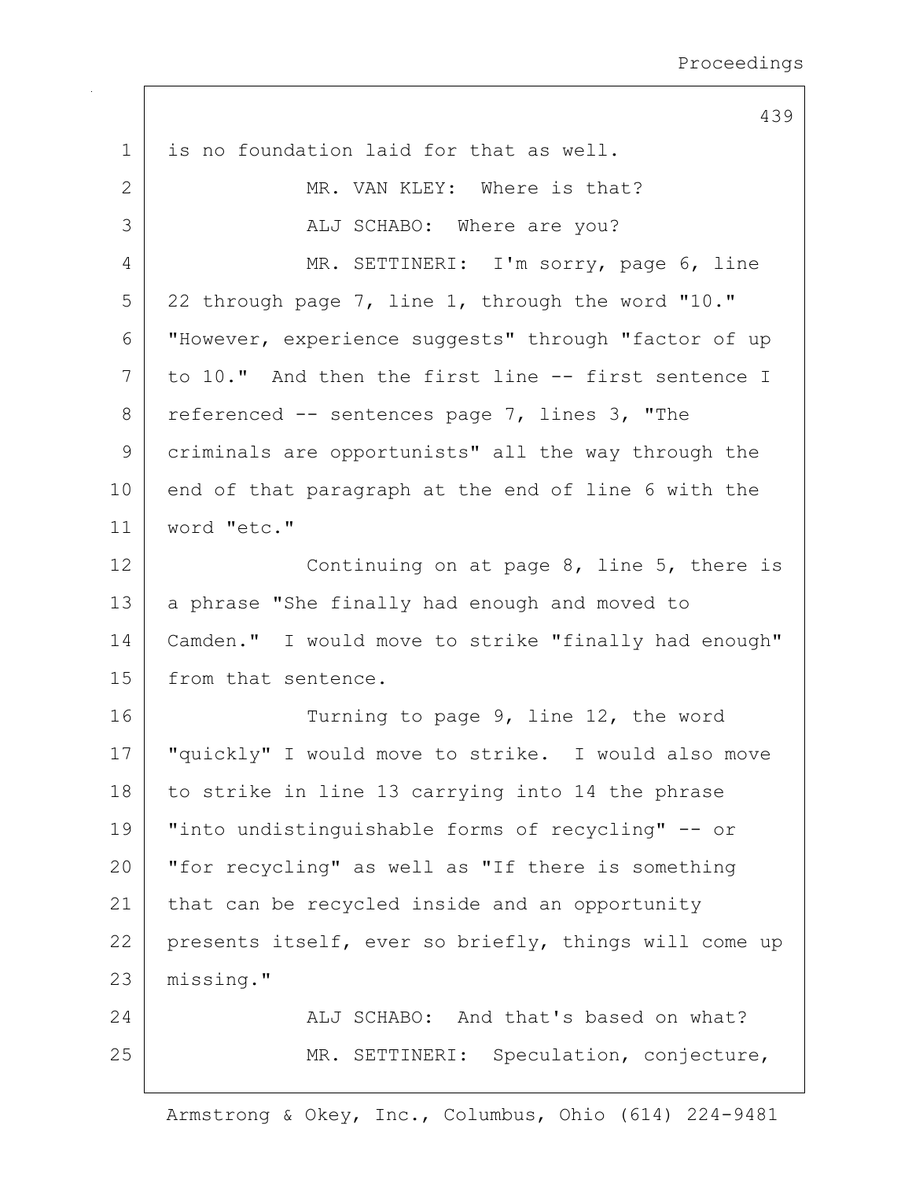is no foundation laid for that as well.

MR. VAN KLEY: Where is that?

ALJ SCHABO: Where are you?

MR. SETTINERI: I'm sorry, page 6, line 22 through page 7, line 1, through the word "10." "However, experience suggests" through "factor of up to 10." And then the first line -- first sentence I referenced -- sentences page 7, lines 3, "The criminals are opportunists" all the way through the end of that paragraph at the end of line 6 with the word "etc."

Continuing on at page 8, line 5, there is a phrase "She finally had enough and moved to Camden." I would move to strike "finally had enough" from that sentence.

Turning to page 9, line 12, the word "quickly" I would move to strike. I would also move to strike in line 13 carrying into 14 the phrase "into undistinguishable forms of recycling" -- or "for recycling" as well as "If there is something that can be recycled inside and an opportunity presents itself, ever so briefly, things will come up missing."

ALJ SCHABO: And that's based on what?

MR. SETTINERI: Speculation, conjecture,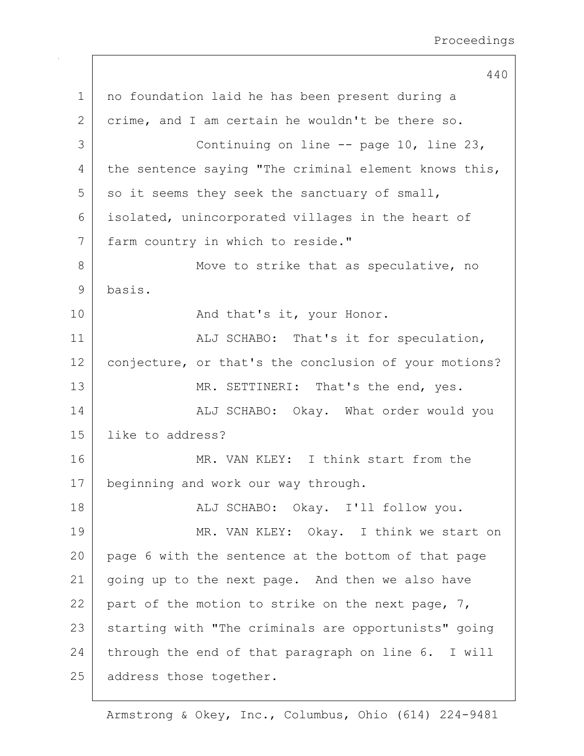1 no foundation laid he has been present during a
2 crime, and I am certain he wouldn't be there so.
3 Continuing on line -- page 10, line 23,
4 the sentence saying "The criminal element knows this,
5 so it seems they seek the sanctuary of small,
6 isolated, unincorporated villages in the heart of
7 farm country in which to reside."
8 Move to strike that as speculative, no
9 basis.
10 And that's it, your Honor.
11 ALJ SCHABO: That's it for speculation,
12 conjecture, or that's the conclusion of your motions?
13 MR. SETTINERI: That's the end, yes.
14 ALJ SCHABO: Okay. What order would you
15 like to address?
16 MR. VAN KLEY: I think start from the
17 beginning and work our way through.
18 ALJ SCHABO: Okay. I'll follow you.
19 MR. VAN KLEY: Okay. I think we start on
20 page 6 with the sentence at the bottom of that page
21 going up to the next page. And then we also have
22 part of the motion to strike on the next page, 7,
23 starting with "The criminals are opportunists" going
24 through the end of that paragraph on line 6. I will
25 address those together.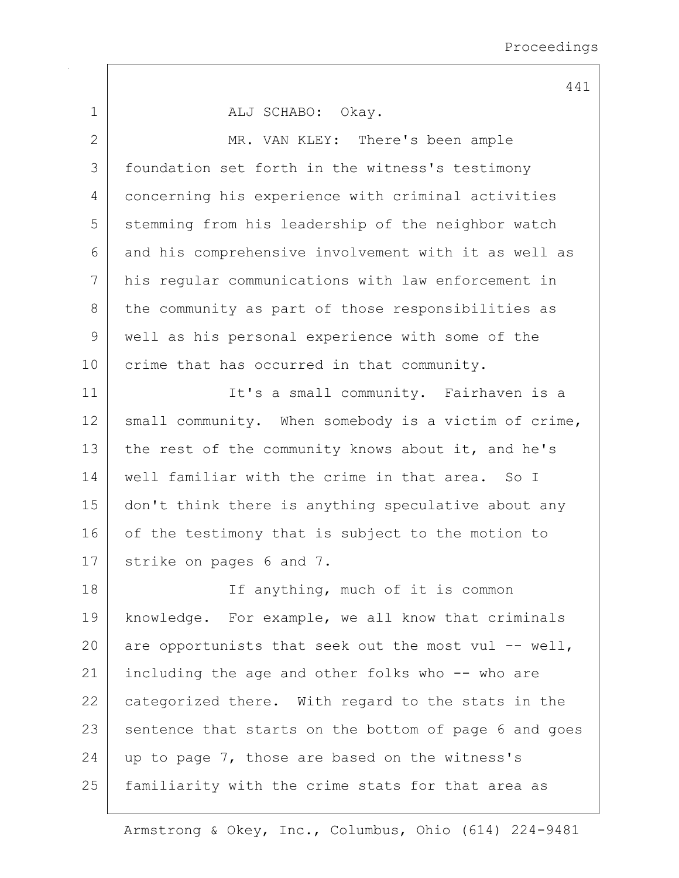ALJ SCHABO: Okay.

MR. VAN KLEY: There's been ample foundation set forth in the witness's testimony concerning his experience with criminal activities stemming from his leadership of the neighbor watch and his comprehensive involvement with it as well as his regular communications with law enforcement in the community as part of those responsibilities as well as his personal experience with some of the crime that has occurred in that community.

It's a small community. Fairhaven is a small community. When somebody is a victim of crime, the rest of the community knows about it, and he's well familiar with the crime in that area. So I don't think there is anything speculative about any of the testimony that is subject to the motion to strike on pages 6 and 7.

If anything, much of it is common knowledge. For example, we all know that criminals are opportunists that seek out the most vul -- well, including the age and other folks who -- who are categorized there. With regard to the stats in the sentence that starts on the bottom of page 6 and goes up to page 7, those are based on the witness's familiarity with the crime stats for that area as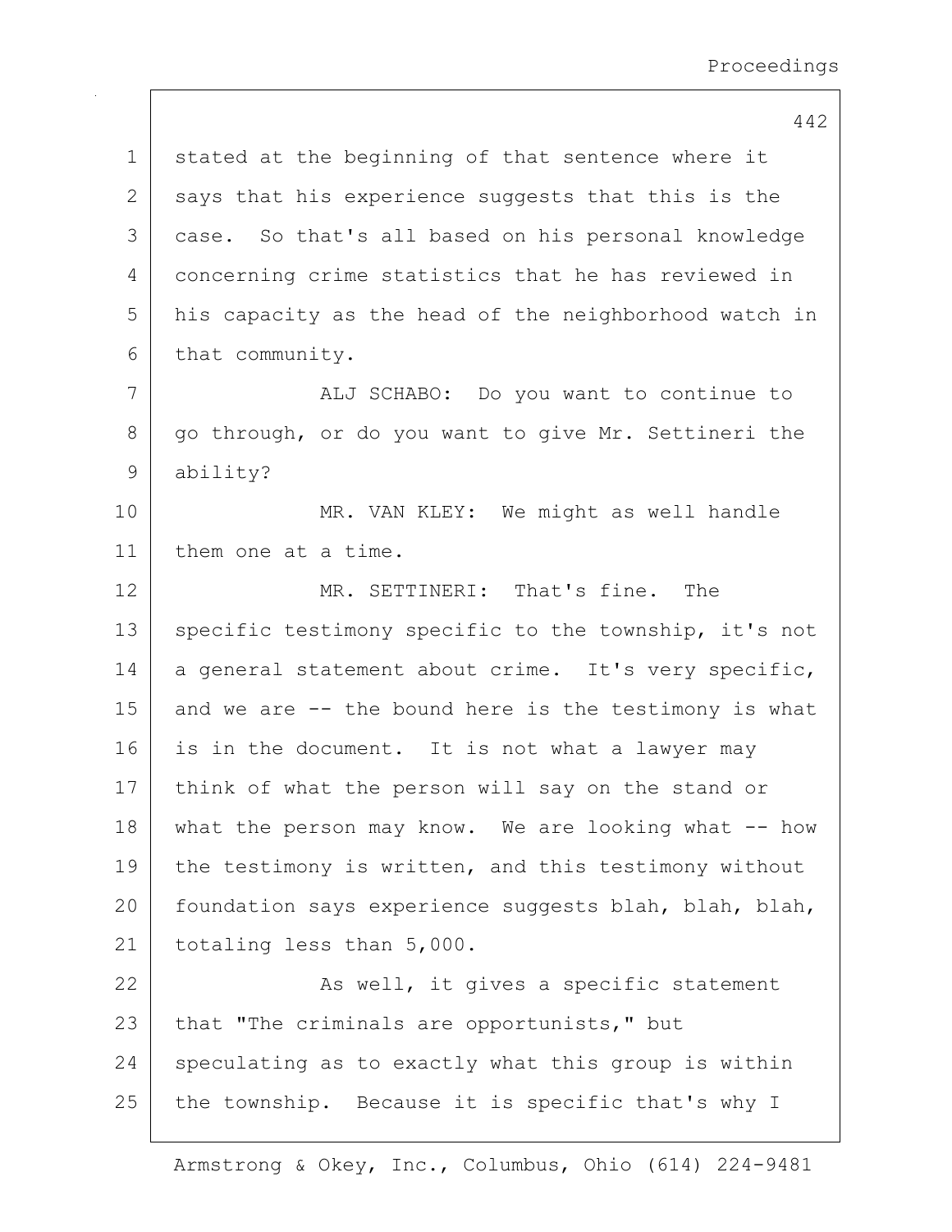stated at the beginning of that sentence where it says that his experience suggests that this is the case. So that's all based on his personal knowledge concerning crime statistics that he has reviewed in his capacity as the head of the neighborhood watch in that community.

ALJ SCHABO: Do you want to continue to go through, or do you want to give Mr. Settineri the ability?

MR. VAN KLEY: We might as well handle them one at a time.

MR. SETTINERI: That's fine. The specific testimony specific to the township, it's not a general statement about crime. It's very specific, and we are -- the bound here is the testimony is what is in the document. It is not what a lawyer may think of what the person will say on the stand or what the person may know. We are looking what -- how the testimony is written, and this testimony without foundation says experience suggests blah, blah, blah, totaling less than 5,000.

As well, it gives a specific statement that "The criminals are opportunists," but speculating as to exactly what this group is within the township. Because it is specific that's why I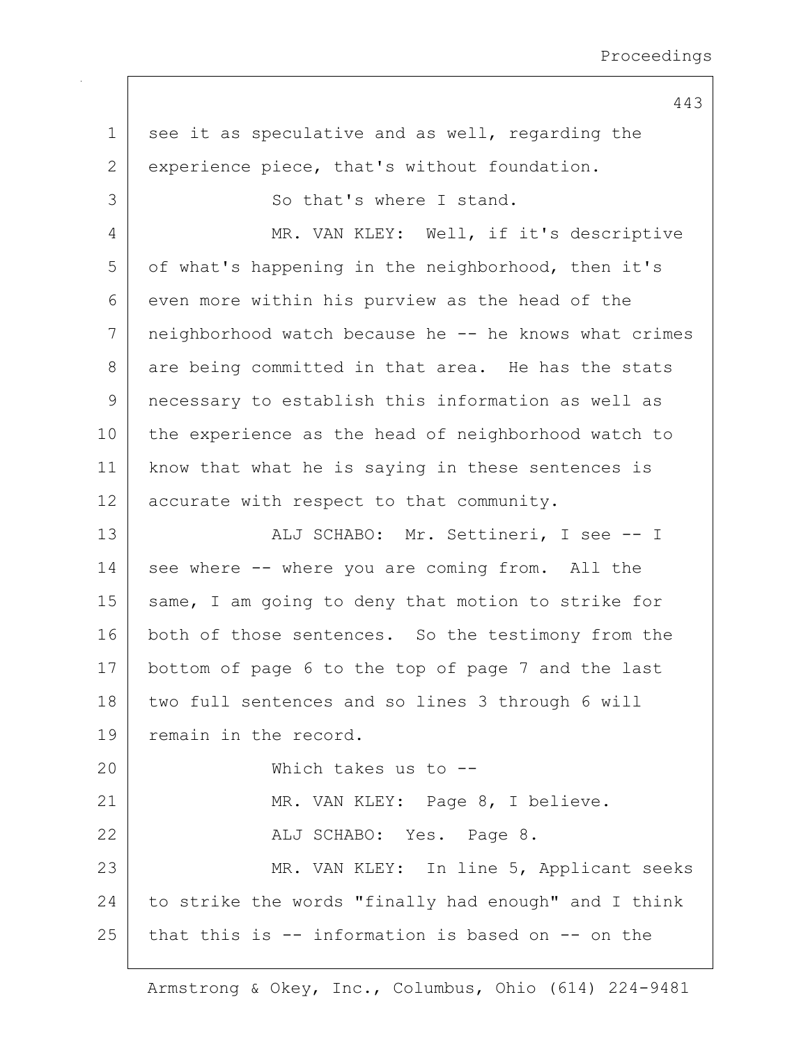see it as speculative and as well, regarding the experience piece, that's without foundation.

So that's where I stand.

MR. VAN KLEY: Well, if it's descriptive of what's happening in the neighborhood, then it's even more within his purview as the head of the neighborhood watch because he -- he knows what crimes are being committed in that area. He has the stats necessary to establish this information as well as the experience as the head of neighborhood watch to know that what he is saying in these sentences is accurate with respect to that community.

ALJ SCHABO: Mr. Settineri, I see -- I see where -- where you are coming from. All the same, I am going to deny that motion to strike for both of those sentences. So the testimony from the bottom of page 6 to the top of page 7 and the last two full sentences and so lines 3 through 6 will remain in the record.

Which takes us to --

MR. VAN KLEY: Page 8, I believe.

ALJ SCHABO: Yes. Page 8.

MR. VAN KLEY: In line 5, Applicant seeks to strike the words "finally had enough" and I think that this is -- information is based on -- on the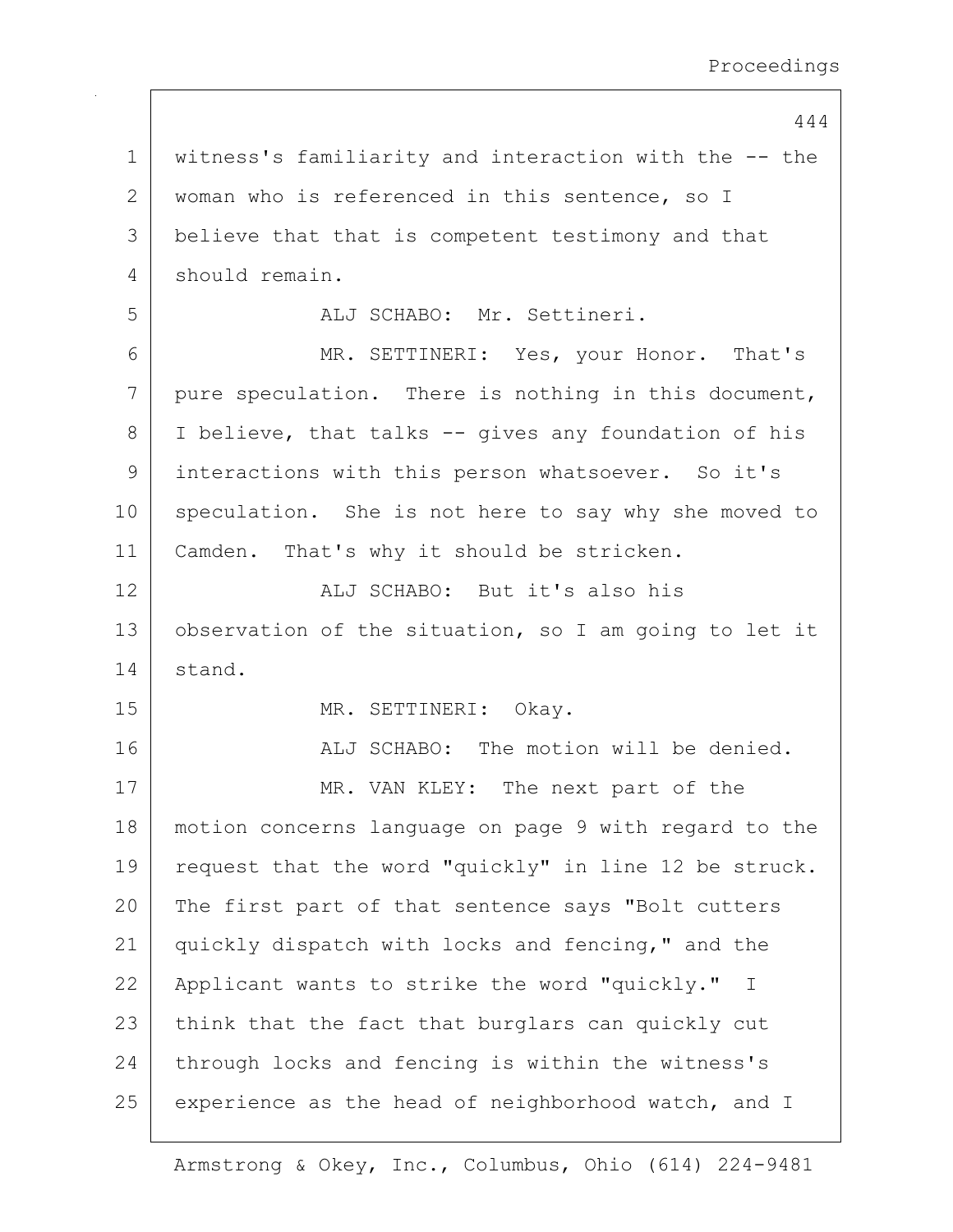1 witness's familiarity and interaction with the -- the
2 woman who is referenced in this sentence, so I
3 believe that that is competent testimony and that
4 should remain.

5 ALJ SCHABO: Mr. Settineri.

6 MR. SETTINERI: Yes, your Honor. That's
7 pure speculation. There is nothing in this document,
8 I believe, that talks -- gives any foundation of his
9 interactions with this person whatsoever. So it's
10 speculation. She is not here to say why she moved to
11 Camden. That's why it should be stricken.

12 ALJ SCHABO: But it's also his
13 observation of the situation, so I am going to let it
14 stand.

15 MR. SETTINERI: Okay.

16 ALJ SCHABO: The motion will be denied.

17 MR. VAN KLEY: The next part of the
18 motion concerns language on page 9 with regard to the
19 request that the word "quickly" in line 12 be struck.
20 The first part of that sentence says "Bolt cutters
21 quickly dispatch with locks and fencing," and the
22 Applicant wants to strike the word "quickly." I
23 think that the fact that burglars can quickly cut
24 through locks and fencing is within the witness's
25 experience as the head of neighborhood watch, and I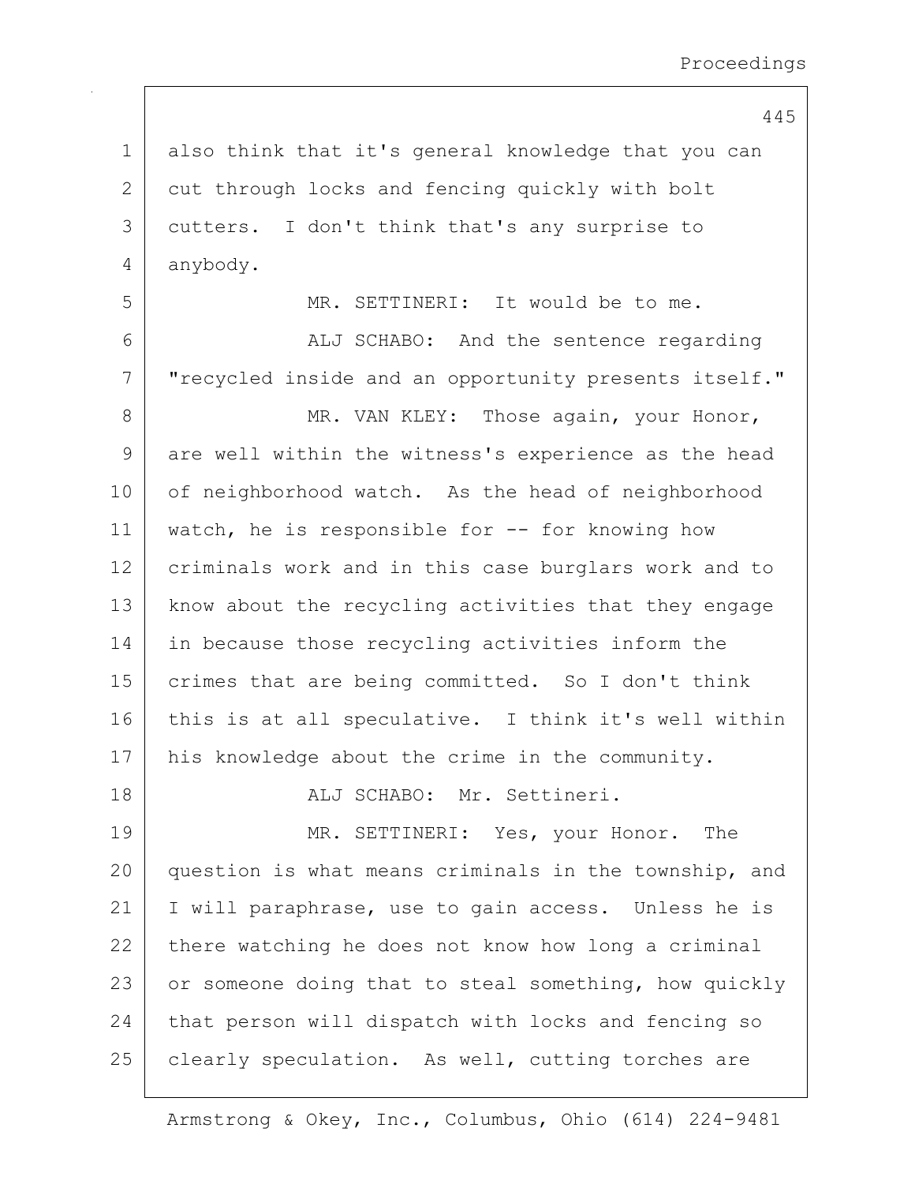also think that it's general knowledge that you can cut through locks and fencing quickly with bolt cutters. I don't think that's any surprise to anybody.

MR. SETTINERI: It would be to me.

ALJ SCHABO: And the sentence regarding "recycled inside and an opportunity presents itself."

MR. VAN KLEY: Those again, your Honor, are well within the witness's experience as the head of neighborhood watch. As the head of neighborhood watch, he is responsible for -- for knowing how criminals work and in this case burglars work and to know about the recycling activities that they engage in because those recycling activities inform the crimes that are being committed. So I don't think this is at all speculative. I think it's well within his knowledge about the crime in the community.

ALJ SCHABO: Mr. Settineri.

MR. SETTINERI: Yes, your Honor. The question is what means criminals in the township, and I will paraphrase, use to gain access. Unless he is there watching he does not know how long a criminal or someone doing that to steal something, how quickly that person will dispatch with locks and fencing so clearly speculation. As well, cutting torches are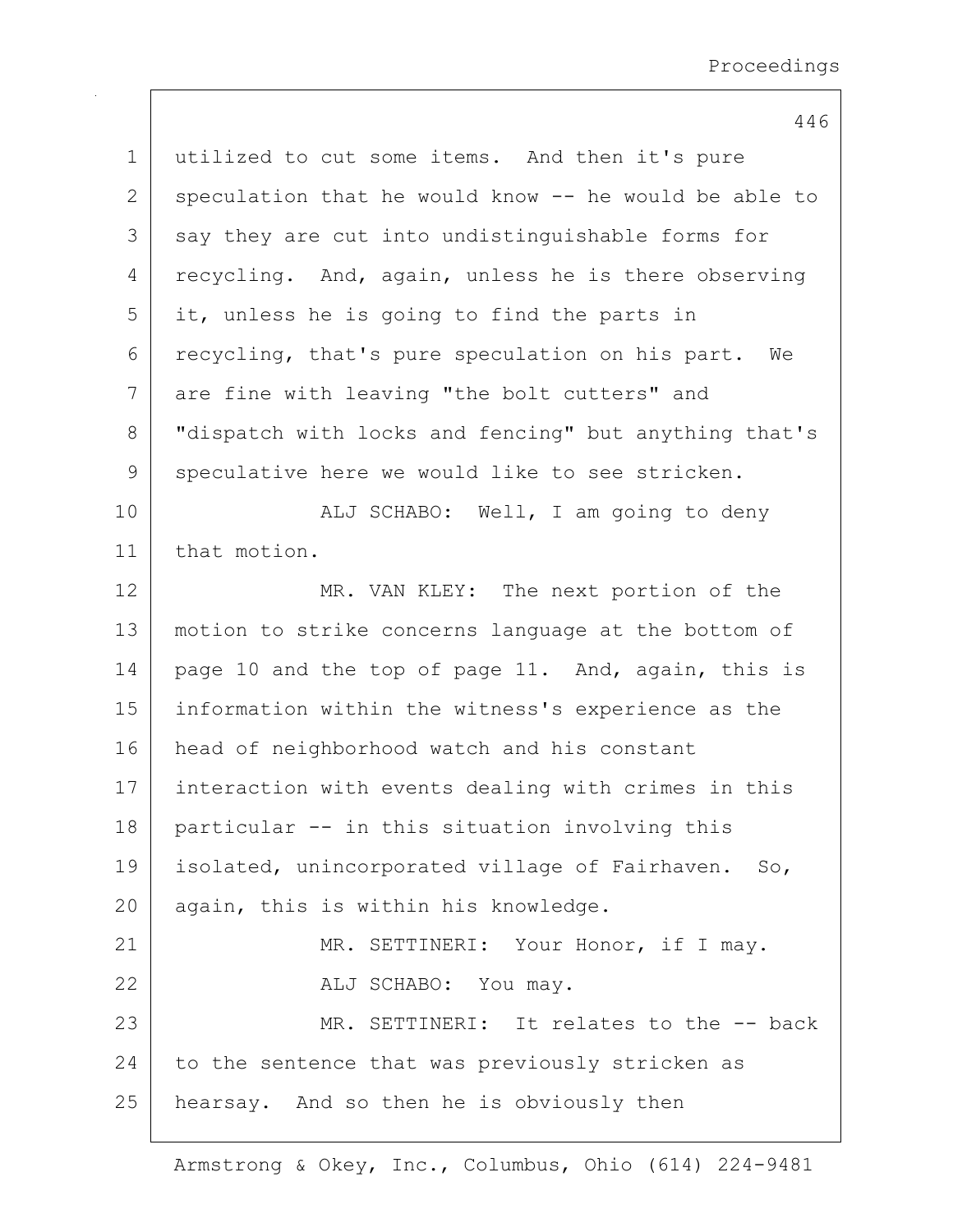utilized to cut some items. And then it's pure speculation that he would know -- he would be able to say they are cut into undistinguishable forms for recycling. And, again, unless he is there observing it, unless he is going to find the parts in recycling, that's pure speculation on his part. We are fine with leaving "the bolt cutters" and "dispatch with locks and fencing" but anything that's speculative here we would like to see stricken.

ALJ SCHABO: Well, I am going to deny that motion.

MR. VAN KLEY: The next portion of the motion to strike concerns language at the bottom of page 10 and the top of page 11. And, again, this is information within the witness's experience as the head of neighborhood watch and his constant interaction with events dealing with crimes in this particular -- in this situation involving this isolated, unincorporated village of Fairhaven. So, again, this is within his knowledge.

MR. SETTINERI: Your Honor, if I may.

ALJ SCHABO: You may.

MR. SETTINERI: It relates to the -- back to the sentence that was previously stricken as hearsay. And so then he is obviously then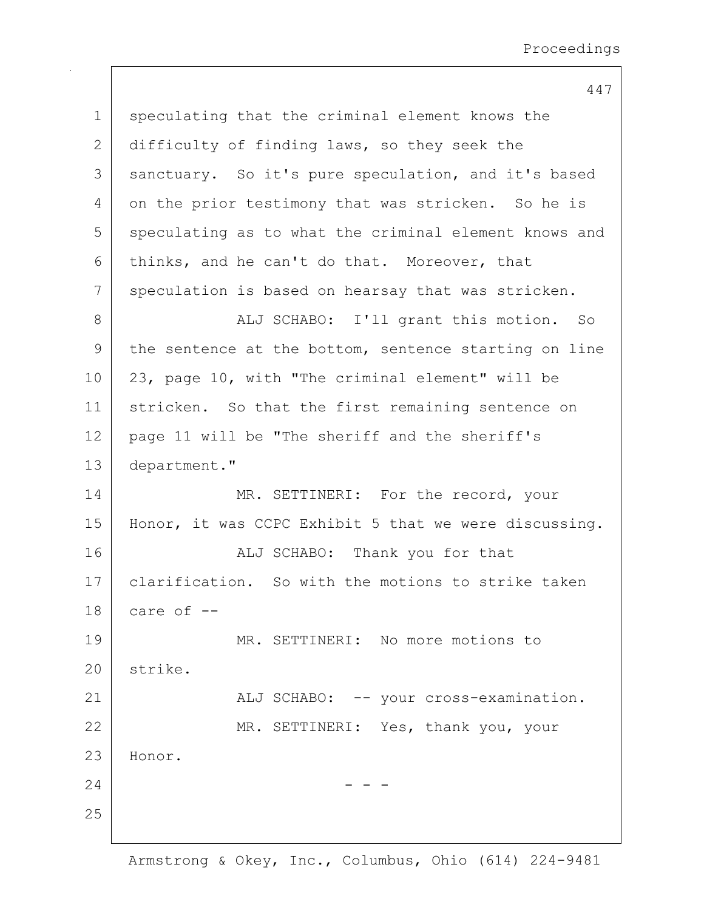speculating that the criminal element knows the difficulty of finding laws, so they seek the sanctuary. So it's pure speculation, and it's based on the prior testimony that was stricken. So he is speculating as to what the criminal element knows and thinks, and he can't do that. Moreover, that speculation is based on hearsay that was stricken.

ALJ SCHABO: I'll grant this motion. So the sentence at the bottom, sentence starting on line 23, page 10, with "The criminal element" will be stricken. So that the first remaining sentence on page 11 will be "The sheriff and the sheriff's department."

MR. SETTINERI: For the record, your Honor, it was CCPC Exhibit 5 that we were discussing.

ALJ SCHABO: Thank you for that clarification. So with the motions to strike taken care of --

MR. SETTINERI: No more motions to strike.

ALJ SCHABO: -- your cross-examination.

MR. SETTINERI: Yes, thank you, your Honor.

- - -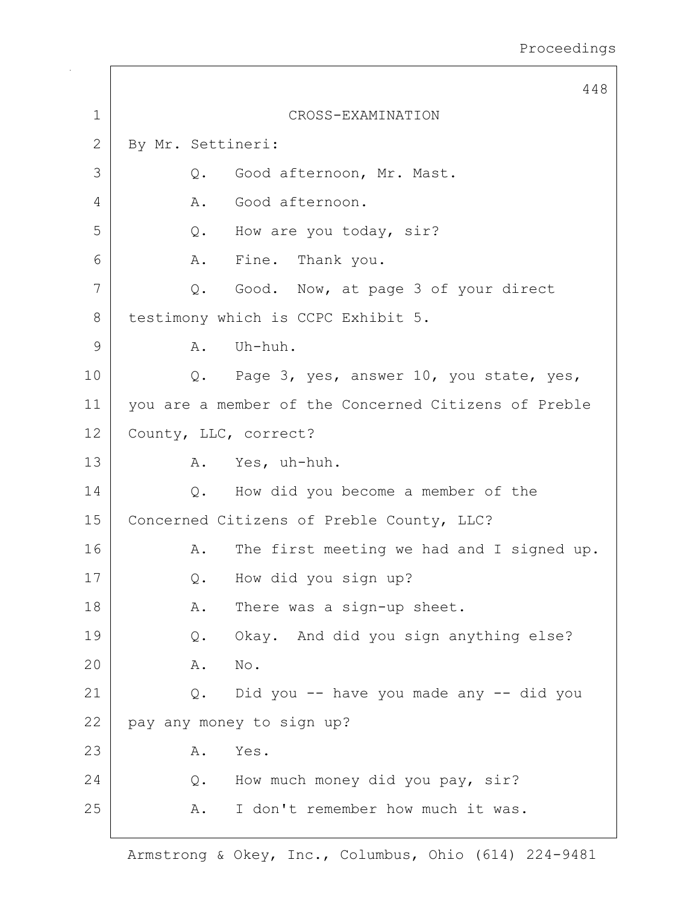CROSS-EXAMINATION

By Mr. Settineri:

Q. Good afternoon, Mr. Mast.

A. Good afternoon.

Q. How are you today, sir?

A. Fine. Thank you.

Q. Good. Now, at page 3 of your direct testimony which is CCPC Exhibit 5.

A. Uh-huh.

Q. Page 3, yes, answer 10, you state, yes, you are a member of the Concerned Citizens of Preble County, LLC, correct?

A. Yes, uh-huh.

Q. How did you become a member of the Concerned Citizens of Preble County, LLC?

A. The first meeting we had and I signed up.

Q. How did you sign up?

A. There was a sign-up sheet.

Q. Okay. And did you sign anything else?

A. No.

Q. Did you -- have you made any -- did you pay any money to sign up?

A. Yes.

Q. How much money did you pay, sir?

A. I don't remember how much it was.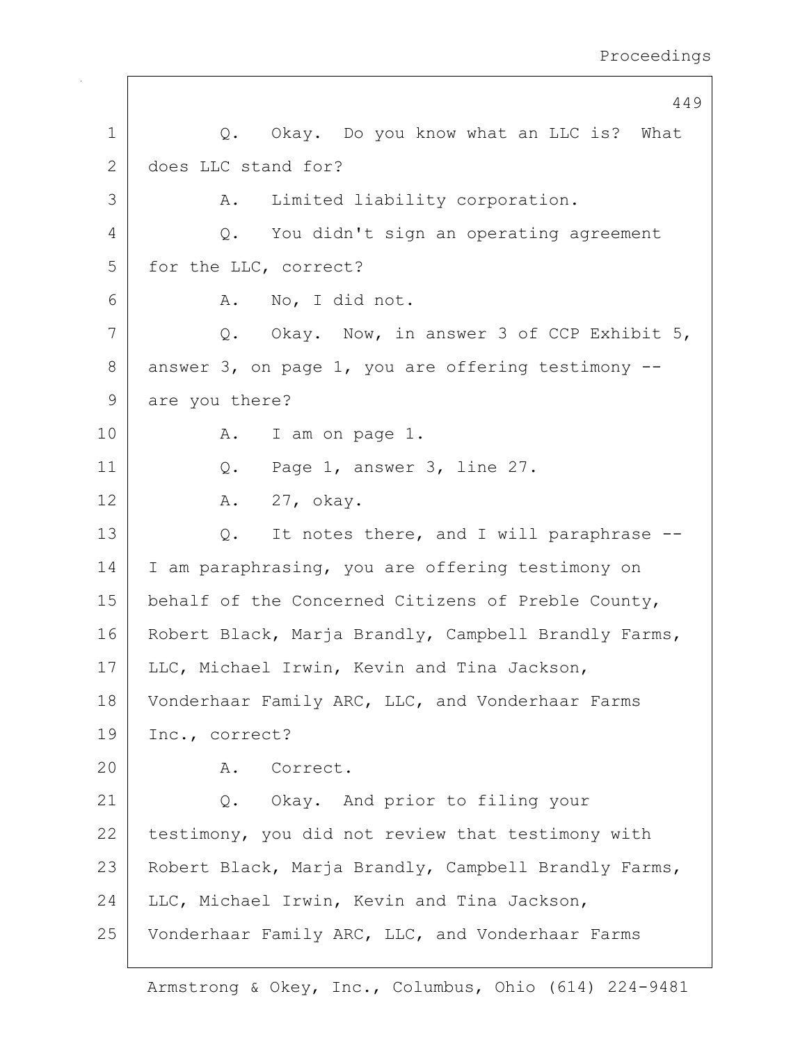1 Q. Okay. Do you know what an LLC is? What
2 does LLC stand for?
3 A. Limited liability corporation.
4 Q. You didn't sign an operating agreement
5 for the LLC, correct?
6 A. No, I did not.
7 Q. Okay. Now, in answer 3 of CCP Exhibit 5,
8 answer 3, on page 1, you are offering testimony --
9 are you there?
10 A. I am on page 1.
11 Q. Page 1, answer 3, line 27.
12 A. 27, okay.
13 Q. It notes there, and I will paraphrase --
14 I am paraphrasing, you are offering testimony on
15 behalf of the Concerned Citizens of Preble County,
16 Robert Black, Marja Brandly, Campbell Brandly Farms,
17 LLC, Michael Irwin, Kevin and Tina Jackson,
18 Vonderhaar Family ARC, LLC, and Vonderhaar Farms
19 Inc., correct?
20 A. Correct.
21 Q. Okay. And prior to filing your
22 testimony, you did not review that testimony with
23 Robert Black, Marja Brandly, Campbell Brandly Farms,
24 LLC, Michael Irwin, Kevin and Tina Jackson,
25 Vonderhaar Family ARC, LLC, and Vonderhaar Farms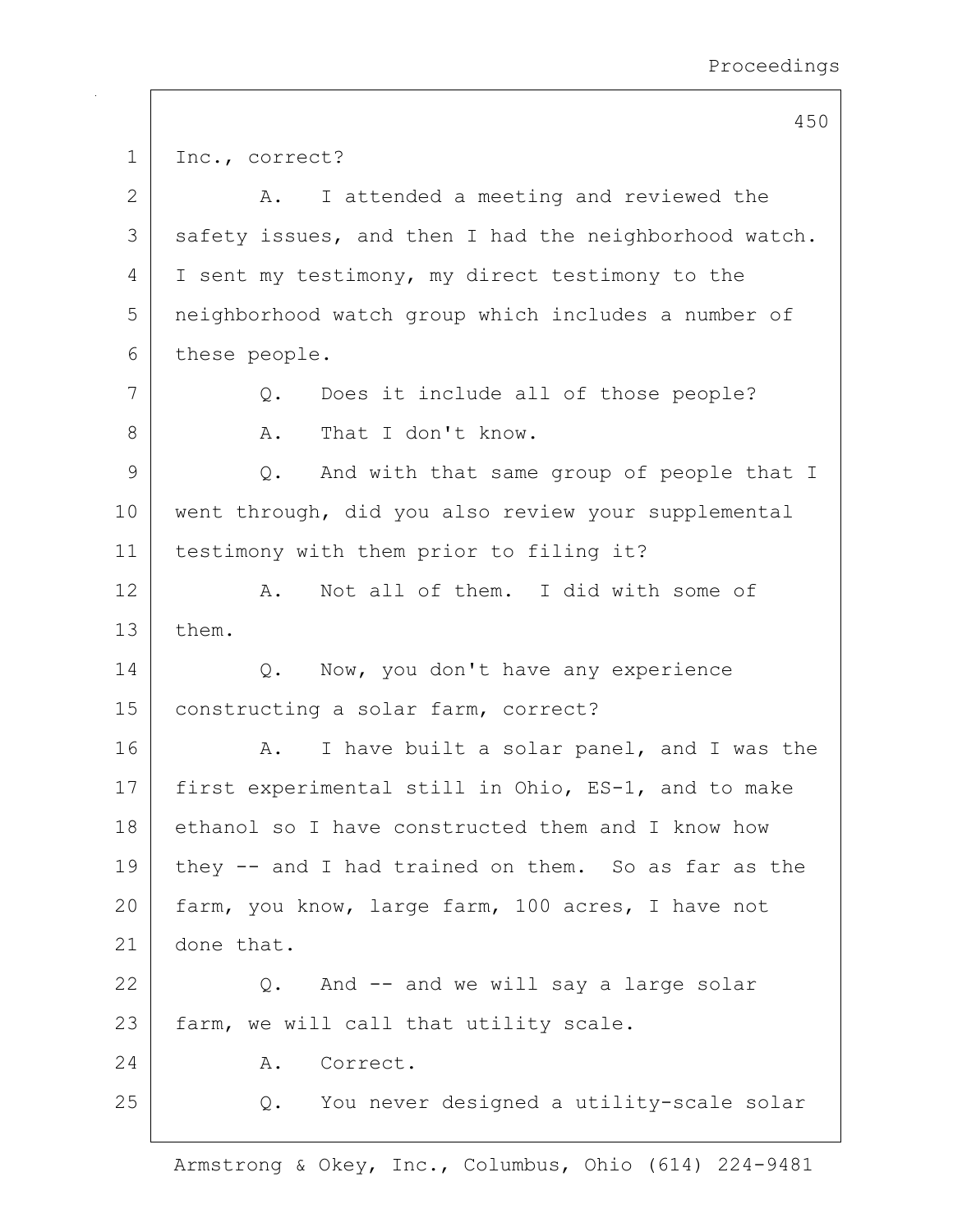Inc., correct?

A. I attended a meeting and reviewed the safety issues, and then I had the neighborhood watch. I sent my testimony, my direct testimony to the neighborhood watch group which includes a number of these people.

Q. Does it include all of those people?

A. That I don't know.

Q. And with that same group of people that I went through, did you also review your supplemental testimony with them prior to filing it?

A. Not all of them. I did with some of them.

Q. Now, you don't have any experience constructing a solar farm, correct?

A. I have built a solar panel, and I was the first experimental still in Ohio, ES-1, and to make ethanol so I have constructed them and I know how they -- and I had trained on them. So as far as the farm, you know, large farm, 100 acres, I have not done that.

Q. And -- and we will say a large solar farm, we will call that utility scale.

A. Correct.

Q. You never designed a utility-scale solar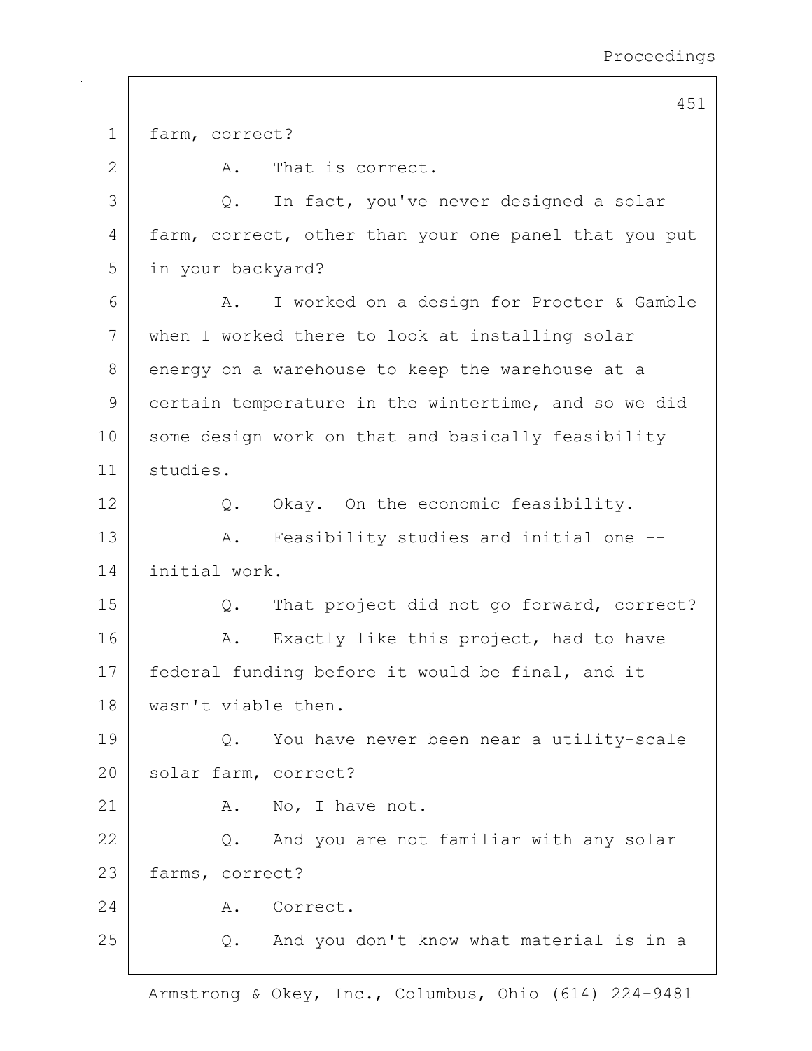farm, correct?

A. That is correct.

Q. In fact, you've never designed a solar farm, correct, other than your one panel that you put in your backyard?

A. I worked on a design for Procter & Gamble when I worked there to look at installing solar energy on a warehouse to keep the warehouse at a certain temperature in the wintertime, and so we did some design work on that and basically feasibility studies.

Q. Okay. On the economic feasibility.

A. Feasibility studies and initial one -- initial work.

Q. That project did not go forward, correct?

A. Exactly like this project, had to have federal funding before it would be final, and it wasn't viable then.

Q. You have never been near a utility-scale solar farm, correct?

A. No, I have not.

Q. And you are not familiar with any solar farms, correct?

A. Correct.

Q. And you don't know what material is in a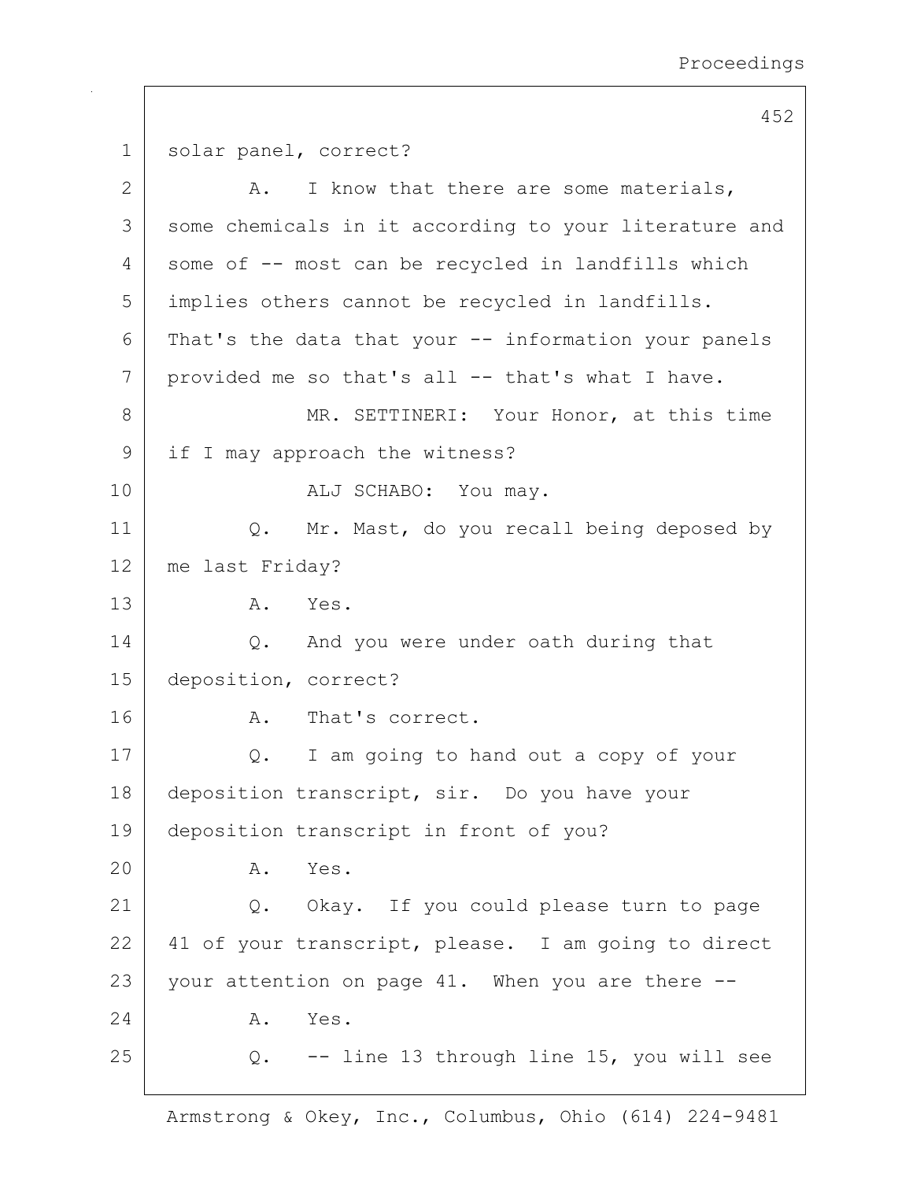1 solar panel, correct?

2 A. I know that there are some materials,

3 some chemicals in it according to your literature and

4 some of -- most can be recycled in landfills which

5 implies others cannot be recycled in landfills.

6 That's the data that your -- information your panels

7 provided me so that's all -- that's what I have.

8 MR. SETTINERI: Your Honor, at this time

9 if I may approach the witness?

10 ALJ SCHABO: You may.

11 Q. Mr. Mast, do you recall being deposed by

12 me last Friday?

13 A. Yes.

14 Q. And you were under oath during that

15 deposition, correct?

16 A. That's correct.

17 Q. I am going to hand out a copy of your

18 deposition transcript, sir. Do you have your

19 deposition transcript in front of you?

20 A. Yes.

21 Q. Okay. If you could please turn to page

22 41 of your transcript, please. I am going to direct

23 your attention on page 41. When you are there --

24 A. Yes.

25 Q. -- line 13 through line 15, you will see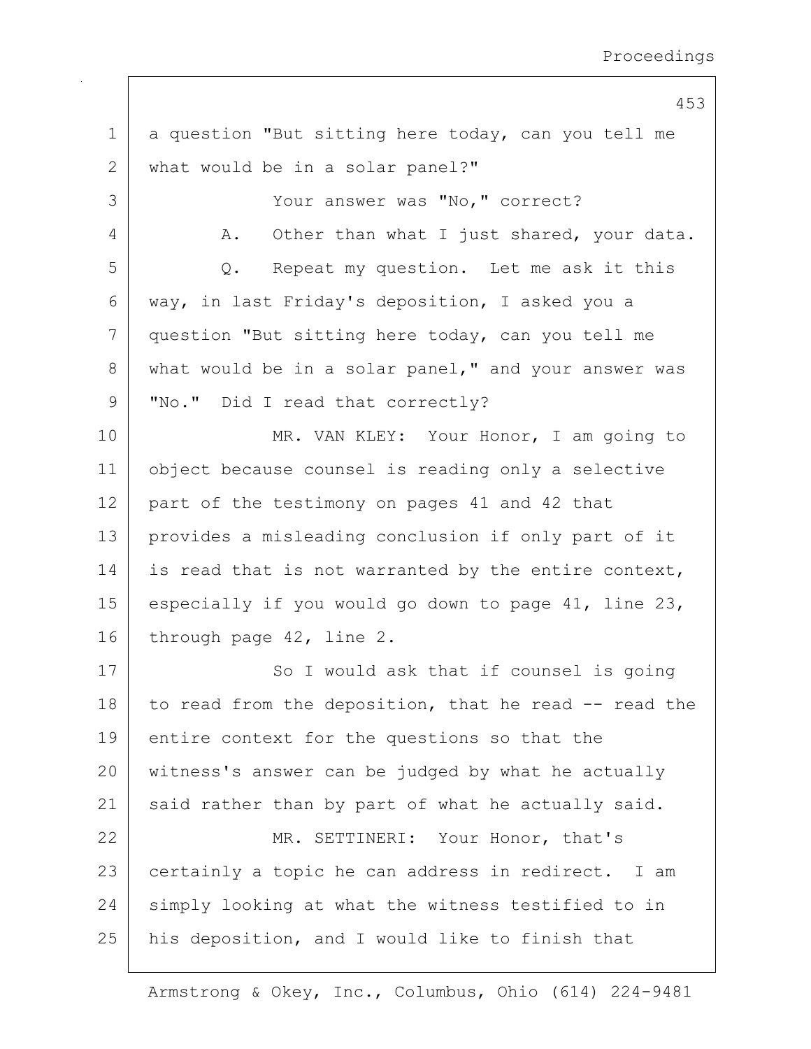1 a question "But sitting here today, can you tell me
2 what would be in a solar panel?"
3 Your answer was "No," correct?
4 A. Other than what I just shared, your data.
5 Q. Repeat my question. Let me ask it this
6 way, in last Friday's deposition, I asked you a
7 question "But sitting here today, can you tell me
8 what would be in a solar panel," and your answer was
9 "No." Did I read that correctly?
10 MR. VAN KLEY: Your Honor, I am going to
11 object because counsel is reading only a selective
12 part of the testimony on pages 41 and 42 that
13 provides a misleading conclusion if only part of it
14 is read that is not warranted by the entire context,
15 especially if you would go down to page 41, line 23,
16 through page 42, line 2.
17 So I would ask that if counsel is going
18 to read from the deposition, that he read -- read the
19 entire context for the questions so that the
20 witness's answer can be judged by what he actually
21 said rather than by part of what he actually said.
22 MR. SETTINERI: Your Honor, that's
23 certainly a topic he can address in redirect. I am
24 simply looking at what the witness testified to in
25 his deposition, and I would like to finish that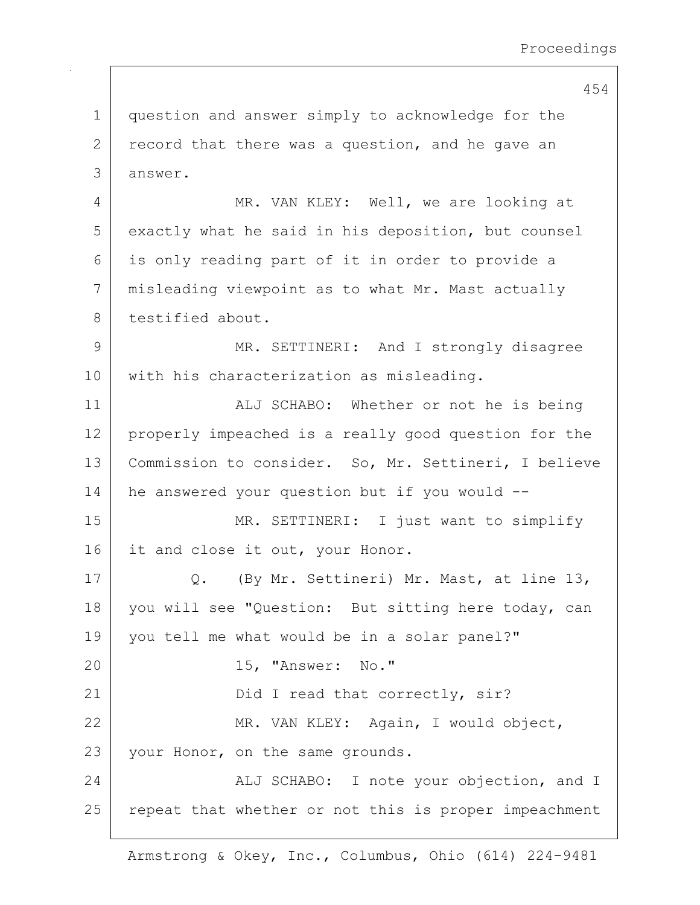question and answer simply to acknowledge for the record that there was a question, and he gave an answer.

MR. VAN KLEY: Well, we are looking at exactly what he said in his deposition, but counsel is only reading part of it in order to provide a misleading viewpoint as to what Mr. Mast actually testified about.

MR. SETTINERI: And I strongly disagree with his characterization as misleading.

ALJ SCHABO: Whether or not he is being properly impeached is a really good question for the Commission to consider. So, Mr. Settineri, I believe he answered your question but if you would --

MR. SETTINERI: I just want to simplify it and close it out, your Honor.

Q. (By Mr. Settineri) Mr. Mast, at line 13, you will see "Question: But sitting here today, can you tell me what would be in a solar panel?"

15, "Answer: No."

Did I read that correctly, sir?

MR. VAN KLEY: Again, I would object, your Honor, on the same grounds.

ALJ SCHABO: I note your objection, and I repeat that whether or not this is proper impeachment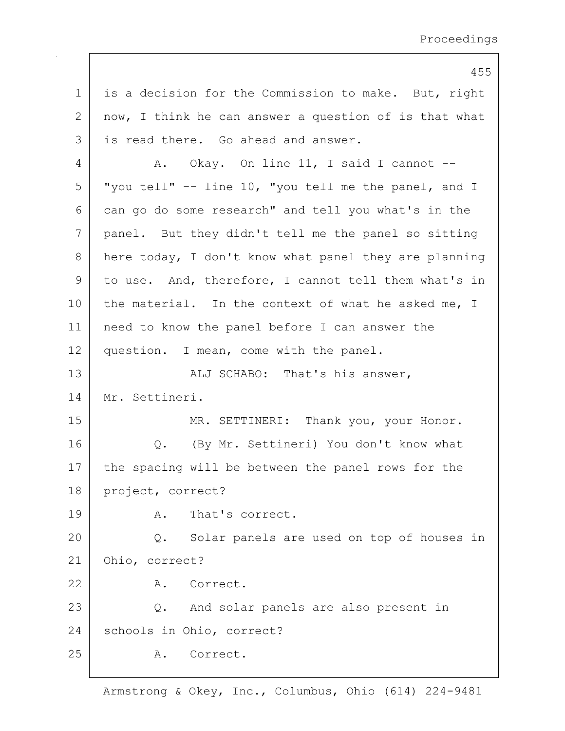1 is a decision for the Commission to make. But, right
2 now, I think he can answer a question of is that what
3 is read there. Go ahead and answer.

4 A. Okay. On line 11, I said I cannot --
5 "you tell" -- line 10, "you tell me the panel, and I
6 can go do some research" and tell you what's in the
7 panel. But they didn't tell me the panel so sitting
8 here today, I don't know what panel they are planning
9 to use. And, therefore, I cannot tell them what's in
10 the material. In the context of what he asked me, I
11 need to know the panel before I can answer the
12 question. I mean, come with the panel.

13 ALJ SCHABO: That's his answer,
14 Mr. Settineri.

15 MR. SETTINERI: Thank you, your Honor.

16 Q. (By Mr. Settineri) You don't know what
17 the spacing will be between the panel rows for the
18 project, correct?

19 A. That's correct.

20 Q. Solar panels are used on top of houses in
21 Ohio, correct?

22 A. Correct.

23 Q. And solar panels are also present in
24 schools in Ohio, correct?

25 A. Correct.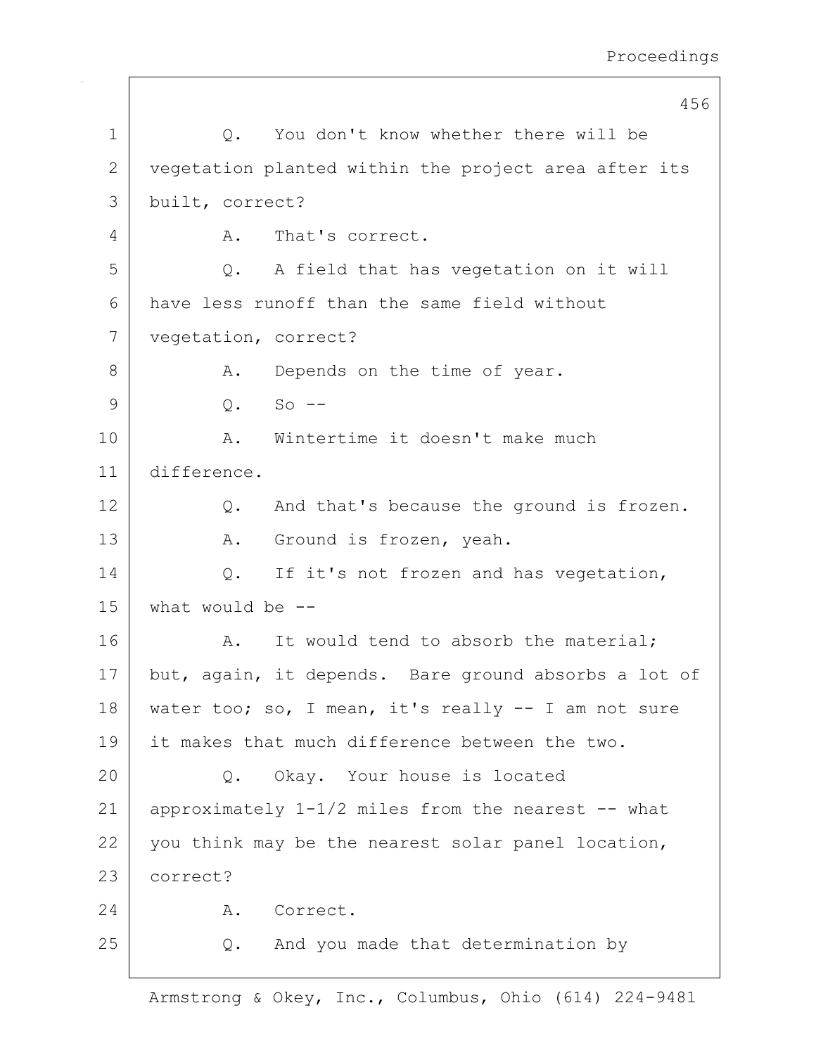Q. You don't know whether there will be vegetation planted within the project area after its built, correct?

A. That's correct.

Q. A field that has vegetation on it will have less runoff than the same field without vegetation, correct?

A. Depends on the time of year.

Q. So --

A. Wintertime it doesn't make much difference.

Q. And that's because the ground is frozen.

A. Ground is frozen, yeah.

Q. If it's not frozen and has vegetation, what would be --

A. It would tend to absorb the material; but, again, it depends. Bare ground absorbs a lot of water too; so, I mean, it's really -- I am not sure it makes that much difference between the two.

Q. Okay. Your house is located approximately 1-1/2 miles from the nearest -- what you think may be the nearest solar panel location, correct?

A. Correct.

Q. And you made that determination by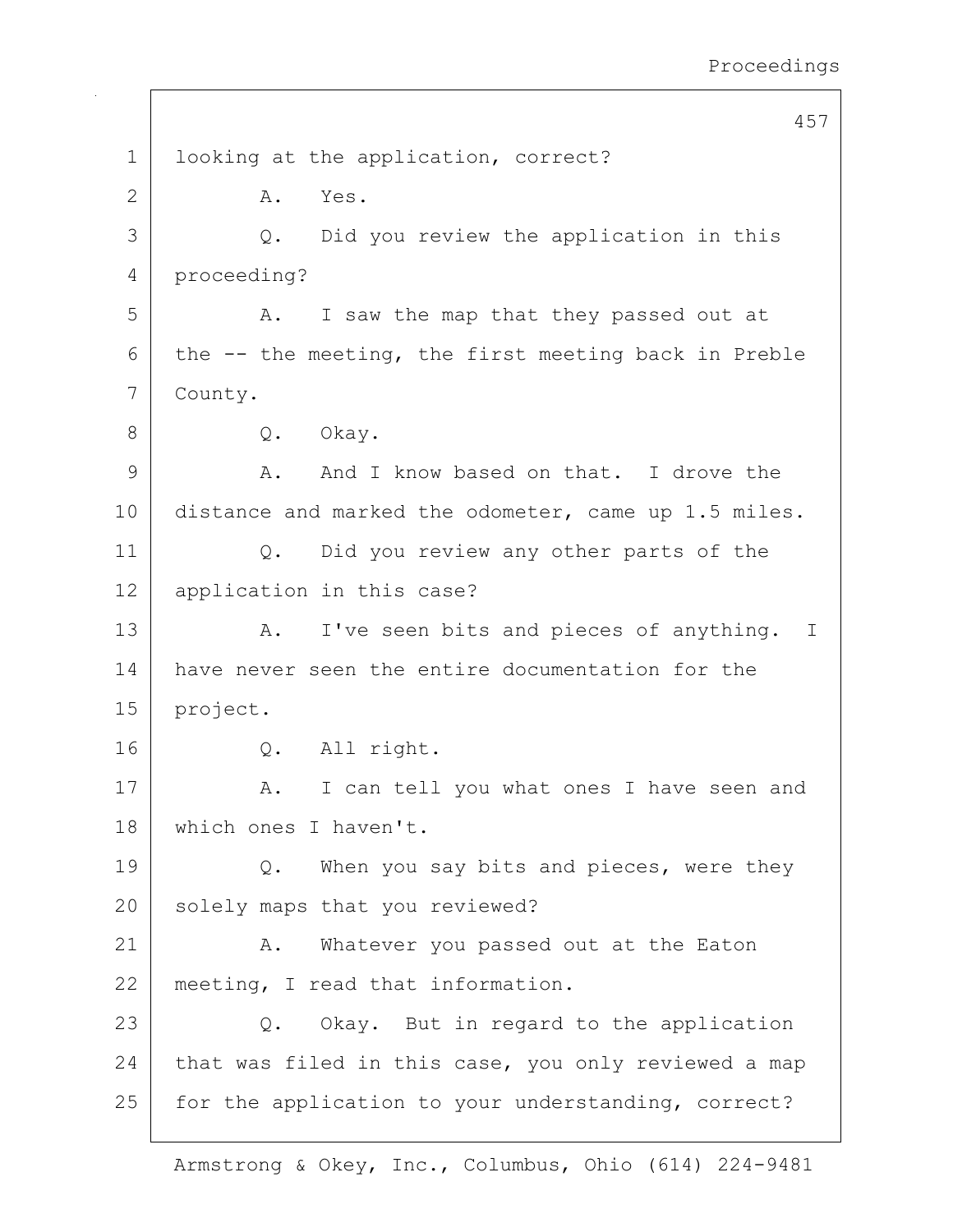1 looking at the application, correct?

2 A. Yes.

3 Q. Did you review the application in this

4 proceeding?

5 A. I saw the map that they passed out at

6 the -- the meeting, the first meeting back in Preble

7 County.

8 Q. Okay.

9 A. And I know based on that. I drove the

10 distance and marked the odometer, came up 1.5 miles.

11 Q. Did you review any other parts of the

12 application in this case?

13 A. I've seen bits and pieces of anything. I

14 have never seen the entire documentation for the

15 project.

16 Q. All right.

17 A. I can tell you what ones I have seen and

18 which ones I haven't.

19 Q. When you say bits and pieces, were they

20 solely maps that you reviewed?

21 A. Whatever you passed out at the Eaton

22 meeting, I read that information.

23 Q. Okay. But in regard to the application

24 that was filed in this case, you only reviewed a map

25 for the application to your understanding, correct?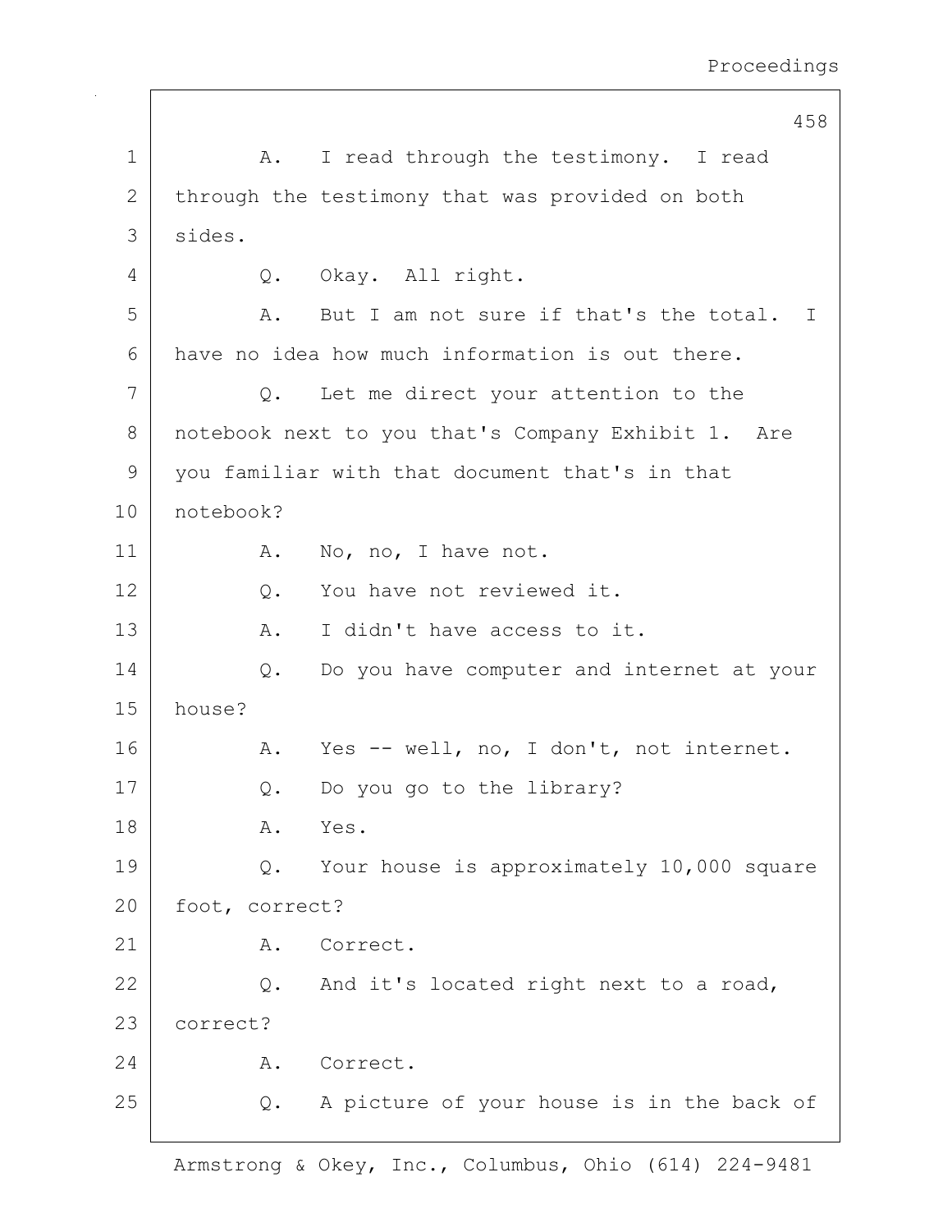1 A. I read through the testimony. I read
2 through the testimony that was provided on both
3 sides.
4 Q. Okay. All right.
5 A. But I am not sure if that's the total. I
6 have no idea how much information is out there.
7 Q. Let me direct your attention to the
8 notebook next to you that's Company Exhibit 1. Are
9 you familiar with that document that's in that
10 notebook?
11 A. No, no, I have not.
12 Q. You have not reviewed it.
13 A. I didn't have access to it.
14 Q. Do you have computer and internet at your
15 house?
16 A. Yes -- well, no, I don't, not internet.
17 Q. Do you go to the library?
18 A. Yes.
19 Q. Your house is approximately 10,000 square
20 foot, correct?
21 A. Correct.
22 Q. And it's located right next to a road,
23 correct?
24 A. Correct.
25 Q. A picture of your house is in the back of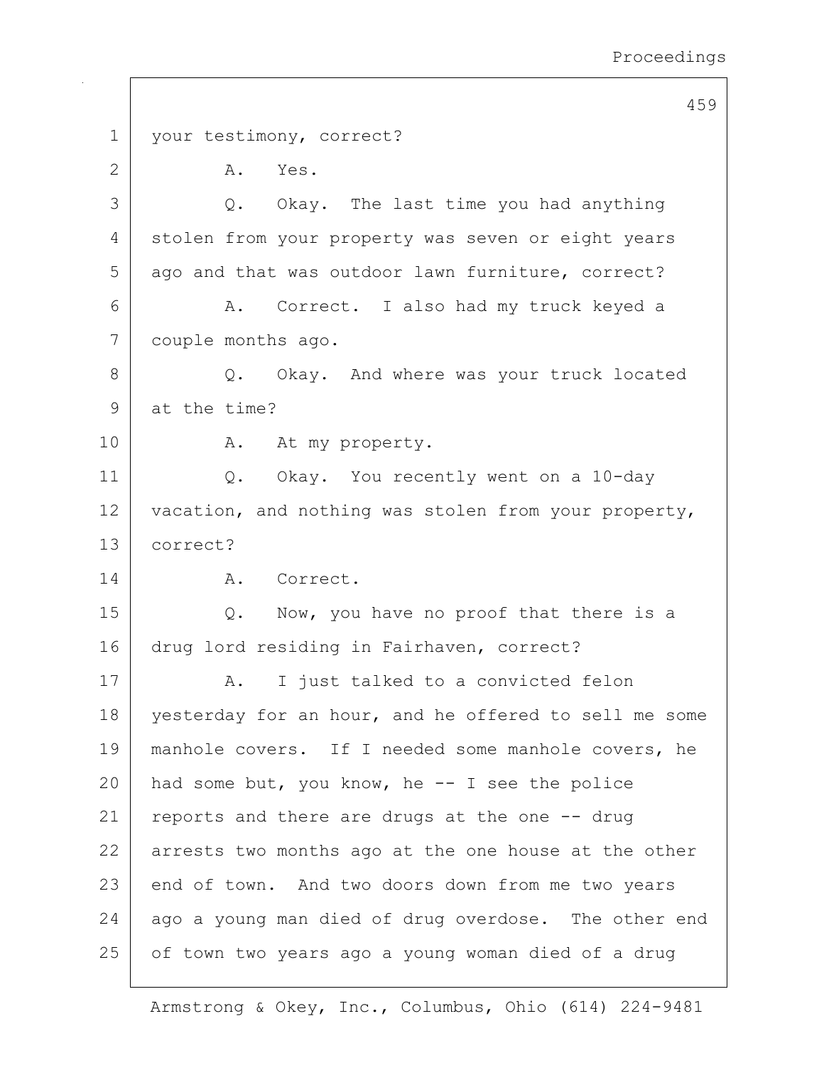1 your testimony, correct?

2 A. Yes.

3 Q. Okay. The last time you had anything

4 stolen from your property was seven or eight years

5 ago and that was outdoor lawn furniture, correct?

6 A. Correct. I also had my truck keyed a

7 couple months ago.

8 Q. Okay. And where was your truck located

9 at the time?

10 A. At my property.

11 Q. Okay. You recently went on a 10-day

12 vacation, and nothing was stolen from your property,

13 correct?

14 A. Correct.

15 Q. Now, you have no proof that there is a

16 drug lord residing in Fairhaven, correct?

17 A. I just talked to a convicted felon

18 yesterday for an hour, and he offered to sell me some

19 manhole covers. If I needed some manhole covers, he

20 had some but, you know, he -- I see the police

21 reports and there are drugs at the one -- drug

22 arrests two months ago at the one house at the other

23 end of town. And two doors down from me two years

24 ago a young man died of drug overdose. The other end

25 of town two years ago a young woman died of a drug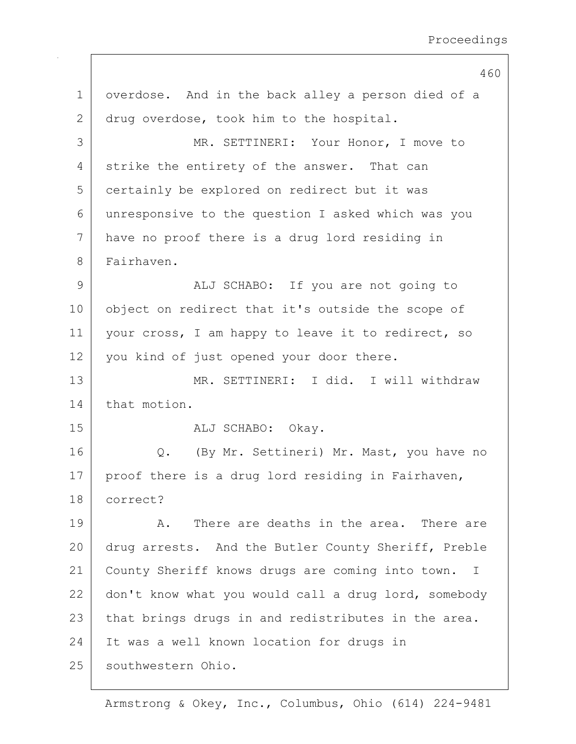overdose. And in the back alley a person died of a drug overdose, took him to the hospital.

MR. SETTINERI: Your Honor, I move to strike the entirety of the answer. That can certainly be explored on redirect but it was unresponsive to the question I asked which was you have no proof there is a drug lord residing in Fairhaven.

ALJ SCHABO: If you are not going to object on redirect that it's outside the scope of your cross, I am happy to leave it to redirect, so you kind of just opened your door there.

MR. SETTINERI: I did. I will withdraw that motion.

ALJ SCHABO: Okay.

Q. (By Mr. Settineri) Mr. Mast, you have no proof there is a drug lord residing in Fairhaven, correct?

A. There are deaths in the area. There are drug arrests. And the Butler County Sheriff, Preble County Sheriff knows drugs are coming into town. I don't know what you would call a drug lord, somebody that brings drugs in and redistributes in the area. It was a well known location for drugs in southwestern Ohio.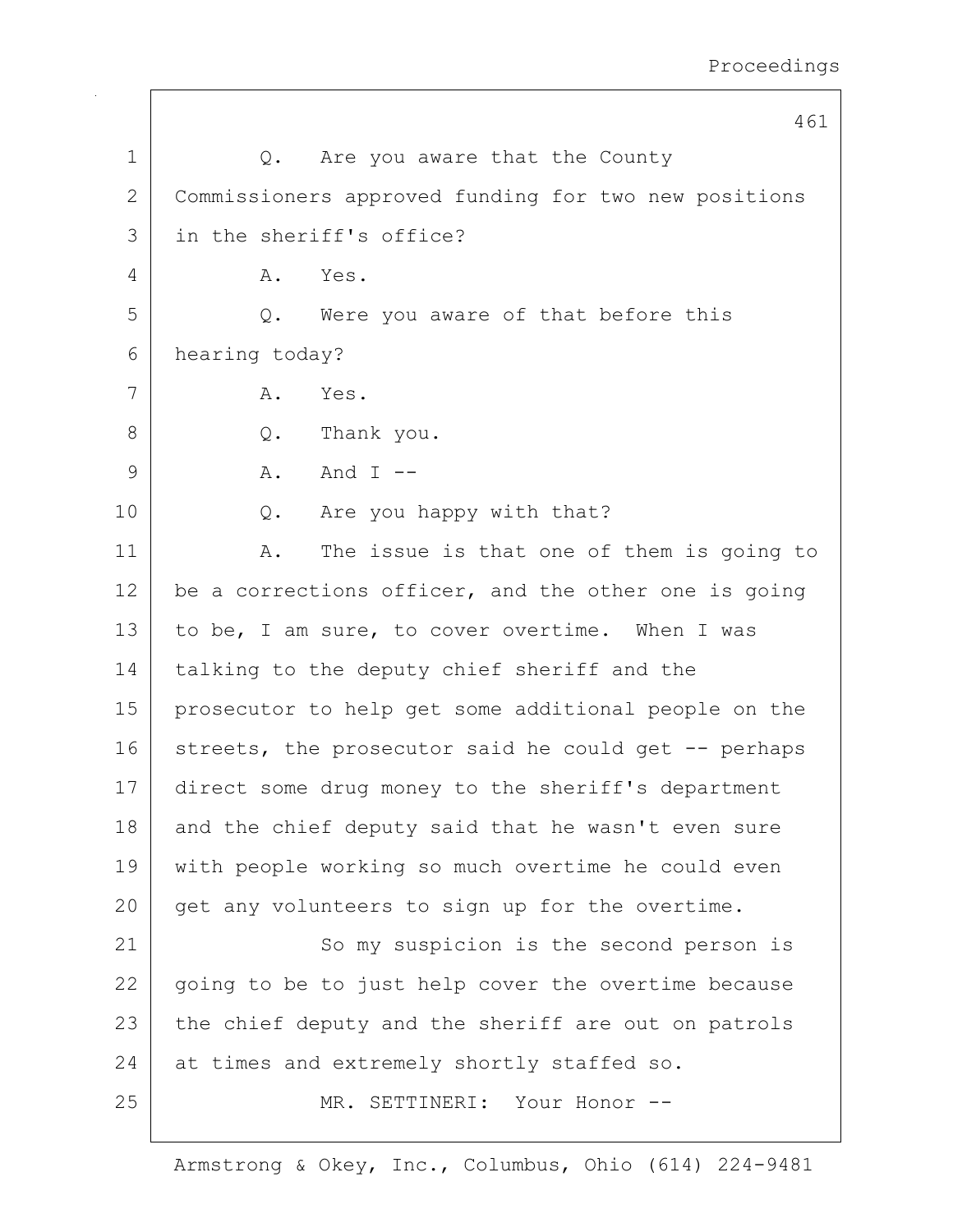1 Q. Are you aware that the County
2 Commissioners approved funding for two new positions
3 in the sheriff's office?
4 A. Yes.
5 Q. Were you aware of that before this
6 hearing today?
7 A. Yes.
8 Q. Thank you.
9 A. And I --
10 Q. Are you happy with that?
11 A. The issue is that one of them is going to
12 be a corrections officer, and the other one is going
13 to be, I am sure, to cover overtime. When I was
14 talking to the deputy chief sheriff and the
15 prosecutor to help get some additional people on the
16 streets, the prosecutor said he could get -- perhaps
17 direct some drug money to the sheriff's department
18 and the chief deputy said that he wasn't even sure
19 with people working so much overtime he could even
20 get any volunteers to sign up for the overtime.
21 So my suspicion is the second person is
22 going to be to just help cover the overtime because
23 the chief deputy and the sheriff are out on patrols
24 at times and extremely shortly staffed so.
25 MR. SETTINERI: Your Honor --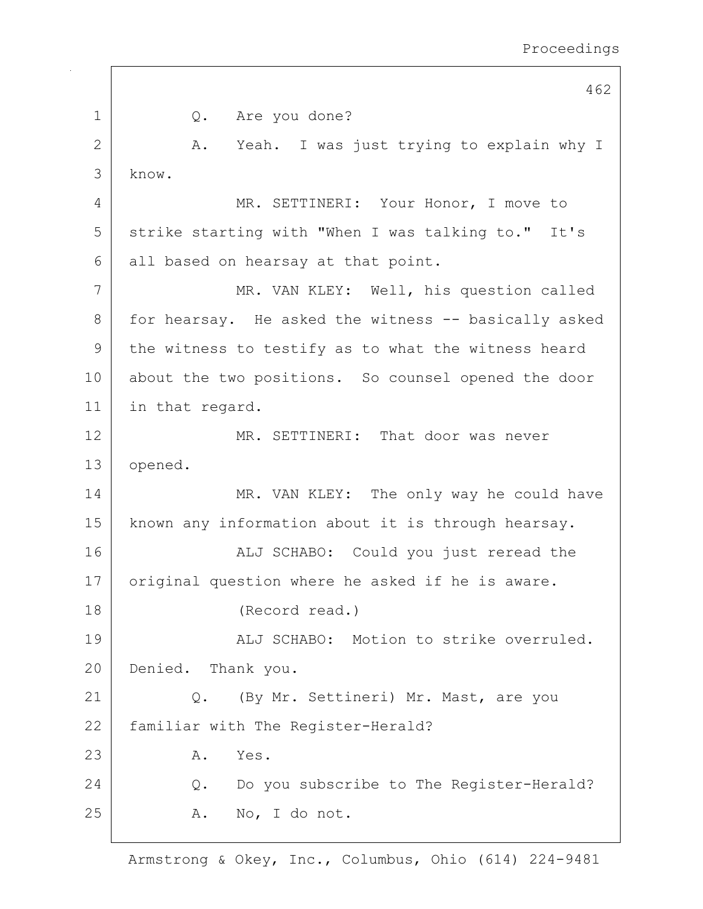Q. Are you done?

A. Yeah. I was just trying to explain why I know.

MR. SETTINERI: Your Honor, I move to strike starting with "When I was talking to." It's all based on hearsay at that point.

MR. VAN KLEY: Well, his question called for hearsay. He asked the witness -- basically asked the witness to testify as to what the witness heard about the two positions. So counsel opened the door in that regard.

MR. SETTINERI: That door was never opened.

MR. VAN KLEY: The only way he could have known any information about it is through hearsay.

ALJ SCHABO: Could you just reread the original question where he asked if he is aware.

(Record read.)

ALJ SCHABO: Motion to strike overruled. Denied. Thank you.

Q. (By Mr. Settineri) Mr. Mast, are you familiar with The Register-Herald?

A. Yes.

Q. Do you subscribe to The Register-Herald?

A. No, I do not.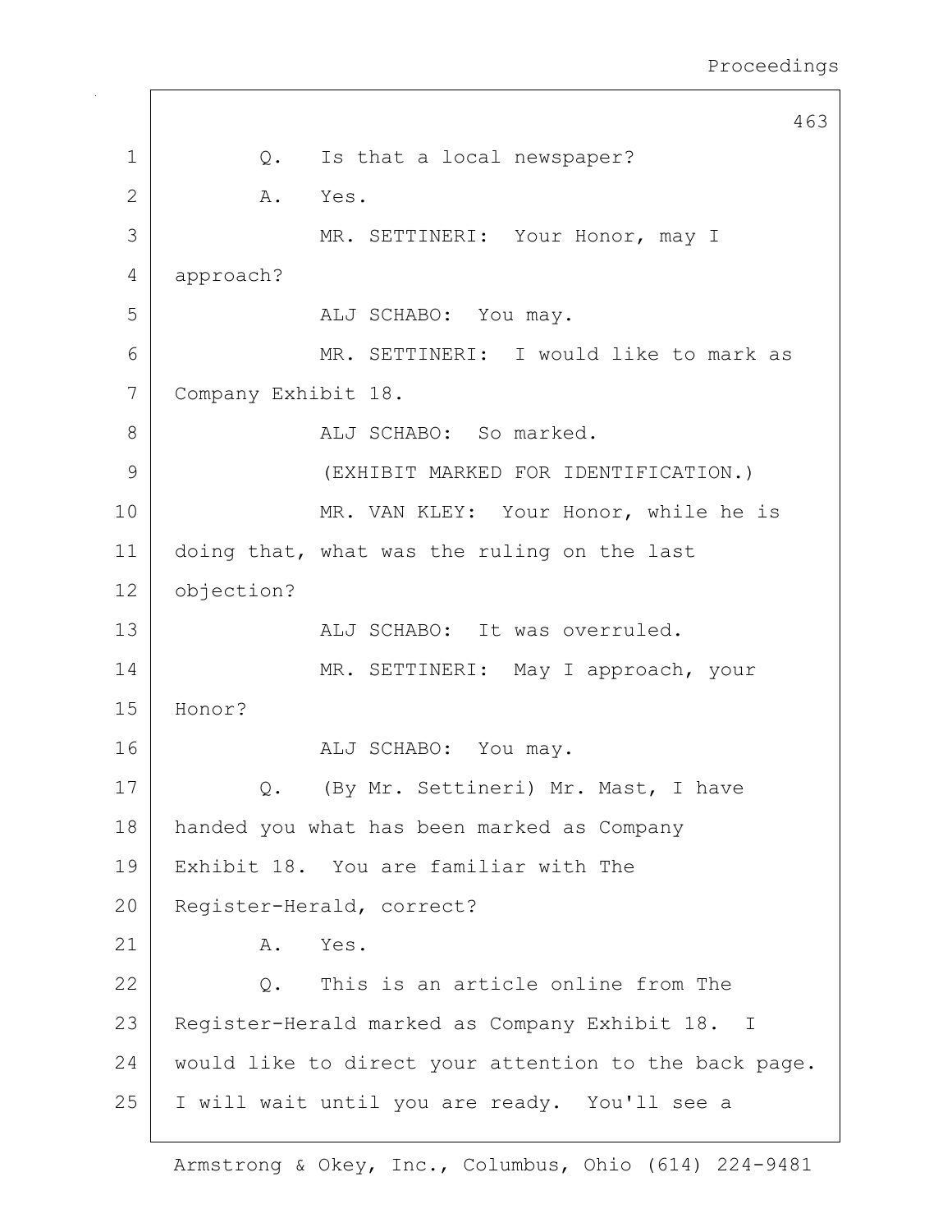Q. Is that a local newspaper?

A. Yes.

MR. SETTINERI: Your Honor, may I approach?

ALJ SCHABO: You may.

MR. SETTINERI: I would like to mark as Company Exhibit 18.

ALJ SCHABO: So marked.

(EXHIBIT MARKED FOR IDENTIFICATION.)

MR. VAN KLEY: Your Honor, while he is doing that, what was the ruling on the last objection?

ALJ SCHABO: It was overruled.

MR. SETTINERI: May I approach, your Honor?

ALJ SCHABO: You may.

Q. (By Mr. Settineri) Mr. Mast, I have handed you what has been marked as Company Exhibit 18. You are familiar with The Register-Herald, correct?

A. Yes.

Q. This is an article online from The Register-Herald marked as Company Exhibit 18. I would like to direct your attention to the back page. I will wait until you are ready. You'll see a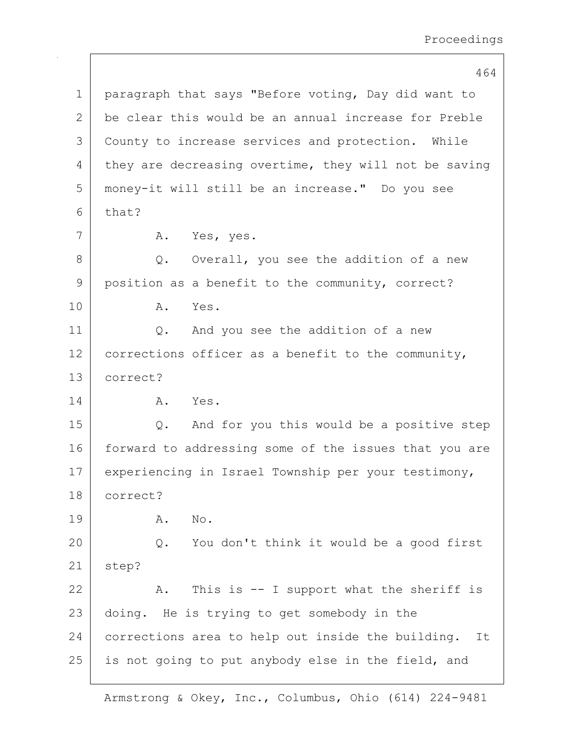paragraph that says "Before voting, Day did want to be clear this would be an annual increase for Preble County to increase services and protection. While they are decreasing overtime, they will not be saving money-it will still be an increase." Do you see that?

A. Yes, yes.

Q. Overall, you see the addition of a new position as a benefit to the community, correct?

A. Yes.

Q. And you see the addition of a new corrections officer as a benefit to the community, correct?

A. Yes.

Q. And for you this would be a positive step forward to addressing some of the issues that you are experiencing in Israel Township per your testimony, correct?

A. No.

Q. You don't think it would be a good first step?

A. This is -- I support what the sheriff is doing. He is trying to get somebody in the corrections area to help out inside the building. It is not going to put anybody else in the field, and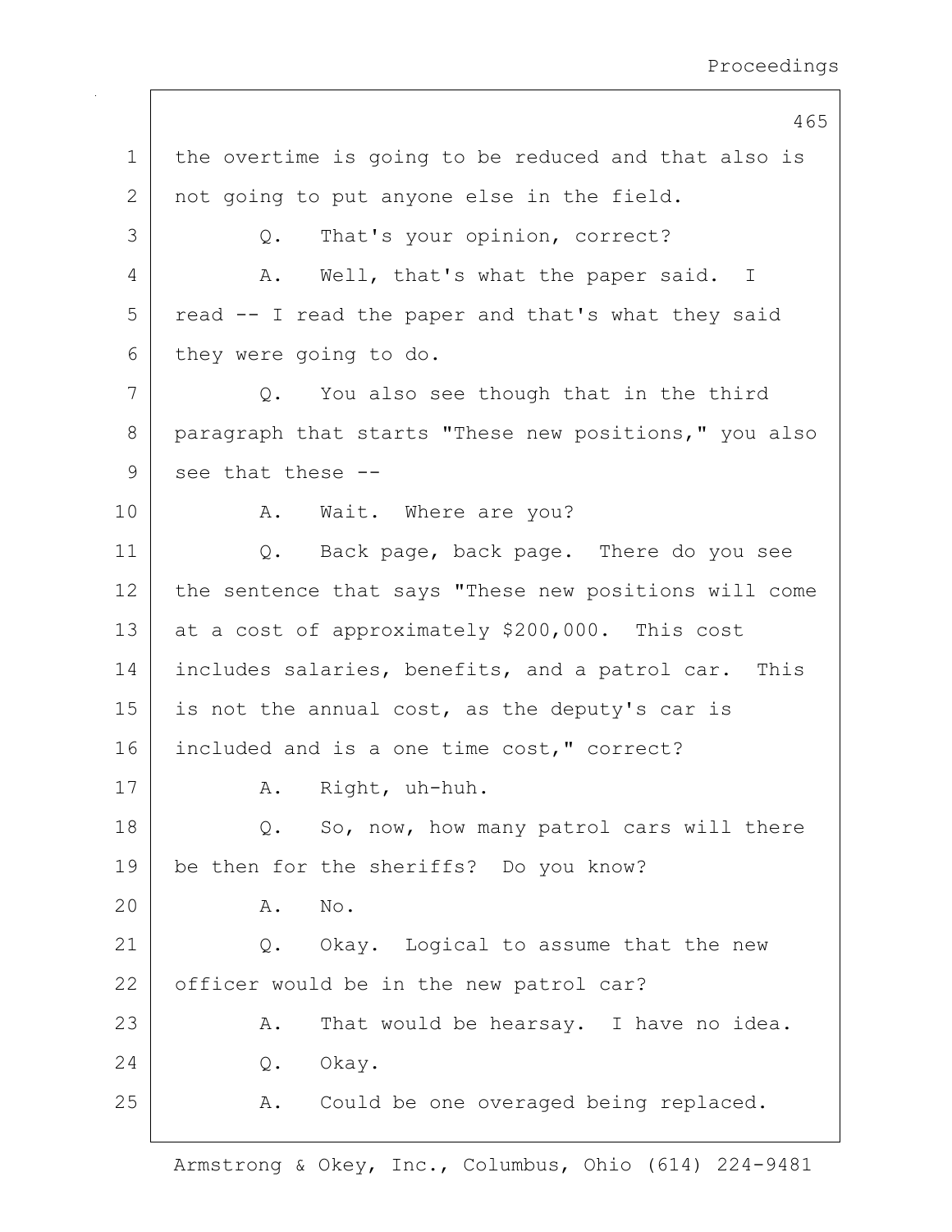1 the overtime is going to be reduced and that also is
2 not going to put anyone else in the field.

3 Q. That's your opinion, correct?

4 A. Well, that's what the paper said. I
5 read -- I read the paper and that's what they said
6 they were going to do.

7 Q. You also see though that in the third
8 paragraph that starts "These new positions," you also
9 see that these --

10 A. Wait. Where are you?

11 Q. Back page, back page. There do you see
12 the sentence that says "These new positions will come
13 at a cost of approximately $200,000. This cost
14 includes salaries, benefits, and a patrol car. This
15 is not the annual cost, as the deputy's car is
16 included and is a one time cost," correct?

17 A. Right, uh-huh.

18 Q. So, now, how many patrol cars will there
19 be then for the sheriffs? Do you know?

20 A. No.

21 Q. Okay. Logical to assume that the new
22 officer would be in the new patrol car?

23 A. That would be hearsay. I have no idea.

24 Q. Okay.

25 A. Could be one overaged being replaced.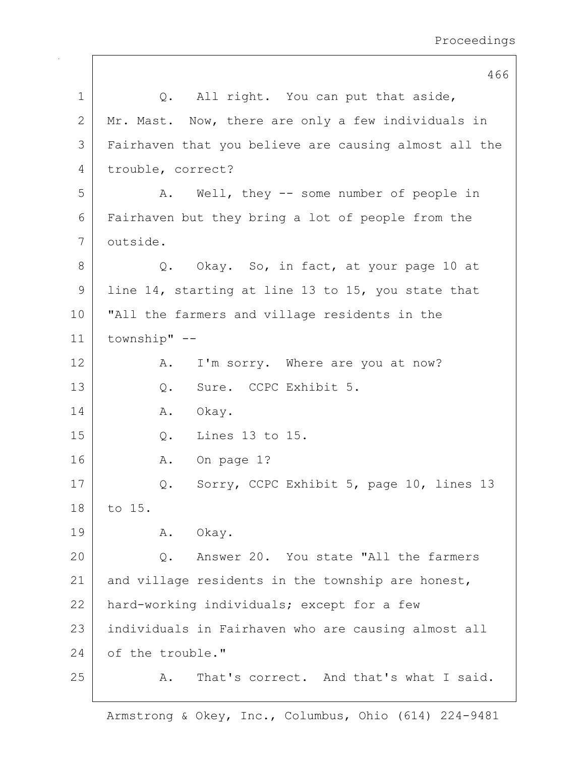Q. All right. You can put that aside, Mr. Mast. Now, there are only a few individuals in Fairhaven that you believe are causing almost all the trouble, correct?

A. Well, they -- some number of people in Fairhaven but they bring a lot of people from the outside.

Q. Okay. So, in fact, at your page 10 at line 14, starting at line 13 to 15, you state that "All the farmers and village residents in the township" --

A. I'm sorry. Where are you at now?

Q. Sure. CCPC Exhibit 5.

A. Okay.

Q. Lines 13 to 15.

A. On page 1?

Q. Sorry, CCPC Exhibit 5, page 10, lines 13 to 15.

A. Okay.

Q. Answer 20. You state "All the farmers and village residents in the township are honest, hard-working individuals; except for a few individuals in Fairhaven who are causing almost all of the trouble."

A. That's correct. And that's what I said.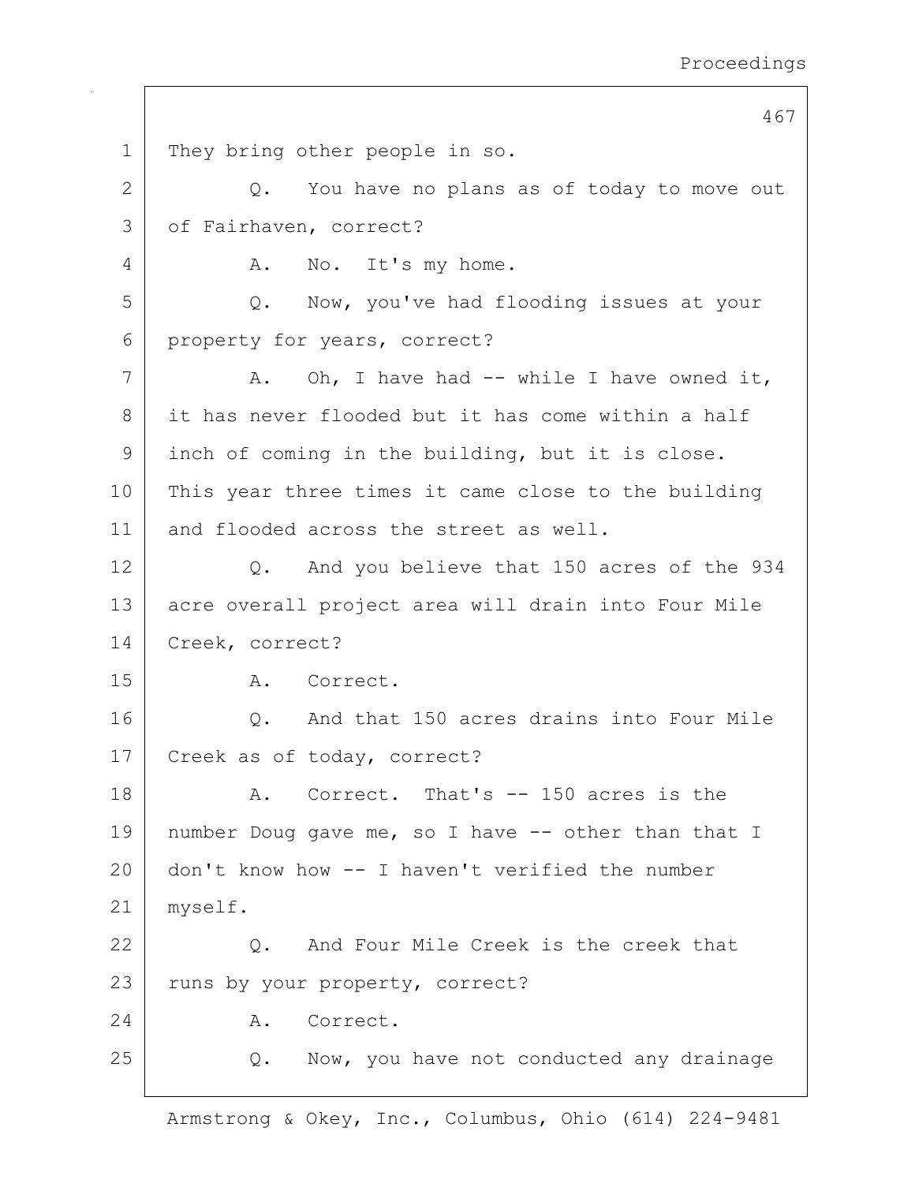1 They bring other people in so.

2 Q. You have no plans as of today to move out

3 of Fairhaven, correct?

4 A. No. It's my home.

5 Q. Now, you've had flooding issues at your

6 property for years, correct?

7 A. Oh, I have had -- while I have owned it,

8 it has never flooded but it has come within a half

9 inch of coming in the building, but it is close.

10 This year three times it came close to the building

11 and flooded across the street as well.

12 Q. And you believe that 150 acres of the 934

13 acre overall project area will drain into Four Mile

14 Creek, correct?

15 A. Correct.

16 Q. And that 150 acres drains into Four Mile

17 Creek as of today, correct?

18 A. Correct. That's -- 150 acres is the

19 number Doug gave me, so I have -- other than that I

20 don't know how -- I haven't verified the number

21 myself.

22 Q. And Four Mile Creek is the creek that

23 runs by your property, correct?

24 A. Correct.

25 Q. Now, you have not conducted any drainage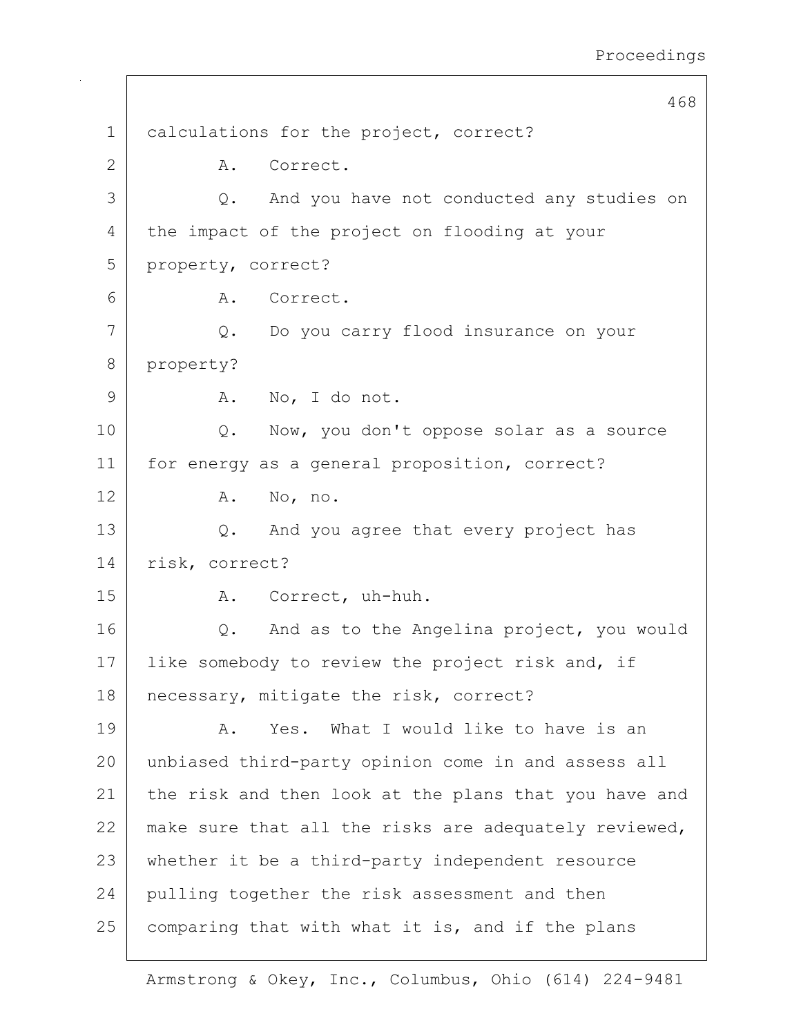1 calculations for the project, correct?

2 A. Correct.

3 Q. And you have not conducted any studies on

4 the impact of the project on flooding at your

5 property, correct?

6 A. Correct.

7 Q. Do you carry flood insurance on your

8 property?

9 A. No, I do not.

10 Q. Now, you don't oppose solar as a source

11 for energy as a general proposition, correct?

12 A. No, no.

13 Q. And you agree that every project has

14 risk, correct?

15 A. Correct, uh-huh.

16 Q. And as to the Angelina project, you would

17 like somebody to review the project risk and, if

18 necessary, mitigate the risk, correct?

19 A. Yes. What I would like to have is an

20 unbiased third-party opinion come in and assess all

21 the risk and then look at the plans that you have and

22 make sure that all the risks are adequately reviewed,

23 whether it be a third-party independent resource

24 pulling together the risk assessment and then

25 comparing that with what it is, and if the plans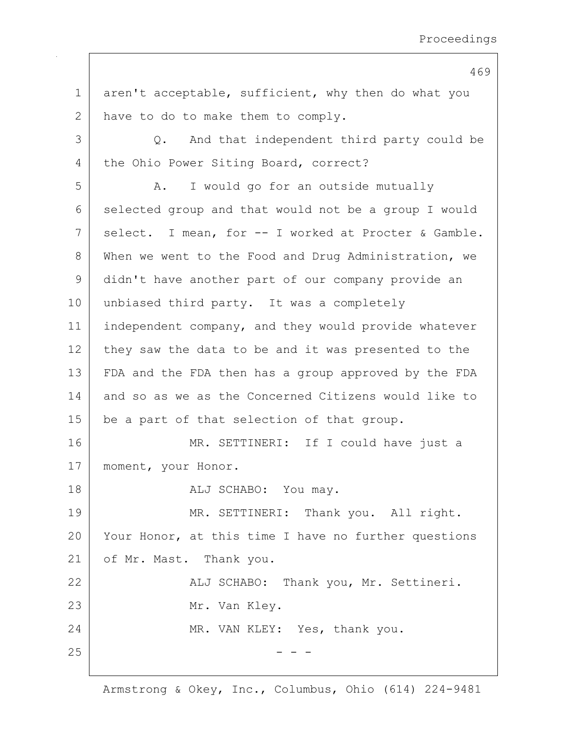aren't acceptable, sufficient, why then do what you have to do to make them to comply.

Q. And that independent third party could be the Ohio Power Siting Board, correct?

A. I would go for an outside mutually selected group and that would not be a group I would select. I mean, for -- I worked at Procter & Gamble. When we went to the Food and Drug Administration, we didn't have another part of our company provide an unbiased third party. It was a completely independent company, and they would provide whatever they saw the data to be and it was presented to the FDA and the FDA then has a group approved by the FDA and so as we as the Concerned Citizens would like to be a part of that selection of that group.

MR. SETTINERI: If I could have just a moment, your Honor.

ALJ SCHABO: You may.

MR. SETTINERI: Thank you. All right. Your Honor, at this time I have no further questions of Mr. Mast. Thank you.

ALJ SCHABO: Thank you, Mr. Settineri.

Mr. Van Kley.

MR. VAN KLEY: Yes, thank you.

\- - -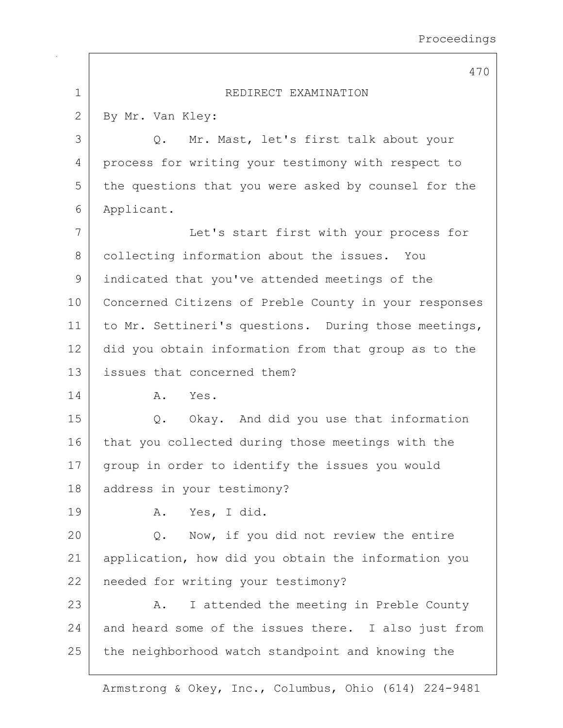## REDIRECT EXAMINATION

By Mr. Van Kley:

Q. Mr. Mast, let's first talk about your process for writing your testimony with respect to the questions that you were asked by counsel for the Applicant.

Let's start first with your process for collecting information about the issues. You indicated that you've attended meetings of the Concerned Citizens of Preble County in your responses to Mr. Settineri's questions. During those meetings, did you obtain information from that group as to the issues that concerned them?

A. Yes.

Q. Okay. And did you use that information that you collected during those meetings with the group in order to identify the issues you would address in your testimony?

A. Yes, I did.

Q. Now, if you did not review the entire application, how did you obtain the information you needed for writing your testimony?

A. I attended the meeting in Preble County and heard some of the issues there. I also just from the neighborhood watch standpoint and knowing the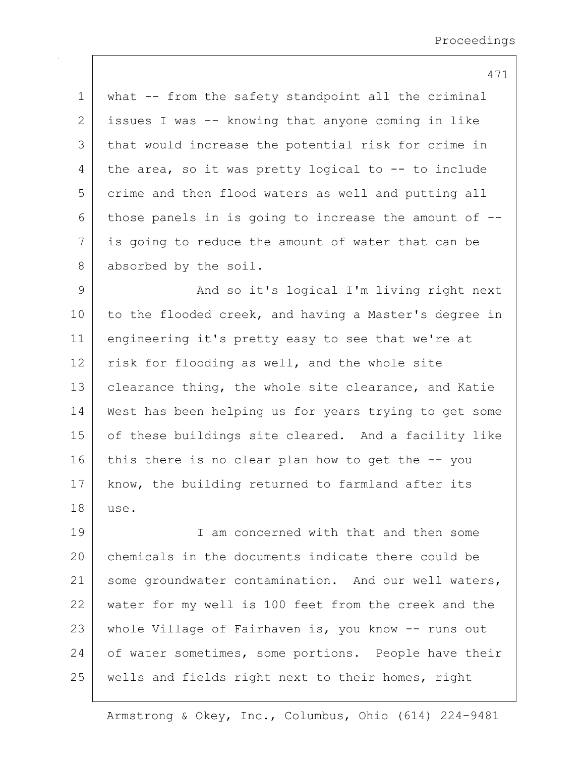what -- from the safety standpoint all the criminal issues I was -- knowing that anyone coming in like that would increase the potential risk for crime in the area, so it was pretty logical to -- to include crime and then flood waters as well and putting all those panels in is going to increase the amount of -- is going to reduce the amount of water that can be absorbed by the soil.

And so it's logical I'm living right next to the flooded creek, and having a Master's degree in engineering it's pretty easy to see that we're at risk for flooding as well, and the whole site clearance thing, the whole site clearance, and Katie West has been helping us for years trying to get some of these buildings site cleared. And a facility like this there is no clear plan how to get the -- you know, the building returned to farmland after its use.

I am concerned with that and then some chemicals in the documents indicate there could be some groundwater contamination. And our well waters, water for my well is 100 feet from the creek and the whole Village of Fairhaven is, you know -- runs out of water sometimes, some portions. People have their wells and fields right next to their homes, right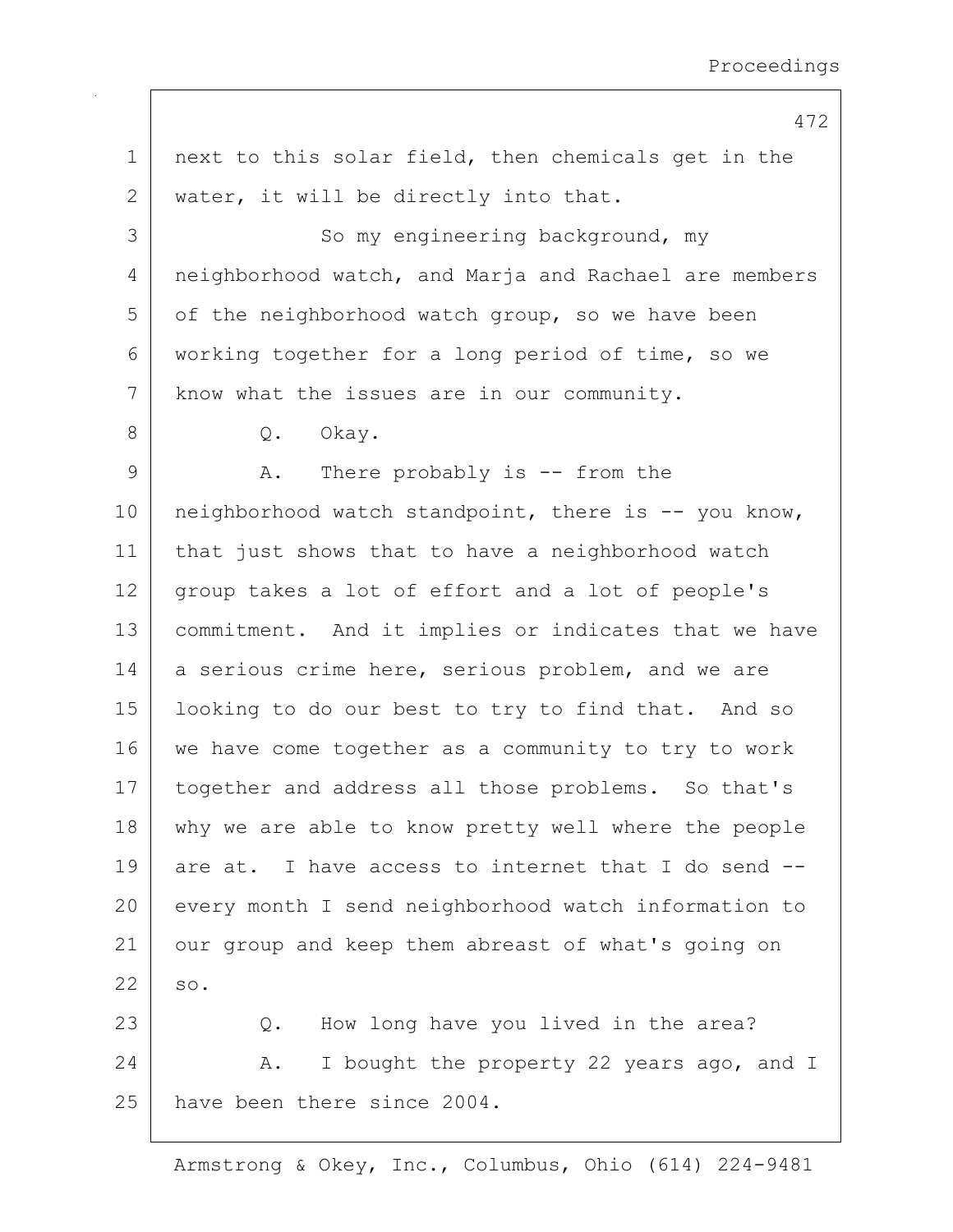next to this solar field, then chemicals get in the water, it will be directly into that.

So my engineering background, my neighborhood watch, and Marja and Rachael are members of the neighborhood watch group, so we have been working together for a long period of time, so we know what the issues are in our community.

Q. Okay.

A. There probably is -- from the neighborhood watch standpoint, there is -- you know, that just shows that to have a neighborhood watch group takes a lot of effort and a lot of people's commitment. And it implies or indicates that we have a serious crime here, serious problem, and we are looking to do our best to try to find that. And so we have come together as a community to try to work together and address all those problems. So that's why we are able to know pretty well where the people are at. I have access to internet that I do send -- every month I send neighborhood watch information to our group and keep them abreast of what's going on so.

Q. How long have you lived in the area?

A. I bought the property 22 years ago, and I have been there since 2004.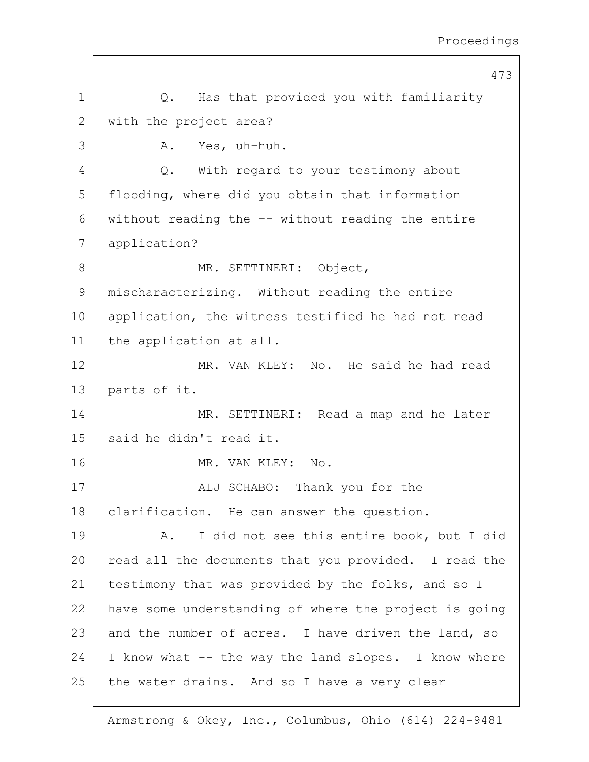Q. Has that provided you with familiarity with the project area?

A. Yes, uh-huh.

Q. With regard to your testimony about flooding, where did you obtain that information without reading the -- without reading the entire application?

MR. SETTINERI: Object, mischaracterizing. Without reading the entire application, the witness testified he had not read the application at all.

MR. VAN KLEY: No. He said he had read parts of it.

MR. SETTINERI: Read a map and he later said he didn't read it.

MR. VAN KLEY: No.

ALJ SCHABO: Thank you for the clarification. He can answer the question.

A. I did not see this entire book, but I did read all the documents that you provided. I read the testimony that was provided by the folks, and so I have some understanding of where the project is going and the number of acres. I have driven the land, so I know what -- the way the land slopes. I know where the water drains. And so I have a very clear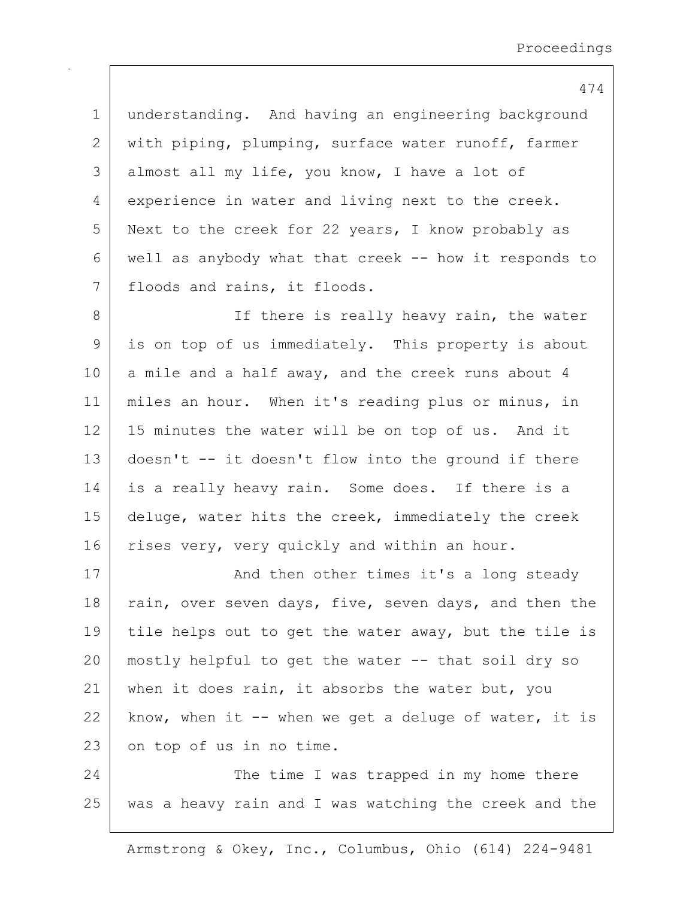understanding. And having an engineering background with piping, plumping, surface water runoff, farmer almost all my life, you know, I have a lot of experience in water and living next to the creek. Next to the creek for 22 years, I know probably as well as anybody what that creek -- how it responds to floods and rains, it floods.

If there is really heavy rain, the water is on top of us immediately. This property is about a mile and a half away, and the creek runs about 4 miles an hour. When it's reading plus or minus, in 15 minutes the water will be on top of us. And it doesn't -- it doesn't flow into the ground if there is a really heavy rain. Some does. If there is a deluge, water hits the creek, immediately the creek rises very, very quickly and within an hour.

And then other times it's a long steady rain, over seven days, five, seven days, and then the tile helps out to get the water away, but the tile is mostly helpful to get the water -- that soil dry so when it does rain, it absorbs the water but, you know, when it -- when we get a deluge of water, it is on top of us in no time.

The time I was trapped in my home there was a heavy rain and I was watching the creek and the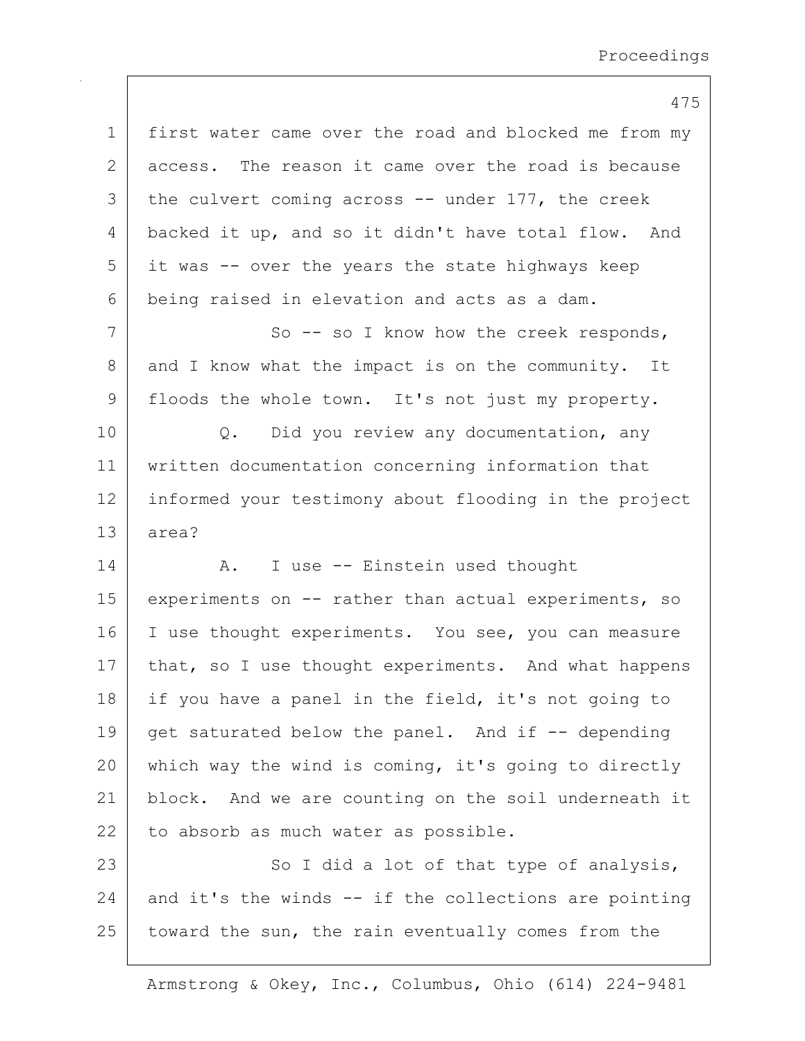first water came over the road and blocked me from my access. The reason it came over the road is because the culvert coming across -- under 177, the creek backed it up, and so it didn't have total flow. And it was -- over the years the state highways keep being raised in elevation and acts as a dam.

So -- so I know how the creek responds, and I know what the impact is on the community. It floods the whole town. It's not just my property.

Q. Did you review any documentation, any written documentation concerning information that informed your testimony about flooding in the project area?

A. I use -- Einstein used thought experiments on -- rather than actual experiments, so I use thought experiments. You see, you can measure that, so I use thought experiments. And what happens if you have a panel in the field, it's not going to get saturated below the panel. And if -- depending which way the wind is coming, it's going to directly block. And we are counting on the soil underneath it to absorb as much water as possible.

So I did a lot of that type of analysis, and it's the winds -- if the collections are pointing toward the sun, the rain eventually comes from the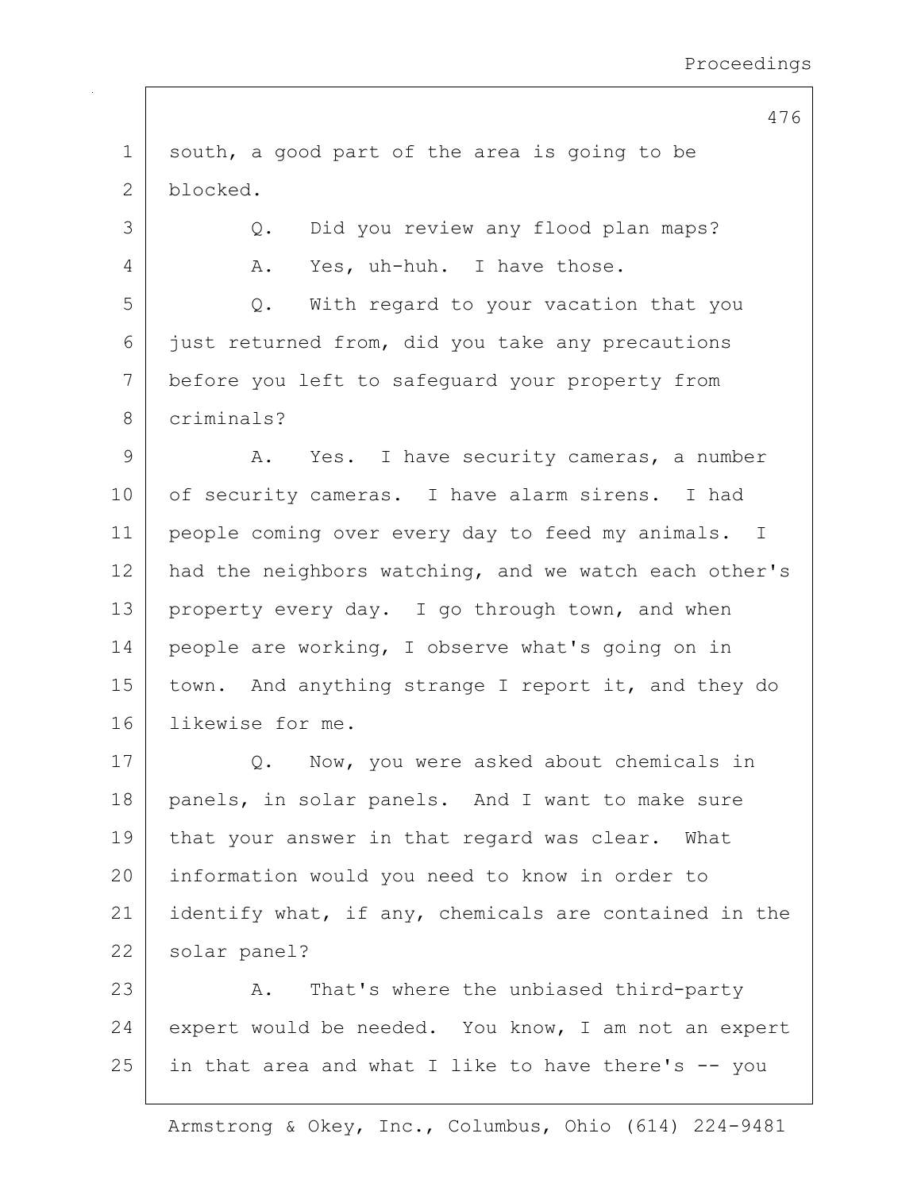south, a good part of the area is going to be blocked.

Q. Did you review any flood plan maps?

A. Yes, uh-huh. I have those.

Q. With regard to your vacation that you just returned from, did you take any precautions before you left to safeguard your property from criminals?

A. Yes. I have security cameras, a number of security cameras. I have alarm sirens. I had people coming over every day to feed my animals. I had the neighbors watching, and we watch each other's property every day. I go through town, and when people are working, I observe what's going on in town. And anything strange I report it, and they do likewise for me.

Q. Now, you were asked about chemicals in panels, in solar panels. And I want to make sure that your answer in that regard was clear. What information would you need to know in order to identify what, if any, chemicals are contained in the solar panel?

A. That's where the unbiased third-party expert would be needed. You know, I am not an expert in that area and what I like to have there's -- you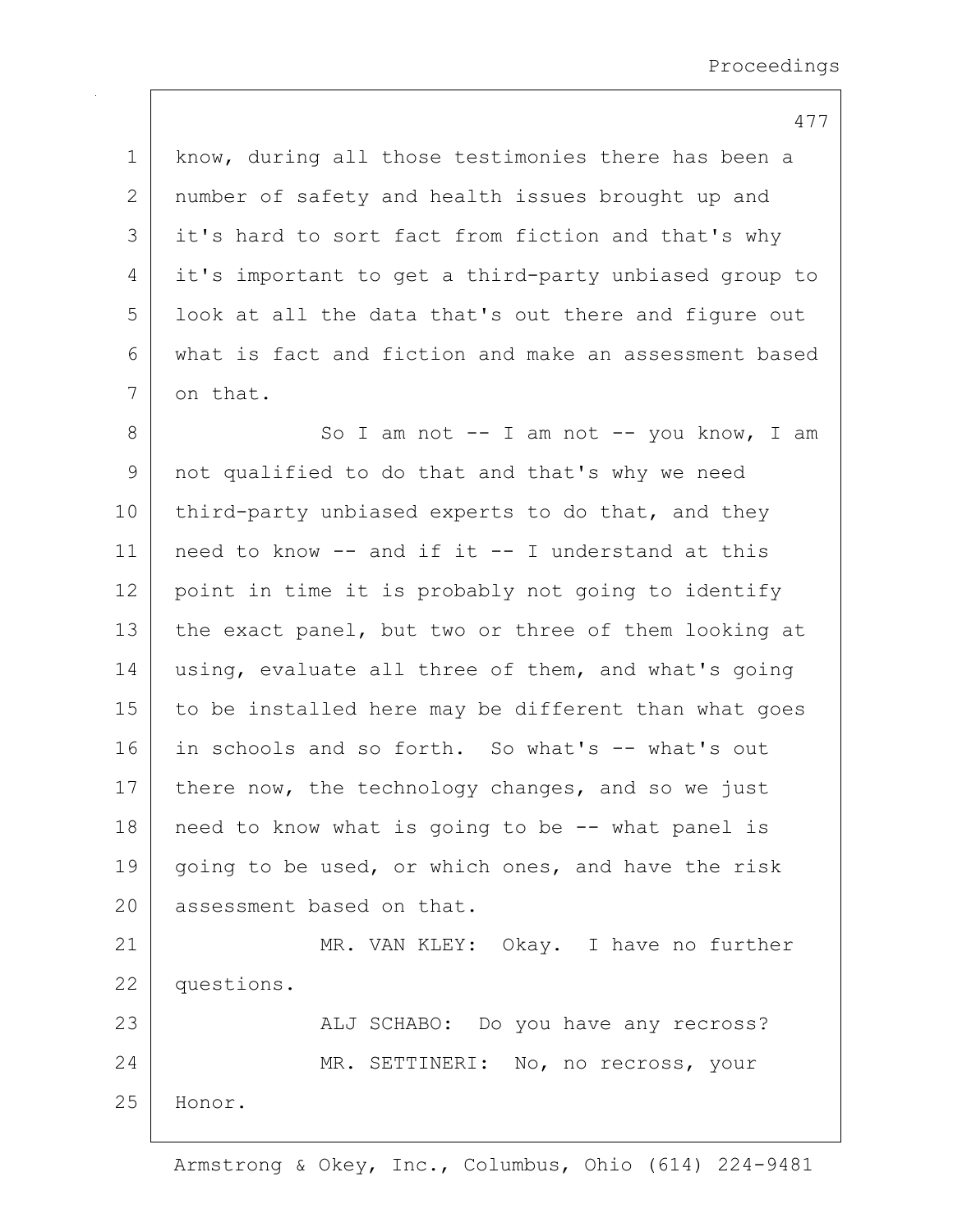know, during all those testimonies there has been a number of safety and health issues brought up and it's hard to sort fact from fiction and that's why it's important to get a third-party unbiased group to look at all the data that's out there and figure out what is fact and fiction and make an assessment based on that.

So I am not -- I am not -- you know, I am not qualified to do that and that's why we need third-party unbiased experts to do that, and they need to know -- and if it -- I understand at this point in time it is probably not going to identify the exact panel, but two or three of them looking at using, evaluate all three of them, and what's going to be installed here may be different than what goes in schools and so forth. So what's -- what's out there now, the technology changes, and so we just need to know what is going to be -- what panel is going to be used, or which ones, and have the risk assessment based on that.

MR. VAN KLEY: Okay. I have no further questions.

ALJ SCHABO: Do you have any recross?

MR. SETTINERI: No, no recross, your Honor.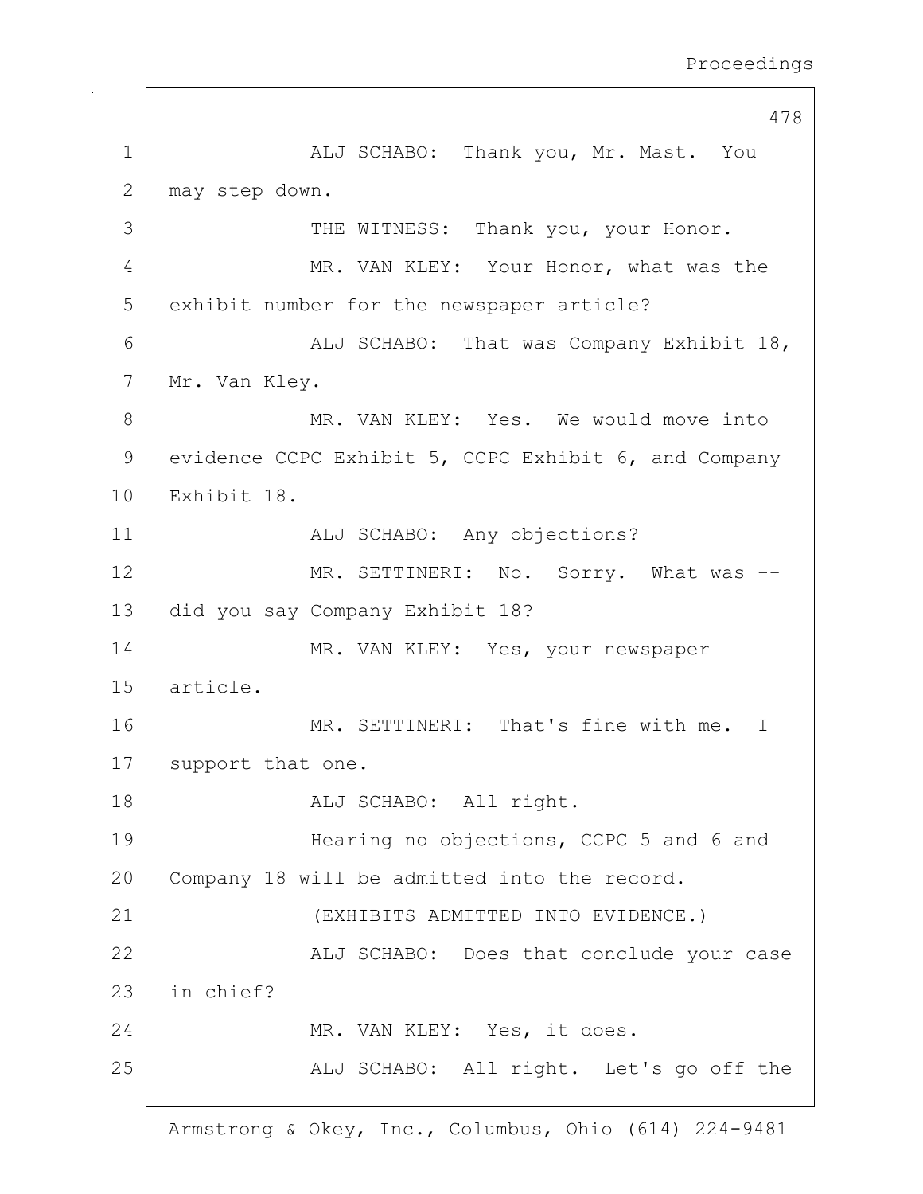ALJ SCHABO: Thank you, Mr. Mast. You may step down.

THE WITNESS: Thank you, your Honor.

MR. VAN KLEY: Your Honor, what was the exhibit number for the newspaper article?

ALJ SCHABO: That was Company Exhibit 18, Mr. Van Kley.

MR. VAN KLEY: Yes. We would move into evidence CCPC Exhibit 5, CCPC Exhibit 6, and Company Exhibit 18.

ALJ SCHABO: Any objections?

MR. SETTINERI: No. Sorry. What was -- did you say Company Exhibit 18?

MR. VAN KLEY: Yes, your newspaper article.

MR. SETTINERI: That's fine with me. I support that one.

ALJ SCHABO: All right.

Hearing no objections, CCPC 5 and 6 and Company 18 will be admitted into the record.

(EXHIBITS ADMITTED INTO EVIDENCE.)

ALJ SCHABO: Does that conclude your case in chief?

MR. VAN KLEY: Yes, it does.

ALJ SCHABO: All right. Let's go off the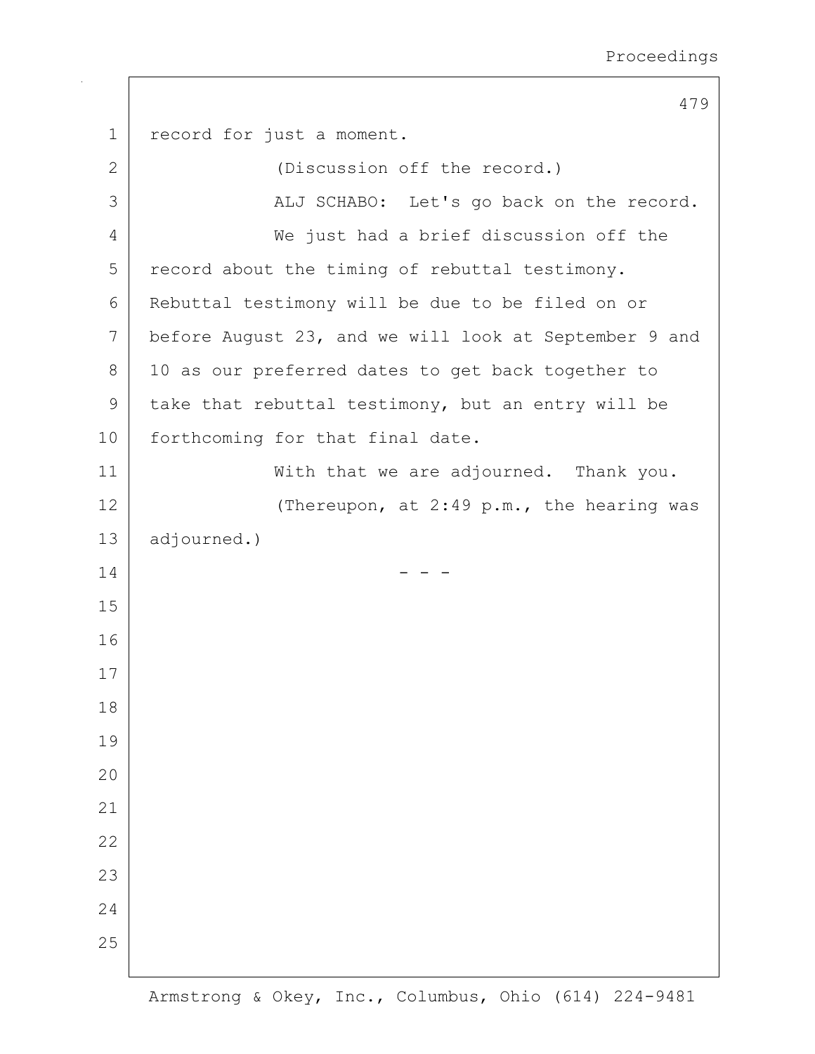record for just a moment.

(Discussion off the record.)

ALJ SCHABO: Let's go back on the record.

We just had a brief discussion off the record about the timing of rebuttal testimony. Rebuttal testimony will be due to be filed on or before August 23, and we will look at September 9 and 10 as our preferred dates to get back together to take that rebuttal testimony, but an entry will be forthcoming for that final date.

With that we are adjourned. Thank you.

(Thereupon, at 2:49 p.m., the hearing was adjourned.)

\- - -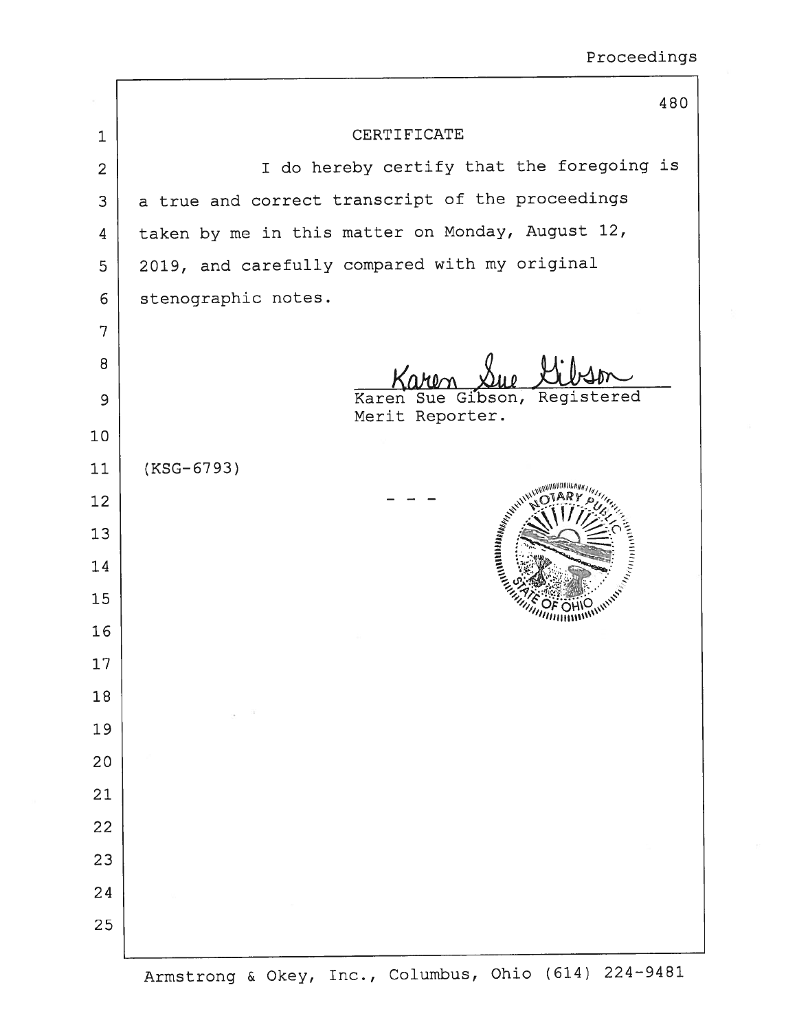# CERTIFICATE

I do hereby certify that the foregoing is a true and correct transcript of the proceedings taken by me in this matter on Monday, August 12, 2019, and carefully compared with my original stenographic notes.

Karen Sue Gibson

Karen Sue Gibson, Registered Merit Reporter.

(KSG-6793)

- - -

NOTARY PUBLIC STATE OF OHIO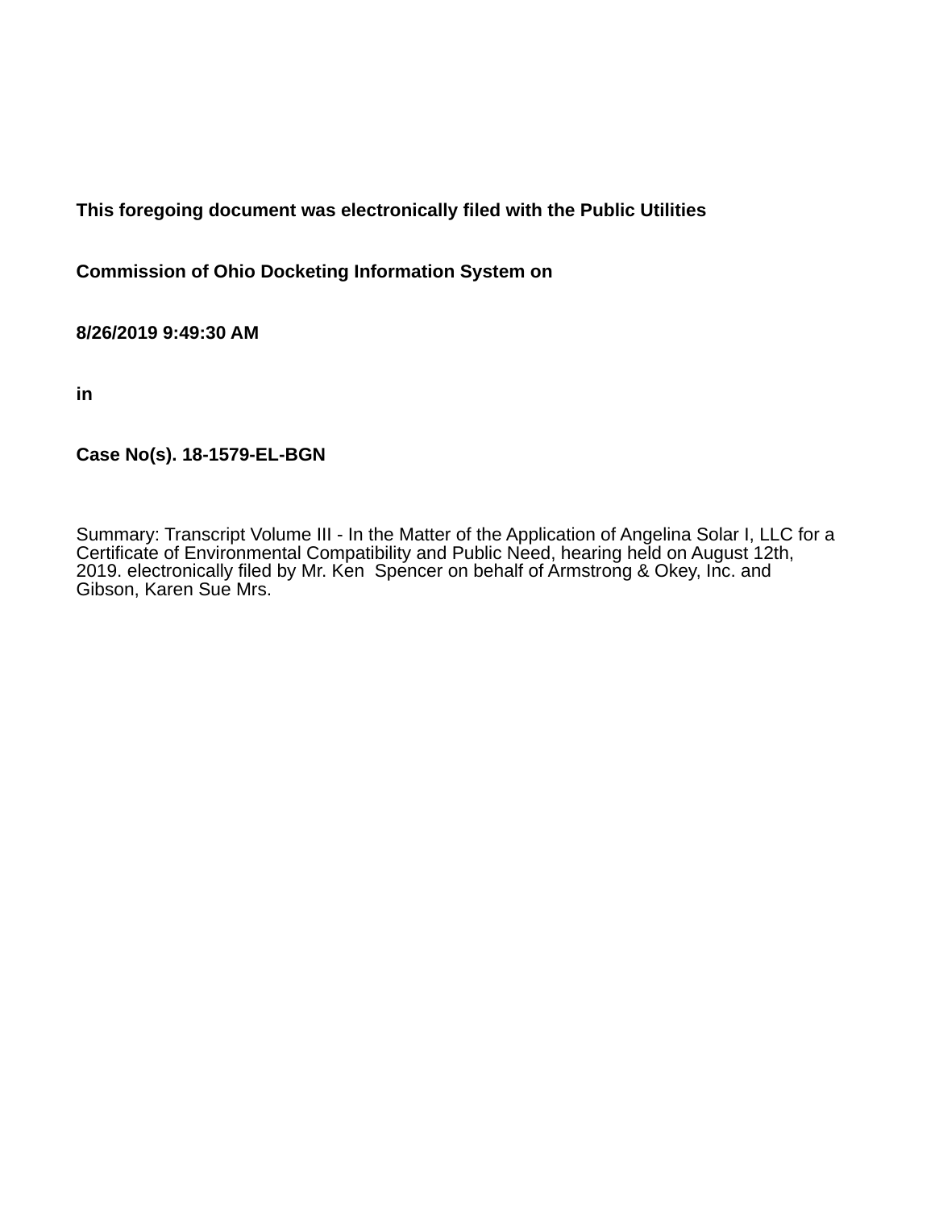**This foregoing document was electronically filed with the Public Utilities**

**Commission of Ohio Docketing Information System on**

**8/26/2019 9:49:30 AM**

**in**

**Case No(s). 18-1579-EL-BGN**

Summary: Transcript Volume III - In the Matter of the Application of Angelina Solar I, LLC for a Certificate of Environmental Compatibility and Public Need, hearing held on August 12th, 2019. electronically filed by Mr. Ken Spencer on behalf of Armstrong & Okey, Inc. and Gibson, Karen Sue Mrs.